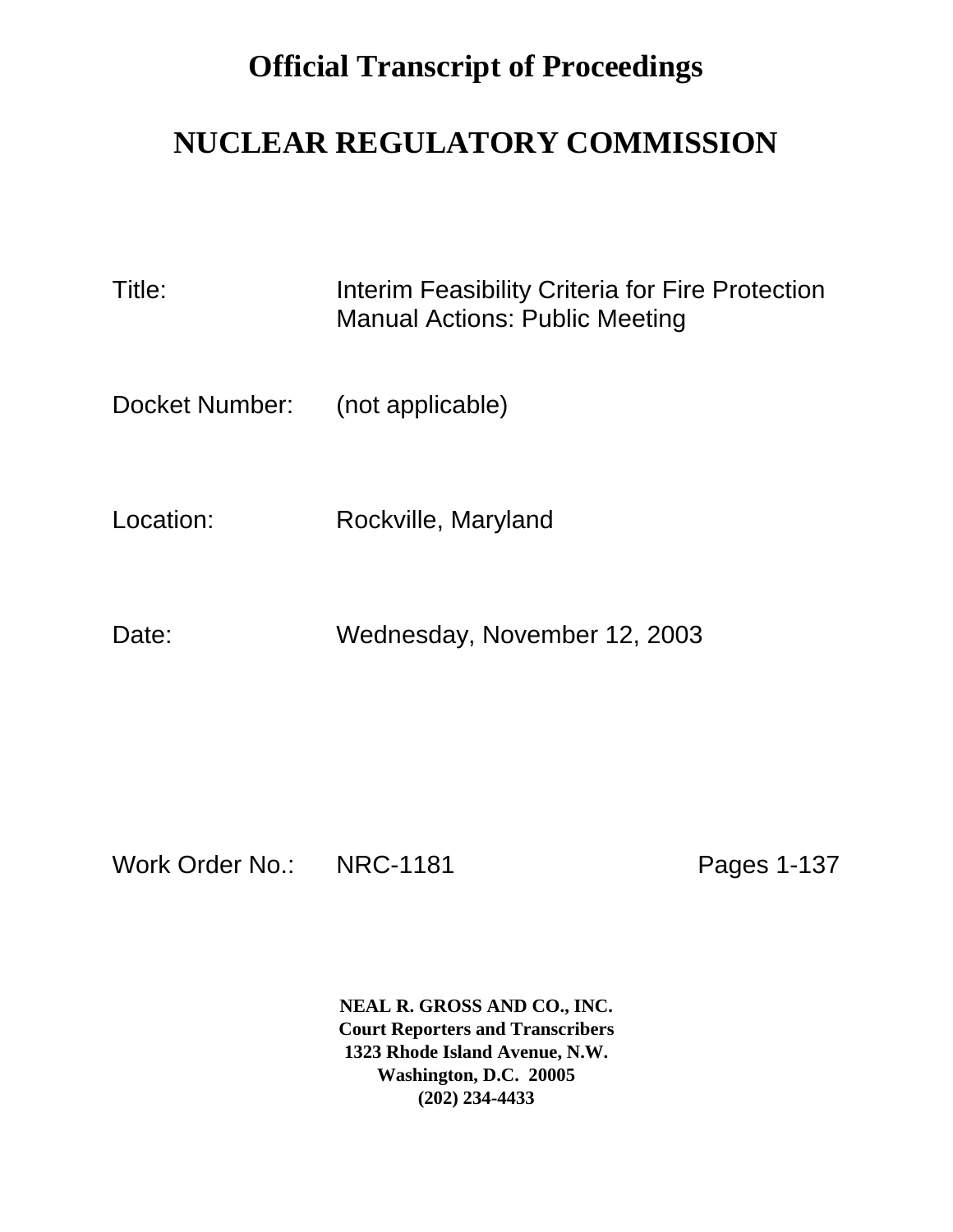# Official Transcript of Proceedings

# NUCLEAR REGULATORY COMMISSION

Title: Interim Feasibility Criteria for Fire Protection Manual Actions: Public Meeting

Docket Number: (not applicable)

Location: Rockville, Maryland

Date: Wednesday, November 12, 2003

Work Order No.: NRC-1181 Pages 1-137

**NEAL R. GROSS AND CO., INC.**
**Court Reporters and Transcribers**
**1323 Rhode Island Avenue, N.W.**
**Washington, D.C. 20005**
**(202) 234-4433**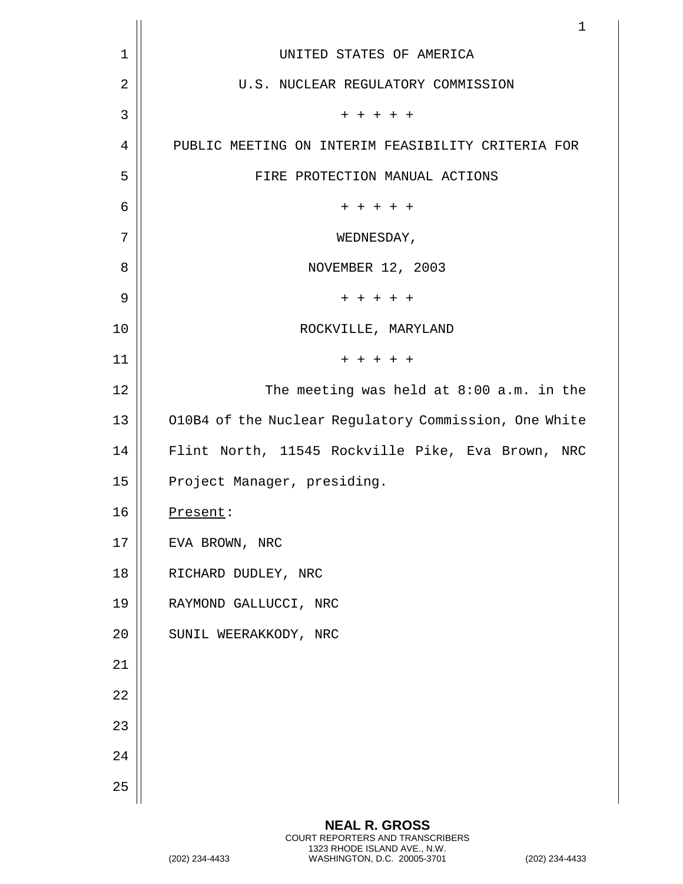UNITED STATES OF AMERICA

U.S. NUCLEAR REGULATORY COMMISSION

+ + + + +

PUBLIC MEETING ON INTERIM FEASIBILITY CRITERIA FOR FIRE PROTECTION MANUAL ACTIONS

+ + + + +

WEDNESDAY,

NOVEMBER 12, 2003

+ + + + +

ROCKVILLE, MARYLAND

+ + + + +

The meeting was held at 8:00 a.m. in the O10B4 of the Nuclear Regulatory Commission, One White Flint North, 11545 Rockville Pike, Eva Brown, NRC Project Manager, presiding.

Present:

EVA BROWN, NRC

RICHARD DUDLEY, NRC

RAYMOND GALLUCCI, NRC

SUNIL WEERAKKODY, NRC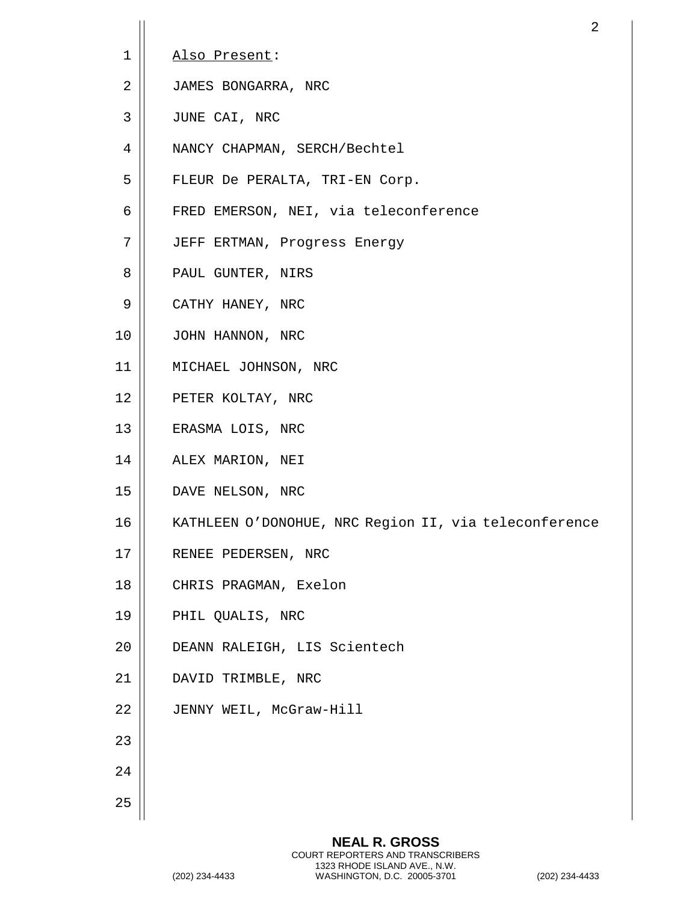Also Present:

JAMES BONGARRA, NRC

JUNE CAI, NRC

NANCY CHAPMAN, SERCH/Bechtel

FLEUR De PERALTA, TRI-EN Corp.

FRED EMERSON, NEI, via teleconference

JEFF ERTMAN, Progress Energy

PAUL GUNTER, NIRS

CATHY HANEY, NRC

JOHN HANNON, NRC

MICHAEL JOHNSON, NRC

PETER KOLTAY, NRC

ERASMA LOIS, NRC

ALEX MARION, NEI

DAVE NELSON, NRC

KATHLEEN O'DONOHUE, NRC Region II, via teleconference

RENEE PEDERSEN, NRC

CHRIS PRAGMAN, Exelon

PHIL QUALIS, NRC

DEANN RALEIGH, LIS Scientech

DAVID TRIMBLE, NRC

JENNY WEIL, McGraw-Hill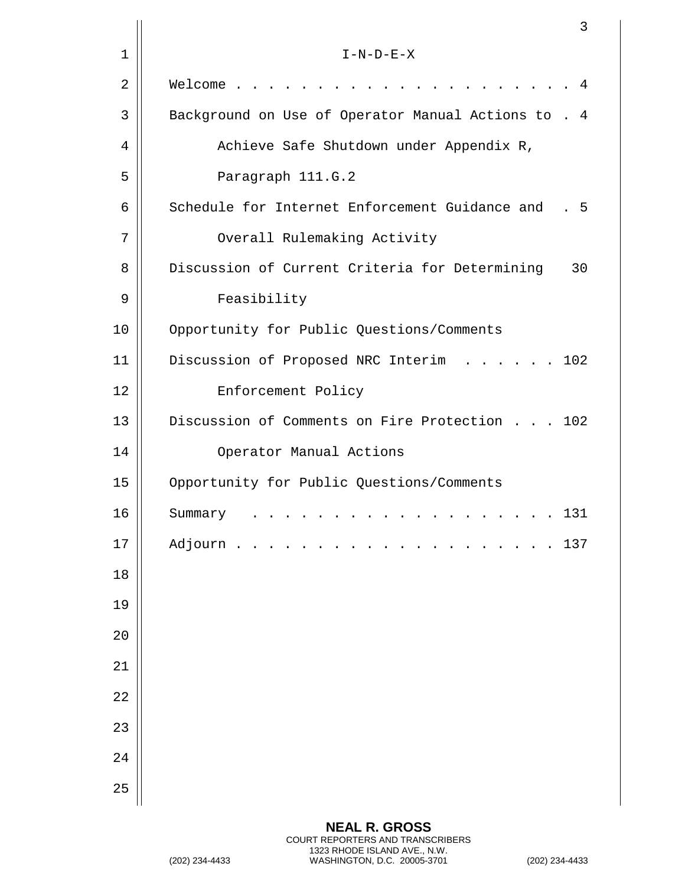I-N-D-E-X

| | |
|---|---|
| Welcome | 4 |
| Background on Use of Operator Manual Actions to Achieve Safe Shutdown under Appendix R, Paragraph 111.G.2 | 4 |
| Schedule for Internet Enforcement Guidance and Overall Rulemaking Activity | 5 |
| Discussion of Current Criteria for Determining Feasibility | 30 |
| Opportunity for Public Questions/Comments | |
| Discussion of Proposed NRC Interim Enforcement Policy | 102 |
| Discussion of Comments on Fire Protection Operator Manual Actions | 102 |
| Opportunity for Public Questions/Comments | |
| Summary | 131 |
| Adjourn | 137 |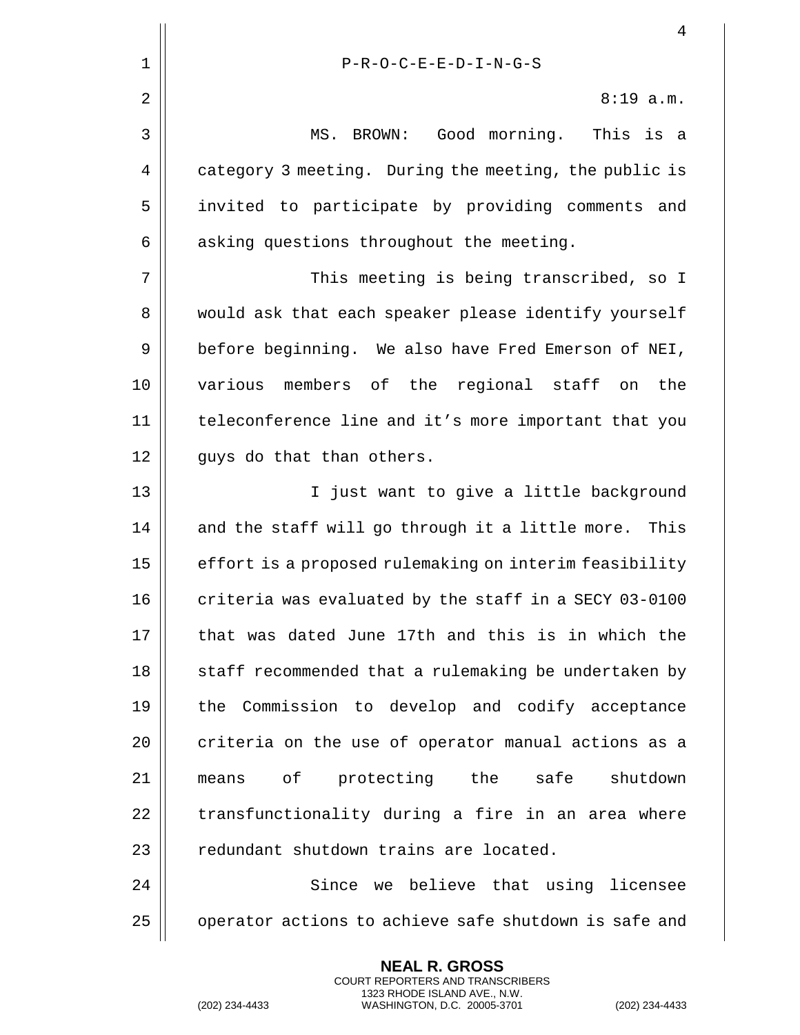P-R-O-C-E-E-D-I-N-G-S

8:19 a.m.

MS. BROWN: Good morning. This is a category 3 meeting. During the meeting, the public is invited to participate by providing comments and asking questions throughout the meeting.

This meeting is being transcribed, so I would ask that each speaker please identify yourself before beginning. We also have Fred Emerson of NEI, various members of the regional staff on the teleconference line and it's more important that you guys do that than others.

I just want to give a little background and the staff will go through it a little more. This effort is a proposed rulemaking on interim feasibility criteria was evaluated by the staff in a SECY 03-0100 that was dated June 17th and this is in which the staff recommended that a rulemaking be undertaken by the Commission to develop and codify acceptance criteria on the use of operator manual actions as a means of protecting the safe shutdown transfunctionality during a fire in an area where redundant shutdown trains are located.

Since we believe that using licensee operator actions to achieve safe shutdown is safe and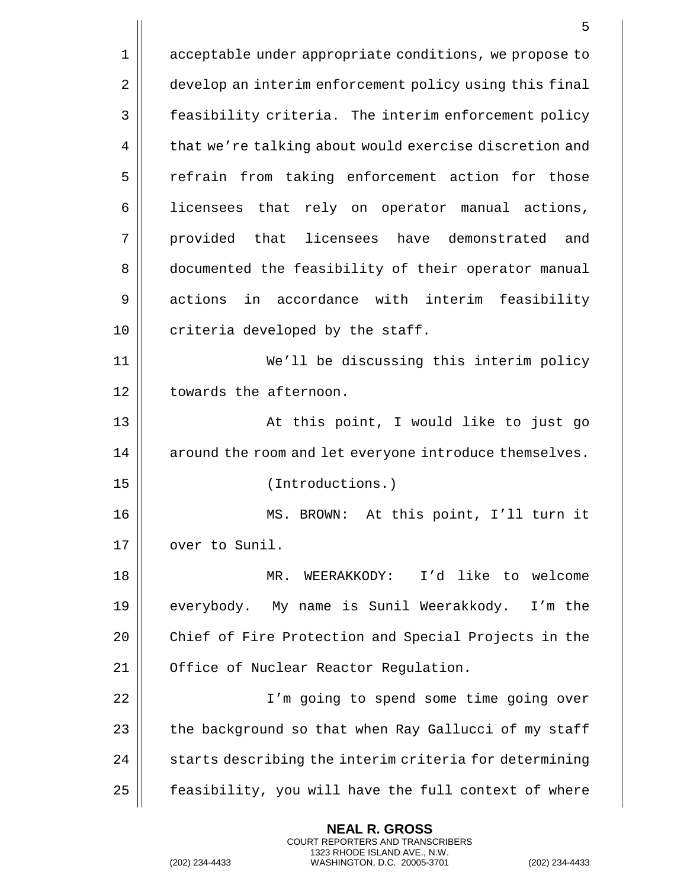acceptable under appropriate conditions, we propose to develop an interim enforcement policy using this final feasibility criteria. The interim enforcement policy that we're talking about would exercise discretion and refrain from taking enforcement action for those licensees that rely on operator manual actions, provided that licensees have demonstrated and documented the feasibility of their operator manual actions in accordance with interim feasibility criteria developed by the staff.

We'll be discussing this interim policy towards the afternoon.

At this point, I would like to just go around the room and let everyone introduce themselves.

(Introductions.)

MS. BROWN: At this point, I'll turn it over to Sunil.

MR. WEERAKKODY: I'd like to welcome everybody. My name is Sunil Weerakkody. I'm the Chief of Fire Protection and Special Projects in the Office of Nuclear Reactor Regulation.

I'm going to spend some time going over the background so that when Ray Gallucci of my staff starts describing the interim criteria for determining feasibility, you will have the full context of where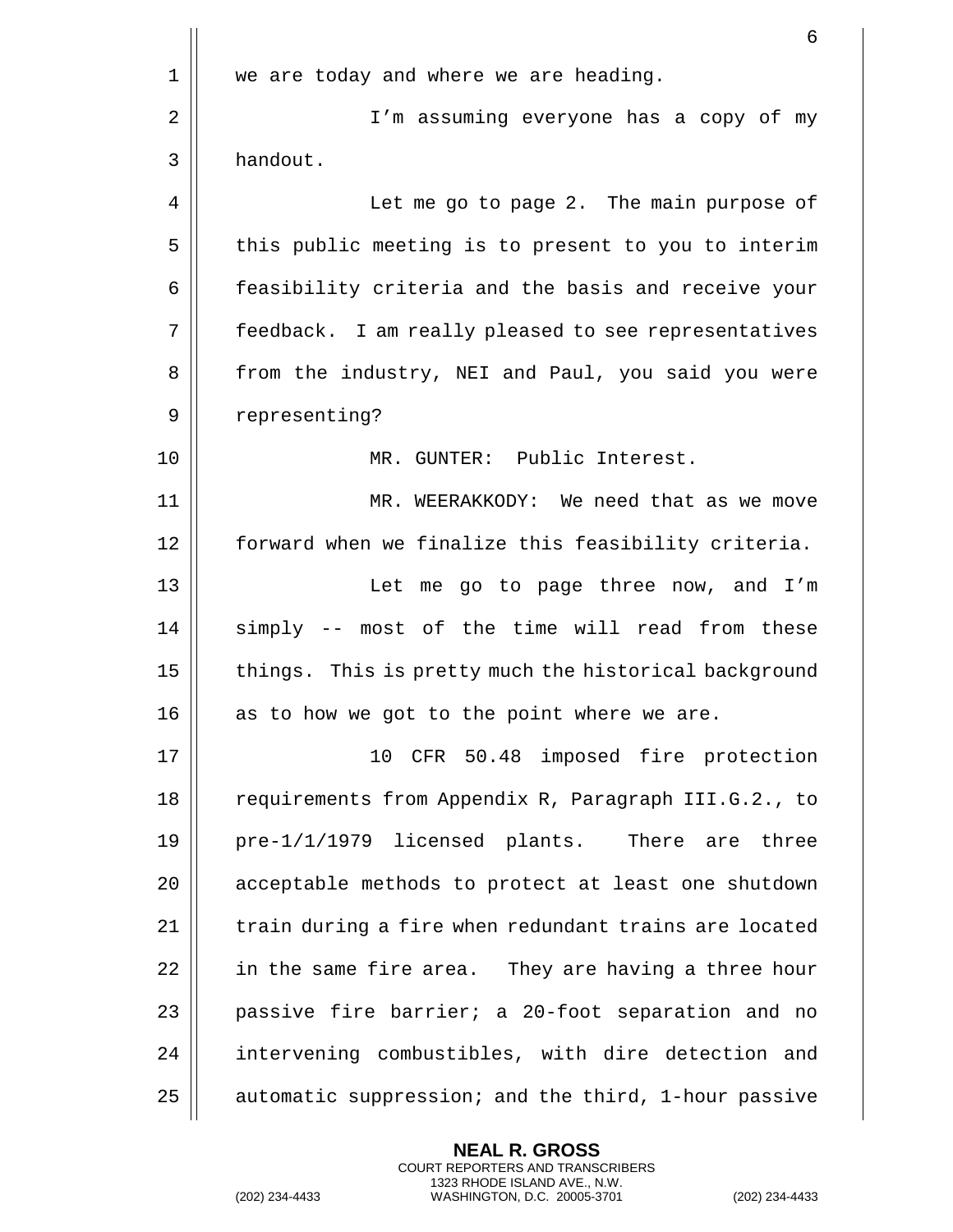we are today and where we are heading.

I'm assuming everyone has a copy of my handout.

Let me go to page 2. The main purpose of this public meeting is to present to you to interim feasibility criteria and the basis and receive your feedback. I am really pleased to see representatives from the industry, NEI and Paul, you said you were representing?

MR. GUNTER: Public Interest.

MR. WEERAKKODY: We need that as we move forward when we finalize this feasibility criteria.

Let me go to page three now, and I'm simply -- most of the time will read from these things. This is pretty much the historical background as to how we got to the point where we are.

10 CFR 50.48 imposed fire protection requirements from Appendix R, Paragraph III.G.2., to pre-1/1/1979 licensed plants. There are three acceptable methods to protect at least one shutdown train during a fire when redundant trains are located in the same fire area. They are having a three hour passive fire barrier; a 20-foot separation and no intervening combustibles, with dire detection and automatic suppression; and the third, 1-hour passive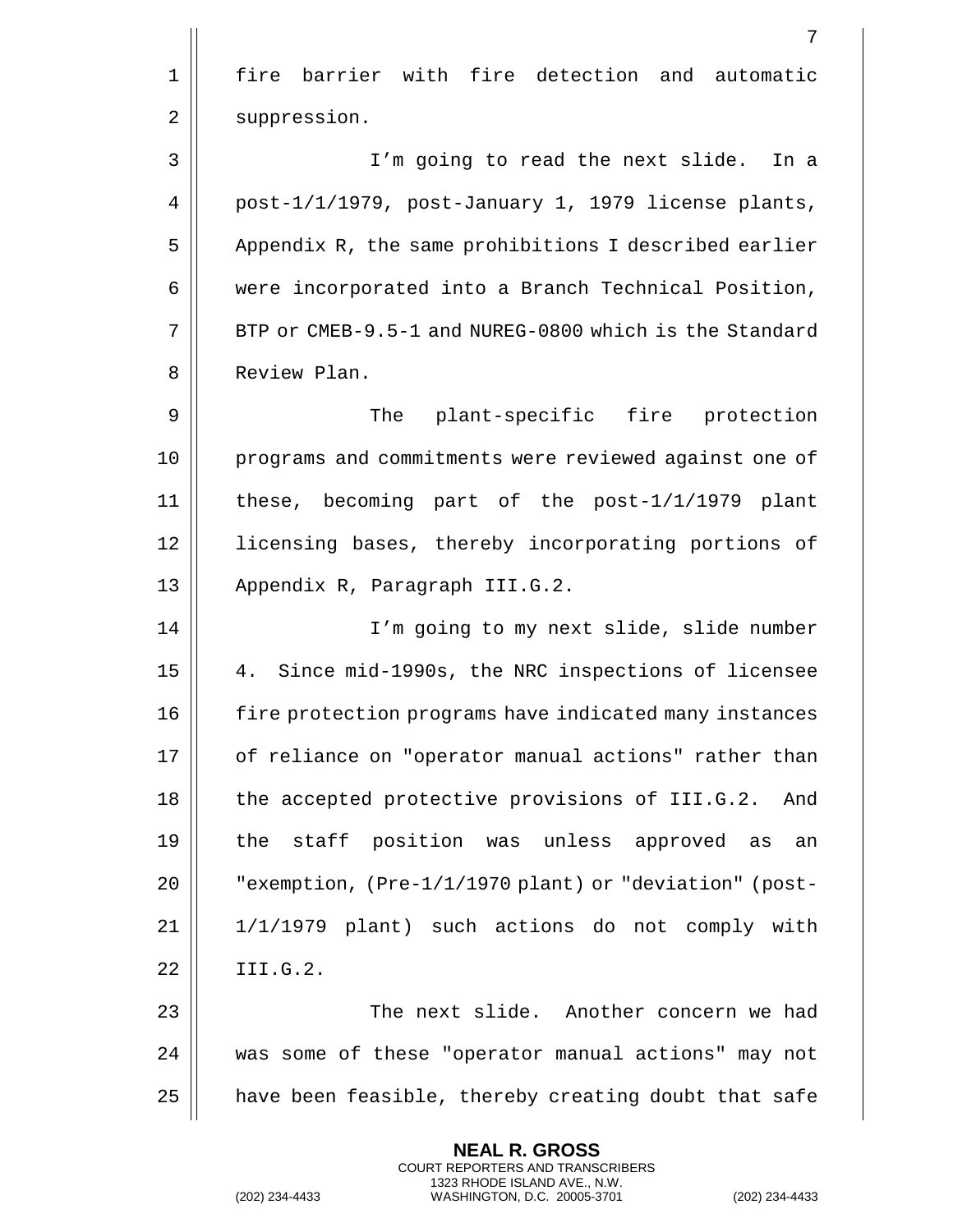fire barrier with fire detection and automatic suppression.

I'm going to read the next slide. In a post-1/1/1979, post-January 1, 1979 license plants, Appendix R, the same prohibitions I described earlier were incorporated into a Branch Technical Position, BTP or CMEB-9.5-1 and NUREG-0800 which is the Standard Review Plan.

The plant-specific fire protection programs and commitments were reviewed against one of these, becoming part of the post-1/1/1979 plant licensing bases, thereby incorporating portions of Appendix R, Paragraph III.G.2.

I'm going to my next slide, slide number 4. Since mid-1990s, the NRC inspections of licensee fire protection programs have indicated many instances of reliance on "operator manual actions" rather than the accepted protective provisions of III.G.2. And the staff position was unless approved as an "exemption, (Pre-1/1/1970 plant) or "deviation" (post-1/1/1979 plant) such actions do not comply with III.G.2.

The next slide. Another concern we had was some of these "operator manual actions" may not have been feasible, thereby creating doubt that safe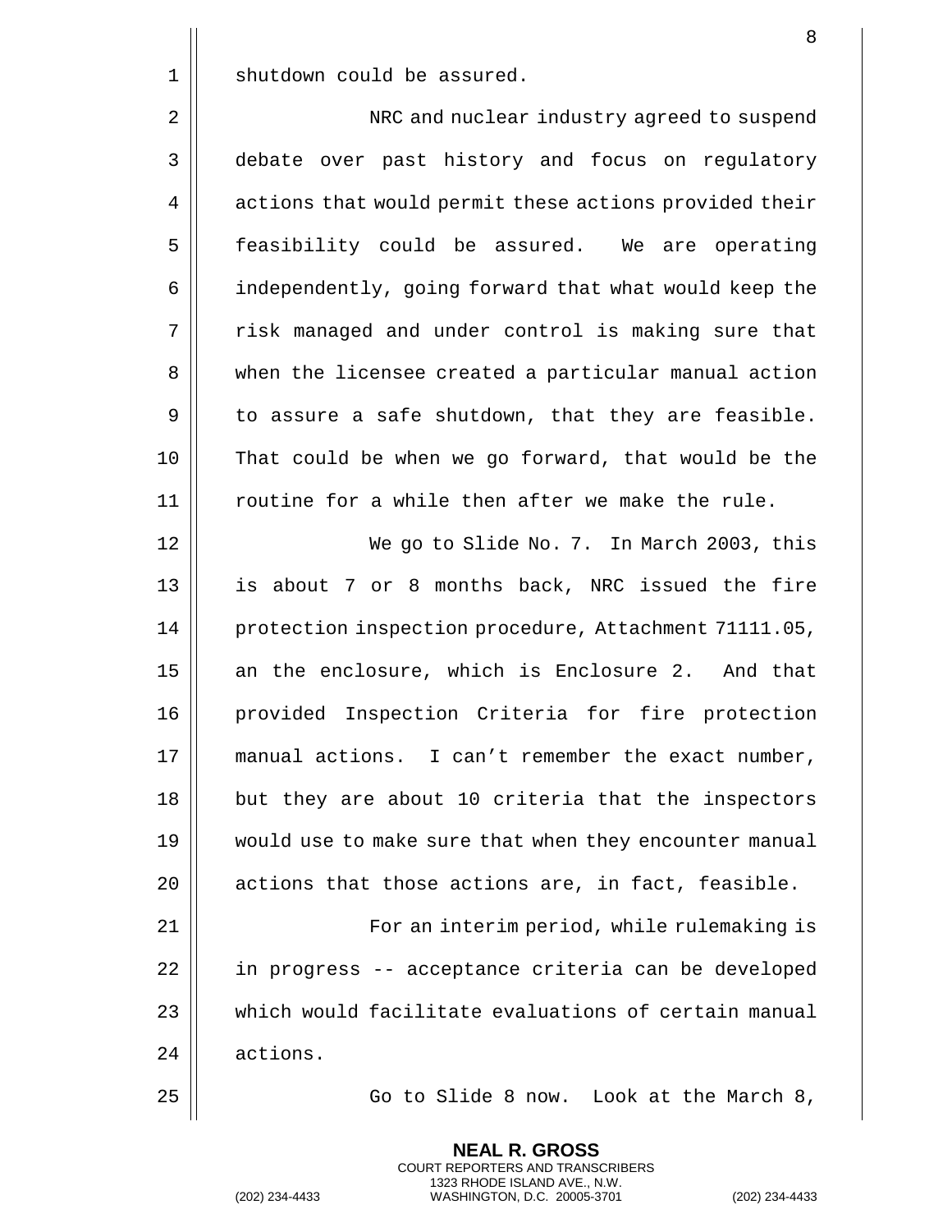shutdown could be assured.

NRC and nuclear industry agreed to suspend debate over past history and focus on regulatory actions that would permit these actions provided their feasibility could be assured. We are operating independently, going forward that what would keep the risk managed and under control is making sure that when the licensee created a particular manual action to assure a safe shutdown, that they are feasible. That could be when we go forward, that would be the routine for a while then after we make the rule.

We go to Slide No. 7. In March 2003, this is about 7 or 8 months back, NRC issued the fire protection inspection procedure, Attachment 71111.05, an the enclosure, which is Enclosure 2. And that provided Inspection Criteria for fire protection manual actions. I can't remember the exact number, but they are about 10 criteria that the inspectors would use to make sure that when they encounter manual actions that those actions are, in fact, feasible.

For an interim period, while rulemaking is in progress -- acceptance criteria can be developed which would facilitate evaluations of certain manual actions.

Go to Slide 8 now. Look at the March 8,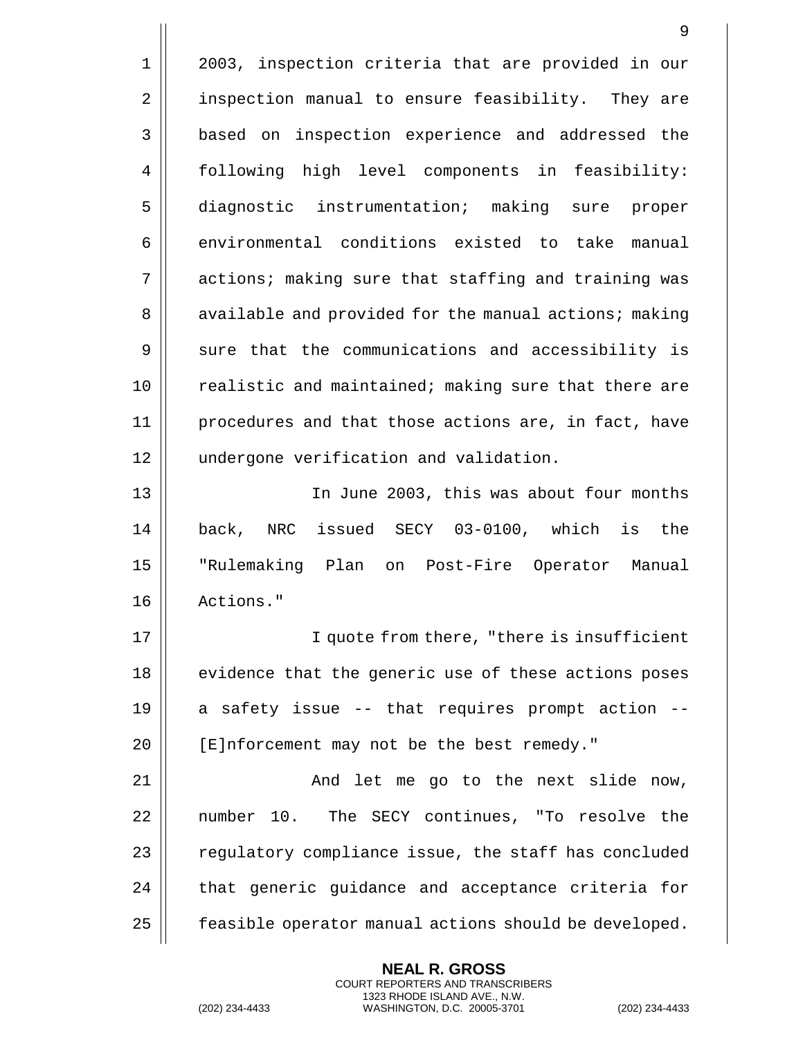2003, inspection criteria that are provided in our inspection manual to ensure feasibility. They are based on inspection experience and addressed the following high level components in feasibility: diagnostic instrumentation; making sure proper environmental conditions existed to take manual actions; making sure that staffing and training was available and provided for the manual actions; making sure that the communications and accessibility is realistic and maintained; making sure that there are procedures and that those actions are, in fact, have undergone verification and validation.

In June 2003, this was about four months back, NRC issued SECY 03-0100, which is the "Rulemaking Plan on Post-Fire Operator Manual Actions."

I quote from there, "there is insufficient evidence that the generic use of these actions poses a safety issue -- that requires prompt action -- [E]nforcement may not be the best remedy."

And let me go to the next slide now, number 10. The SECY continues, "To resolve the regulatory compliance issue, the staff has concluded that generic guidance and acceptance criteria for feasible operator manual actions should be developed.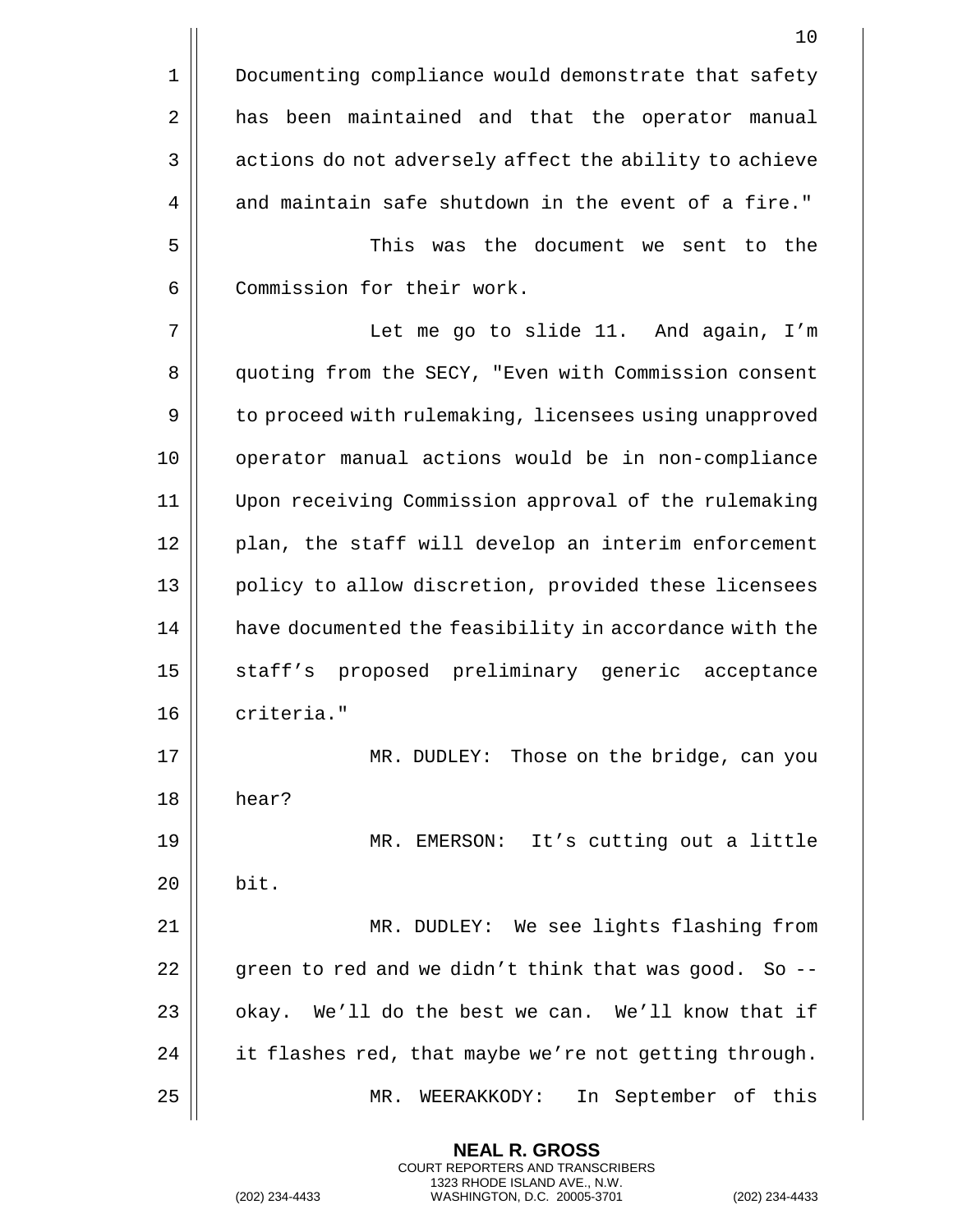Documenting compliance would demonstrate that safety has been maintained and that the operator manual actions do not adversely affect the ability to achieve and maintain safe shutdown in the event of a fire."

This was the document we sent to the Commission for their work.

Let me go to slide 11. And again, I'm quoting from the SECY, "Even with Commission consent to proceed with rulemaking, licensees using unapproved operator manual actions would be in non-compliance Upon receiving Commission approval of the rulemaking plan, the staff will develop an interim enforcement policy to allow discretion, provided these licensees have documented the feasibility in accordance with the staff's proposed preliminary generic acceptance criteria."

MR. DUDLEY: Those on the bridge, can you hear?

MR. EMERSON: It's cutting out a little bit.

MR. DUDLEY: We see lights flashing from green to red and we didn't think that was good. So -- okay. We'll do the best we can. We'll know that if it flashes red, that maybe we're not getting through.

MR. WEERAKKODY: In September of this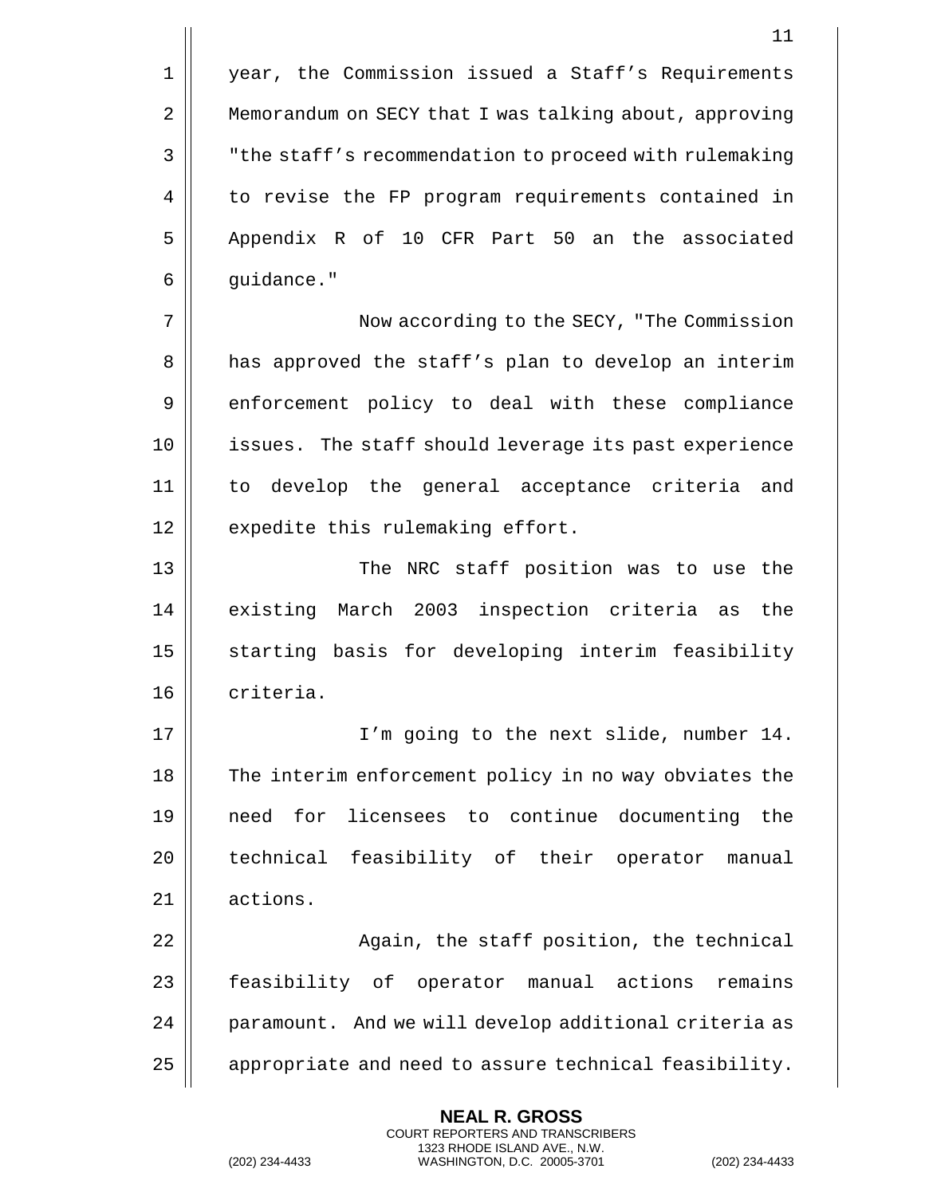year, the Commission issued a Staff's Requirements Memorandum on SECY that I was talking about, approving "the staff's recommendation to proceed with rulemaking to revise the FP program requirements contained in Appendix R of 10 CFR Part 50 an the associated guidance."

Now according to the SECY, "The Commission has approved the staff's plan to develop an interim enforcement policy to deal with these compliance issues. The staff should leverage its past experience to develop the general acceptance criteria and expedite this rulemaking effort.

The NRC staff position was to use the existing March 2003 inspection criteria as the starting basis for developing interim feasibility criteria.

I'm going to the next slide, number 14. The interim enforcement policy in no way obviates the need for licensees to continue documenting the technical feasibility of their operator manual actions.

Again, the staff position, the technical feasibility of operator manual actions remains paramount. And we will develop additional criteria as appropriate and need to assure technical feasibility.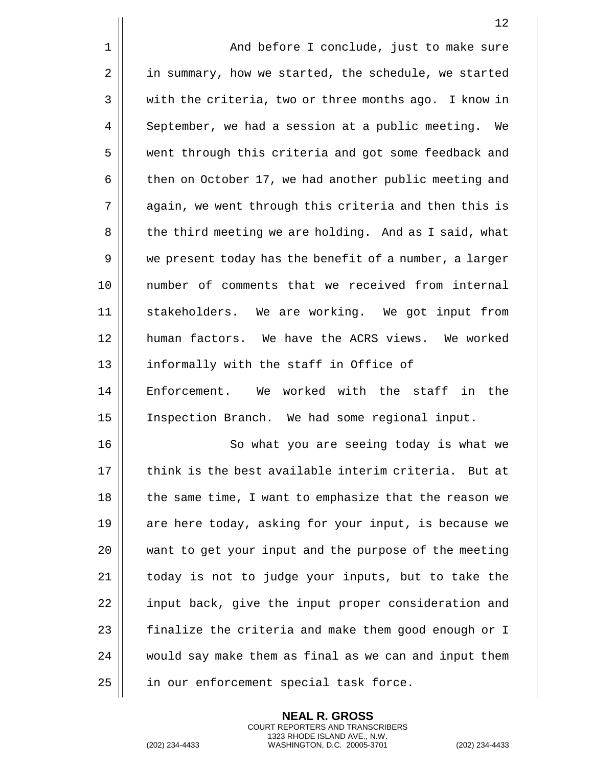And before I conclude, just to make sure in summary, how we started, the schedule, we started with the criteria, two or three months ago. I know in September, we had a session at a public meeting. We went through this criteria and got some feedback and then on October 17, we had another public meeting and again, we went through this criteria and then this is the third meeting we are holding. And as I said, what we present today has the benefit of a number, a larger number of comments that we received from internal stakeholders. We are working. We got input from human factors. We have the ACRS views. We worked informally with the staff in Office of Enforcement. We worked with the staff in the Inspection Branch. We had some regional input.

So what you are seeing today is what we think is the best available interim criteria. But at the same time, I want to emphasize that the reason we are here today, asking for your input, is because we want to get your input and the purpose of the meeting today is not to judge your inputs, but to take the input back, give the input proper consideration and finalize the criteria and make them good enough or I would say make them as final as we can and input them in our enforcement special task force.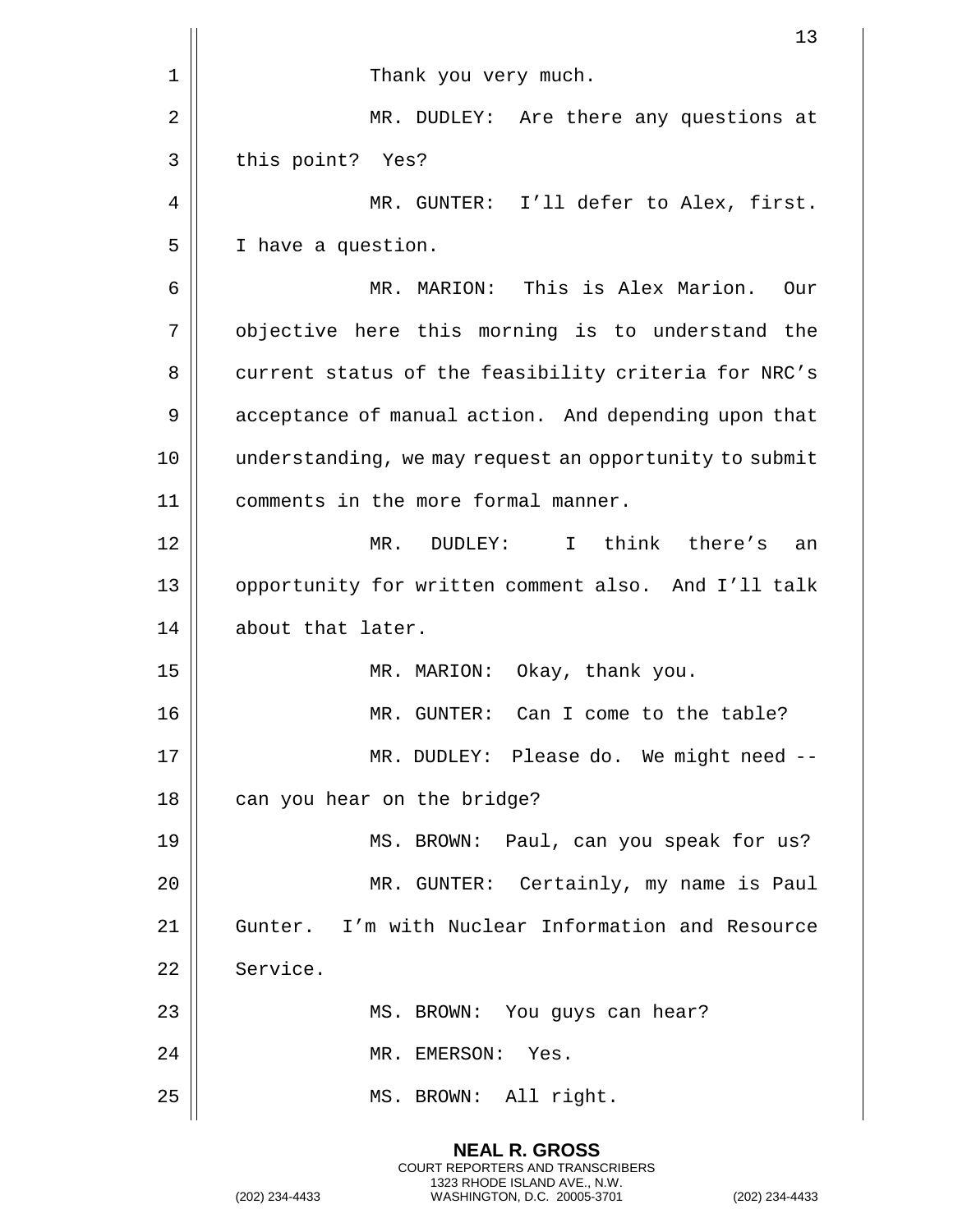Thank you very much.

MR. DUDLEY: Are there any questions at this point? Yes?

MR. GUNTER: I'll defer to Alex, first. I have a question.

MR. MARION: This is Alex Marion. Our objective here this morning is to understand the current status of the feasibility criteria for NRC's acceptance of manual action. And depending upon that understanding, we may request an opportunity to submit comments in the more formal manner.

MR. DUDLEY: I think there's an opportunity for written comment also. And I'll talk about that later.

MR. MARION: Okay, thank you.

MR. GUNTER: Can I come to the table?

MR. DUDLEY: Please do. We might need -- can you hear on the bridge?

MS. BROWN: Paul, can you speak for us?

MR. GUNTER: Certainly, my name is Paul Gunter. I'm with Nuclear Information and Resource Service.

MS. BROWN: You guys can hear?

MR. EMERSON: Yes.

MS. BROWN: All right.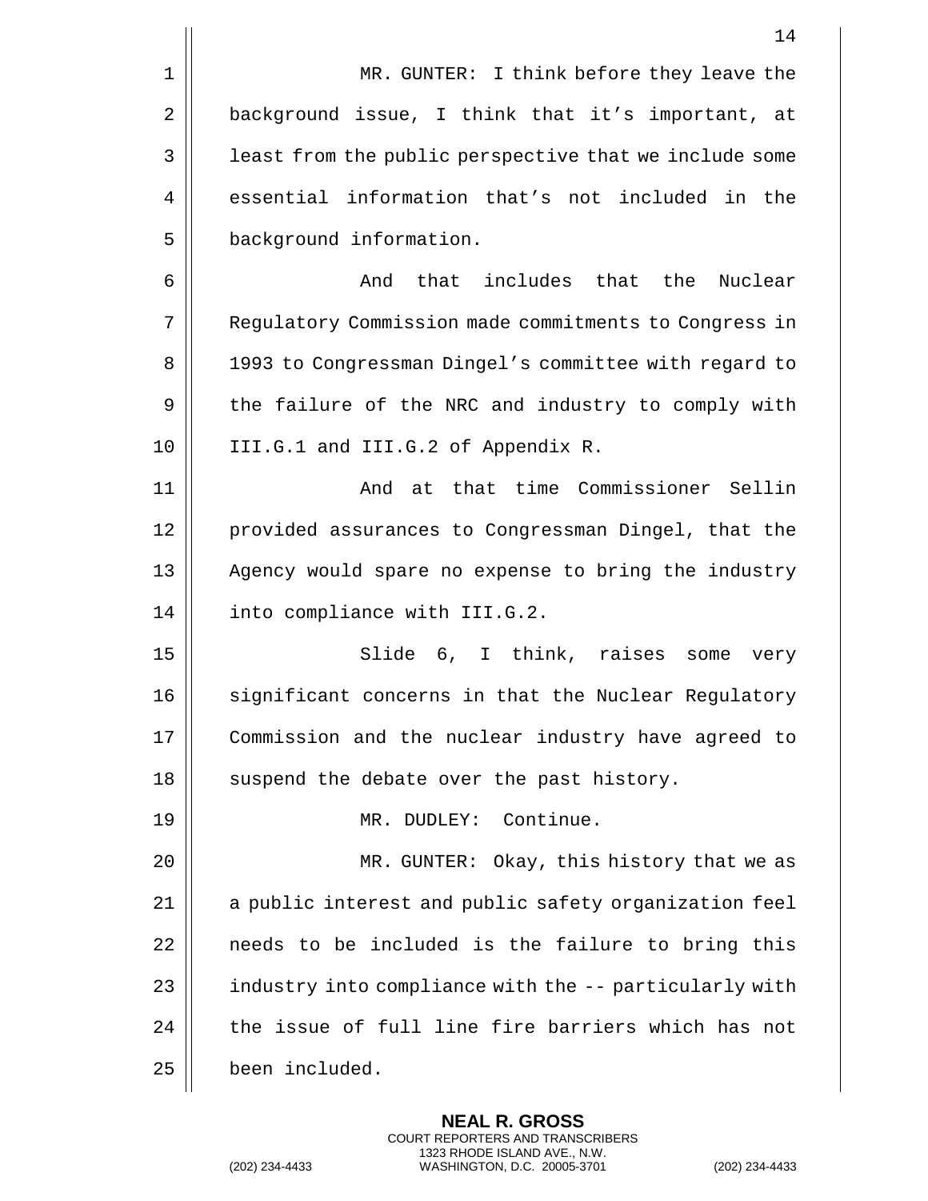MR. GUNTER: I think before they leave the background issue, I think that it's important, at least from the public perspective that we include some essential information that's not included in the background information.

And that includes that the Nuclear Regulatory Commission made commitments to Congress in 1993 to Congressman Dingel's committee with regard to the failure of the NRC and industry to comply with III.G.1 and III.G.2 of Appendix R.

And at that time Commissioner Sellin provided assurances to Congressman Dingel, that the Agency would spare no expense to bring the industry into compliance with III.G.2.

Slide 6, I think, raises some very significant concerns in that the Nuclear Regulatory Commission and the nuclear industry have agreed to suspend the debate over the past history.

MR. DUDLEY: Continue.

MR. GUNTER: Okay, this history that we as a public interest and public safety organization feel needs to be included is the failure to bring this industry into compliance with the -- particularly with the issue of full line fire barriers which has not been included.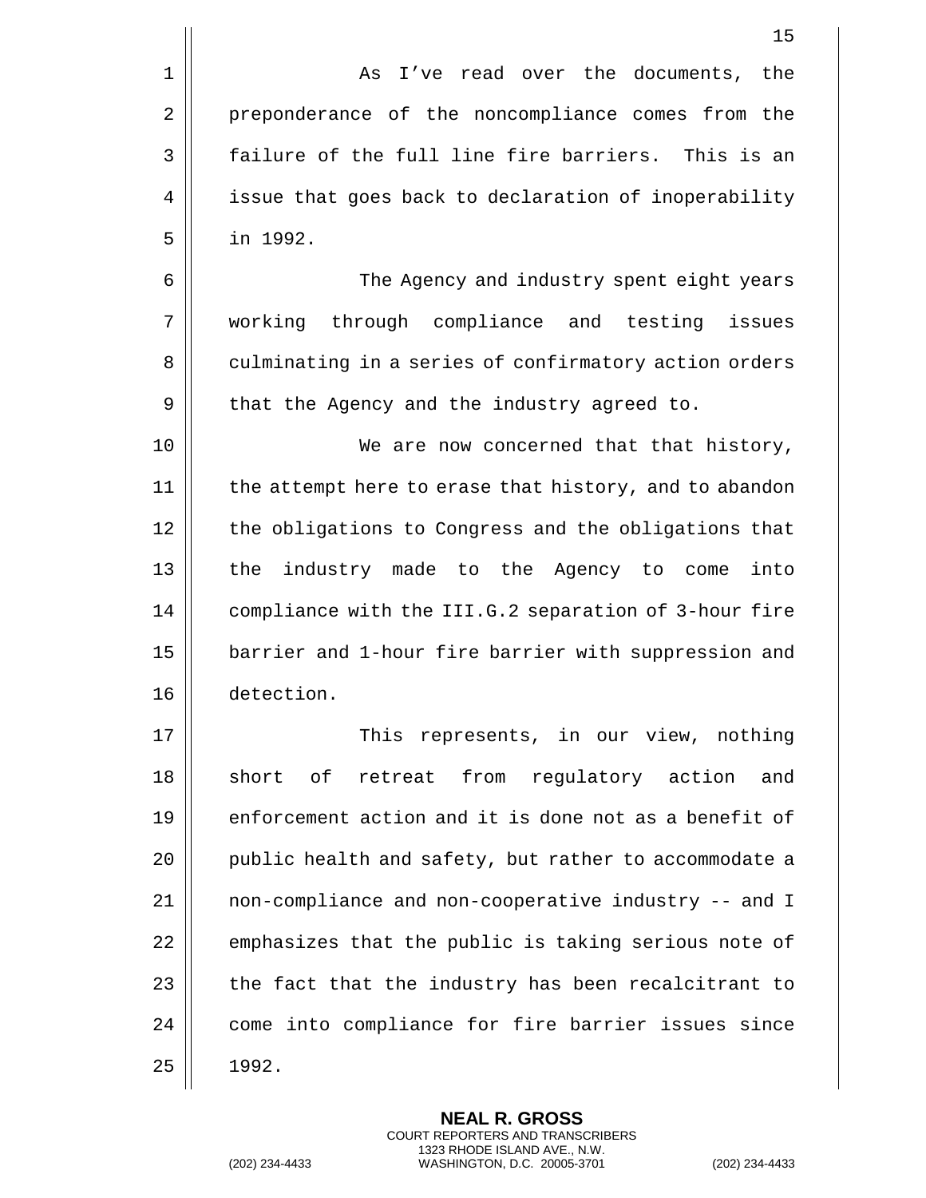As I've read over the documents, the preponderance of the noncompliance comes from the failure of the full line fire barriers. This is an issue that goes back to declaration of inoperability in 1992.

The Agency and industry spent eight years working through compliance and testing issues culminating in a series of confirmatory action orders that the Agency and the industry agreed to.

We are now concerned that that history, the attempt here to erase that history, and to abandon the obligations to Congress and the obligations that the industry made to the Agency to come into compliance with the III.G.2 separation of 3-hour fire barrier and 1-hour fire barrier with suppression and detection.

This represents, in our view, nothing short of retreat from regulatory action and enforcement action and it is done not as a benefit of public health and safety, but rather to accommodate a non-compliance and non-cooperative industry -- and I emphasizes that the public is taking serious note of the fact that the industry has been recalcitrant to come into compliance for fire barrier issues since 1992.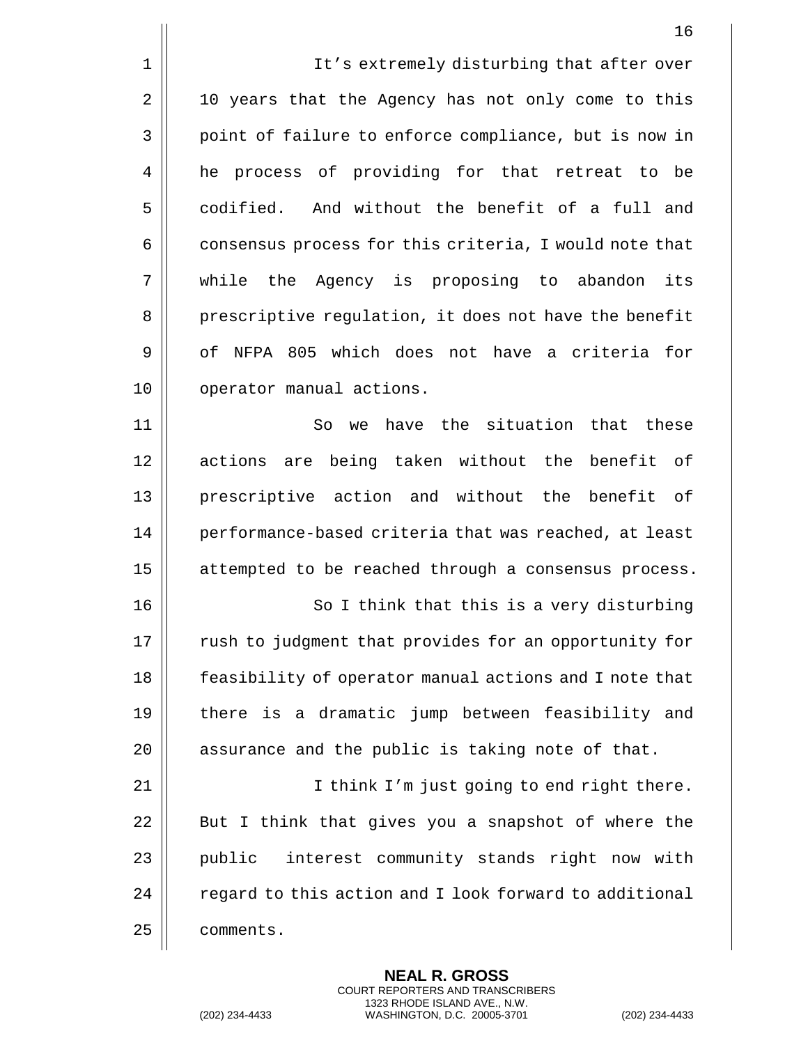It's extremely disturbing that after over 10 years that the Agency has not only come to this point of failure to enforce compliance, but is now in he process of providing for that retreat to be codified. And without the benefit of a full and consensus process for this criteria, I would note that while the Agency is proposing to abandon its prescriptive regulation, it does not have the benefit of NFPA 805 which does not have a criteria for operator manual actions.

So we have the situation that these actions are being taken without the benefit of prescriptive action and without the benefit of performance-based criteria that was reached, at least attempted to be reached through a consensus process.

So I think that this is a very disturbing rush to judgment that provides for an opportunity for feasibility of operator manual actions and I note that there is a dramatic jump between feasibility and assurance and the public is taking note of that.

I think I'm just going to end right there. But I think that gives you a snapshot of where the public interest community stands right now with regard to this action and I look forward to additional comments.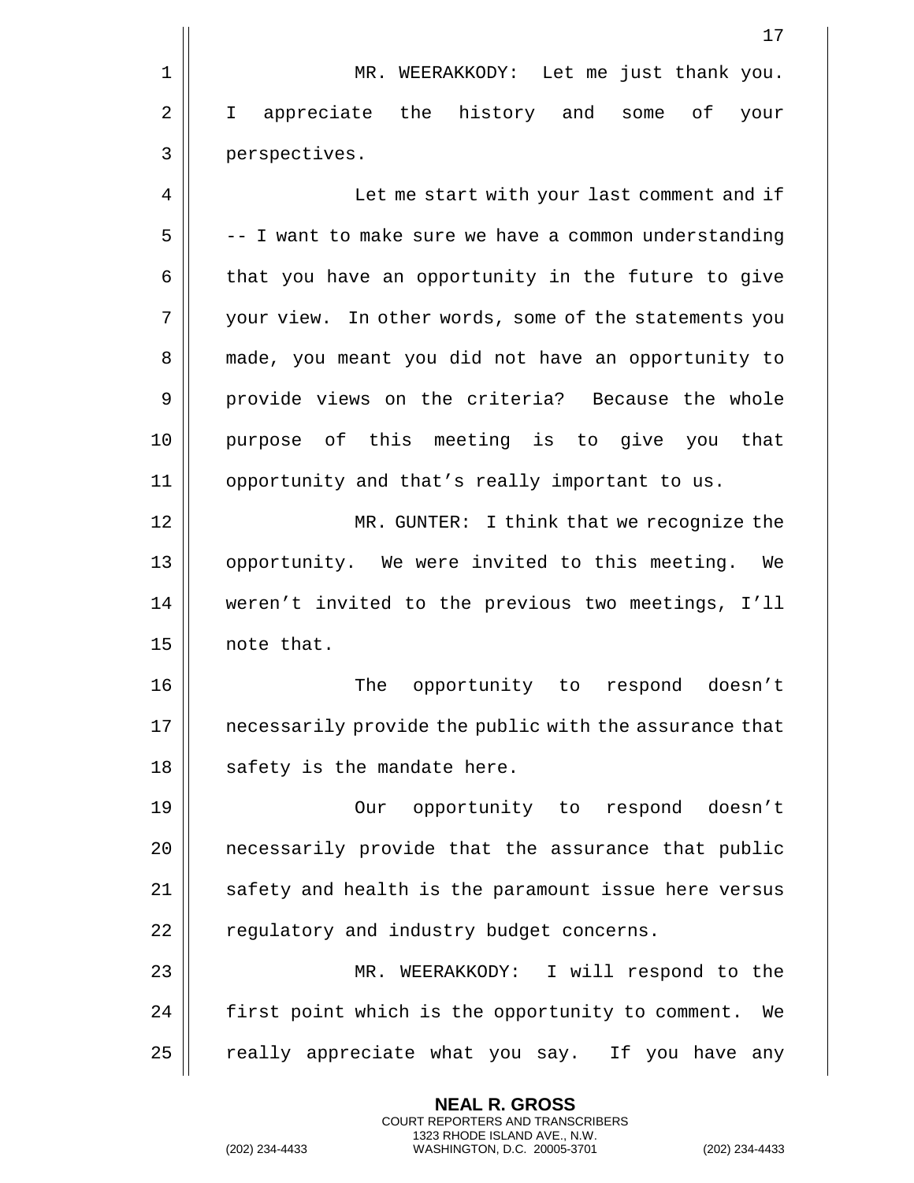MR. WEERAKKODY: Let me just thank you. I appreciate the history and some of your perspectives.

Let me start with your last comment and if -- I want to make sure we have a common understanding that you have an opportunity in the future to give your view. In other words, some of the statements you made, you meant you did not have an opportunity to provide views on the criteria? Because the whole purpose of this meeting is to give you that opportunity and that's really important to us.

MR. GUNTER: I think that we recognize the opportunity. We were invited to this meeting. We weren't invited to the previous two meetings, I'll note that.

The opportunity to respond doesn't necessarily provide the public with the assurance that safety is the mandate here.

Our opportunity to respond doesn't necessarily provide that the assurance that public safety and health is the paramount issue here versus regulatory and industry budget concerns.

MR. WEERAKKODY: I will respond to the first point which is the opportunity to comment. We really appreciate what you say. If you have any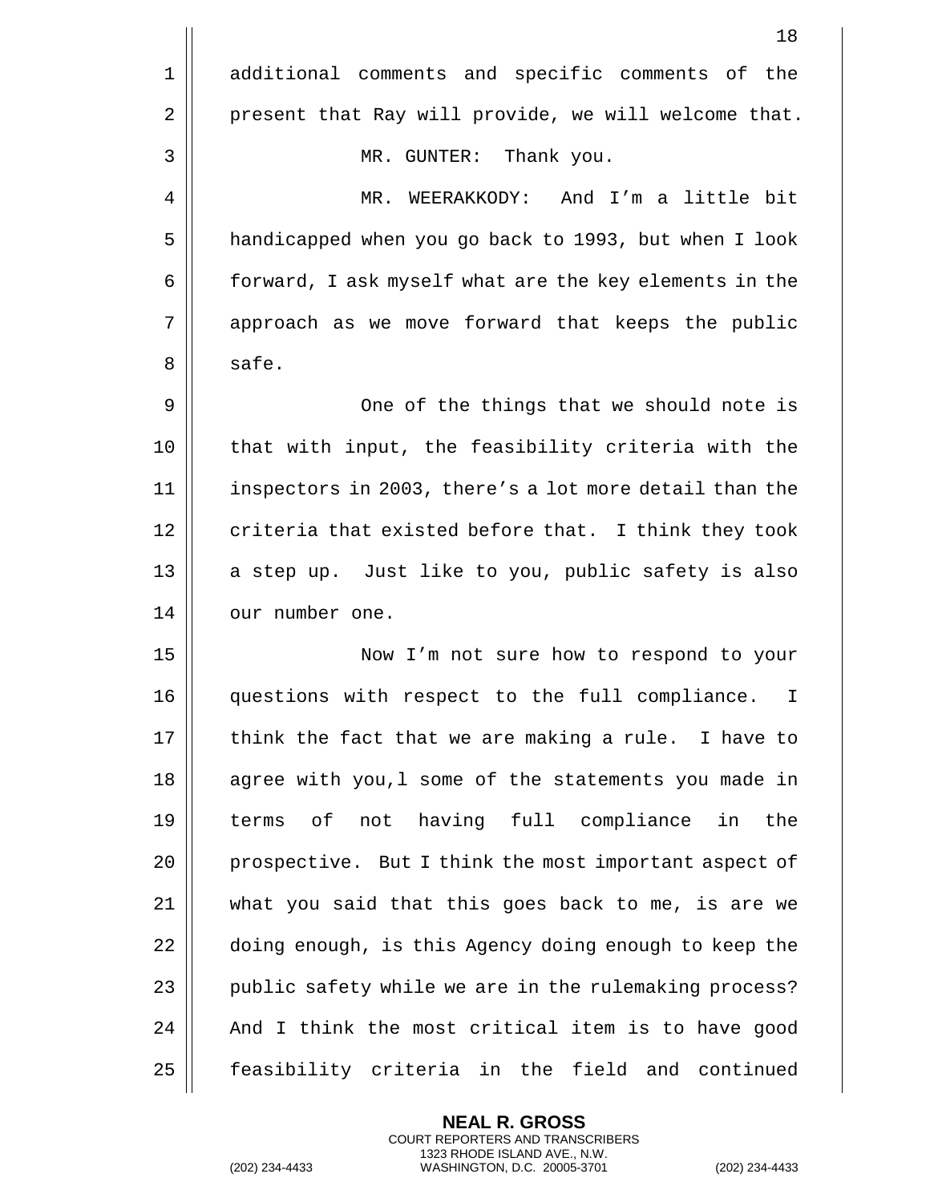additional comments and specific comments of the present that Ray will provide, we will welcome that.

MR. GUNTER: Thank you.

MR. WEERAKKODY: And I'm a little bit handicapped when you go back to 1993, but when I look forward, I ask myself what are the key elements in the approach as we move forward that keeps the public safe.

One of the things that we should note is that with input, the feasibility criteria with the inspectors in 2003, there's a lot more detail than the criteria that existed before that. I think they took a step up. Just like to you, public safety is also our number one.

Now I'm not sure how to respond to your questions with respect to the full compliance. I think the fact that we are making a rule. I have to agree with you,l some of the statements you made in terms of not having full compliance in the prospective. But I think the most important aspect of what you said that this goes back to me, is are we doing enough, is this Agency doing enough to keep the public safety while we are in the rulemaking process? And I think the most critical item is to have good feasibility criteria in the field and continued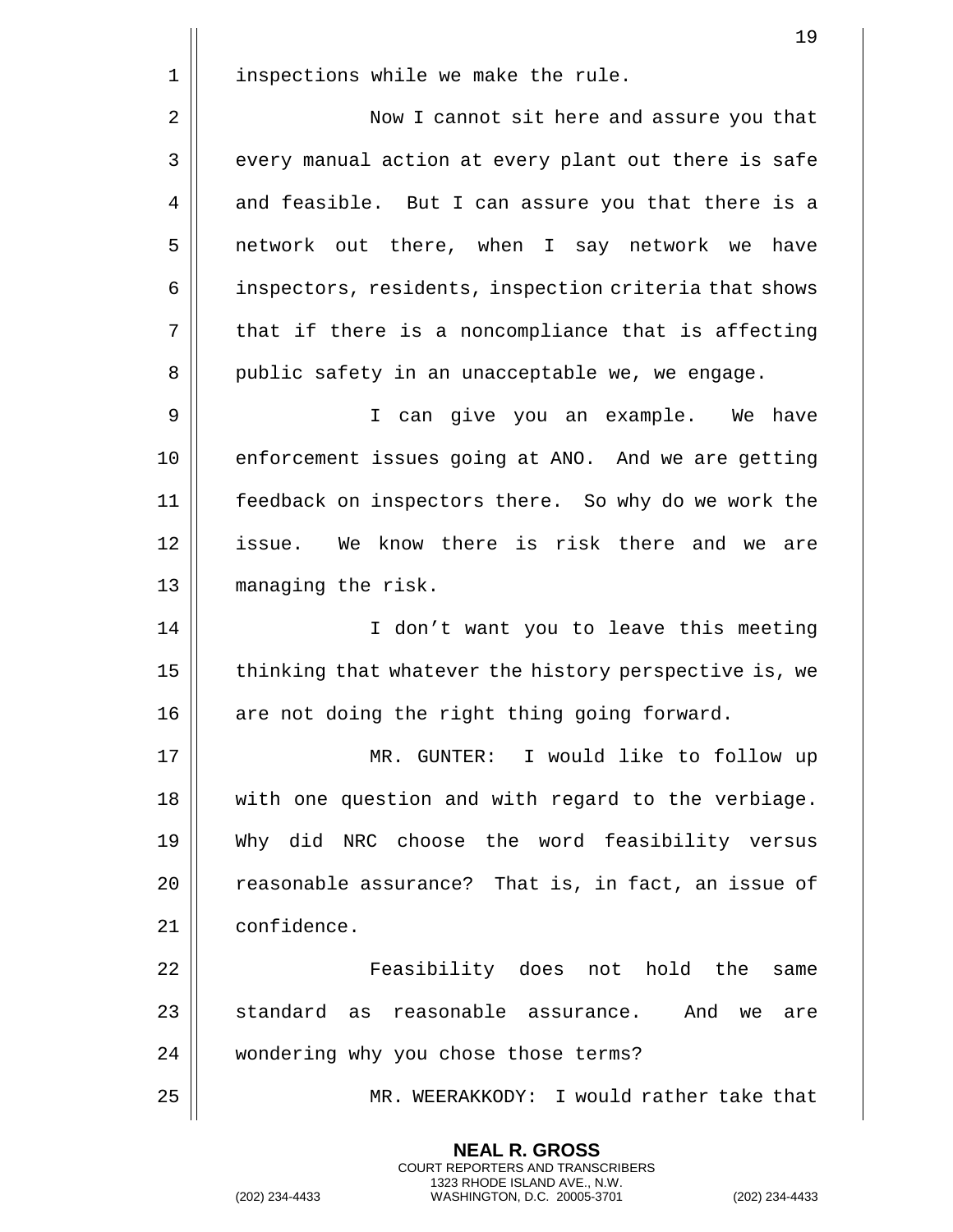inspections while we make the rule.

Now I cannot sit here and assure you that every manual action at every plant out there is safe and feasible. But I can assure you that there is a network out there, when I say network we have inspectors, residents, inspection criteria that shows that if there is a noncompliance that is affecting public safety in an unacceptable we, we engage.

I can give you an example. We have enforcement issues going at ANO. And we are getting feedback on inspectors there. So why do we work the issue. We know there is risk there and we are managing the risk.

I don't want you to leave this meeting thinking that whatever the history perspective is, we are not doing the right thing going forward.

MR. GUNTER: I would like to follow up with one question and with regard to the verbiage. Why did NRC choose the word feasibility versus reasonable assurance? That is, in fact, an issue of confidence.

Feasibility does not hold the same standard as reasonable assurance. And we are wondering why you chose those terms?

MR. WEERAKKODY: I would rather take that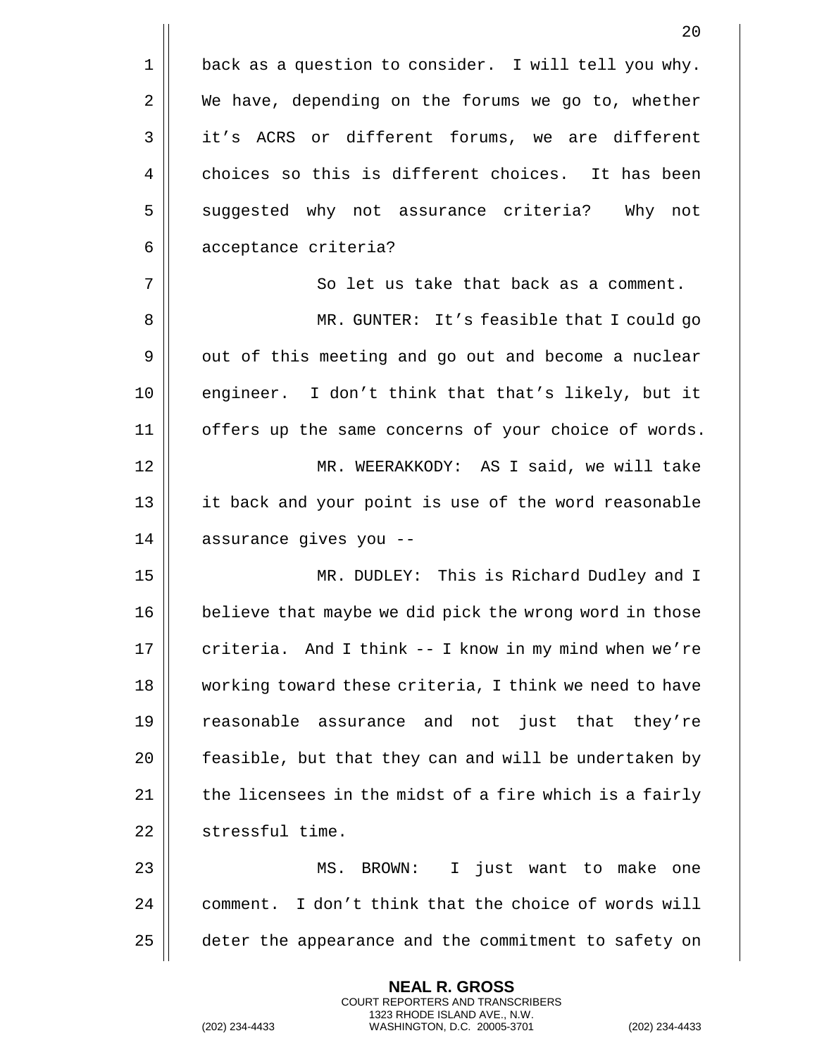back as a question to consider. I will tell you why. We have, depending on the forums we go to, whether it's ACRS or different forums, we are different choices so this is different choices. It has been suggested why not assurance criteria? Why not acceptance criteria?

So let us take that back as a comment.

MR. GUNTER: It's feasible that I could go out of this meeting and go out and become a nuclear engineer. I don't think that that's likely, but it offers up the same concerns of your choice of words.

MR. WEERAKKODY: AS I said, we will take it back and your point is use of the word reasonable assurance gives you --

MR. DUDLEY: This is Richard Dudley and I believe that maybe we did pick the wrong word in those criteria. And I think -- I know in my mind when we're working toward these criteria, I think we need to have reasonable assurance and not just that they're feasible, but that they can and will be undertaken by the licensees in the midst of a fire which is a fairly stressful time.

MS. BROWN: I just want to make one comment. I don't think that the choice of words will deter the appearance and the commitment to safety on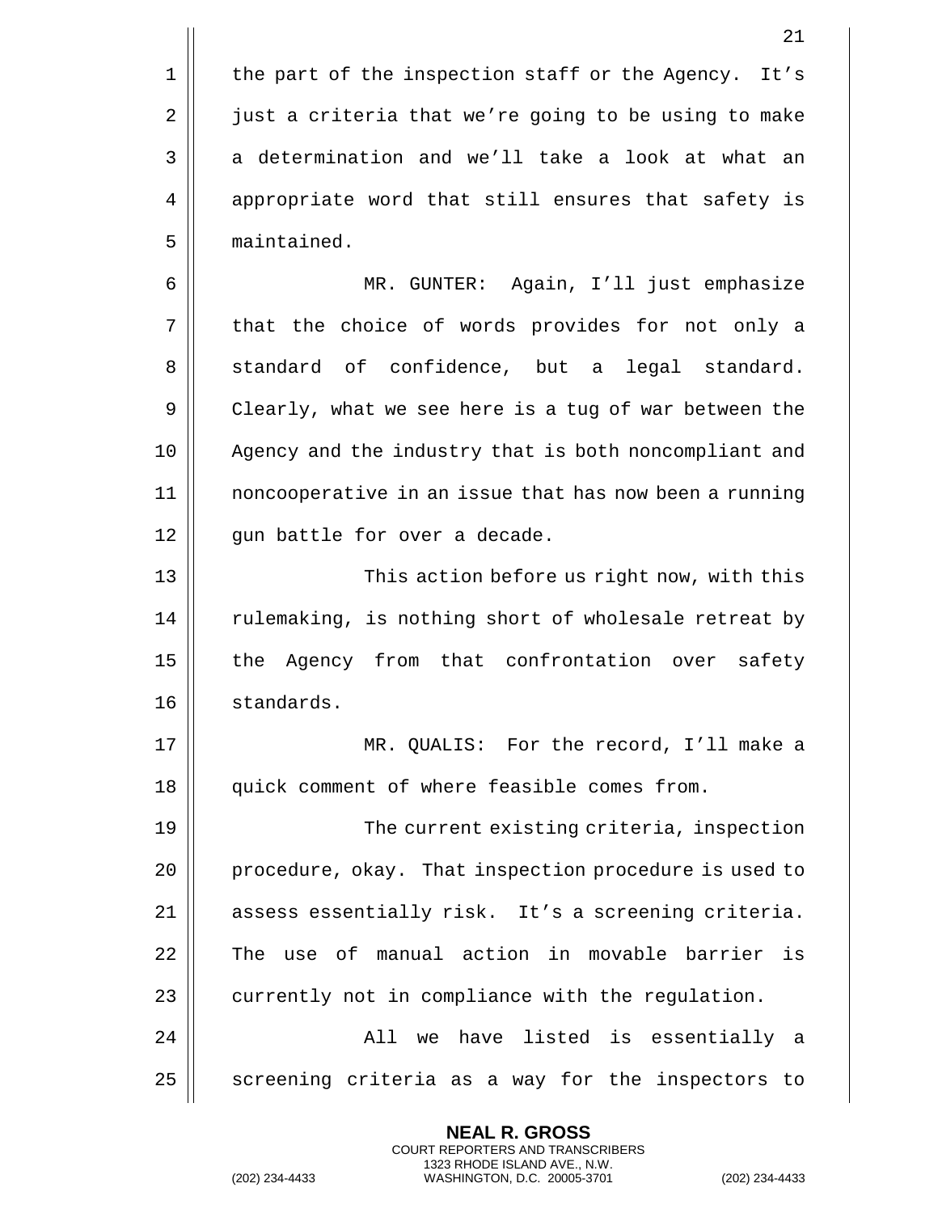the part of the inspection staff or the Agency. It's just a criteria that we're going to be using to make a determination and we'll take a look at what an appropriate word that still ensures that safety is maintained.

MR. GUNTER: Again, I'll just emphasize that the choice of words provides for not only a standard of confidence, but a legal standard. Clearly, what we see here is a tug of war between the Agency and the industry that is both noncompliant and noncooperative in an issue that has now been a running gun battle for over a decade.

This action before us right now, with this rulemaking, is nothing short of wholesale retreat by the Agency from that confrontation over safety standards.

MR. QUALIS: For the record, I'll make a quick comment of where feasible comes from.

The current existing criteria, inspection procedure, okay. That inspection procedure is used to assess essentially risk. It's a screening criteria. The use of manual action in movable barrier is currently not in compliance with the regulation.

All we have listed is essentially a screening criteria as a way for the inspectors to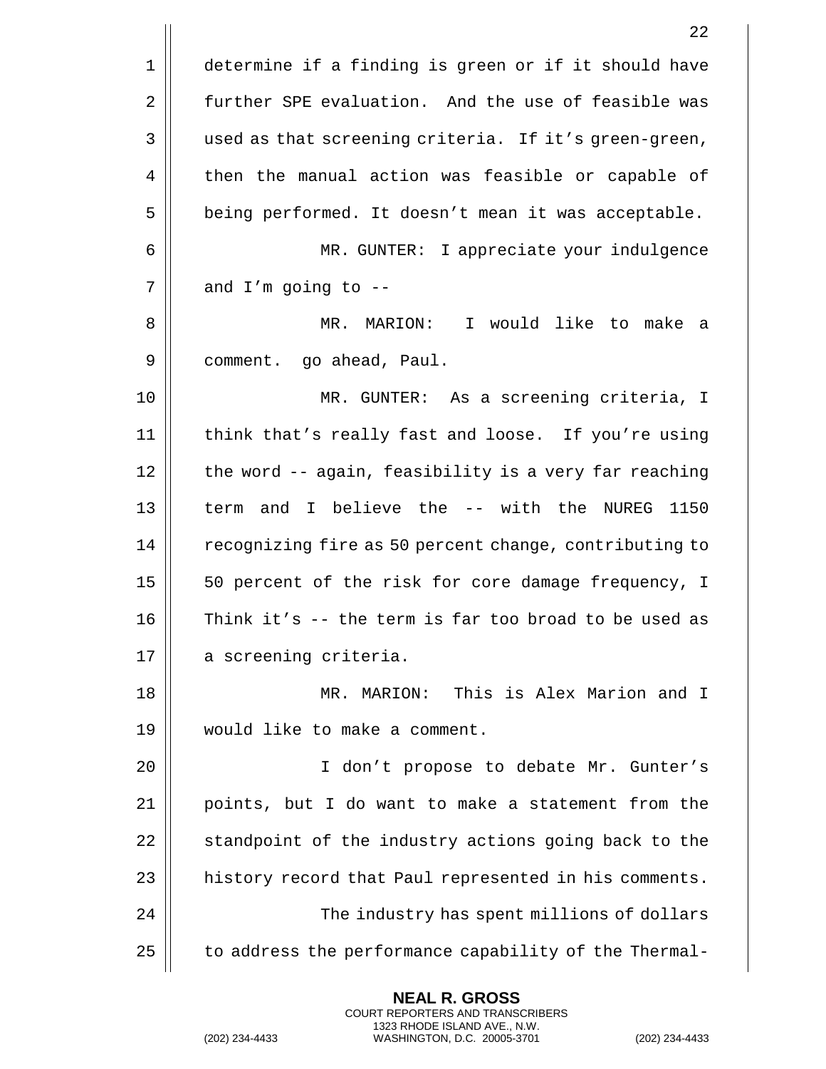determine if a finding is green or if it should have further SPE evaluation. And the use of feasible was used as that screening criteria. If it's green-green, then the manual action was feasible or capable of being performed. It doesn't mean it was acceptable.

MR. GUNTER: I appreciate your indulgence and I'm going to --

MR. MARION: I would like to make a comment. go ahead, Paul.

MR. GUNTER: As a screening criteria, I think that's really fast and loose. If you're using the word -- again, feasibility is a very far reaching term and I believe the -- with the NUREG 1150 recognizing fire as 50 percent change, contributing to 50 percent of the risk for core damage frequency, I Think it's -- the term is far too broad to be used as a screening criteria.

MR. MARION: This is Alex Marion and I would like to make a comment.

I don't propose to debate Mr. Gunter's points, but I do want to make a statement from the standpoint of the industry actions going back to the history record that Paul represented in his comments.

The industry has spent millions of dollars to address the performance capability of the Thermal-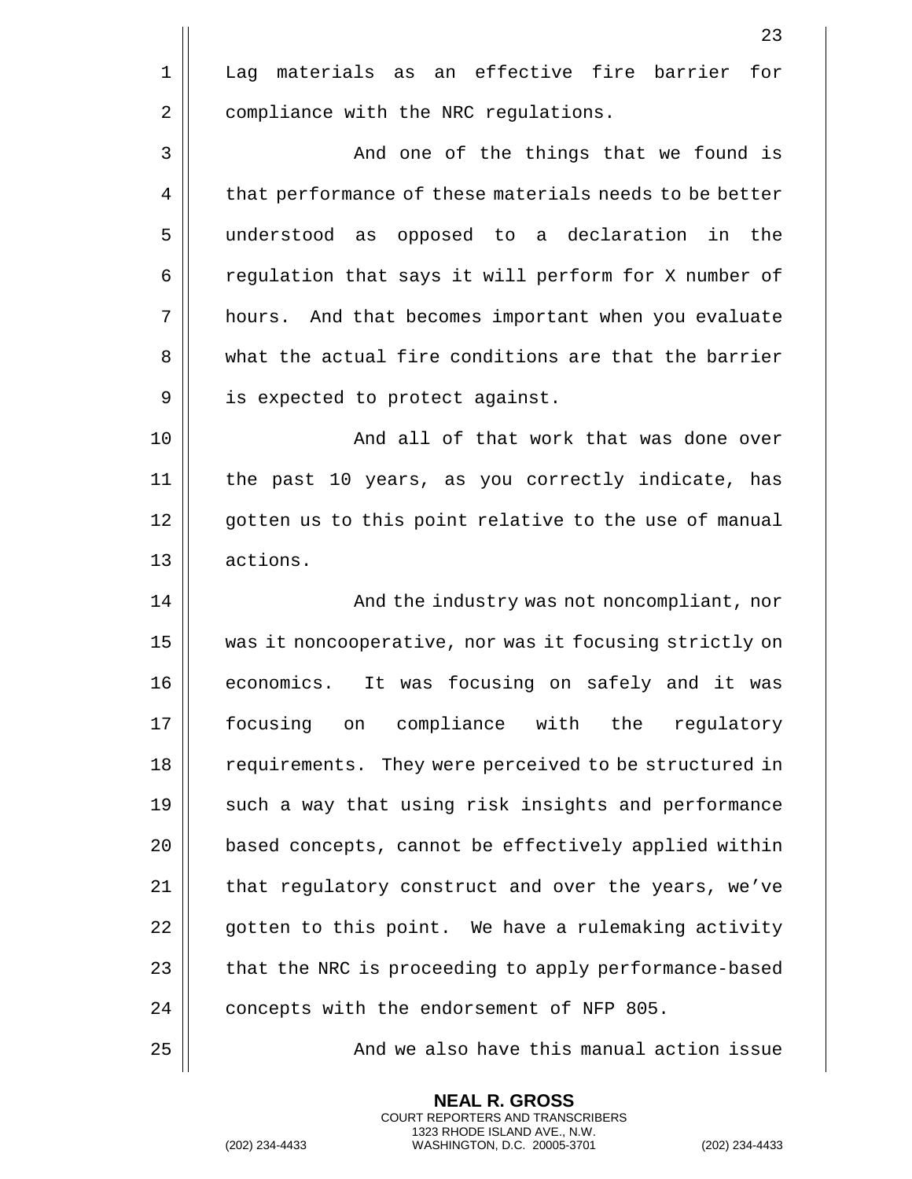Lag materials as an effective fire barrier for compliance with the NRC regulations.

And one of the things that we found is that performance of these materials needs to be better understood as opposed to a declaration in the regulation that says it will perform for X number of hours. And that becomes important when you evaluate what the actual fire conditions are that the barrier is expected to protect against.

And all of that work that was done over the past 10 years, as you correctly indicate, has gotten us to this point relative to the use of manual actions.

And the industry was not noncompliant, nor was it noncooperative, nor was it focusing strictly on economics. It was focusing on safely and it was focusing on compliance with the regulatory requirements. They were perceived to be structured in such a way that using risk insights and performance based concepts, cannot be effectively applied within that regulatory construct and over the years, we've gotten to this point. We have a rulemaking activity that the NRC is proceeding to apply performance-based concepts with the endorsement of NFP 805.

And we also have this manual action issue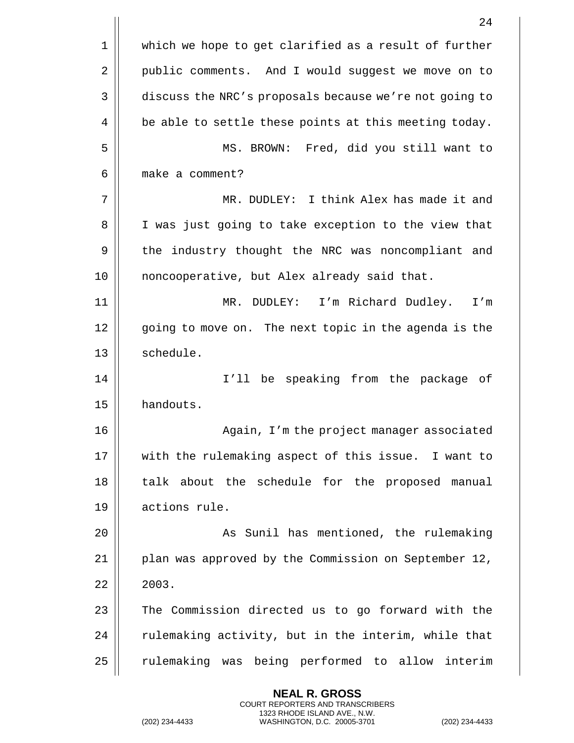which we hope to get clarified as a result of further public comments. And I would suggest we move on to discuss the NRC's proposals because we're not going to be able to settle these points at this meeting today.

MS. BROWN: Fred, did you still want to make a comment?

MR. DUDLEY: I think Alex has made it and I was just going to take exception to the view that the industry thought the NRC was noncompliant and noncooperative, but Alex already said that.

MR. DUDLEY: I'm Richard Dudley. I'm going to move on. The next topic in the agenda is the schedule.

I'll be speaking from the package of handouts.

Again, I'm the project manager associated with the rulemaking aspect of this issue. I want to talk about the schedule for the proposed manual actions rule.

As Sunil has mentioned, the rulemaking plan was approved by the Commission on September 12, 2003.

The Commission directed us to go forward with the rulemaking activity, but in the interim, while that rulemaking was being performed to allow interim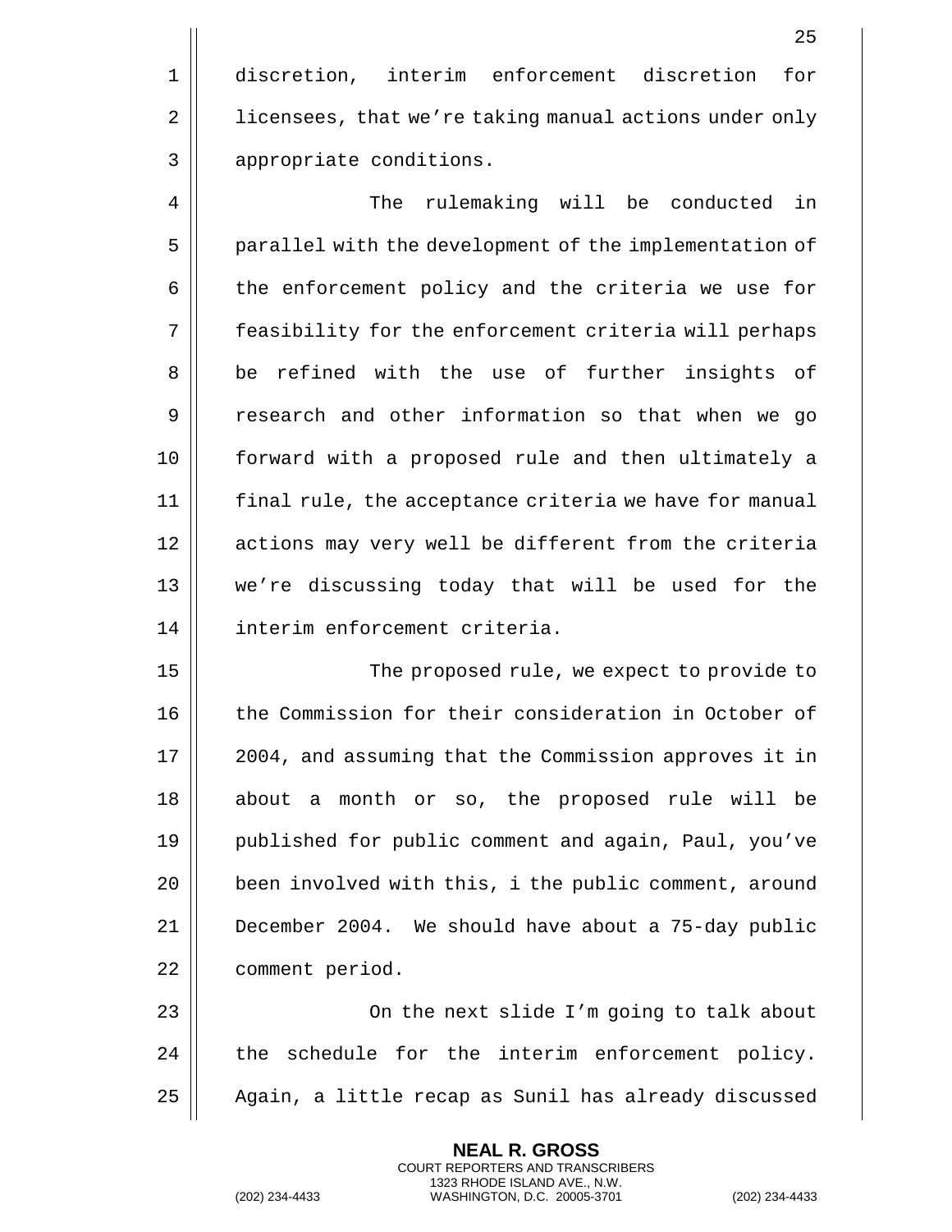discretion, interim enforcement discretion for licensees, that we're taking manual actions under only appropriate conditions.

The rulemaking will be conducted in parallel with the development of the implementation of the enforcement policy and the criteria we use for feasibility for the enforcement criteria will perhaps be refined with the use of further insights of research and other information so that when we go forward with a proposed rule and then ultimately a final rule, the acceptance criteria we have for manual actions may very well be different from the criteria we're discussing today that will be used for the interim enforcement criteria.

The proposed rule, we expect to provide to the Commission for their consideration in October of 2004, and assuming that the Commission approves it in about a month or so, the proposed rule will be published for public comment and again, Paul, you've been involved with this, i the public comment, around December 2004. We should have about a 75-day public comment period.

On the next slide I'm going to talk about the schedule for the interim enforcement policy. Again, a little recap as Sunil has already discussed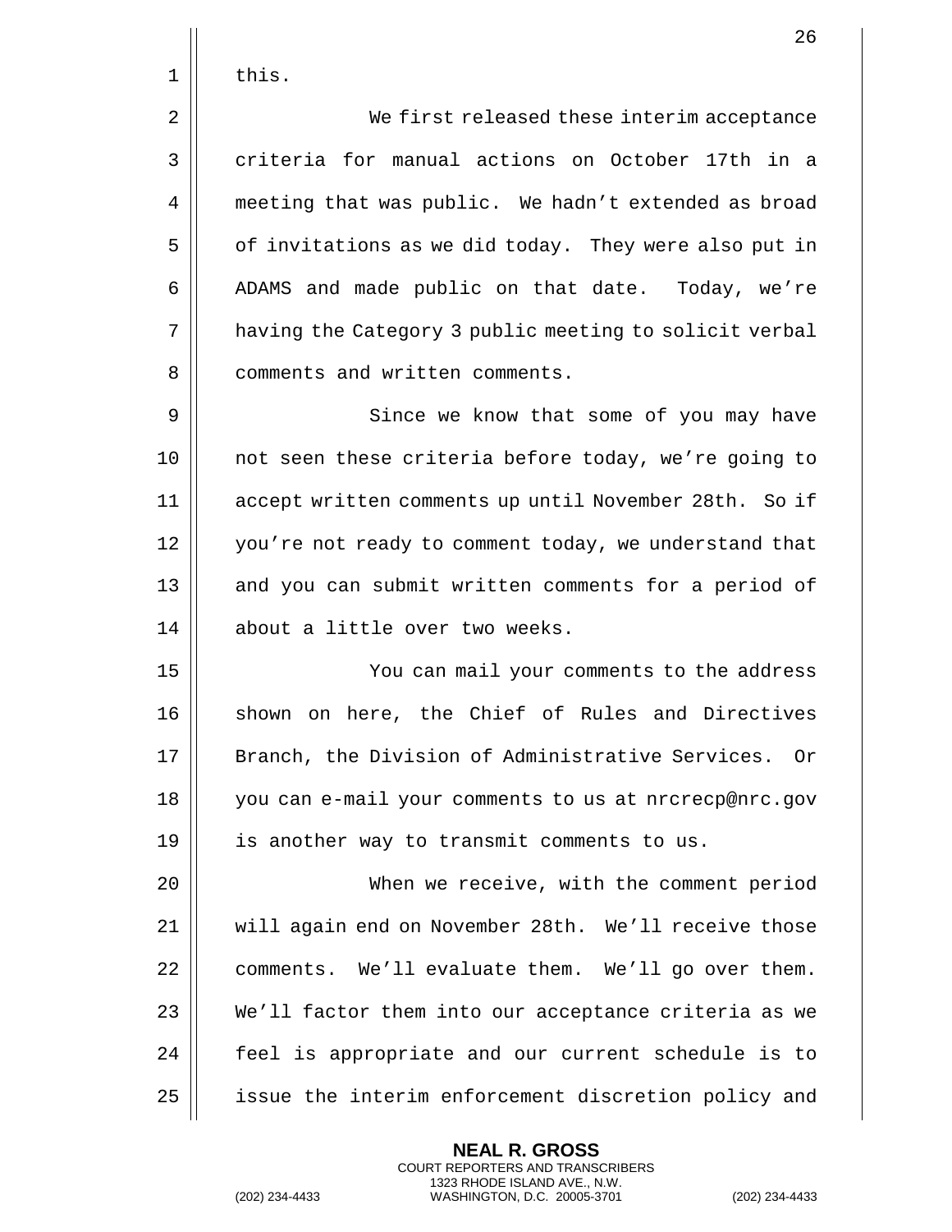this.

We first released these interim acceptance criteria for manual actions on October 17th in a meeting that was public. We hadn't extended as broad of invitations as we did today. They were also put in ADAMS and made public on that date. Today, we're having the Category 3 public meeting to solicit verbal comments and written comments.

Since we know that some of you may have not seen these criteria before today, we're going to accept written comments up until November 28th. So if you're not ready to comment today, we understand that and you can submit written comments for a period of about a little over two weeks.

You can mail your comments to the address shown on here, the Chief of Rules and Directives Branch, the Division of Administrative Services. Or you can e-mail your comments to us at nrcrecp@nrc.gov is another way to transmit comments to us.

When we receive, with the comment period will again end on November 28th. We'll receive those comments. We'll evaluate them. We'll go over them. We'll factor them into our acceptance criteria as we feel is appropriate and our current schedule is to issue the interim enforcement discretion policy and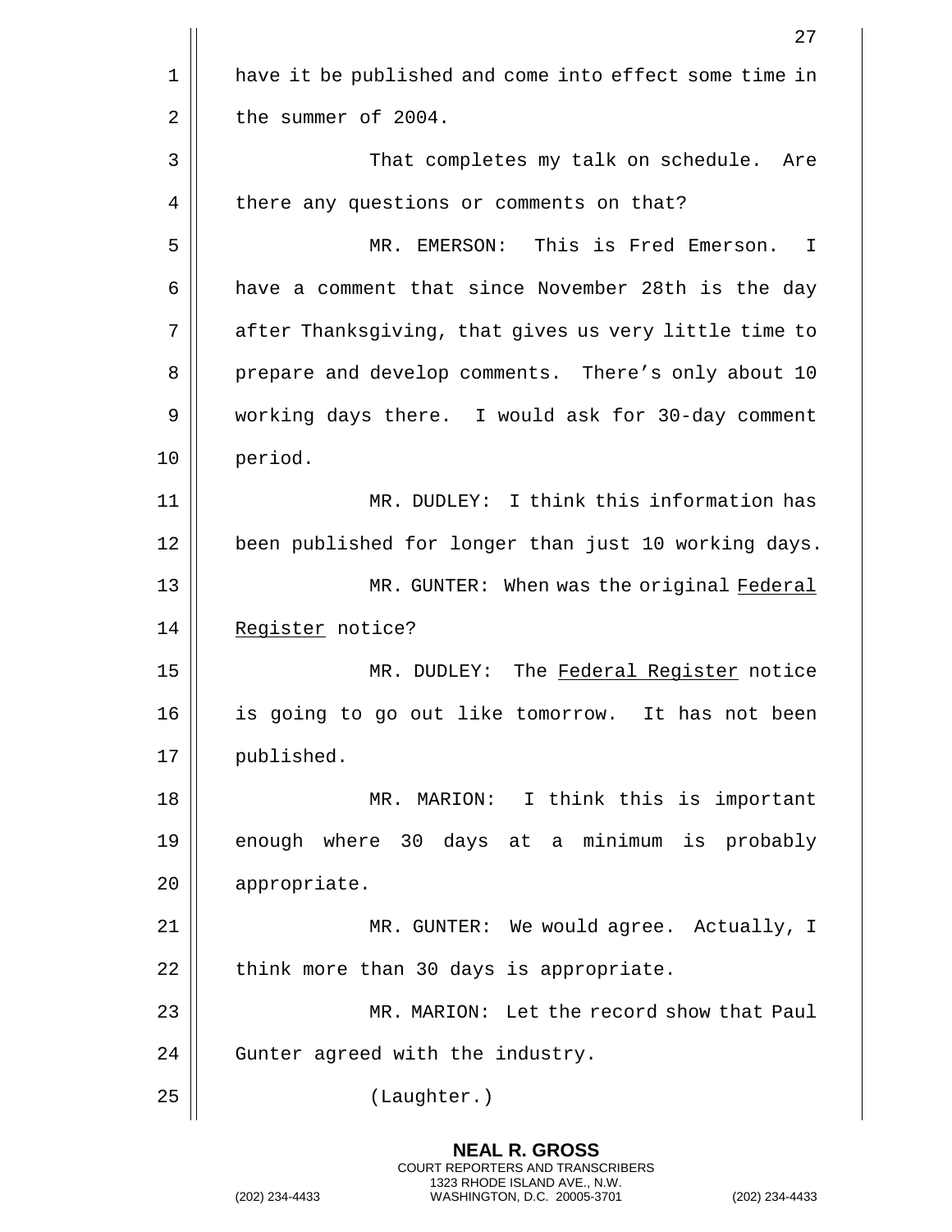have it be published and come into effect some time in the summer of 2004.

That completes my talk on schedule. Are there any questions or comments on that?

MR. EMERSON: This is Fred Emerson. I have a comment that since November 28th is the day after Thanksgiving, that gives us very little time to prepare and develop comments. There's only about 10 working days there. I would ask for 30-day comment period.

MR. DUDLEY: I think this information has been published for longer than just 10 working days.

MR. GUNTER: When was the original _Federal Register_ notice?

MR. DUDLEY: The _Federal Register_ notice is going to go out like tomorrow. It has not been published.

MR. MARION: I think this is important enough where 30 days at a minimum is probably appropriate.

MR. GUNTER: We would agree. Actually, I think more than 30 days is appropriate.

MR. MARION: Let the record show that Paul Gunter agreed with the industry.

(Laughter.)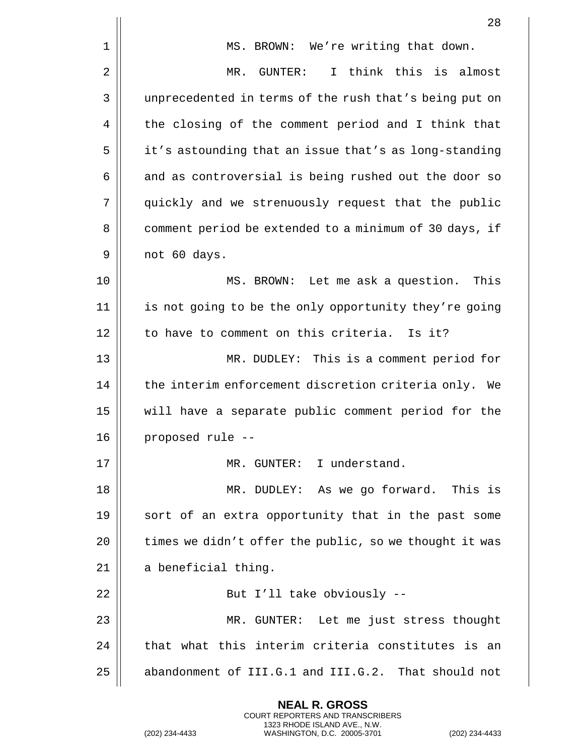MS. BROWN: We're writing that down.

MR. GUNTER: I think this is almost unprecedented in terms of the rush that's being put on the closing of the comment period and I think that it's astounding that an issue that's as long-standing and as controversial is being rushed out the door so quickly and we strenuously request that the public comment period be extended to a minimum of 30 days, if not 60 days.

MS. BROWN: Let me ask a question. This is not going to be the only opportunity they're going to have to comment on this criteria. Is it?

MR. DUDLEY: This is a comment period for the interim enforcement discretion criteria only. We will have a separate public comment period for the proposed rule --

MR. GUNTER: I understand.

MR. DUDLEY: As we go forward. This is sort of an extra opportunity that in the past some times we didn't offer the public, so we thought it was a beneficial thing.

But I'll take obviously --

MR. GUNTER: Let me just stress thought that what this interim criteria constitutes is an abandonment of III.G.1 and III.G.2. That should not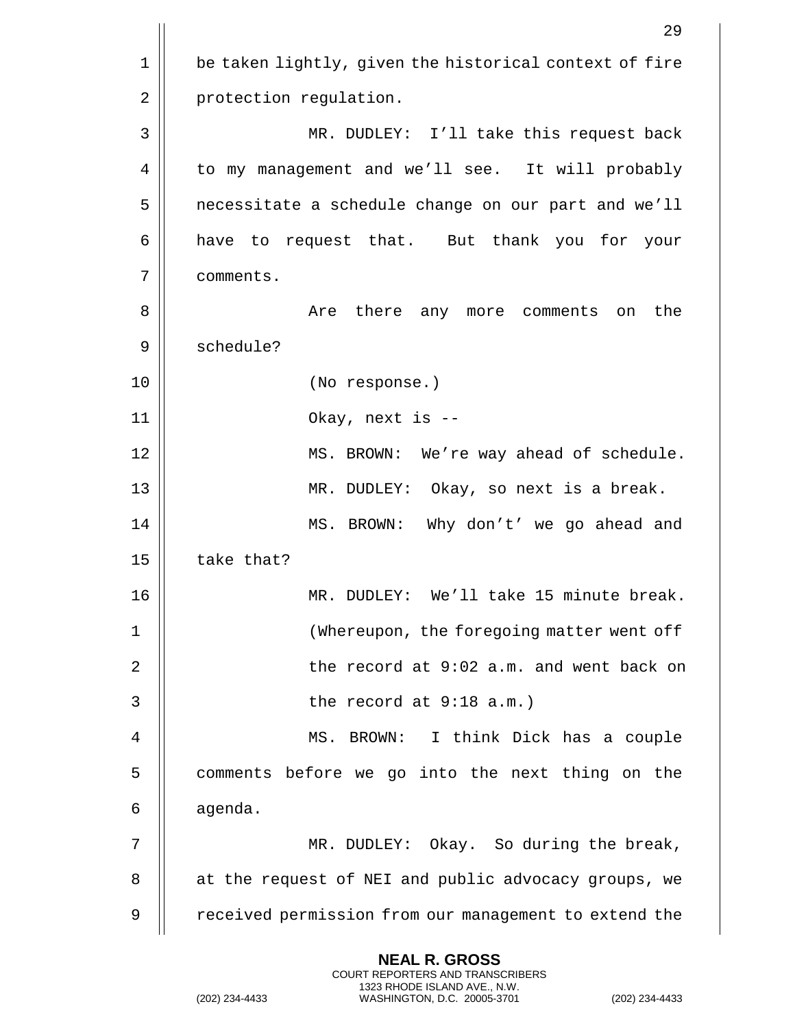be taken lightly, given the historical context of fire protection regulation.

MR. DUDLEY: I'll take this request back to my management and we'll see. It will probably necessitate a schedule change on our part and we'll have to request that. But thank you for your comments.

Are there any more comments on the schedule?

(No response.)

Okay, next is --

MS. BROWN: We're way ahead of schedule.

MR. DUDLEY: Okay, so next is a break.

MS. BROWN: Why don't' we go ahead and take that?

MR. DUDLEY: We'll take 15 minute break.

(Whereupon, the foregoing matter went off the record at 9:02 a.m. and went back on the record at 9:18 a.m.)

MS. BROWN: I think Dick has a couple comments before we go into the next thing on the agenda.

MR. DUDLEY: Okay. So during the break, at the request of NEI and public advocacy groups, we received permission from our management to extend the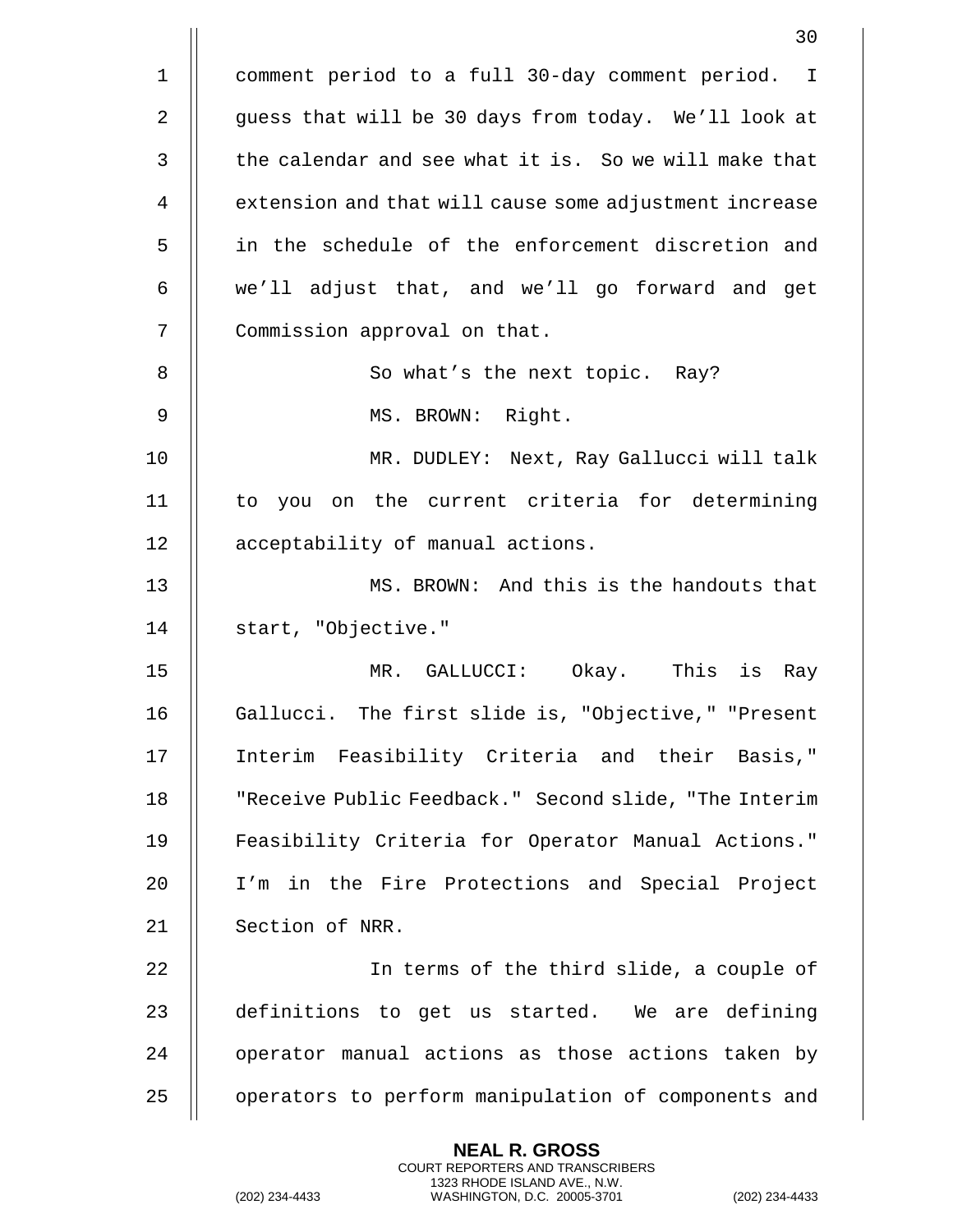comment period to a full 30-day comment period. I guess that will be 30 days from today. We'll look at the calendar and see what it is. So we will make that extension and that will cause some adjustment increase in the schedule of the enforcement discretion and we'll adjust that, and we'll go forward and get Commission approval on that.

So what's the next topic. Ray?

MS. BROWN: Right.

MR. DUDLEY: Next, Ray Gallucci will talk to you on the current criteria for determining acceptability of manual actions.

MS. BROWN: And this is the handouts that start, "Objective."

MR. GALLUCCI: Okay. This is Ray Gallucci. The first slide is, "Objective," "Present Interim Feasibility Criteria and their Basis," "Receive Public Feedback." Second slide, "The Interim Feasibility Criteria for Operator Manual Actions." I'm in the Fire Protections and Special Project Section of NRR.

In terms of the third slide, a couple of definitions to get us started. We are defining operator manual actions as those actions taken by operators to perform manipulation of components and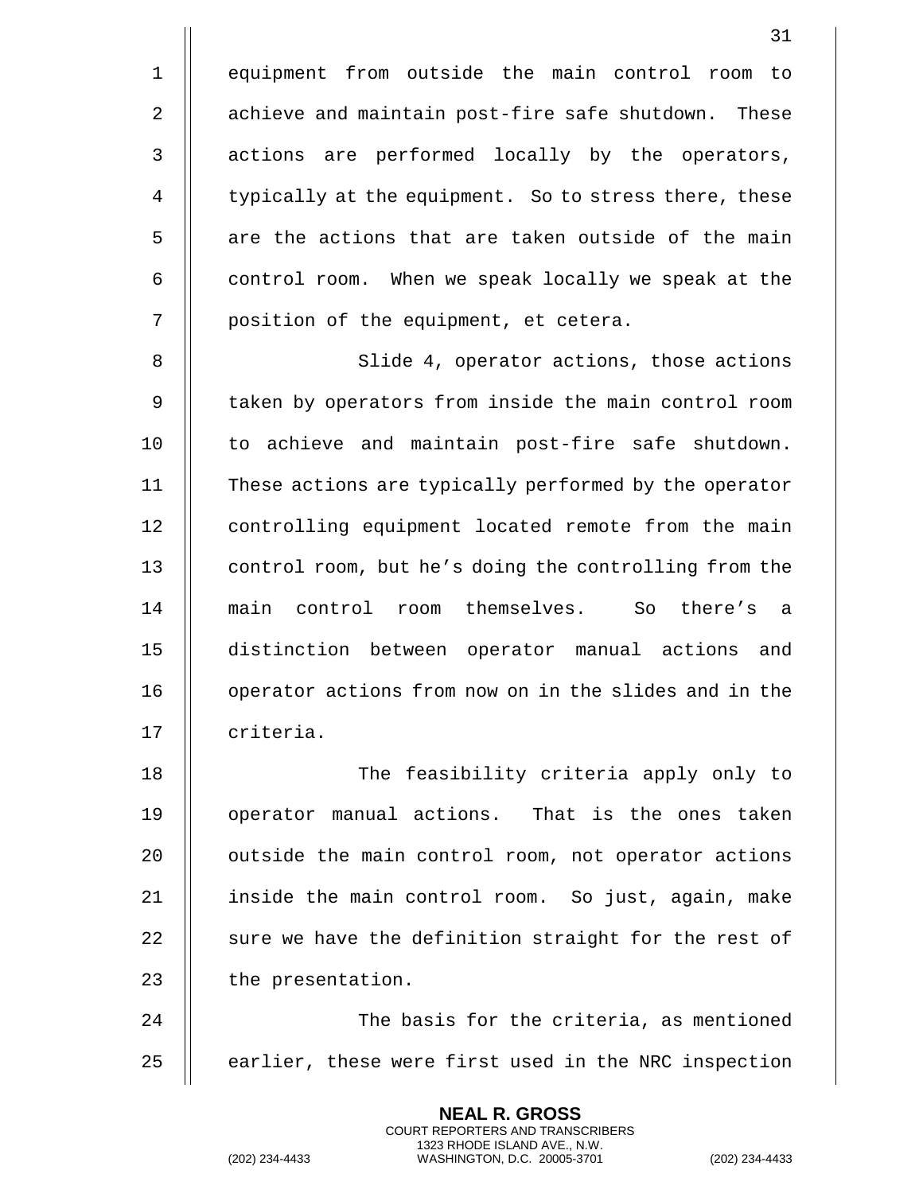equipment from outside the main control room to achieve and maintain post-fire safe shutdown. These actions are performed locally by the operators, typically at the equipment. So to stress there, these are the actions that are taken outside of the main control room. When we speak locally we speak at the position of the equipment, et cetera.

Slide 4, operator actions, those actions taken by operators from inside the main control room to achieve and maintain post-fire safe shutdown. These actions are typically performed by the operator controlling equipment located remote from the main control room, but he's doing the controlling from the main control room themselves. So there's a distinction between operator manual actions and operator actions from now on in the slides and in the criteria.

The feasibility criteria apply only to operator manual actions. That is the ones taken outside the main control room, not operator actions inside the main control room. So just, again, make sure we have the definition straight for the rest of the presentation.

The basis for the criteria, as mentioned earlier, these were first used in the NRC inspection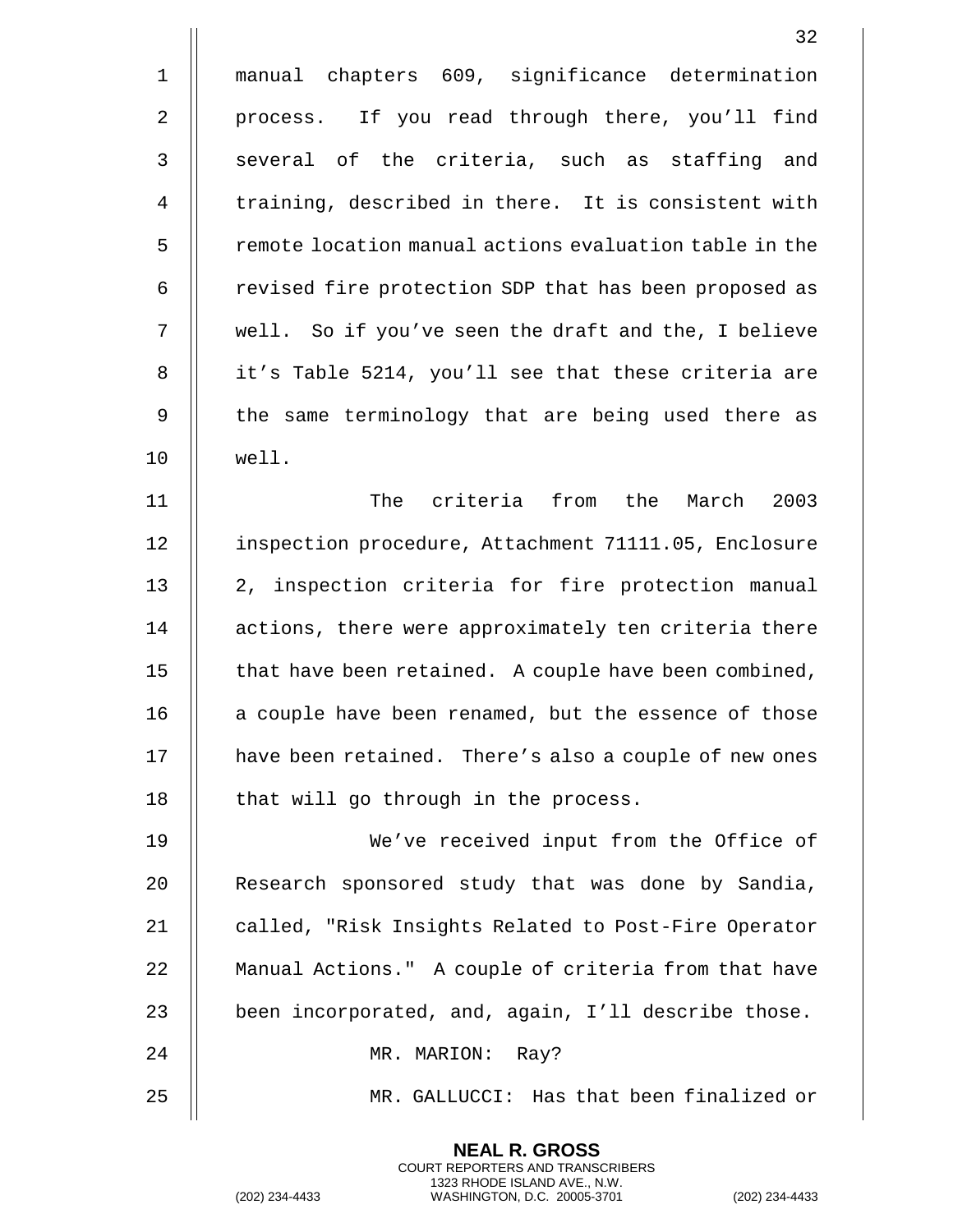manual chapters 609, significance determination process. If you read through there, you'll find several of the criteria, such as staffing and training, described in there. It is consistent with remote location manual actions evaluation table in the revised fire protection SDP that has been proposed as well. So if you've seen the draft and the, I believe it's Table 5214, you'll see that these criteria are the same terminology that are being used there as well.

The criteria from the March 2003 inspection procedure, Attachment 71111.05, Enclosure 2, inspection criteria for fire protection manual actions, there were approximately ten criteria there that have been retained. A couple have been combined, a couple have been renamed, but the essence of those have been retained. There's also a couple of new ones that will go through in the process.

We've received input from the Office of Research sponsored study that was done by Sandia, called, "Risk Insights Related to Post-Fire Operator Manual Actions." A couple of criteria from that have been incorporated, and, again, I'll describe those.

MR. MARION: Ray?

MR. GALLUCCI: Has that been finalized or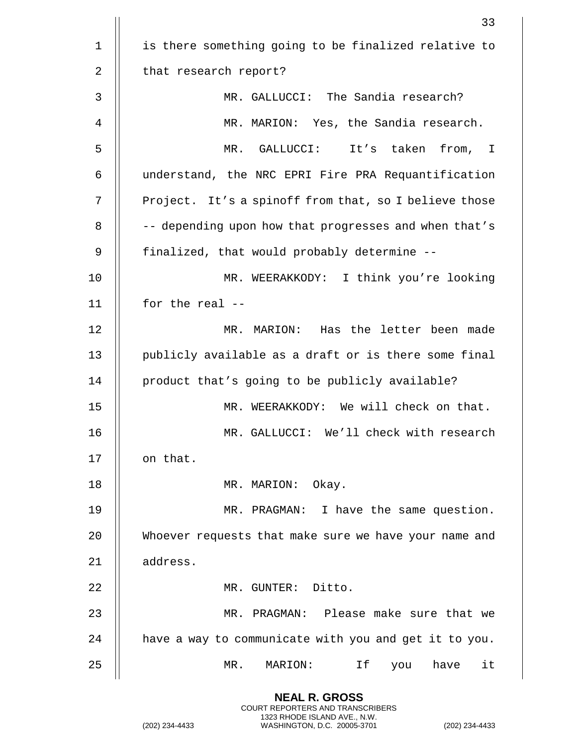is there something going to be finalized relative to that research report?

MR. GALLUCCI: The Sandia research?

MR. MARION: Yes, the Sandia research.

MR. GALLUCCI: It’s taken from, I understand, the NRC EPRI Fire PRA Requantification Project. It’s a spinoff from that, so I believe those -- depending upon how that progresses and when that’s finalized, that would probably determine --

MR. WEERAKKODY: I think you’re looking for the real --

MR. MARION: Has the letter been made publicly available as a draft or is there some final product that’s going to be publicly available?

MR. WEERAKKODY: We will check on that.

MR. GALLUCCI: We’ll check with research on that.

MR. MARION: Okay.

MR. PRAGMAN: I have the same question. Whoever requests that make sure we have your name and address.

MR. GUNTER: Ditto.

MR. PRAGMAN: Please make sure that we have a way to communicate with you and get it to you.

MR. MARION: If you have it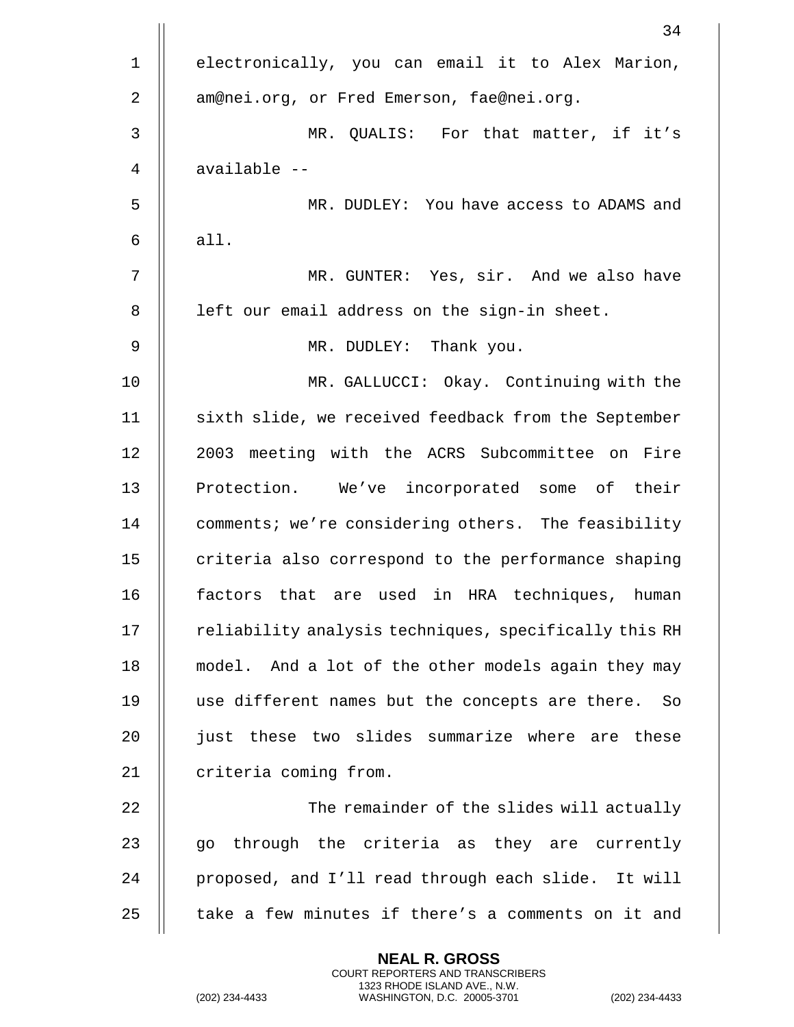electronically, you can email it to Alex Marion, am@nei.org, or Fred Emerson, fae@nei.org.

MR. QUALIS: For that matter, if it's available --

MR. DUDLEY: You have access to ADAMS and all.

MR. GUNTER: Yes, sir. And we also have left our email address on the sign-in sheet.

MR. DUDLEY: Thank you.

MR. GALLUCCI: Okay. Continuing with the sixth slide, we received feedback from the September 2003 meeting with the ACRS Subcommittee on Fire Protection. We've incorporated some of their comments; we're considering others. The feasibility criteria also correspond to the performance shaping factors that are used in HRA techniques, human reliability analysis techniques, specifically this RH model. And a lot of the other models again they may use different names but the concepts are there. So just these two slides summarize where are these criteria coming from.

The remainder of the slides will actually go through the criteria as they are currently proposed, and I'll read through each slide. It will take a few minutes if there's a comments on it and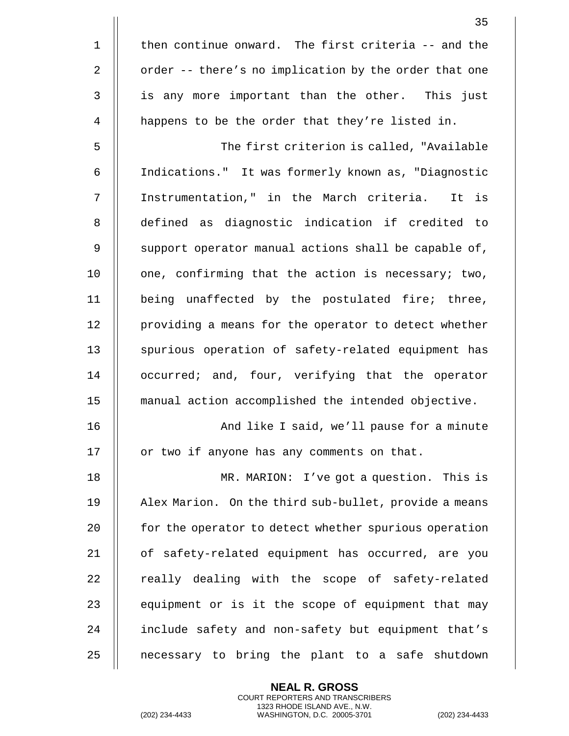then continue onward. The first criteria -- and the order -- there's no implication by the order that one is any more important than the other. This just happens to be the order that they're listed in.

The first criterion is called, "Available Indications." It was formerly known as, "Diagnostic Instrumentation," in the March criteria. It is defined as diagnostic indication if credited to support operator manual actions shall be capable of, one, confirming that the action is necessary; two, being unaffected by the postulated fire; three, providing a means for the operator to detect whether spurious operation of safety-related equipment has occurred; and, four, verifying that the operator manual action accomplished the intended objective.

And like I said, we'll pause for a minute or two if anyone has any comments on that.

MR. MARION: I've got a question. This is Alex Marion. On the third sub-bullet, provide a means for the operator to detect whether spurious operation of safety-related equipment has occurred, are you really dealing with the scope of safety-related equipment or is it the scope of equipment that may include safety and non-safety but equipment that's necessary to bring the plant to a safe shutdown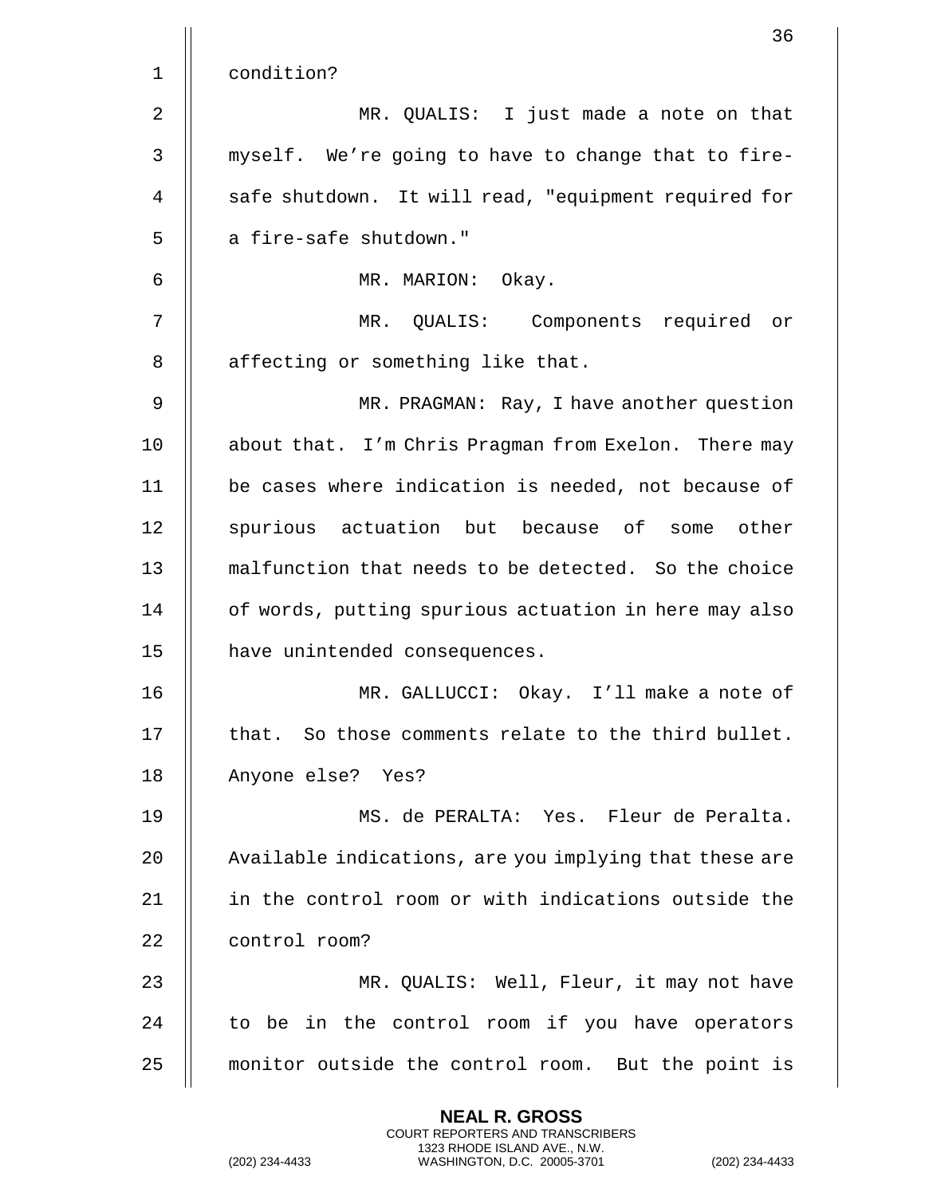condition?

MR. QUALIS: I just made a note on that myself. We're going to have to change that to fire-safe shutdown. It will read, "equipment required for a fire-safe shutdown."

MR. MARION: Okay.

MR. QUALIS: Components required or affecting or something like that.

MR. PRAGMAN: Ray, I have another question about that. I'm Chris Pragman from Exelon. There may be cases where indication is needed, not because of spurious actuation but because of some other malfunction that needs to be detected. So the choice of words, putting spurious actuation in here may also have unintended consequences.

MR. GALLUCCI: Okay. I'll make a note of that. So those comments relate to the third bullet. Anyone else? Yes?

MS. de PERALTA: Yes. Fleur de Peralta. Available indications, are you implying that these are in the control room or with indications outside the control room?

MR. QUALIS: Well, Fleur, it may not have to be in the control room if you have operators monitor outside the control room. But the point is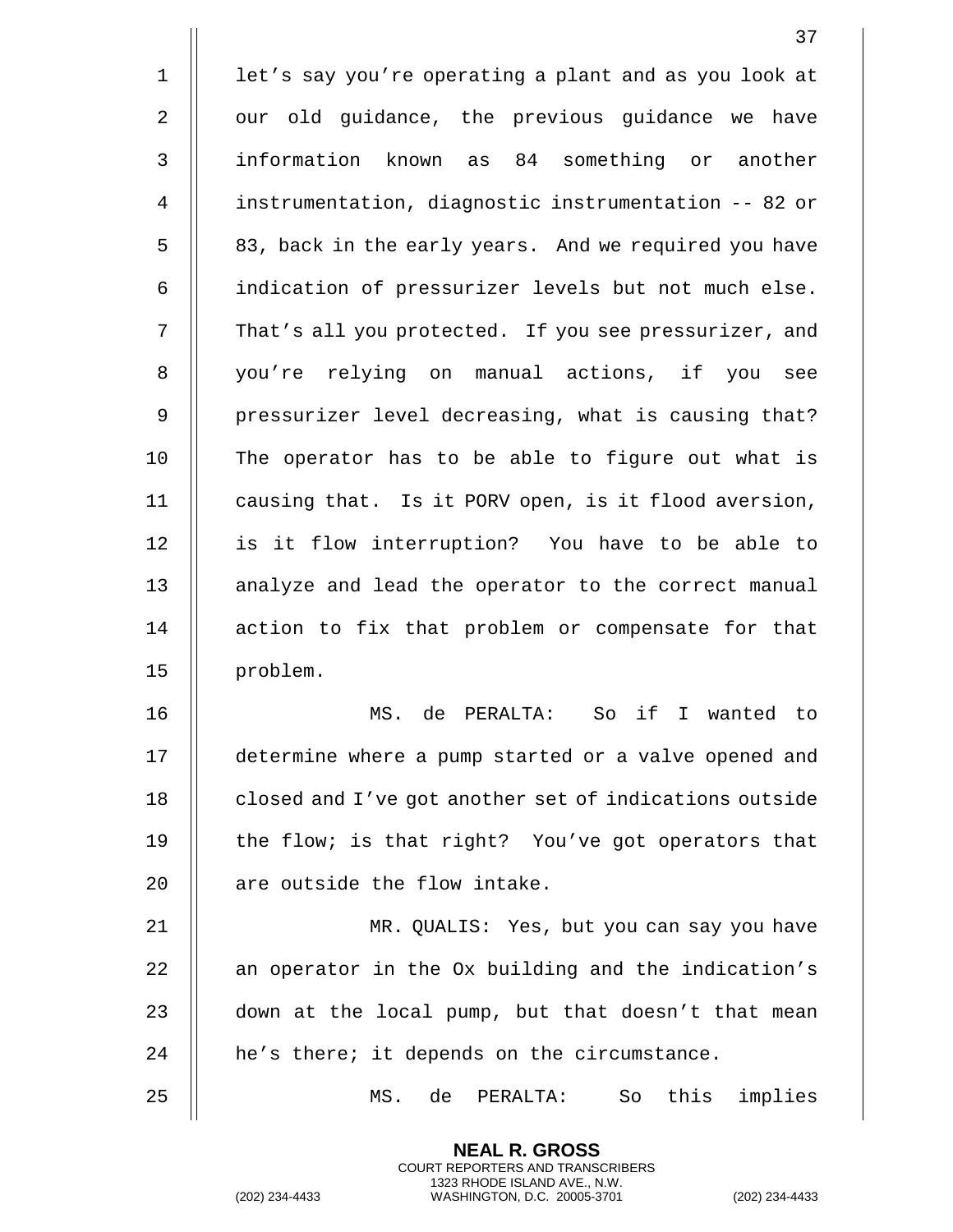let's say you're operating a plant and as you look at our old guidance, the previous guidance we have information known as 84 something or another instrumentation, diagnostic instrumentation -- 82 or 83, back in the early years. And we required you have indication of pressurizer levels but not much else. That's all you protected. If you see pressurizer, and you're relying on manual actions, if you see pressurizer level decreasing, what is causing that? The operator has to be able to figure out what is causing that. Is it PORV open, is it flood aversion, is it flow interruption? You have to be able to analyze and lead the operator to the correct manual action to fix that problem or compensate for that problem.

MS. de PERALTA: So if I wanted to determine where a pump started or a valve opened and closed and I've got another set of indications outside the flow; is that right? You've got operators that are outside the flow intake.

MR. QUALIS: Yes, but you can say you have an operator in the Ox building and the indication's down at the local pump, but that doesn't that mean he's there; it depends on the circumstance.

MS. de PERALTA: So this implies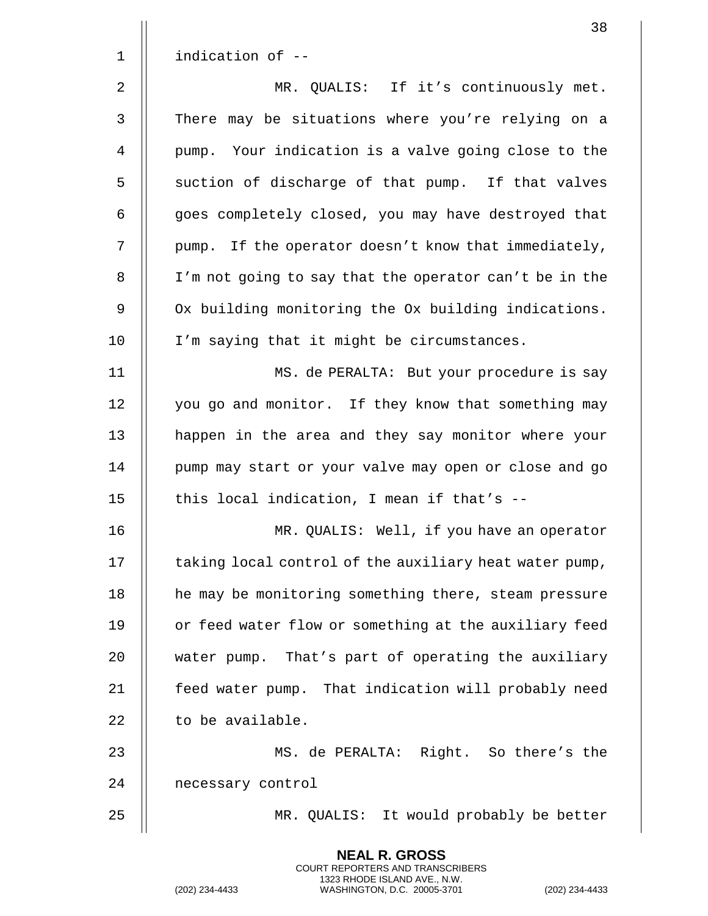indication of --

MR. QUALIS: If it's continuously met. There may be situations where you're relying on a pump. Your indication is a valve going close to the suction of discharge of that pump. If that valves goes completely closed, you may have destroyed that pump. If the operator doesn't know that immediately, I'm not going to say that the operator can't be in the Ox building monitoring the Ox building indications. I'm saying that it might be circumstances.

MS. de PERALTA: But your procedure is say you go and monitor. If they know that something may happen in the area and they say monitor where your pump may start or your valve may open or close and go this local indication, I mean if that's --

MR. QUALIS: Well, if you have an operator taking local control of the auxiliary heat water pump, he may be monitoring something there, steam pressure or feed water flow or something at the auxiliary feed water pump. That's part of operating the auxiliary feed water pump. That indication will probably need to be available.

MS. de PERALTA: Right. So there's the necessary control

MR. QUALIS: It would probably be better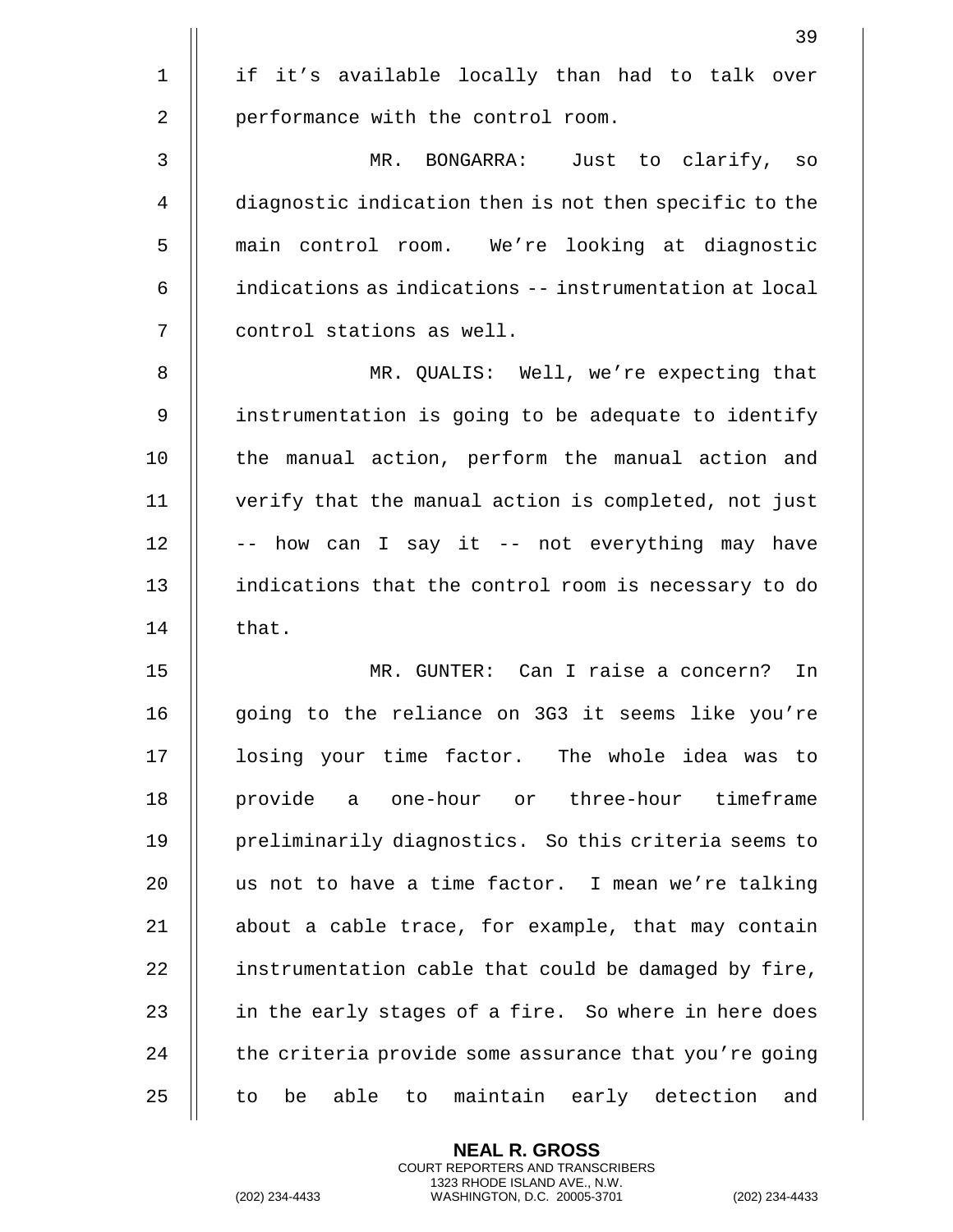if it's available locally than had to talk over performance with the control room.

MR. BONGARRA: Just to clarify, so diagnostic indication then is not then specific to the main control room. We're looking at diagnostic indications as indications -- instrumentation at local control stations as well.

MR. QUALIS: Well, we're expecting that instrumentation is going to be adequate to identify the manual action, perform the manual action and verify that the manual action is completed, not just -- how can I say it -- not everything may have indications that the control room is necessary to do that.

MR. GUNTER: Can I raise a concern? In going to the reliance on 3G3 it seems like you're losing your time factor. The whole idea was to provide a one-hour or three-hour timeframe preliminarily diagnostics. So this criteria seems to us not to have a time factor. I mean we're talking about a cable trace, for example, that may contain instrumentation cable that could be damaged by fire, in the early stages of a fire. So where in here does the criteria provide some assurance that you're going to be able to maintain early detection and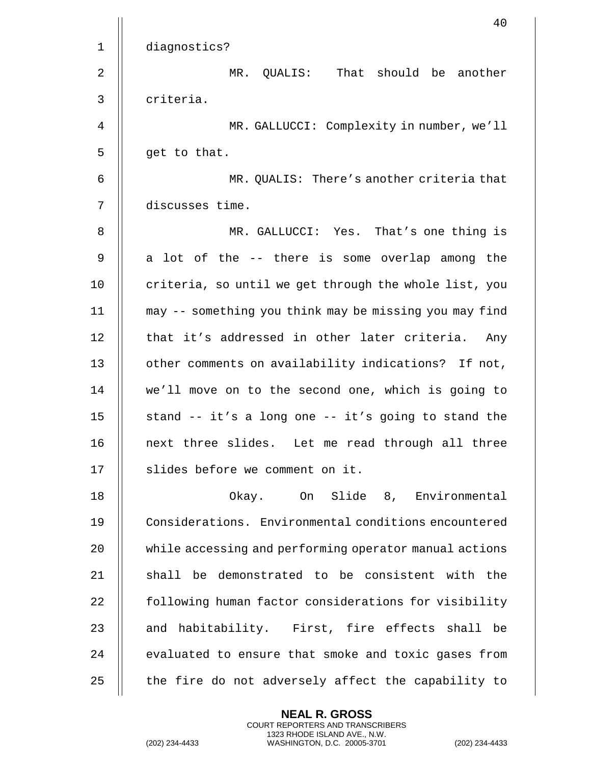diagnostics?

MR. QUALIS: That should be another criteria.

MR. GALLUCCI: Complexity in number, we'll get to that.

MR. QUALIS: There's another criteria that discusses time.

MR. GALLUCCI: Yes. That's one thing is a lot of the -- there is some overlap among the criteria, so until we get through the whole list, you may -- something you think may be missing you may find that it's addressed in other later criteria. Any other comments on availability indications? If not, we'll move on to the second one, which is going to stand -- it's a long one -- it's going to stand the next three slides. Let me read through all three slides before we comment on it.

Okay. On Slide 8, Environmental Considerations. Environmental conditions encountered while accessing and performing operator manual actions shall be demonstrated to be consistent with the following human factor considerations for visibility and habitability. First, fire effects shall be evaluated to ensure that smoke and toxic gases from the fire do not adversely affect the capability to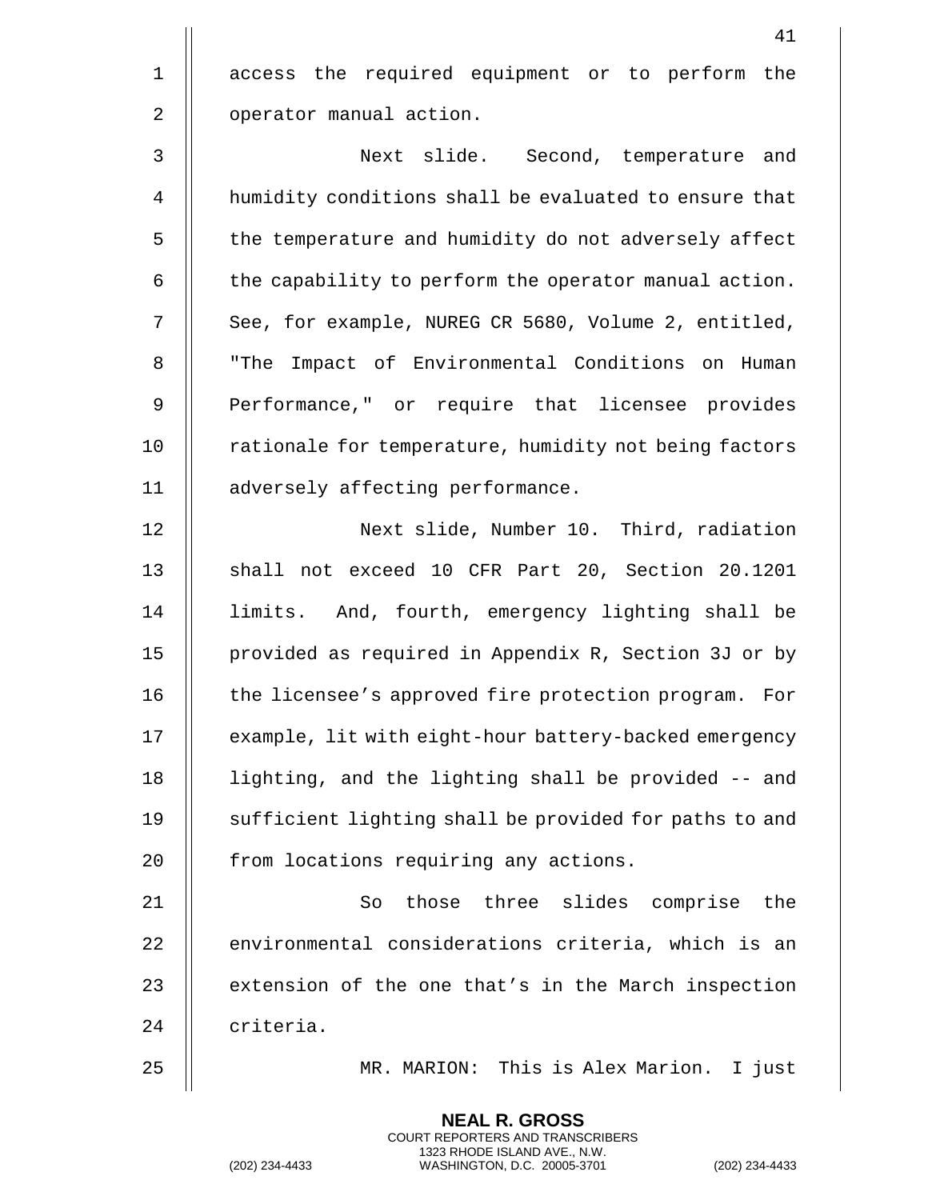access the required equipment or to perform the operator manual action.

Next slide. Second, temperature and humidity conditions shall be evaluated to ensure that the temperature and humidity do not adversely affect the capability to perform the operator manual action. See, for example, NUREG CR 5680, Volume 2, entitled, "The Impact of Environmental Conditions on Human Performance," or require that licensee provides rationale for temperature, humidity not being factors adversely affecting performance.

Next slide, Number 10. Third, radiation shall not exceed 10 CFR Part 20, Section 20.1201 limits. And, fourth, emergency lighting shall be provided as required in Appendix R, Section 3J or by the licensee's approved fire protection program. For example, lit with eight-hour battery-backed emergency lighting, and the lighting shall be provided -- and sufficient lighting shall be provided for paths to and from locations requiring any actions.

So those three slides comprise the environmental considerations criteria, which is an extension of the one that's in the March inspection criteria.

MR. MARION: This is Alex Marion. I just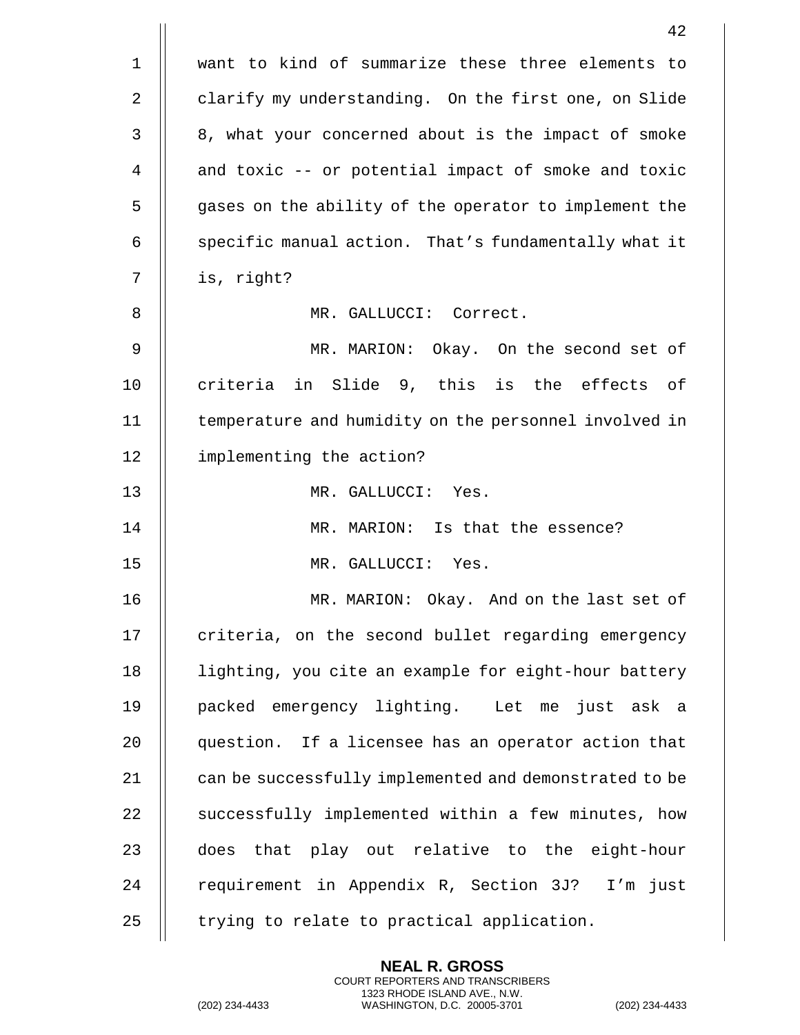want to kind of summarize these three elements to clarify my understanding. On the first one, on Slide 8, what your concerned about is the impact of smoke and toxic -- or potential impact of smoke and toxic gases on the ability of the operator to implement the specific manual action. That's fundamentally what it is, right?

MR. GALLUCCI: Correct.

MR. MARION: Okay. On the second set of criteria in Slide 9, this is the effects of temperature and humidity on the personnel involved in implementing the action?

MR. GALLUCCI: Yes.

MR. MARION: Is that the essence?

MR. GALLUCCI: Yes.

MR. MARION: Okay. And on the last set of criteria, on the second bullet regarding emergency lighting, you cite an example for eight-hour battery packed emergency lighting. Let me just ask a question. If a licensee has an operator action that can be successfully implemented and demonstrated to be successfully implemented within a few minutes, how does that play out relative to the eight-hour requirement in Appendix R, Section 3J? I'm just trying to relate to practical application.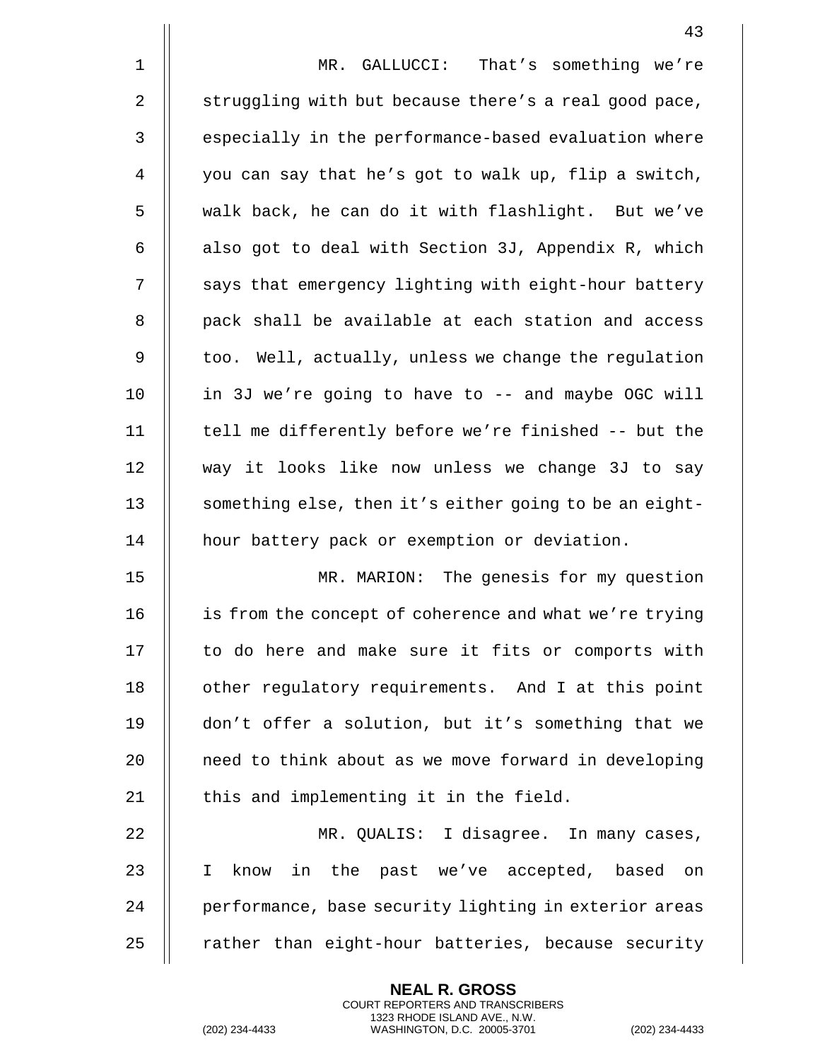MR. GALLUCCI: That's something we're struggling with but because there's a real good pace, especially in the performance-based evaluation where you can say that he's got to walk up, flip a switch, walk back, he can do it with flashlight. But we've also got to deal with Section 3J, Appendix R, which says that emergency lighting with eight-hour battery pack shall be available at each station and access too. Well, actually, unless we change the regulation in 3J we're going to have to -- and maybe OGC will tell me differently before we're finished -- but the way it looks like now unless we change 3J to say something else, then it's either going to be an eight-hour battery pack or exemption or deviation.

MR. MARION: The genesis for my question is from the concept of coherence and what we're trying to do here and make sure it fits or comports with other regulatory requirements. And I at this point don't offer a solution, but it's something that we need to think about as we move forward in developing this and implementing it in the field.

MR. QUALIS: I disagree. In many cases, I know in the past we've accepted, based on performance, base security lighting in exterior areas rather than eight-hour batteries, because security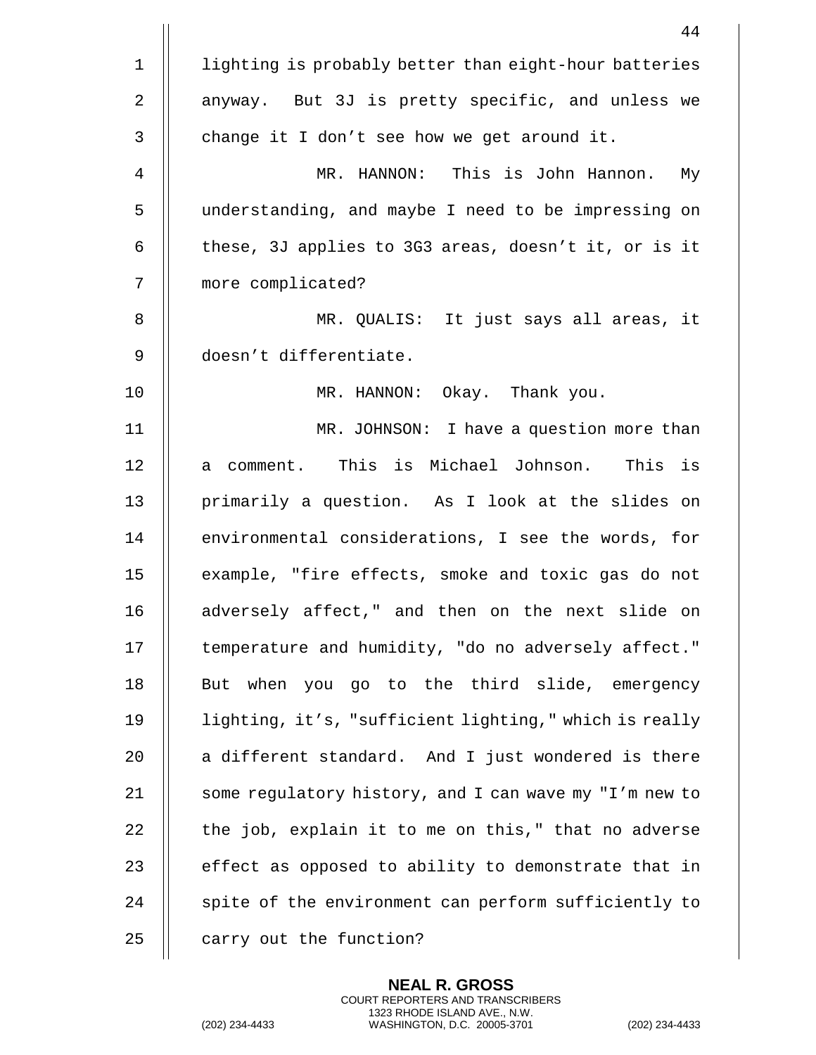lighting is probably better than eight-hour batteries anyway. But 3J is pretty specific, and unless we change it I don't see how we get around it.

MR. HANNON: This is John Hannon. My understanding, and maybe I need to be impressing on these, 3J applies to 3G3 areas, doesn't it, or is it more complicated?

MR. QUALIS: It just says all areas, it doesn't differentiate.

MR. HANNON: Okay. Thank you.

MR. JOHNSON: I have a question more than a comment. This is Michael Johnson. This is primarily a question. As I look at the slides on environmental considerations, I see the words, for example, "fire effects, smoke and toxic gas do not adversely affect," and then on the next slide on temperature and humidity, "do no adversely affect." But when you go to the third slide, emergency lighting, it's, "sufficient lighting," which is really a different standard. And I just wondered is there some regulatory history, and I can wave my "I'm new to the job, explain it to me on this," that no adverse effect as opposed to ability to demonstrate that in spite of the environment can perform sufficiently to carry out the function?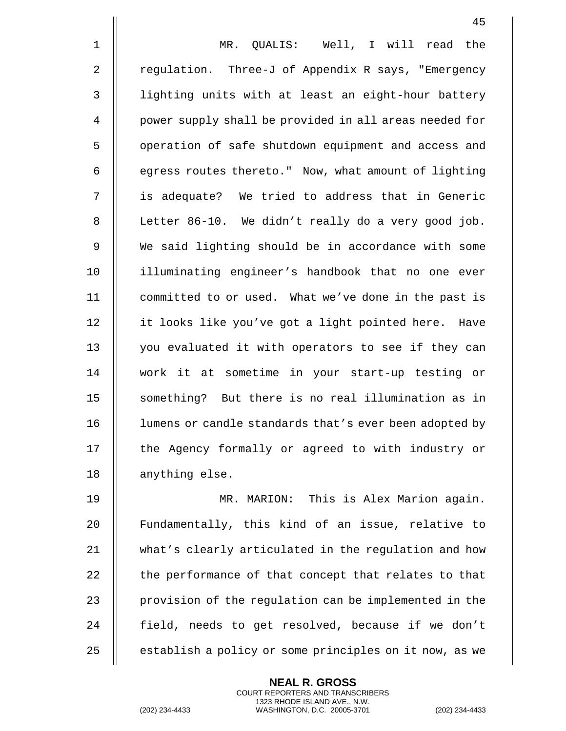MR. QUALIS: Well, I will read the regulation. Three-J of Appendix R says, "Emergency lighting units with at least an eight-hour battery power supply shall be provided in all areas needed for operation of safe shutdown equipment and access and egress routes thereto." Now, what amount of lighting is adequate? We tried to address that in Generic Letter 86-10. We didn't really do a very good job. We said lighting should be in accordance with some illuminating engineer's handbook that no one ever committed to or used. What we've done in the past is it looks like you've got a light pointed here. Have you evaluated it with operators to see if they can work it at sometime in your start-up testing or something? But there is no real illumination as in lumens or candle standards that's ever been adopted by the Agency formally or agreed to with industry or anything else.

MR. MARION: This is Alex Marion again. Fundamentally, this kind of an issue, relative to what's clearly articulated in the regulation and how the performance of that concept that relates to that provision of the regulation can be implemented in the field, needs to get resolved, because if we don't establish a policy or some principles on it now, as we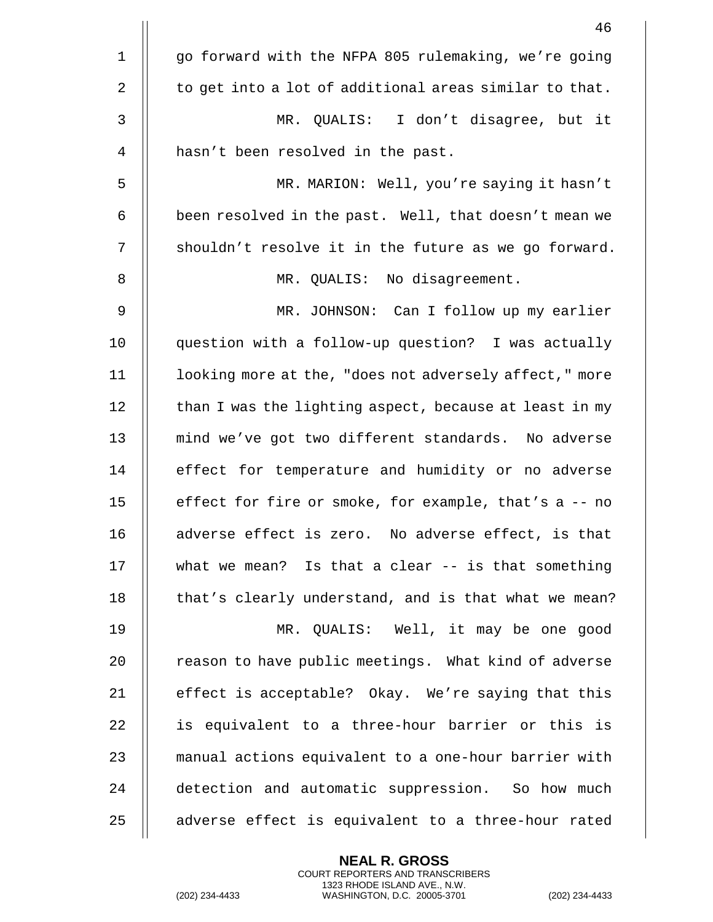go forward with the NFPA 805 rulemaking, we're going to get into a lot of additional areas similar to that.

MR. QUALIS: I don't disagree, but it hasn't been resolved in the past.

MR. MARION: Well, you're saying it hasn't been resolved in the past. Well, that doesn't mean we shouldn't resolve it in the future as we go forward.

MR. QUALIS: No disagreement.

MR. JOHNSON: Can I follow up my earlier question with a follow-up question? I was actually looking more at the, "does not adversely affect," more than I was the lighting aspect, because at least in my mind we've got two different standards. No adverse effect for temperature and humidity or no adverse effect for fire or smoke, for example, that's a -- no adverse effect is zero. No adverse effect, is that what we mean? Is that a clear -- is that something that's clearly understand, and is that what we mean?

MR. QUALIS: Well, it may be one good reason to have public meetings. What kind of adverse effect is acceptable? Okay. We're saying that this is equivalent to a three-hour barrier or this is manual actions equivalent to a one-hour barrier with detection and automatic suppression. So how much adverse effect is equivalent to a three-hour rated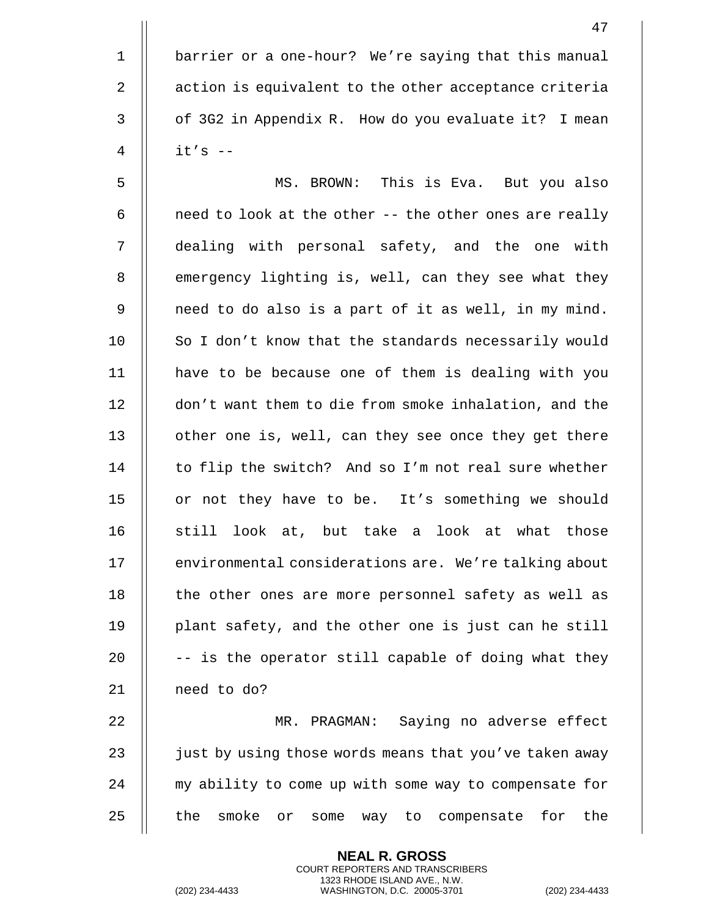barrier or a one-hour? We're saying that this manual action is equivalent to the other acceptance criteria of 3G2 in Appendix R. How do you evaluate it? I mean it's --

MS. BROWN: This is Eva. But you also need to look at the other -- the other ones are really dealing with personal safety, and the one with emergency lighting is, well, can they see what they need to do also is a part of it as well, in my mind. So I don't know that the standards necessarily would have to be because one of them is dealing with you don't want them to die from smoke inhalation, and the other one is, well, can they see once they get there to flip the switch? And so I'm not real sure whether or not they have to be. It's something we should still look at, but take a look at what those environmental considerations are. We're talking about the other ones are more personnel safety as well as plant safety, and the other one is just can he still -- is the operator still capable of doing what they need to do?

MR. PRAGMAN: Saying no adverse effect just by using those words means that you've taken away my ability to come up with some way to compensate for the smoke or some way to compensate for the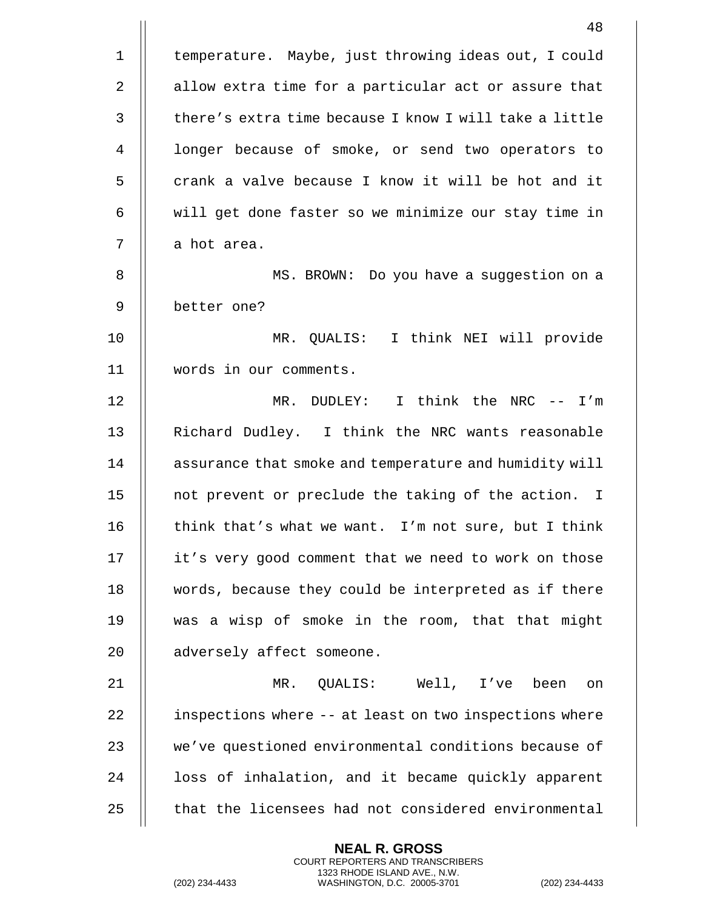temperature. Maybe, just throwing ideas out, I could allow extra time for a particular act or assure that there's extra time because I know I will take a little longer because of smoke, or send two operators to crank a valve because I know it will be hot and it will get done faster so we minimize our stay time in a hot area.

MS. BROWN: Do you have a suggestion on a better one?

MR. QUALIS: I think NEI will provide words in our comments.

MR. DUDLEY: I think the NRC -- I'm Richard Dudley. I think the NRC wants reasonable assurance that smoke and temperature and humidity will not prevent or preclude the taking of the action. I think that's what we want. I'm not sure, but I think it's very good comment that we need to work on those words, because they could be interpreted as if there was a wisp of smoke in the room, that that might adversely affect someone.

MR. QUALIS: Well, I've been on inspections where -- at least on two inspections where we've questioned environmental conditions because of loss of inhalation, and it became quickly apparent that the licensees had not considered environmental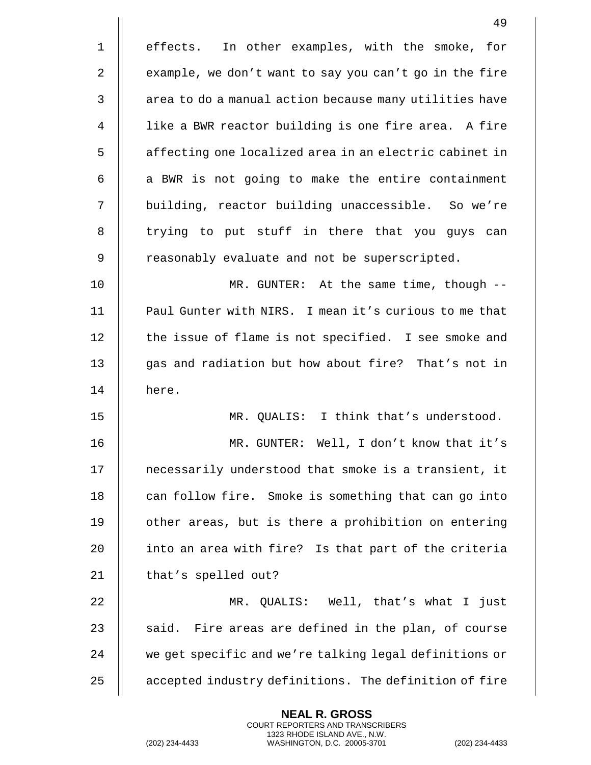effects. In other examples, with the smoke, for example, we don't want to say you can't go in the fire area to do a manual action because many utilities have like a BWR reactor building is one fire area. A fire affecting one localized area in an electric cabinet in a BWR is not going to make the entire containment building, reactor building unaccessible. So we're trying to put stuff in there that you guys can reasonably evaluate and not be superscripted.

MR. GUNTER: At the same time, though -- Paul Gunter with NIRS. I mean it's curious to me that the issue of flame is not specified. I see smoke and gas and radiation but how about fire? That's not in here.

MR. QUALIS: I think that's understood.

MR. GUNTER: Well, I don't know that it's necessarily understood that smoke is a transient, it can follow fire. Smoke is something that can go into other areas, but is there a prohibition on entering into an area with fire? Is that part of the criteria that's spelled out?

MR. QUALIS: Well, that's what I just said. Fire areas are defined in the plan, of course we get specific and we're talking legal definitions or accepted industry definitions. The definition of fire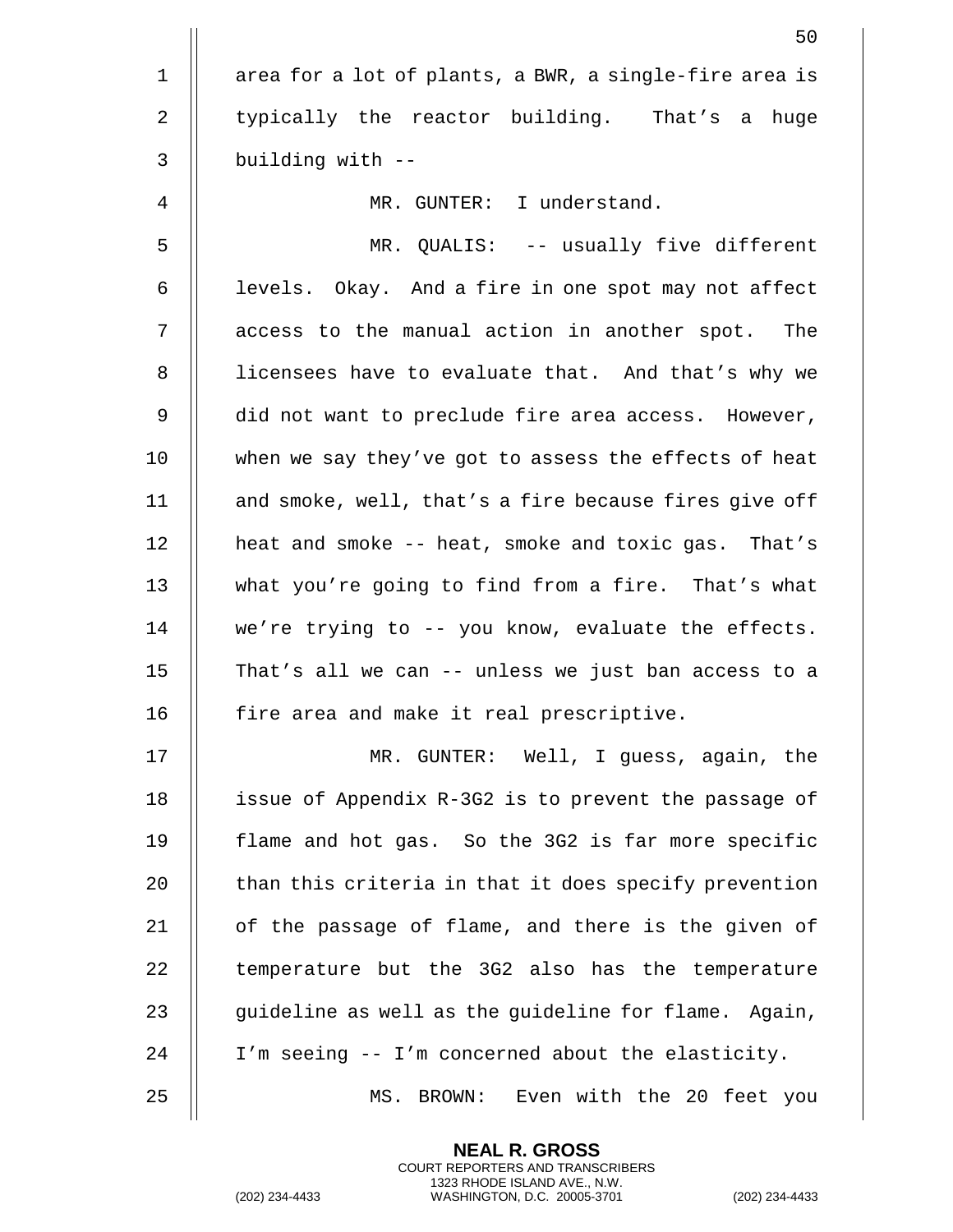area for a lot of plants, a BWR, a single-fire area is typically the reactor building. That's a huge building with --

MR. GUNTER: I understand.

MR. QUALIS: -- usually five different levels. Okay. And a fire in one spot may not affect access to the manual action in another spot. The licensees have to evaluate that. And that's why we did not want to preclude fire area access. However, when we say they've got to assess the effects of heat and smoke, well, that's a fire because fires give off heat and smoke -- heat, smoke and toxic gas. That's what you're going to find from a fire. That's what we're trying to -- you know, evaluate the effects. That's all we can -- unless we just ban access to a fire area and make it real prescriptive.

MR. GUNTER: Well, I guess, again, the issue of Appendix R-3G2 is to prevent the passage of flame and hot gas. So the 3G2 is far more specific than this criteria in that it does specify prevention of the passage of flame, and there is the given of temperature but the 3G2 also has the temperature guideline as well as the guideline for flame. Again, I'm seeing -- I'm concerned about the elasticity.

MS. BROWN: Even with the 20 feet you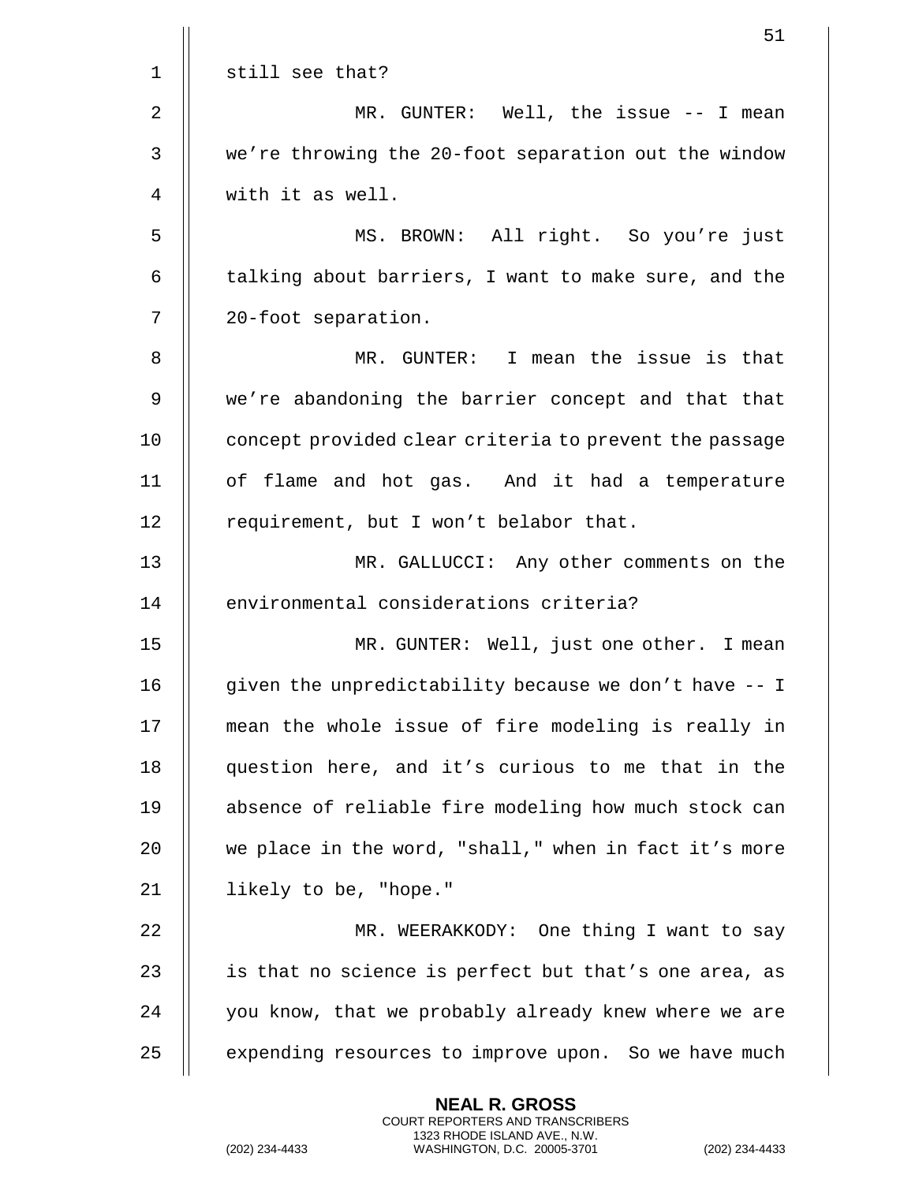still see that?

MR. GUNTER: Well, the issue -- I mean we're throwing the 20-foot separation out the window with it as well.

MS. BROWN: All right. So you're just talking about barriers, I want to make sure, and the 20-foot separation.

MR. GUNTER: I mean the issue is that we're abandoning the barrier concept and that that concept provided clear criteria to prevent the passage of flame and hot gas. And it had a temperature requirement, but I won't belabor that.

MR. GALLUCCI: Any other comments on the environmental considerations criteria?

MR. GUNTER: Well, just one other. I mean given the unpredictability because we don't have -- I mean the whole issue of fire modeling is really in question here, and it's curious to me that in the absence of reliable fire modeling how much stock can we place in the word, "shall," when in fact it's more likely to be, "hope."

MR. WEERAKKODY: One thing I want to say is that no science is perfect but that's one area, as you know, that we probably already knew where we are expending resources to improve upon. So we have much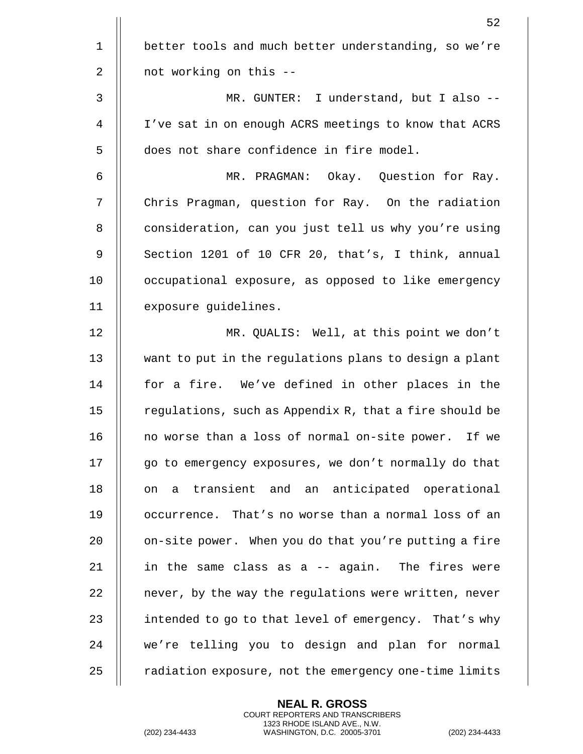better tools and much better understanding, so we're not working on this --

MR. GUNTER: I understand, but I also -- I've sat in on enough ACRS meetings to know that ACRS does not share confidence in fire model.

MR. PRAGMAN: Okay. Question for Ray. Chris Pragman, question for Ray. On the radiation consideration, can you just tell us why you're using Section 1201 of 10 CFR 20, that's, I think, annual occupational exposure, as opposed to like emergency exposure guidelines.

MR. QUALIS: Well, at this point we don't want to put in the regulations plans to design a plant for a fire. We've defined in other places in the regulations, such as Appendix R, that a fire should be no worse than a loss of normal on-site power. If we go to emergency exposures, we don't normally do that on a transient and an anticipated operational occurrence. That's no worse than a normal loss of an on-site power. When you do that you're putting a fire in the same class as a -- again. The fires were never, by the way the regulations were written, never intended to go to that level of emergency. That's why we're telling you to design and plan for normal radiation exposure, not the emergency one-time limits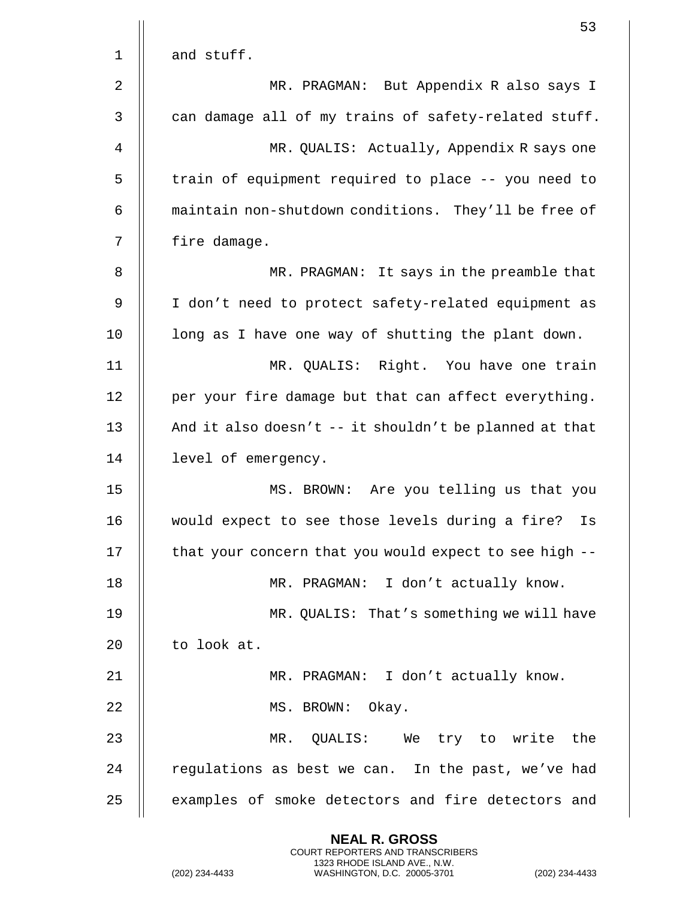and stuff.

MR. PRAGMAN: But Appendix R also says I can damage all of my trains of safety-related stuff.

MR. QUALIS: Actually, Appendix R says one train of equipment required to place -- you need to maintain non-shutdown conditions. They'll be free of fire damage.

MR. PRAGMAN: It says in the preamble that I don't need to protect safety-related equipment as long as I have one way of shutting the plant down.

MR. QUALIS: Right. You have one train per your fire damage but that can affect everything. And it also doesn't -- it shouldn't be planned at that level of emergency.

MS. BROWN: Are you telling us that you would expect to see those levels during a fire? Is that your concern that you would expect to see high --

MR. PRAGMAN: I don't actually know.

MR. QUALIS: That's something we will have to look at.

MR. PRAGMAN: I don't actually know.

MS. BROWN: Okay.

MR. QUALIS: We try to write the regulations as best we can. In the past, we've had examples of smoke detectors and fire detectors and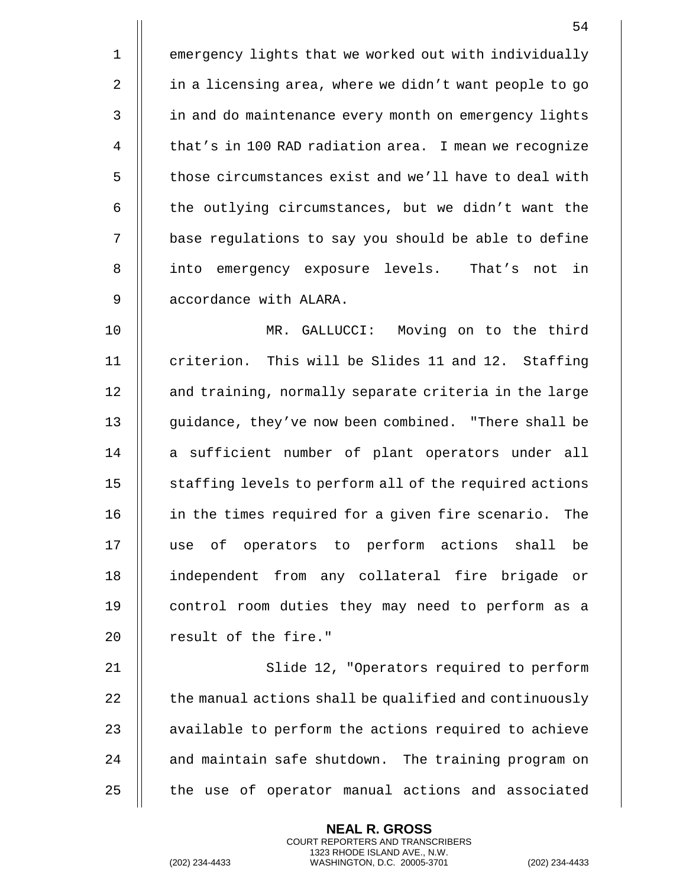emergency lights that we worked out with individually in a licensing area, where we didn't want people to go in and do maintenance every month on emergency lights that's in 100 RAD radiation area. I mean we recognize those circumstances exist and we'll have to deal with the outlying circumstances, but we didn't want the base regulations to say you should be able to define into emergency exposure levels. That's not in accordance with ALARA.

MR. GALLUCCI: Moving on to the third criterion. This will be Slides 11 and 12. Staffing and training, normally separate criteria in the large guidance, they've now been combined. "There shall be a sufficient number of plant operators under all staffing levels to perform all of the required actions in the times required for a given fire scenario. The use of operators to perform actions shall be independent from any collateral fire brigade or control room duties they may need to perform as a result of the fire."

Slide 12, "Operators required to perform the manual actions shall be qualified and continuously available to perform the actions required to achieve and maintain safe shutdown. The training program on the use of operator manual actions and associated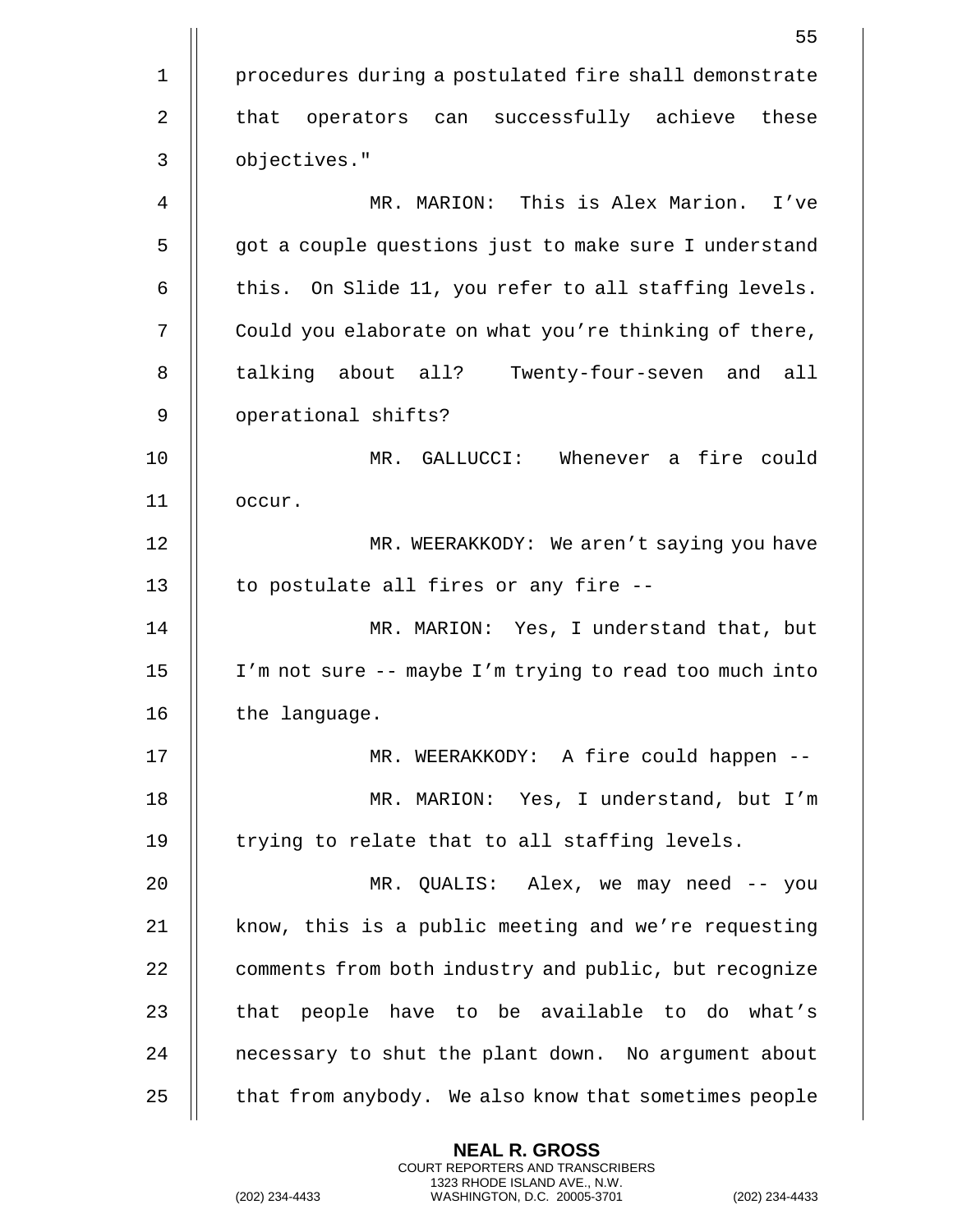procedures during a postulated fire shall demonstrate that operators can successfully achieve these objectives."

MR. MARION: This is Alex Marion. I've got a couple questions just to make sure I understand this. On Slide 11, you refer to all staffing levels. Could you elaborate on what you're thinking of there, talking about all? Twenty-four-seven and all operational shifts?

MR. GALLUCCI: Whenever a fire could occur.

MR. WEERAKKODY: We aren't saying you have to postulate all fires or any fire --

MR. MARION: Yes, I understand that, but I'm not sure -- maybe I'm trying to read too much into the language.

MR. WEERAKKODY: A fire could happen --

MR. MARION: Yes, I understand, but I'm trying to relate that to all staffing levels.

MR. QUALIS: Alex, we may need -- you know, this is a public meeting and we're requesting comments from both industry and public, but recognize that people have to be available to do what's necessary to shut the plant down. No argument about that from anybody. We also know that sometimes people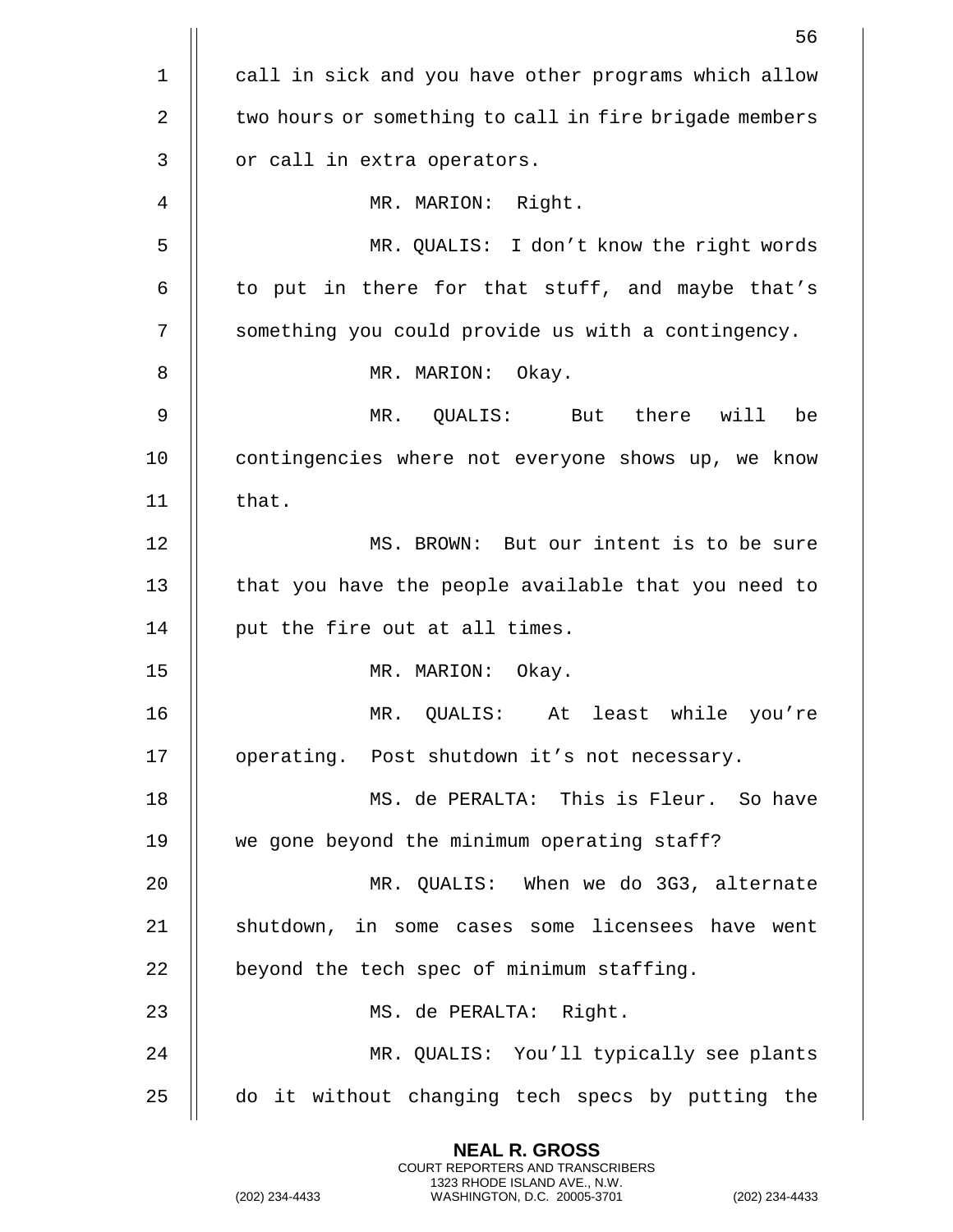call in sick and you have other programs which allow two hours or something to call in fire brigade members or call in extra operators.

MR. MARION: Right.

MR. QUALIS: I don't know the right words to put in there for that stuff, and maybe that's something you could provide us with a contingency.

MR. MARION: Okay.

MR. QUALIS: But there will be contingencies where not everyone shows up, we know that.

MS. BROWN: But our intent is to be sure that you have the people available that you need to put the fire out at all times.

MR. MARION: Okay.

MR. QUALIS: At least while you're operating. Post shutdown it's not necessary.

MS. de PERALTA: This is Fleur. So have we gone beyond the minimum operating staff?

MR. QUALIS: When we do 3G3, alternate shutdown, in some cases some licensees have went beyond the tech spec of minimum staffing.

MS. de PERALTA: Right.

MR. QUALIS: You'll typically see plants do it without changing tech specs by putting the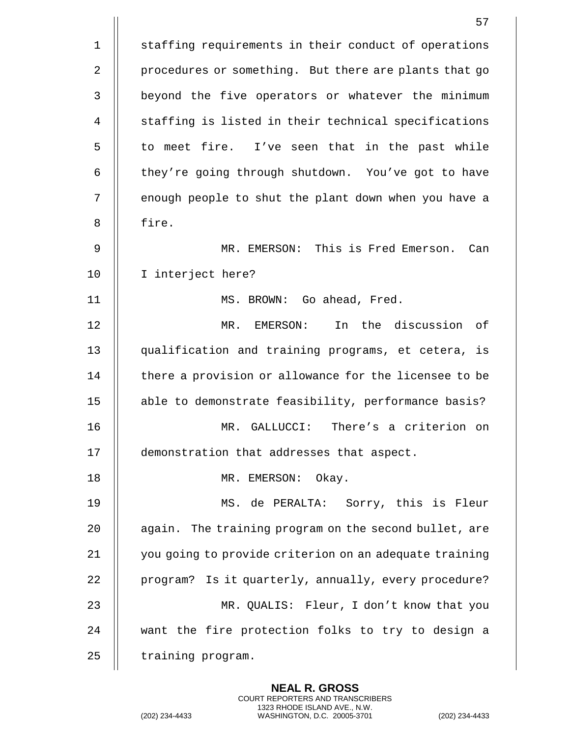staffing requirements in their conduct of operations procedures or something. But there are plants that go beyond the five operators or whatever the minimum staffing is listed in their technical specifications to meet fire. I've seen that in the past while they're going through shutdown. You've got to have enough people to shut the plant down when you have a fire.

MR. EMERSON: This is Fred Emerson. Can I interject here?

MS. BROWN: Go ahead, Fred.

MR. EMERSON: In the discussion of qualification and training programs, et cetera, is there a provision or allowance for the licensee to be able to demonstrate feasibility, performance basis?

MR. GALLUCCI: There's a criterion on demonstration that addresses that aspect.

MR. EMERSON: Okay.

MS. de PERALTA: Sorry, this is Fleur again. The training program on the second bullet, are you going to provide criterion on an adequate training program? Is it quarterly, annually, every procedure?

MR. QUALIS: Fleur, I don't know that you want the fire protection folks to try to design a training program.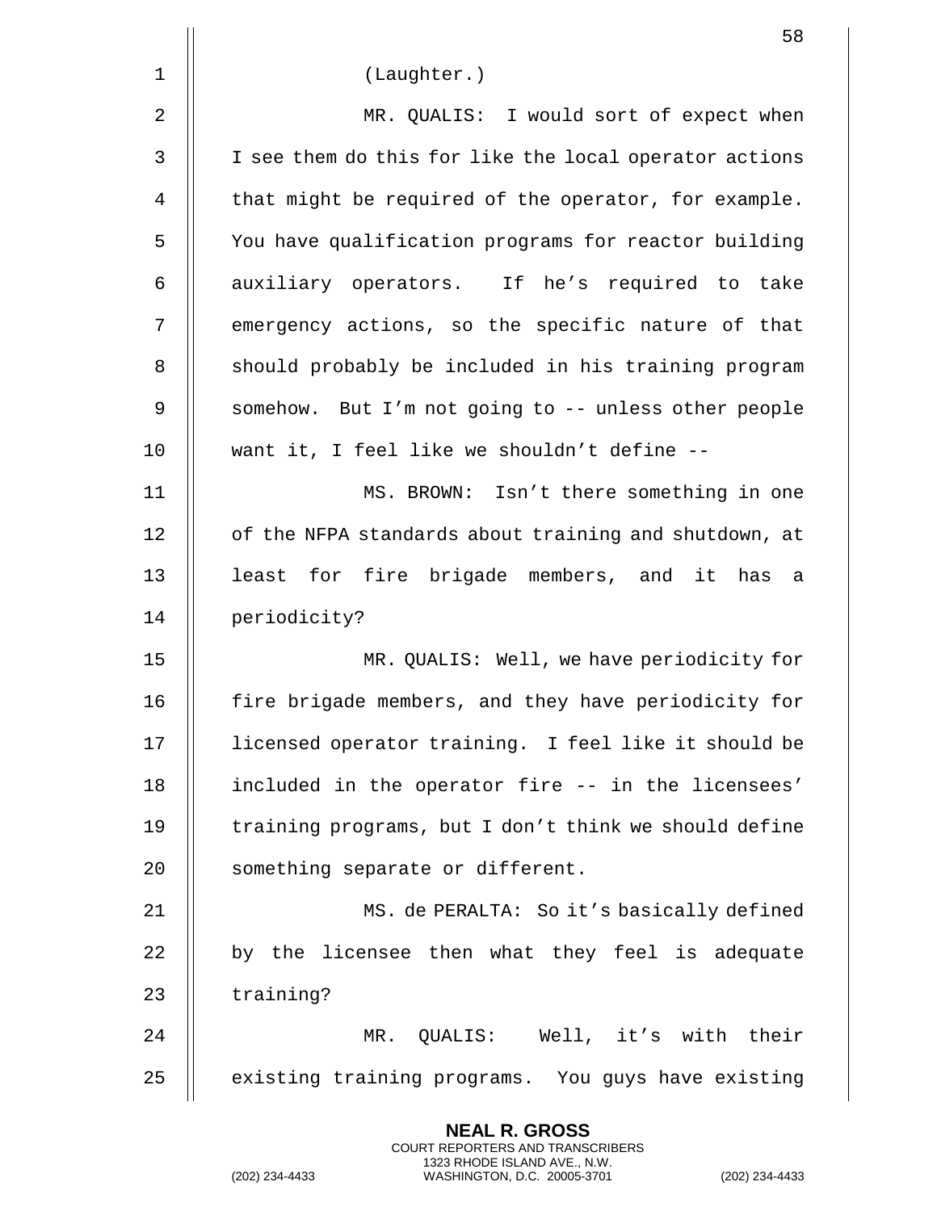(Laughter.)

MR. QUALIS: I would sort of expect when I see them do this for like the local operator actions that might be required of the operator, for example. You have qualification programs for reactor building auxiliary operators. If he's required to take emergency actions, so the specific nature of that should probably be included in his training program somehow. But I'm not going to -- unless other people want it, I feel like we shouldn't define --

MS. BROWN: Isn't there something in one of the NFPA standards about training and shutdown, at least for fire brigade members, and it has a periodicity?

MR. QUALIS: Well, we have periodicity for fire brigade members, and they have periodicity for licensed operator training. I feel like it should be included in the operator fire -- in the licensees' training programs, but I don't think we should define something separate or different.

MS. de PERALTA: So it's basically defined by the licensee then what they feel is adequate training?

MR. QUALIS: Well, it's with their existing training programs. You guys have existing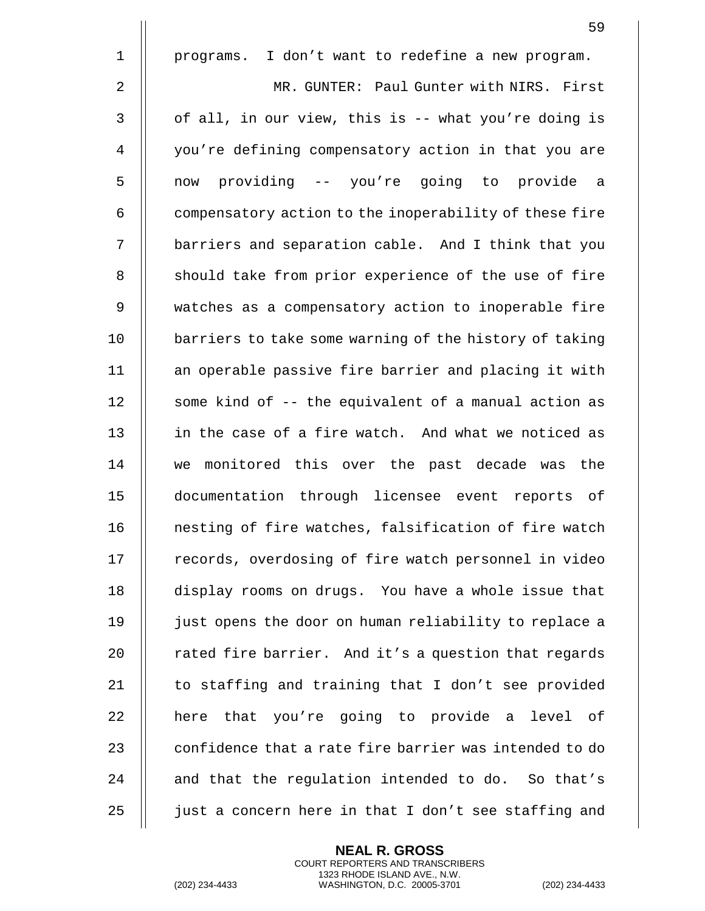programs. I don't want to redefine a new program.

MR. GUNTER: Paul Gunter with NIRS. First of all, in our view, this is -- what you're doing is you're defining compensatory action in that you are now providing -- you're going to provide a compensatory action to the inoperability of these fire barriers and separation cable. And I think that you should take from prior experience of the use of fire watches as a compensatory action to inoperable fire barriers to take some warning of the history of taking an operable passive fire barrier and placing it with some kind of -- the equivalent of a manual action as in the case of a fire watch. And what we noticed as we monitored this over the past decade was the documentation through licensee event reports of nesting of fire watches, falsification of fire watch records, overdosing of fire watch personnel in video display rooms on drugs. You have a whole issue that just opens the door on human reliability to replace a rated fire barrier. And it's a question that regards to staffing and training that I don't see provided here that you're going to provide a level of confidence that a rate fire barrier was intended to do and that the regulation intended to do. So that's just a concern here in that I don't see staffing and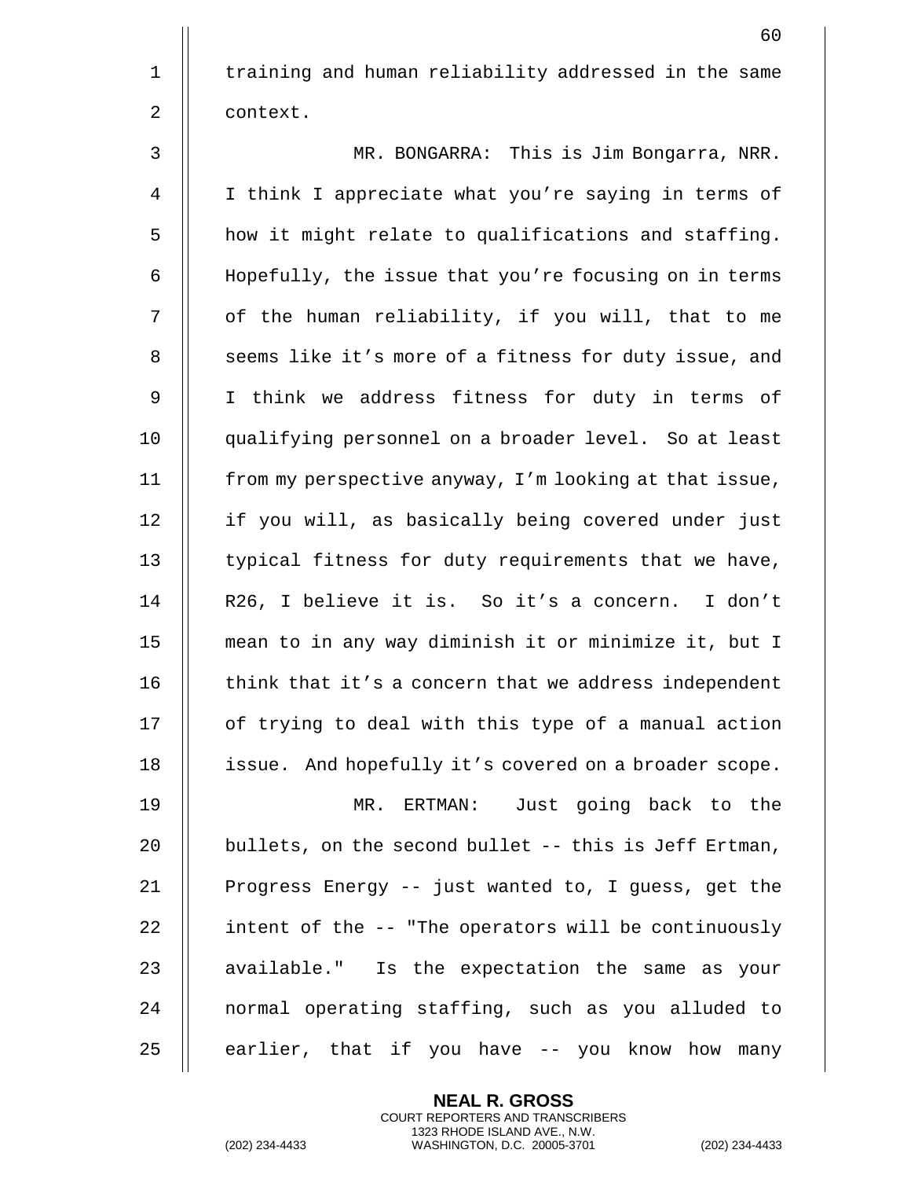training and human reliability addressed in the same context.

MR. BONGARRA: This is Jim Bongarra, NRR. I think I appreciate what you're saying in terms of how it might relate to qualifications and staffing. Hopefully, the issue that you're focusing on in terms of the human reliability, if you will, that to me seems like it's more of a fitness for duty issue, and I think we address fitness for duty in terms of qualifying personnel on a broader level. So at least from my perspective anyway, I'm looking at that issue, if you will, as basically being covered under just typical fitness for duty requirements that we have, R26, I believe it is. So it's a concern. I don't mean to in any way diminish it or minimize it, but I think that it's a concern that we address independent of trying to deal with this type of a manual action issue. And hopefully it's covered on a broader scope.

MR. ERTMAN: Just going back to the bullets, on the second bullet -- this is Jeff Ertman, Progress Energy -- just wanted to, I guess, get the intent of the -- "The operators will be continuously available." Is the expectation the same as your normal operating staffing, such as you alluded to earlier, that if you have -- you know how many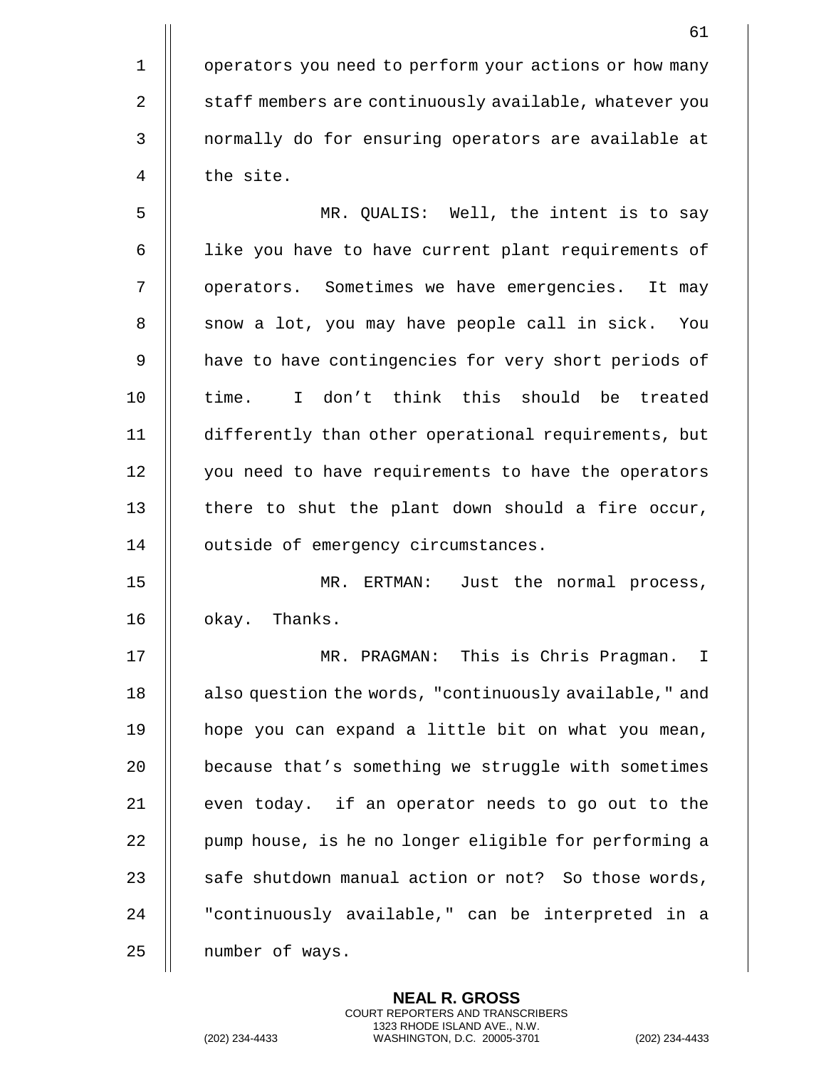operators you need to perform your actions or how many staff members are continuously available, whatever you normally do for ensuring operators are available at the site.

MR. QUALIS: Well, the intent is to say like you have to have current plant requirements of operators. Sometimes we have emergencies. It may snow a lot, you may have people call in sick. You have to have contingencies for very short periods of time. I don't think this should be treated differently than other operational requirements, but you need to have requirements to have the operators there to shut the plant down should a fire occur, outside of emergency circumstances.

MR. ERTMAN: Just the normal process, okay. Thanks.

MR. PRAGMAN: This is Chris Pragman. I also question the words, "continuously available," and hope you can expand a little bit on what you mean, because that's something we struggle with sometimes even today. if an operator needs to go out to the pump house, is he no longer eligible for performing a safe shutdown manual action or not? So those words, "continuously available," can be interpreted in a number of ways.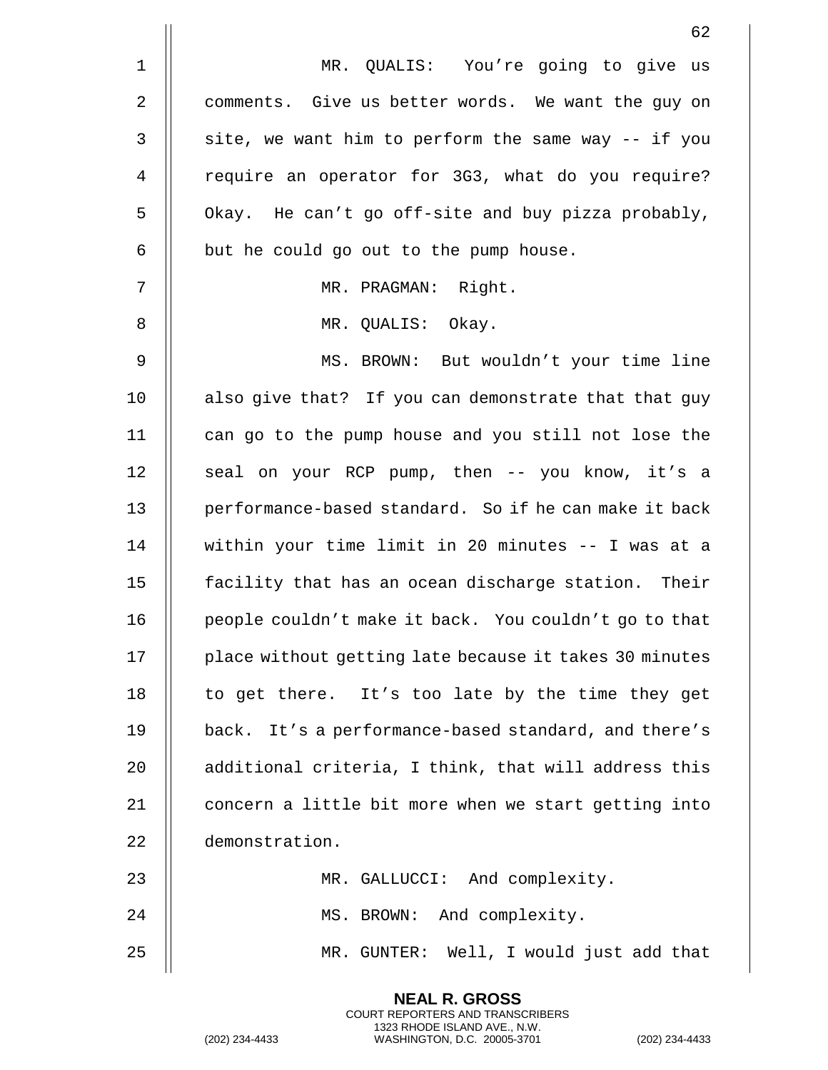MR. QUALIS: You're going to give us comments. Give us better words. We want the guy on site, we want him to perform the same way -- if you require an operator for 3G3, what do you require? Okay. He can't go off-site and buy pizza probably, but he could go out to the pump house.

MR. PRAGMAN: Right.

MR. QUALIS: Okay.

MS. BROWN: But wouldn't your time line also give that? If you can demonstrate that that guy can go to the pump house and you still not lose the seal on your RCP pump, then -- you know, it's a performance-based standard. So if he can make it back within your time limit in 20 minutes -- I was at a facility that has an ocean discharge station. Their people couldn't make it back. You couldn't go to that place without getting late because it takes 30 minutes to get there. It's too late by the time they get back. It's a performance-based standard, and there's additional criteria, I think, that will address this concern a little bit more when we start getting into demonstration.

MR. GALLUCCI: And complexity.

MS. BROWN: And complexity.

MR. GUNTER: Well, I would just add that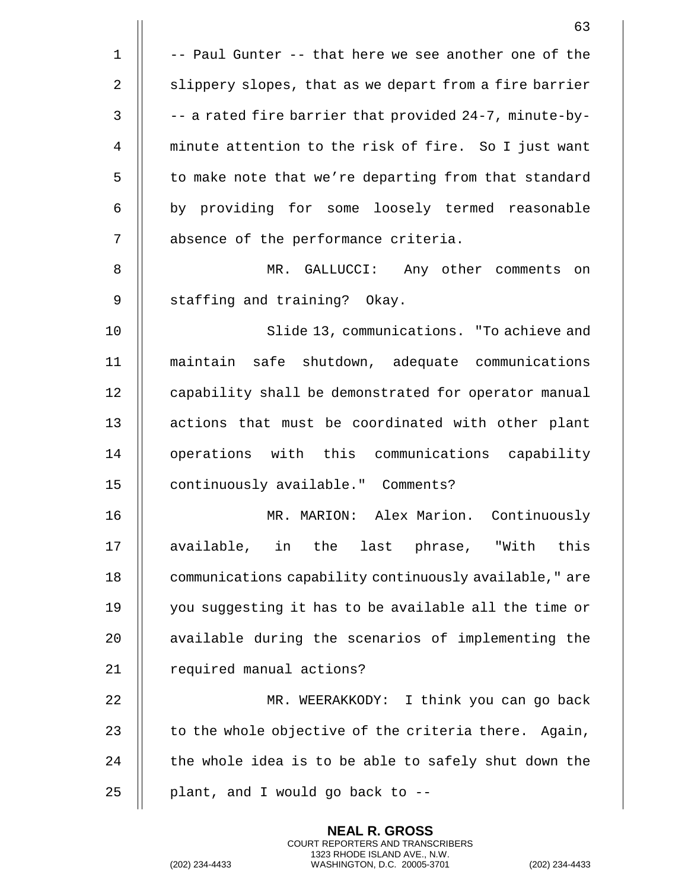-- Paul Gunter -- that here we see another one of the slippery slopes, that as we depart from a fire barrier -- a rated fire barrier that provided 24-7, minute-by-minute attention to the risk of fire. So I just want to make note that we're departing from that standard by providing for some loosely termed reasonable absence of the performance criteria.

MR. GALLUCCI: Any other comments on staffing and training? Okay.

Slide 13, communications. "To achieve and maintain safe shutdown, adequate communications capability shall be demonstrated for operator manual actions that must be coordinated with other plant operations with this communications capability continuously available." Comments?

MR. MARION: Alex Marion. Continuously available, in the last phrase, "With this communications capability continuously available," are you suggesting it has to be available all the time or available during the scenarios of implementing the required manual actions?

MR. WEERAKKODY: I think you can go back to the whole objective of the criteria there. Again, the whole idea is to be able to safely shut down the plant, and I would go back to --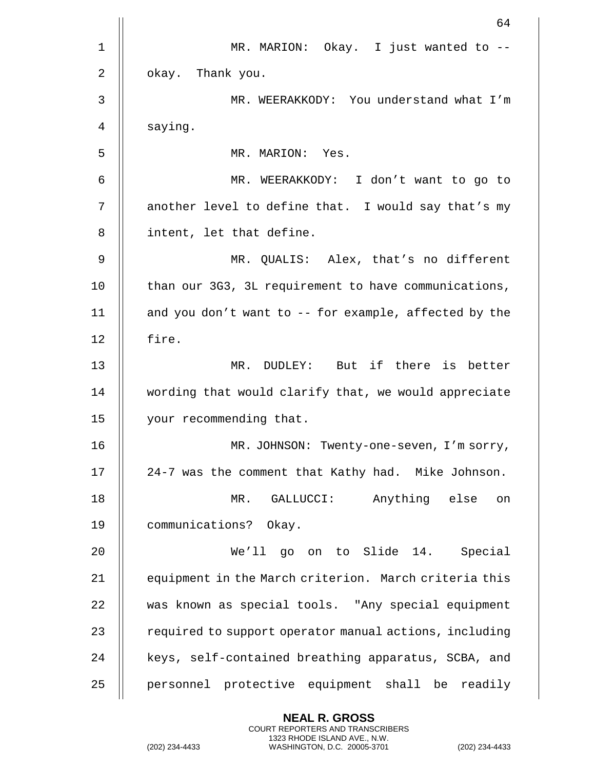MR. MARION: Okay. I just wanted to -- okay. Thank you.

MR. WEERAKKODY: You understand what I'm saying.

MR. MARION: Yes.

MR. WEERAKKODY: I don't want to go to another level to define that. I would say that's my intent, let that define.

MR. QUALIS: Alex, that's no different than our 3G3, 3L requirement to have communications, and you don't want to -- for example, affected by the fire.

MR. DUDLEY: But if there is better wording that would clarify that, we would appreciate your recommending that.

MR. JOHNSON: Twenty-one-seven, I'm sorry, 24-7 was the comment that Kathy had. Mike Johnson.

MR. GALLUCCI: Anything else on communications? Okay.

We'll go on to Slide 14. Special equipment in the March criterion. March criteria this was known as special tools. "Any special equipment required to support operator manual actions, including keys, self-contained breathing apparatus, SCBA, and personnel protective equipment shall be readily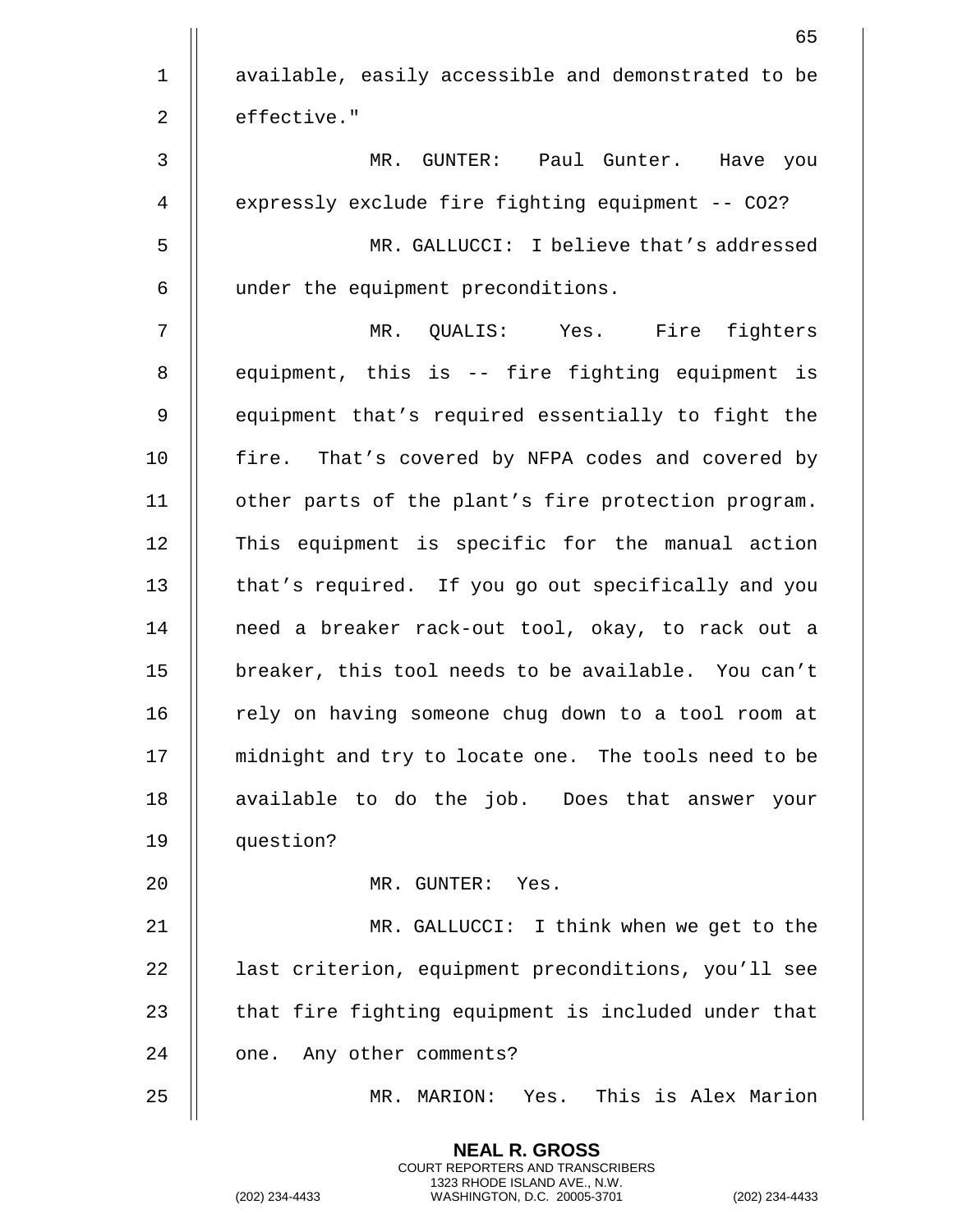available, easily accessible and demonstrated to be effective."

MR. GUNTER: Paul Gunter. Have you expressly exclude fire fighting equipment -- $CO_2$?

MR. GALLUCCI: I believe that's addressed under the equipment preconditions.

MR. QUALIS: Yes. Fire fighters equipment, this is -- fire fighting equipment is equipment that's required essentially to fight the fire. That's covered by NFPA codes and covered by other parts of the plant's fire protection program. This equipment is specific for the manual action that's required. If you go out specifically and you need a breaker rack-out tool, okay, to rack out a breaker, this tool needs to be available. You can't rely on having someone chug down to a tool room at midnight and try to locate one. The tools need to be available to do the job. Does that answer your question?

MR. GUNTER: Yes.

MR. GALLUCCI: I think when we get to the last criterion, equipment preconditions, you'll see that fire fighting equipment is included under that one. Any other comments?

MR. MARION: Yes. This is Alex Marion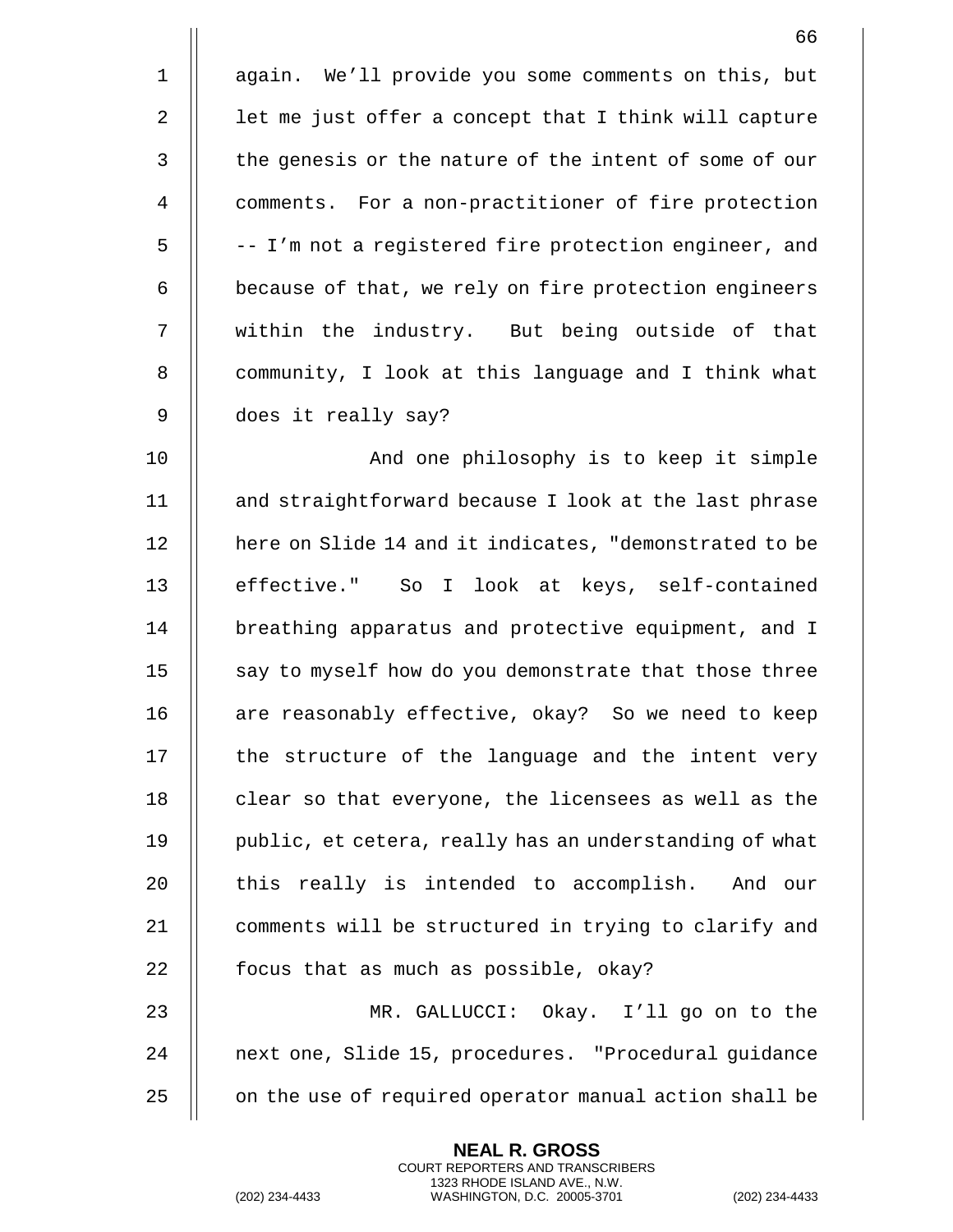again. We'll provide you some comments on this, but let me just offer a concept that I think will capture the genesis or the nature of the intent of some of our comments. For a non-practitioner of fire protection -- I'm not a registered fire protection engineer, and because of that, we rely on fire protection engineers within the industry. But being outside of that community, I look at this language and I think what does it really say?

And one philosophy is to keep it simple and straightforward because I look at the last phrase here on Slide 14 and it indicates, "demonstrated to be effective." So I look at keys, self-contained breathing apparatus and protective equipment, and I say to myself how do you demonstrate that those three are reasonably effective, okay? So we need to keep the structure of the language and the intent very clear so that everyone, the licensees as well as the public, et cetera, really has an understanding of what this really is intended to accomplish. And our comments will be structured in trying to clarify and focus that as much as possible, okay?

MR. GALLUCCI: Okay. I'll go on to the next one, Slide 15, procedures. "Procedural guidance on the use of required operator manual action shall be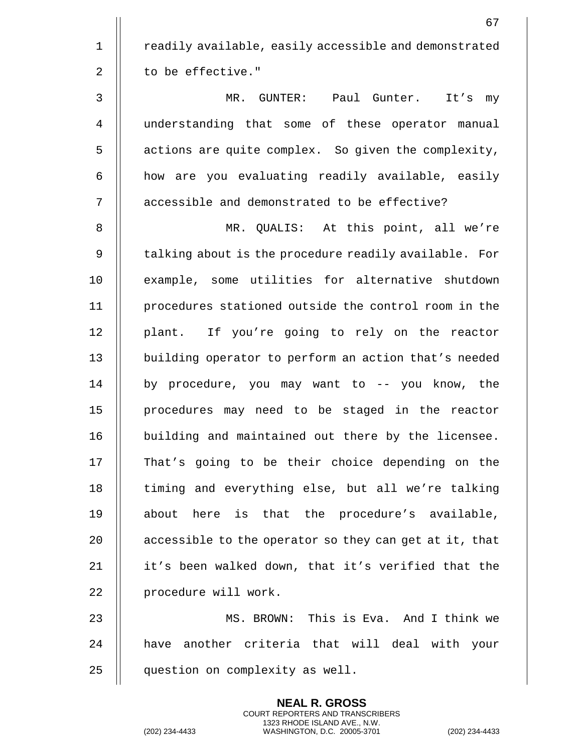readily available, easily accessible and demonstrated to be effective."

MR. GUNTER: Paul Gunter. It's my understanding that some of these operator manual actions are quite complex. So given the complexity, how are you evaluating readily available, easily accessible and demonstrated to be effective?

MR. QUALIS: At this point, all we're talking about is the procedure readily available. For example, some utilities for alternative shutdown procedures stationed outside the control room in the plant. If you're going to rely on the reactor building operator to perform an action that's needed by procedure, you may want to -- you know, the procedures may need to be staged in the reactor building and maintained out there by the licensee. That's going to be their choice depending on the timing and everything else, but all we're talking about here is that the procedure's available, accessible to the operator so they can get at it, that it's been walked down, that it's verified that the procedure will work.

MS. BROWN: This is Eva. And I think we have another criteria that will deal with your question on complexity as well.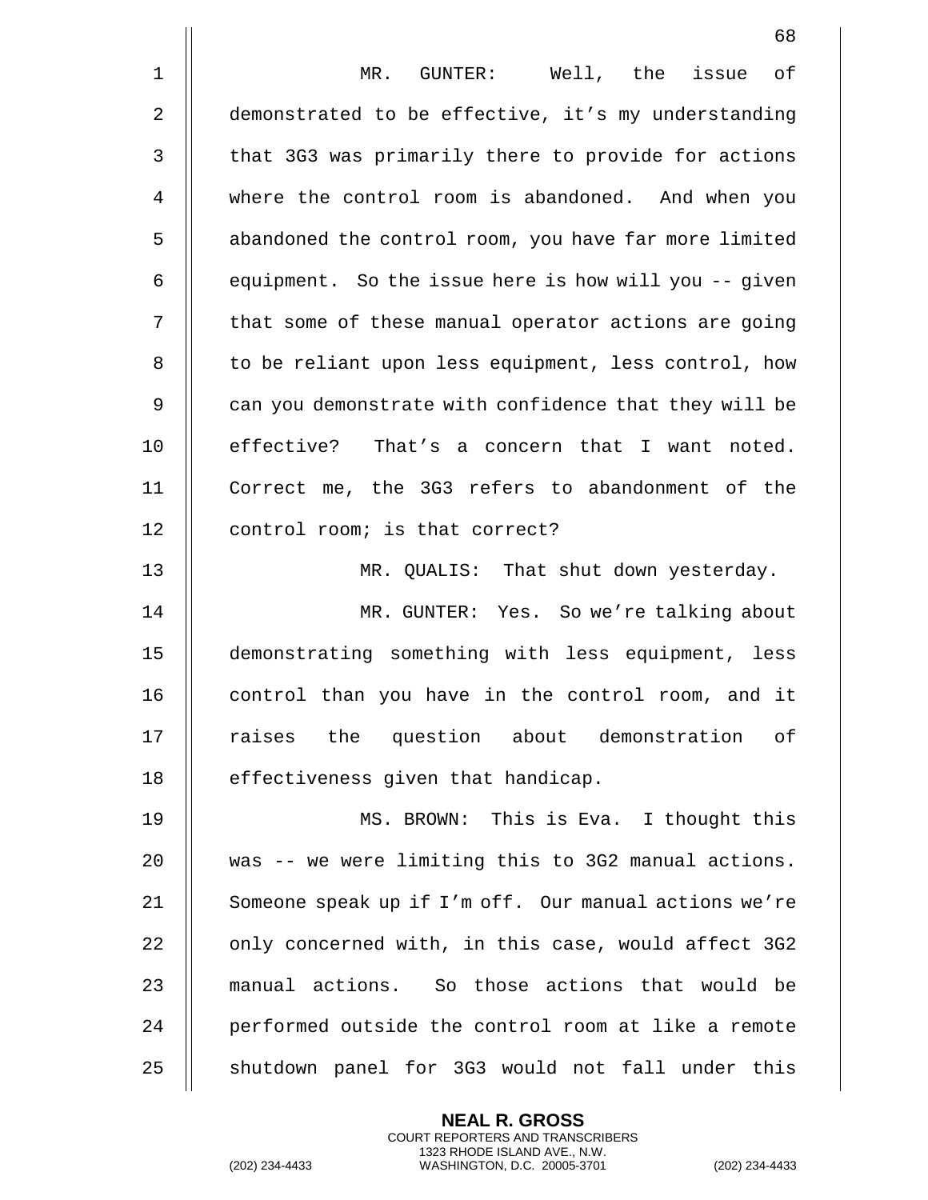MR. GUNTER: Well, the issue of demonstrated to be effective, it's my understanding that 3G3 was primarily there to provide for actions where the control room is abandoned. And when you abandoned the control room, you have far more limited equipment. So the issue here is how will you -- given that some of these manual operator actions are going to be reliant upon less equipment, less control, how can you demonstrate with confidence that they will be effective? That's a concern that I want noted. Correct me, the 3G3 refers to abandonment of the control room; is that correct?

MR. QUALIS: That shut down yesterday.

MR. GUNTER: Yes. So we're talking about demonstrating something with less equipment, less control than you have in the control room, and it raises the question about demonstration of effectiveness given that handicap.

MS. BROWN: This is Eva. I thought this was -- we were limiting this to 3G2 manual actions. Someone speak up if I'm off. Our manual actions we're only concerned with, in this case, would affect 3G2 manual actions. So those actions that would be performed outside the control room at like a remote shutdown panel for 3G3 would not fall under this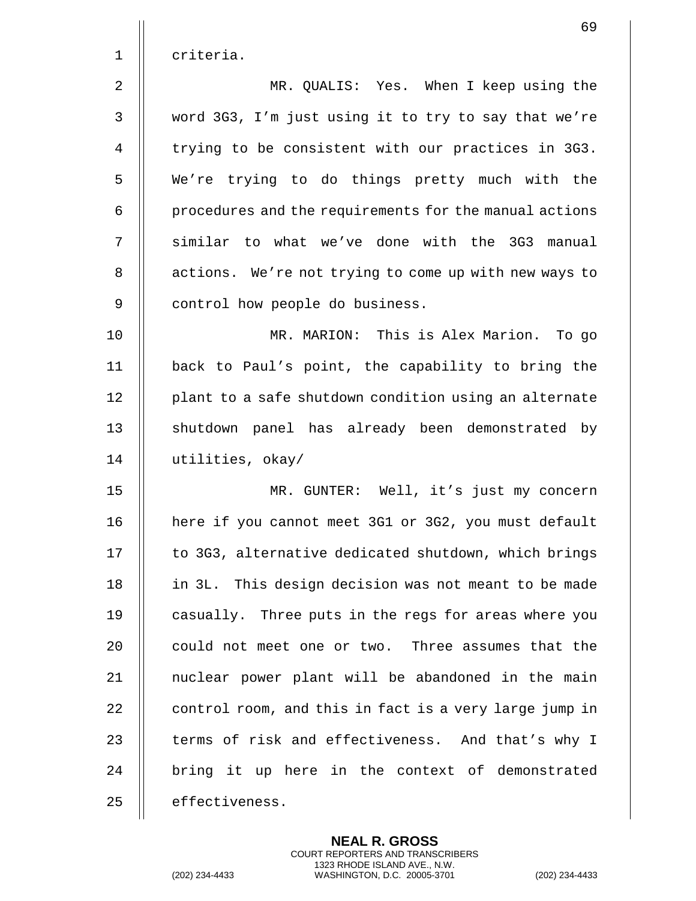criteria.

MR. QUALIS: Yes. When I keep using the word 3G3, I'm just using it to try to say that we're trying to be consistent with our practices in 3G3. We're trying to do things pretty much with the procedures and the requirements for the manual actions similar to what we've done with the 3G3 manual actions. We're not trying to come up with new ways to control how people do business.

MR. MARION: This is Alex Marion. To go back to Paul's point, the capability to bring the plant to a safe shutdown condition using an alternate shutdown panel has already been demonstrated by utilities, okay/

MR. GUNTER: Well, it's just my concern here if you cannot meet 3G1 or 3G2, you must default to 3G3, alternative dedicated shutdown, which brings in 3L. This design decision was not meant to be made casually. Three puts in the regs for areas where you could not meet one or two. Three assumes that the nuclear power plant will be abandoned in the main control room, and this in fact is a very large jump in terms of risk and effectiveness. And that's why I bring it up here in the context of demonstrated effectiveness.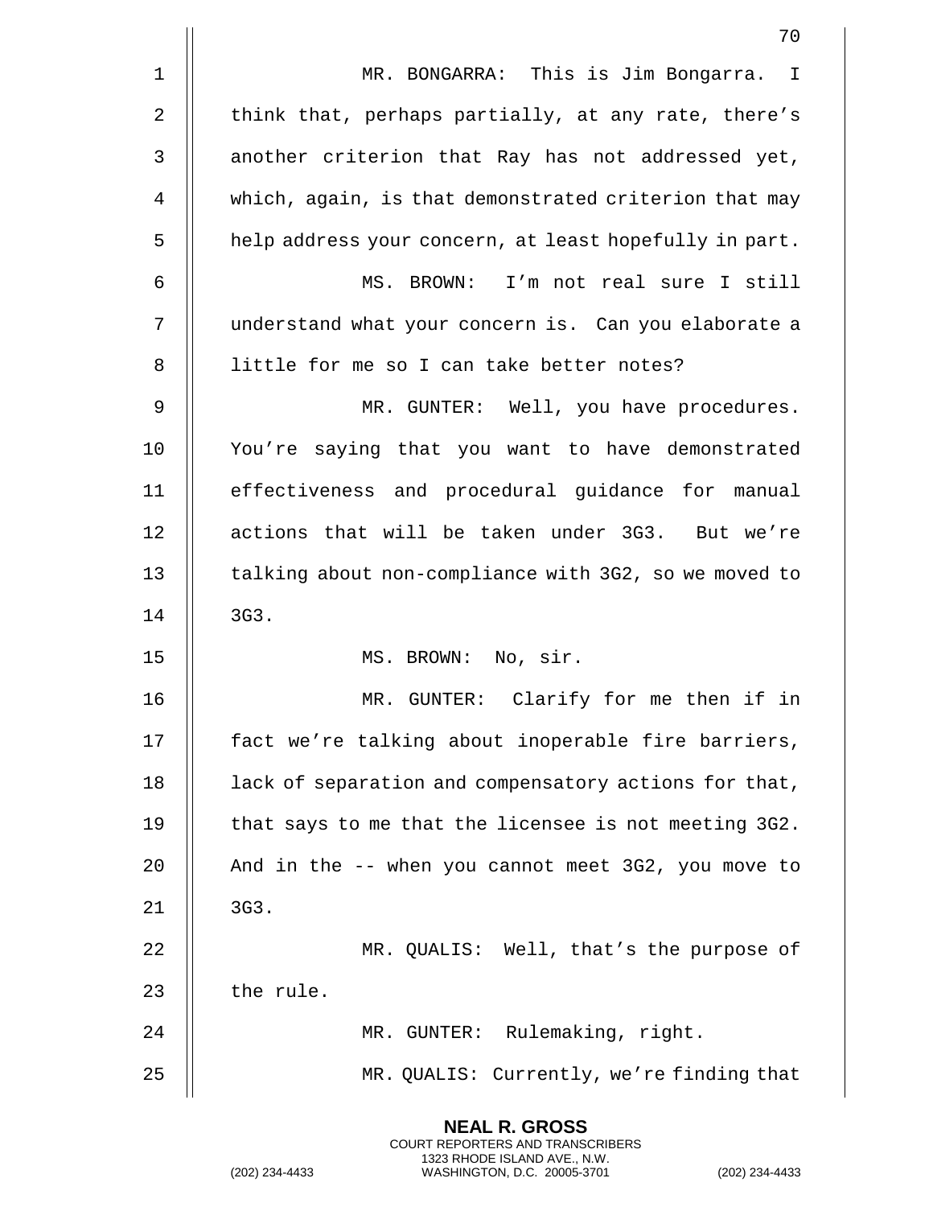MR. BONGARRA: This is Jim Bongarra. I think that, perhaps partially, at any rate, there's another criterion that Ray has not addressed yet, which, again, is that demonstrated criterion that may help address your concern, at least hopefully in part.

MS. BROWN: I'm not real sure I still understand what your concern is. Can you elaborate a little for me so I can take better notes?

MR. GUNTER: Well, you have procedures. You're saying that you want to have demonstrated effectiveness and procedural guidance for manual actions that will be taken under 3G3. But we're talking about non-compliance with 3G2, so we moved to 3G3.

MS. BROWN: No, sir.

MR. GUNTER: Clarify for me then if in fact we're talking about inoperable fire barriers, lack of separation and compensatory actions for that, that says to me that the licensee is not meeting 3G2. And in the -- when you cannot meet 3G2, you move to 3G3.

MR. QUALIS: Well, that's the purpose of the rule.

MR. GUNTER: Rulemaking, right.

MR. QUALIS: Currently, we're finding that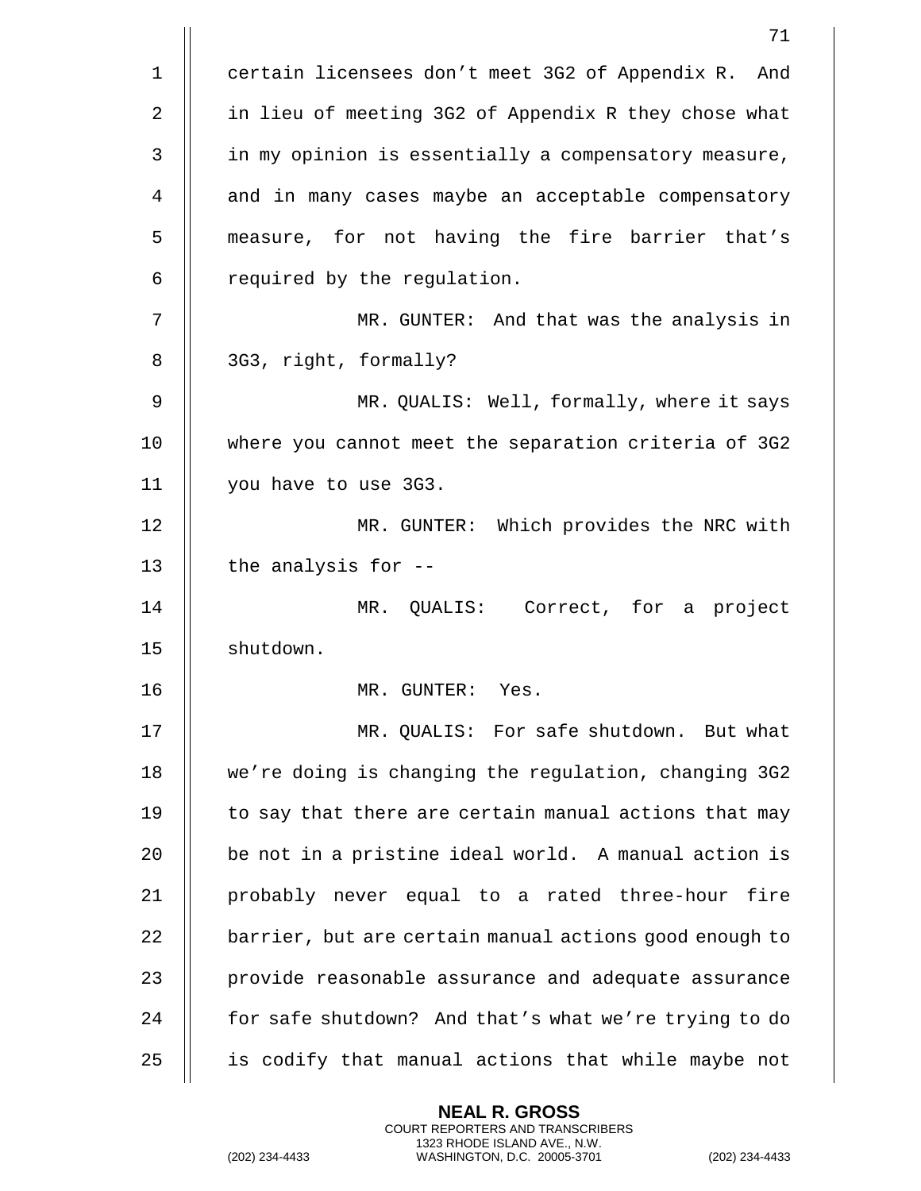certain licensees don't meet 3G2 of Appendix R. And in lieu of meeting 3G2 of Appendix R they chose what in my opinion is essentially a compensatory measure, and in many cases maybe an acceptable compensatory measure, for not having the fire barrier that's required by the regulation.

MR. GUNTER: And that was the analysis in 3G3, right, formally?

MR. QUALIS: Well, formally, where it says where you cannot meet the separation criteria of 3G2 you have to use 3G3.

MR. GUNTER: Which provides the NRC with the analysis for --

MR. QUALIS: Correct, for a project shutdown.

MR. GUNTER: Yes.

MR. QUALIS: For safe shutdown. But what we're doing is changing the regulation, changing 3G2 to say that there are certain manual actions that may be not in a pristine ideal world. A manual action is probably never equal to a rated three-hour fire barrier, but are certain manual actions good enough to provide reasonable assurance and adequate assurance for safe shutdown? And that's what we're trying to do is codify that manual actions that while maybe not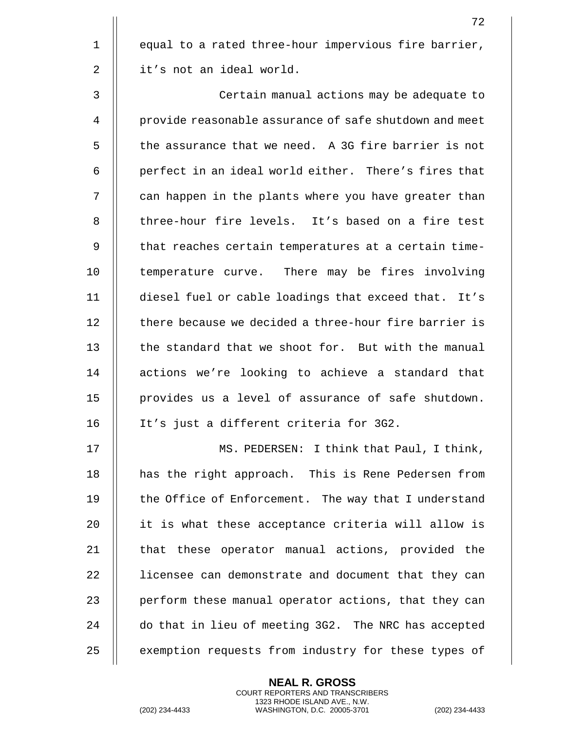equal to a rated three-hour impervious fire barrier, it's not an ideal world.

Certain manual actions may be adequate to provide reasonable assurance of safe shutdown and meet the assurance that we need. A 3G fire barrier is not perfect in an ideal world either. There's fires that can happen in the plants where you have greater than three-hour fire levels. It's based on a fire test that reaches certain temperatures at a certain time-temperature curve. There may be fires involving diesel fuel or cable loadings that exceed that. It's there because we decided a three-hour fire barrier is the standard that we shoot for. But with the manual actions we're looking to achieve a standard that provides us a level of assurance of safe shutdown. It's just a different criteria for 3G2.

MS. PEDERSEN: I think that Paul, I think, has the right approach. This is Rene Pedersen from the Office of Enforcement. The way that I understand it is what these acceptance criteria will allow is that these operator manual actions, provided the licensee can demonstrate and document that they can perform these manual operator actions, that they can do that in lieu of meeting 3G2. The NRC has accepted exemption requests from industry for these types of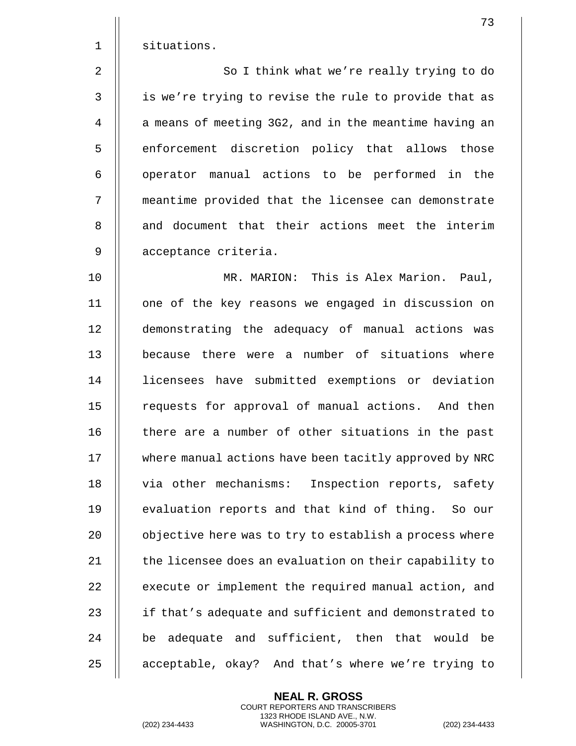situations.

So I think what we're really trying to do is we're trying to revise the rule to provide that as a means of meeting 3G2, and in the meantime having an enforcement discretion policy that allows those operator manual actions to be performed in the meantime provided that the licensee can demonstrate and document that their actions meet the interim acceptance criteria.

MR. MARION: This is Alex Marion. Paul, one of the key reasons we engaged in discussion on demonstrating the adequacy of manual actions was because there were a number of situations where licensees have submitted exemptions or deviation requests for approval of manual actions. And then there are a number of other situations in the past where manual actions have been tacitly approved by NRC via other mechanisms: Inspection reports, safety evaluation reports and that kind of thing. So our objective here was to try to establish a process where the licensee does an evaluation on their capability to execute or implement the required manual action, and if that's adequate and sufficient and demonstrated to be adequate and sufficient, then that would be acceptable, okay? And that's where we're trying to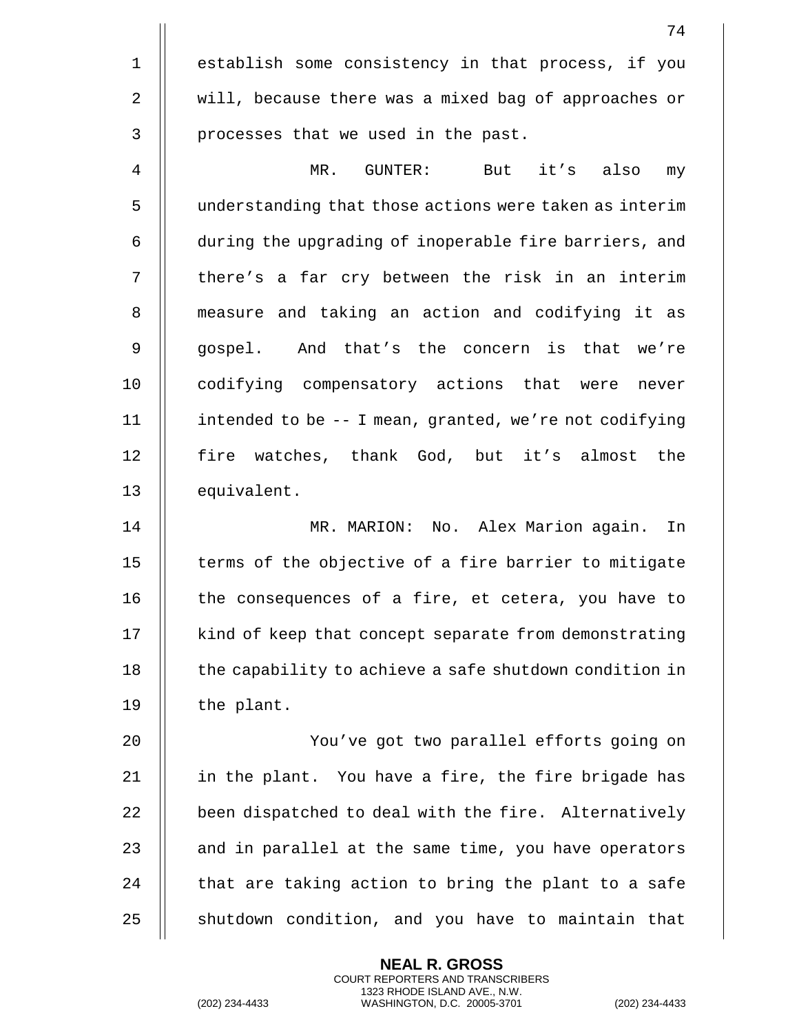establish some consistency in that process, if you will, because there was a mixed bag of approaches or processes that we used in the past.

MR. GUNTER: But it's also my understanding that those actions were taken as interim during the upgrading of inoperable fire barriers, and there's a far cry between the risk in an interim measure and taking an action and codifying it as gospel. And that's the concern is that we're codifying compensatory actions that were never intended to be -- I mean, granted, we're not codifying fire watches, thank God, but it's almost the equivalent.

MR. MARION: No. Alex Marion again. In terms of the objective of a fire barrier to mitigate the consequences of a fire, et cetera, you have to kind of keep that concept separate from demonstrating the capability to achieve a safe shutdown condition in the plant.

You've got two parallel efforts going on in the plant. You have a fire, the fire brigade has been dispatched to deal with the fire. Alternatively and in parallel at the same time, you have operators that are taking action to bring the plant to a safe shutdown condition, and you have to maintain that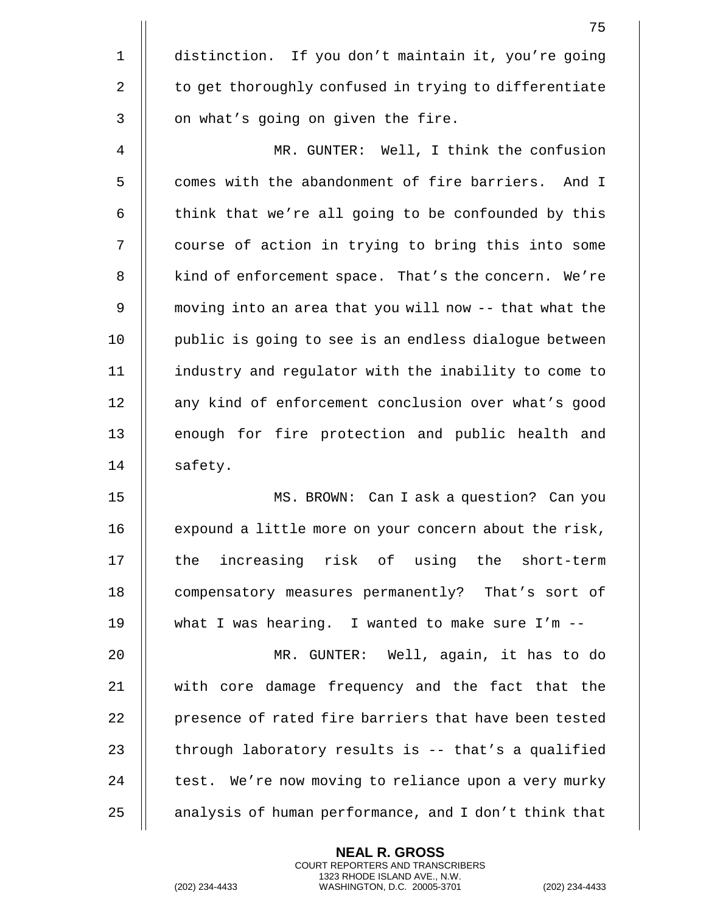distinction. If you don't maintain it, you're going to get thoroughly confused in trying to differentiate on what's going on given the fire.

MR. GUNTER: Well, I think the confusion comes with the abandonment of fire barriers. And I think that we're all going to be confounded by this course of action in trying to bring this into some kind of enforcement space. That's the concern. We're moving into an area that you will now -- that what the public is going to see is an endless dialogue between industry and regulator with the inability to come to any kind of enforcement conclusion over what's good enough for fire protection and public health and safety.

MS. BROWN: Can I ask a question? Can you expound a little more on your concern about the risk, the increasing risk of using the short-term compensatory measures permanently? That's sort of what I was hearing. I wanted to make sure I'm --

MR. GUNTER: Well, again, it has to do with core damage frequency and the fact that the presence of rated fire barriers that have been tested through laboratory results is -- that's a qualified test. We're now moving to reliance upon a very murky analysis of human performance, and I don't think that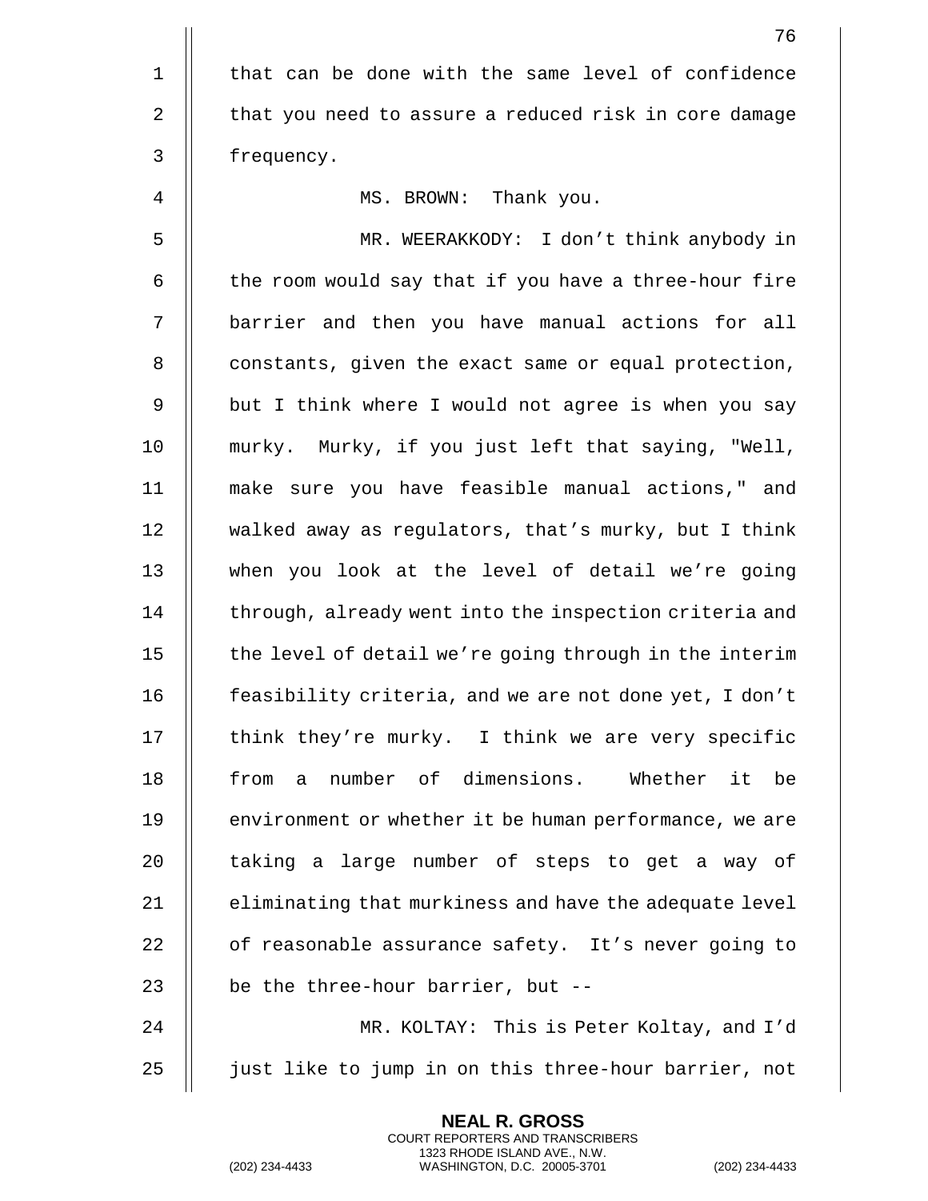that can be done with the same level of confidence that you need to assure a reduced risk in core damage frequency.

MS. BROWN: Thank you.

MR. WEERAKKODY: I don't think anybody in the room would say that if you have a three-hour fire barrier and then you have manual actions for all constants, given the exact same or equal protection, but I think where I would not agree is when you say murky. Murky, if you just left that saying, "Well, make sure you have feasible manual actions," and walked away as regulators, that's murky, but I think when you look at the level of detail we're going through, already went into the inspection criteria and the level of detail we're going through in the interim feasibility criteria, and we are not done yet, I don't think they're murky. I think we are very specific from a number of dimensions. Whether it be environment or whether it be human performance, we are taking a large number of steps to get a way of eliminating that murkiness and have the adequate level of reasonable assurance safety. It's never going to be the three-hour barrier, but --

MR. KOLTAY: This is Peter Koltay, and I'd just like to jump in on this three-hour barrier, not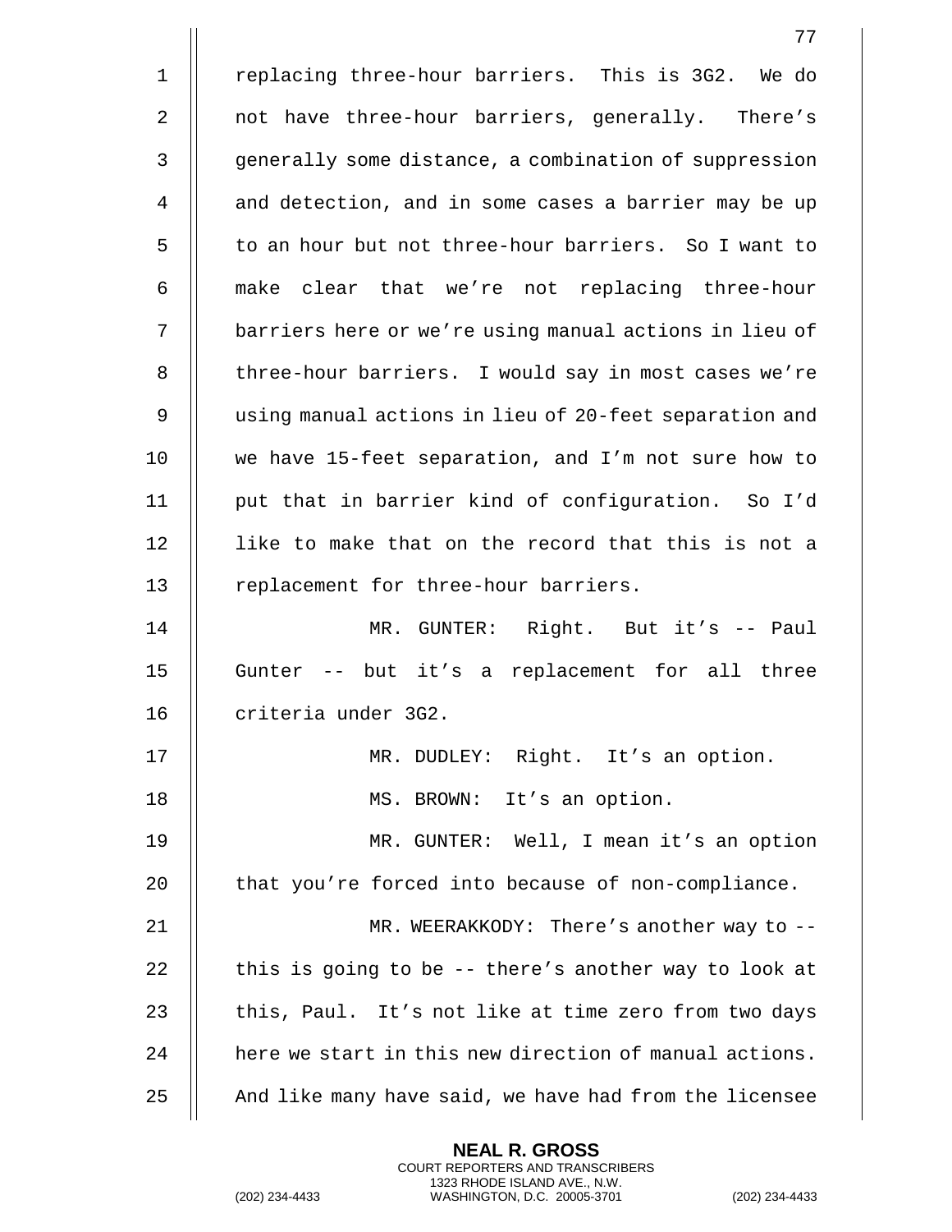replacing three-hour barriers. This is 3G2. We do not have three-hour barriers, generally. There's generally some distance, a combination of suppression and detection, and in some cases a barrier may be up to an hour but not three-hour barriers. So I want to make clear that we're not replacing three-hour barriers here or we're using manual actions in lieu of three-hour barriers. I would say in most cases we're using manual actions in lieu of 20-feet separation and we have 15-feet separation, and I'm not sure how to put that in barrier kind of configuration. So I'd like to make that on the record that this is not a replacement for three-hour barriers.

MR. GUNTER: Right. But it's -- Paul Gunter -- but it's a replacement for all three criteria under 3G2.

MR. DUDLEY: Right. It's an option.

MS. BROWN: It's an option.

MR. GUNTER: Well, I mean it's an option that you're forced into because of non-compliance.

MR. WEERAKKODY: There's another way to -- this is going to be -- there's another way to look at this, Paul. It's not like at time zero from two days here we start in this new direction of manual actions. And like many have said, we have had from the licensee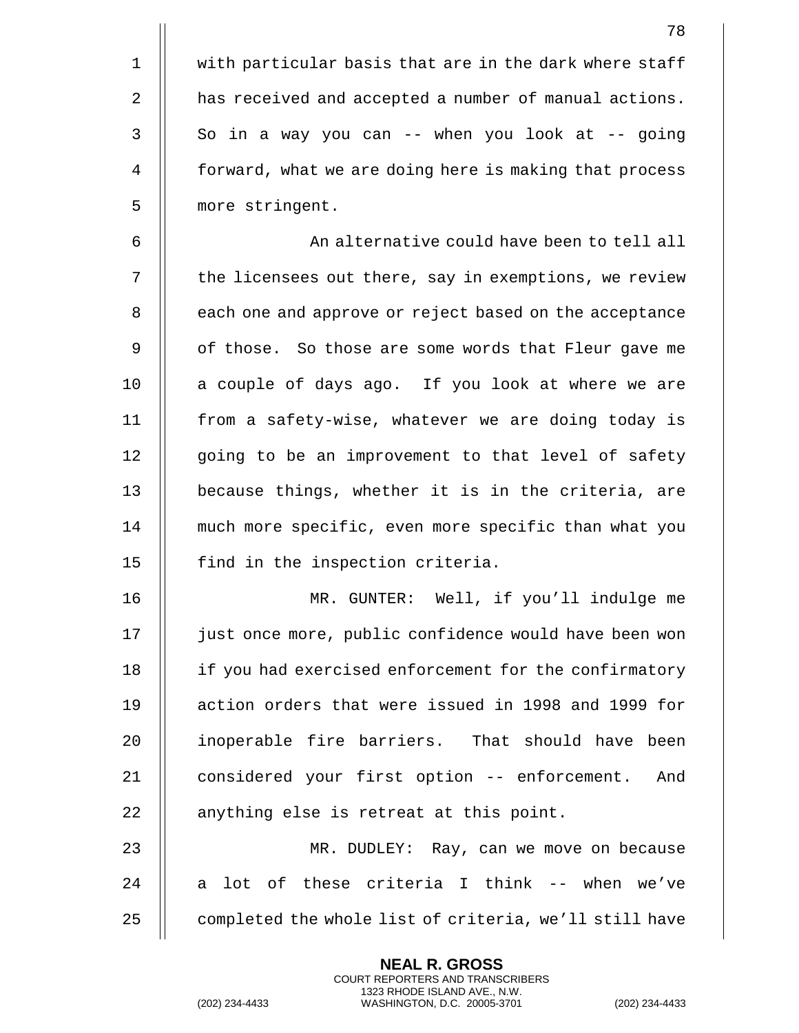with particular basis that are in the dark where staff has received and accepted a number of manual actions. So in a way you can -- when you look at -- going forward, what we are doing here is making that process more stringent.

An alternative could have been to tell all the licensees out there, say in exemptions, we review each one and approve or reject based on the acceptance of those. So those are some words that Fleur gave me a couple of days ago. If you look at where we are from a safety-wise, whatever we are doing today is going to be an improvement to that level of safety because things, whether it is in the criteria, are much more specific, even more specific than what you find in the inspection criteria.

MR. GUNTER: Well, if you'll indulge me just once more, public confidence would have been won if you had exercised enforcement for the confirmatory action orders that were issued in 1998 and 1999 for inoperable fire barriers. That should have been considered your first option -- enforcement. And anything else is retreat at this point.

MR. DUDLEY: Ray, can we move on because a lot of these criteria I think -- when we've completed the whole list of criteria, we'll still have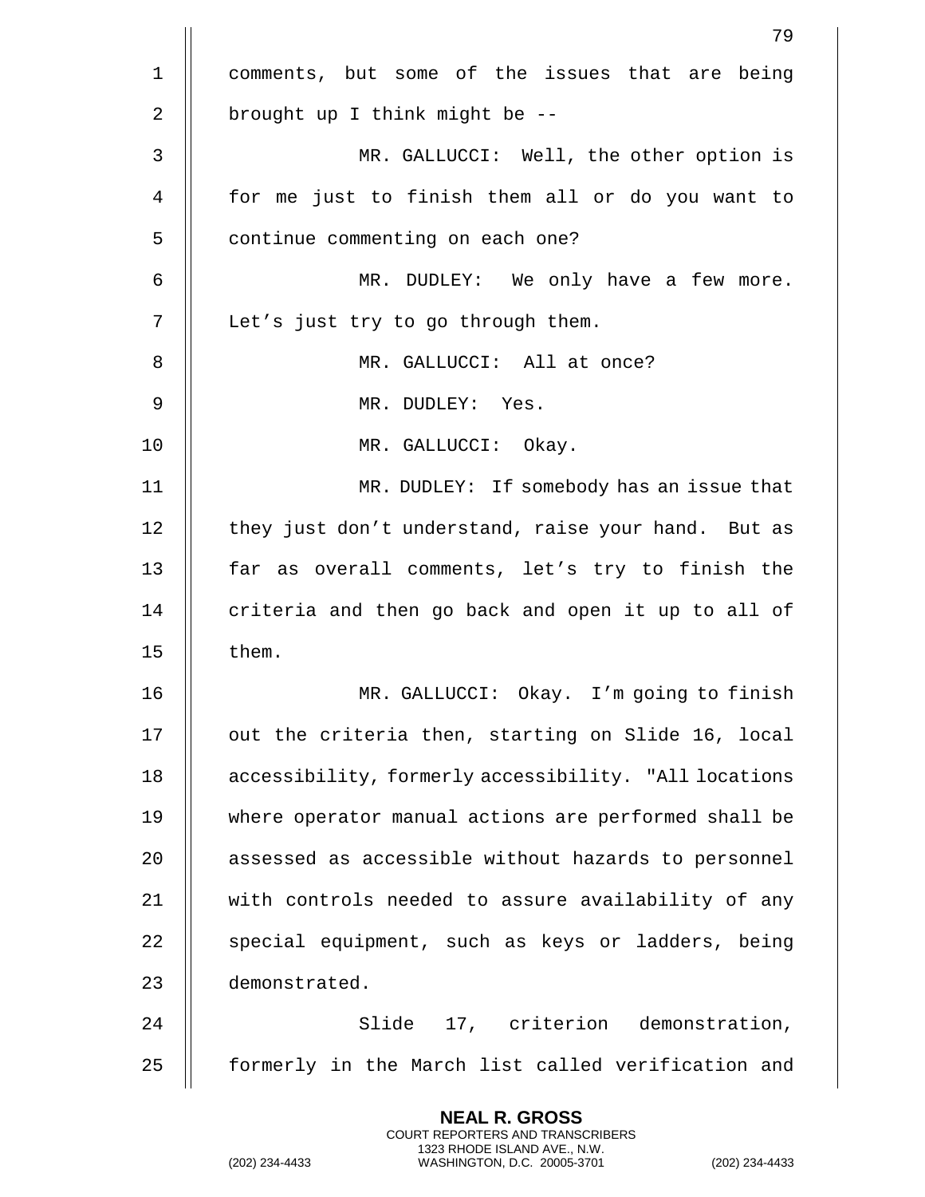comments, but some of the issues that are being brought up I think might be --

MR. GALLUCCI: Well, the other option is for me just to finish them all or do you want to continue commenting on each one?

MR. DUDLEY: We only have a few more. Let's just try to go through them.

MR. GALLUCCI: All at once?

MR. DUDLEY: Yes.

MR. GALLUCCI: Okay.

MR. DUDLEY: If somebody has an issue that they just don't understand, raise your hand. But as far as overall comments, let's try to finish the criteria and then go back and open it up to all of them.

MR. GALLUCCI: Okay. I'm going to finish out the criteria then, starting on Slide 16, local accessibility, formerly accessibility. "All locations where operator manual actions are performed shall be assessed as accessible without hazards to personnel with controls needed to assure availability of any special equipment, such as keys or ladders, being demonstrated.

Slide 17, criterion demonstration, formerly in the March list called verification and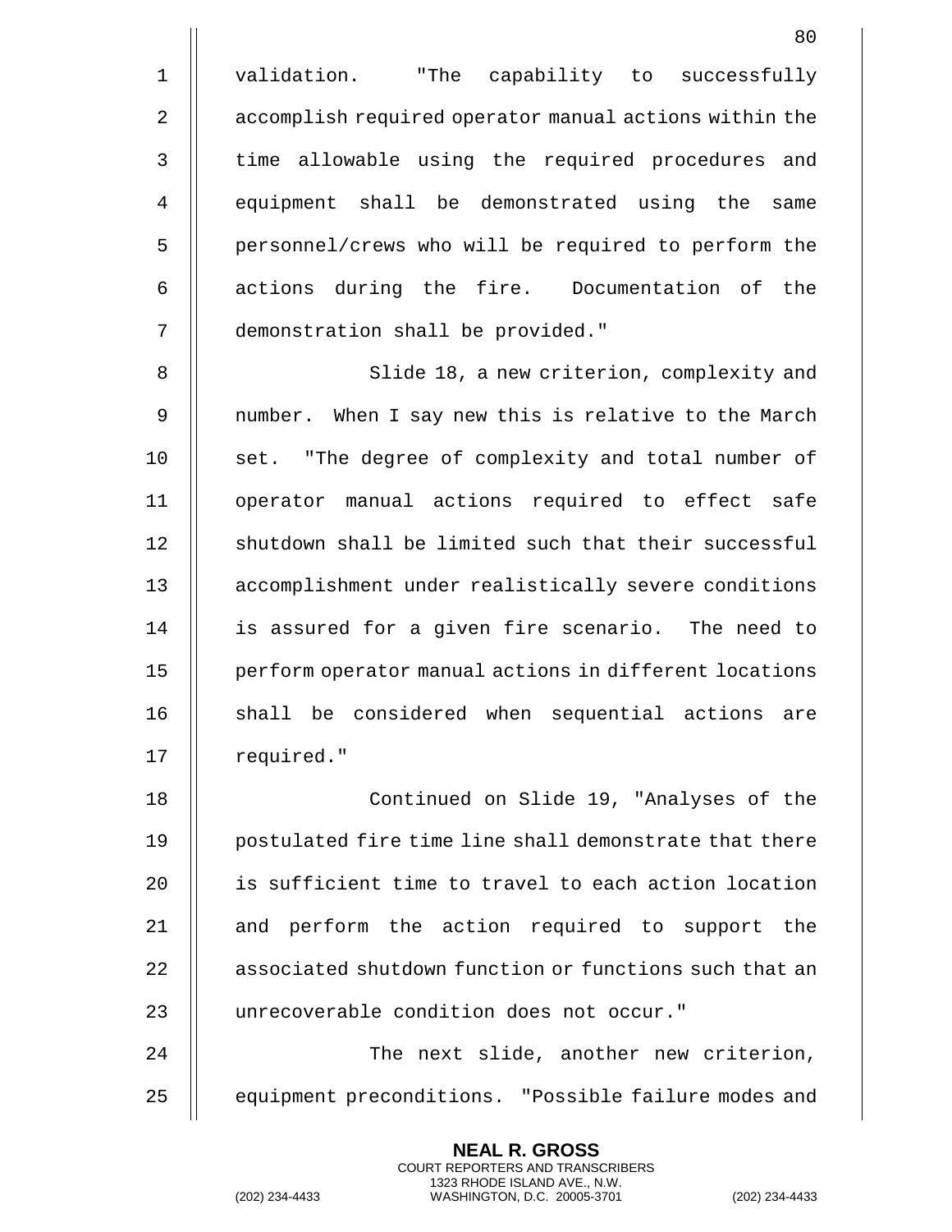validation. "The capability to successfully accomplish required operator manual actions within the time allowable using the required procedures and equipment shall be demonstrated using the same personnel/crews who will be required to perform the actions during the fire. Documentation of the demonstration shall be provided."

Slide 18, a new criterion, complexity and number. When I say new this is relative to the March set. "The degree of complexity and total number of operator manual actions required to effect safe shutdown shall be limited such that their successful accomplishment under realistically severe conditions is assured for a given fire scenario. The need to perform operator manual actions in different locations shall be considered when sequential actions are required."

Continued on Slide 19, "Analyses of the postulated fire time line shall demonstrate that there is sufficient time to travel to each action location and perform the action required to support the associated shutdown function or functions such that an unrecoverable condition does not occur."

The next slide, another new criterion, equipment preconditions. "Possible failure modes and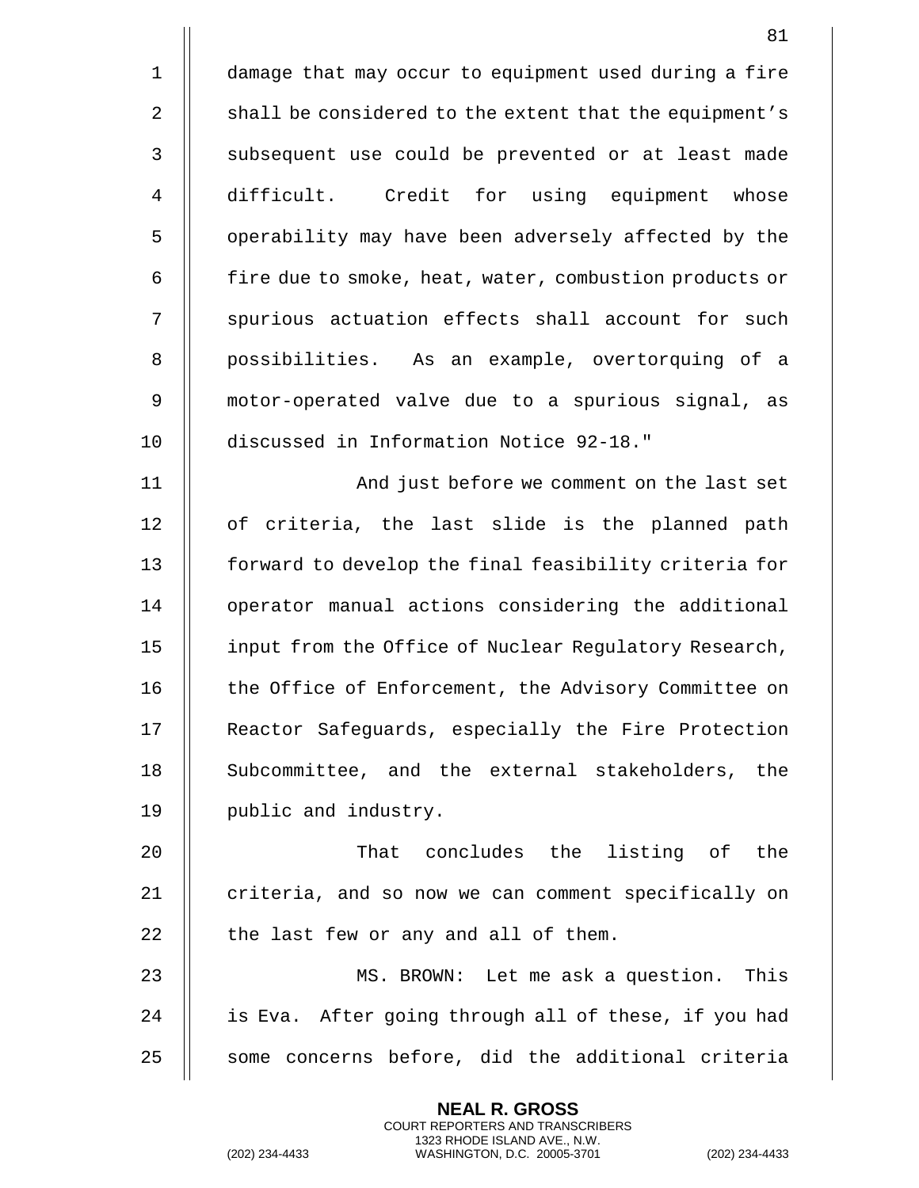damage that may occur to equipment used during a fire shall be considered to the extent that the equipment's subsequent use could be prevented or at least made difficult. Credit for using equipment whose operability may have been adversely affected by the fire due to smoke, heat, water, combustion products or spurious actuation effects shall account for such possibilities. As an example, overtorquing of a motor-operated valve due to a spurious signal, as discussed in Information Notice 92-18."

And just before we comment on the last set of criteria, the last slide is the planned path forward to develop the final feasibility criteria for operator manual actions considering the additional input from the Office of Nuclear Regulatory Research, the Office of Enforcement, the Advisory Committee on Reactor Safeguards, especially the Fire Protection Subcommittee, and the external stakeholders, the public and industry.

That concludes the listing of the criteria, and so now we can comment specifically on the last few or any and all of them.

MS. BROWN: Let me ask a question. This is Eva. After going through all of these, if you had some concerns before, did the additional criteria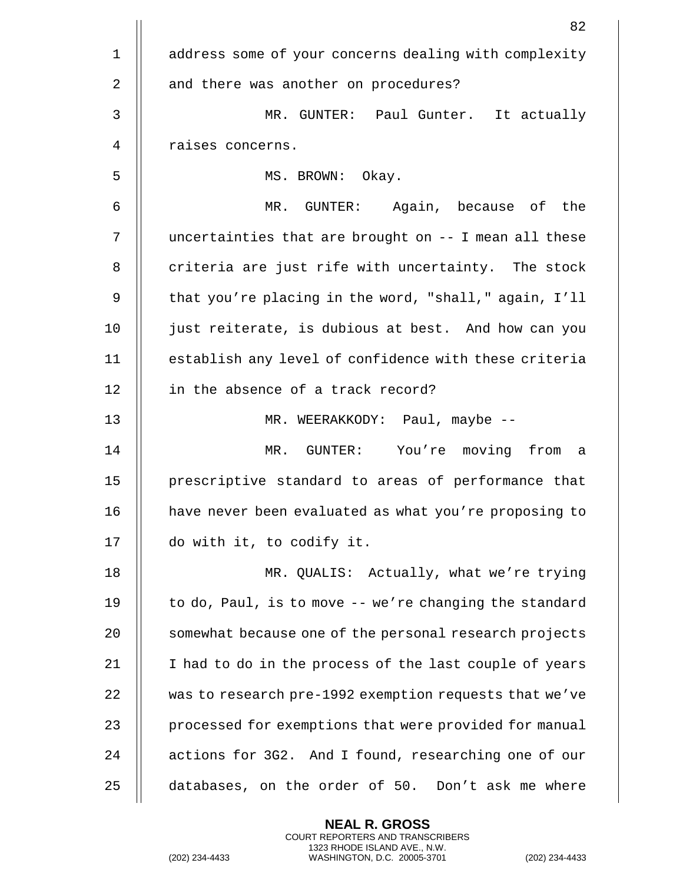address some of your concerns dealing with complexity and there was another on procedures?

MR. GUNTER: Paul Gunter. It actually raises concerns.

MS. BROWN: Okay.

MR. GUNTER: Again, because of the uncertainties that are brought on -- I mean all these criteria are just rife with uncertainty. The stock that you're placing in the word, "shall," again, I'll just reiterate, is dubious at best. And how can you establish any level of confidence with these criteria in the absence of a track record?

MR. WEERAKKODY: Paul, maybe --

MR. GUNTER: You're moving from a prescriptive standard to areas of performance that have never been evaluated as what you're proposing to do with it, to codify it.

MR. QUALIS: Actually, what we're trying to do, Paul, is to move -- we're changing the standard somewhat because one of the personal research projects I had to do in the process of the last couple of years was to research pre-1992 exemption requests that we've processed for exemptions that were provided for manual actions for 3G2. And I found, researching one of our databases, on the order of 50. Don't ask me where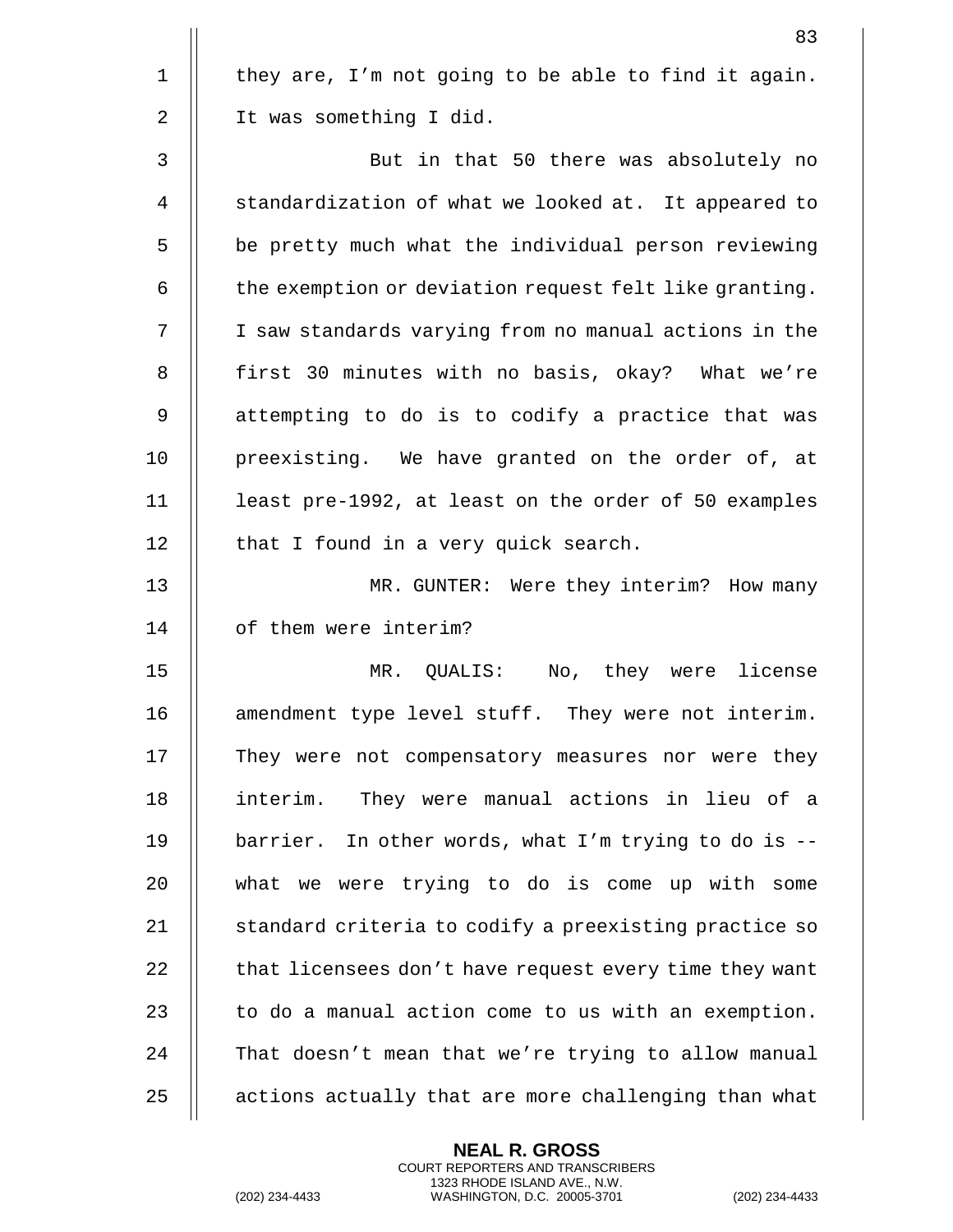they are, I'm not going to be able to find it again. It was something I did.

But in that 50 there was absolutely no standardization of what we looked at. It appeared to be pretty much what the individual person reviewing the exemption or deviation request felt like granting. I saw standards varying from no manual actions in the first 30 minutes with no basis, okay? What we're attempting to do is to codify a practice that was preexisting. We have granted on the order of, at least pre-1992, at least on the order of 50 examples that I found in a very quick search.

MR. GUNTER: Were they interim? How many of them were interim?

MR. QUALIS: No, they were license amendment type level stuff. They were not interim. They were not compensatory measures nor were they interim. They were manual actions in lieu of a barrier. In other words, what I'm trying to do is -- what we were trying to do is come up with some standard criteria to codify a preexisting practice so that licensees don't have request every time they want to do a manual action come to us with an exemption. That doesn't mean that we're trying to allow manual actions actually that are more challenging than what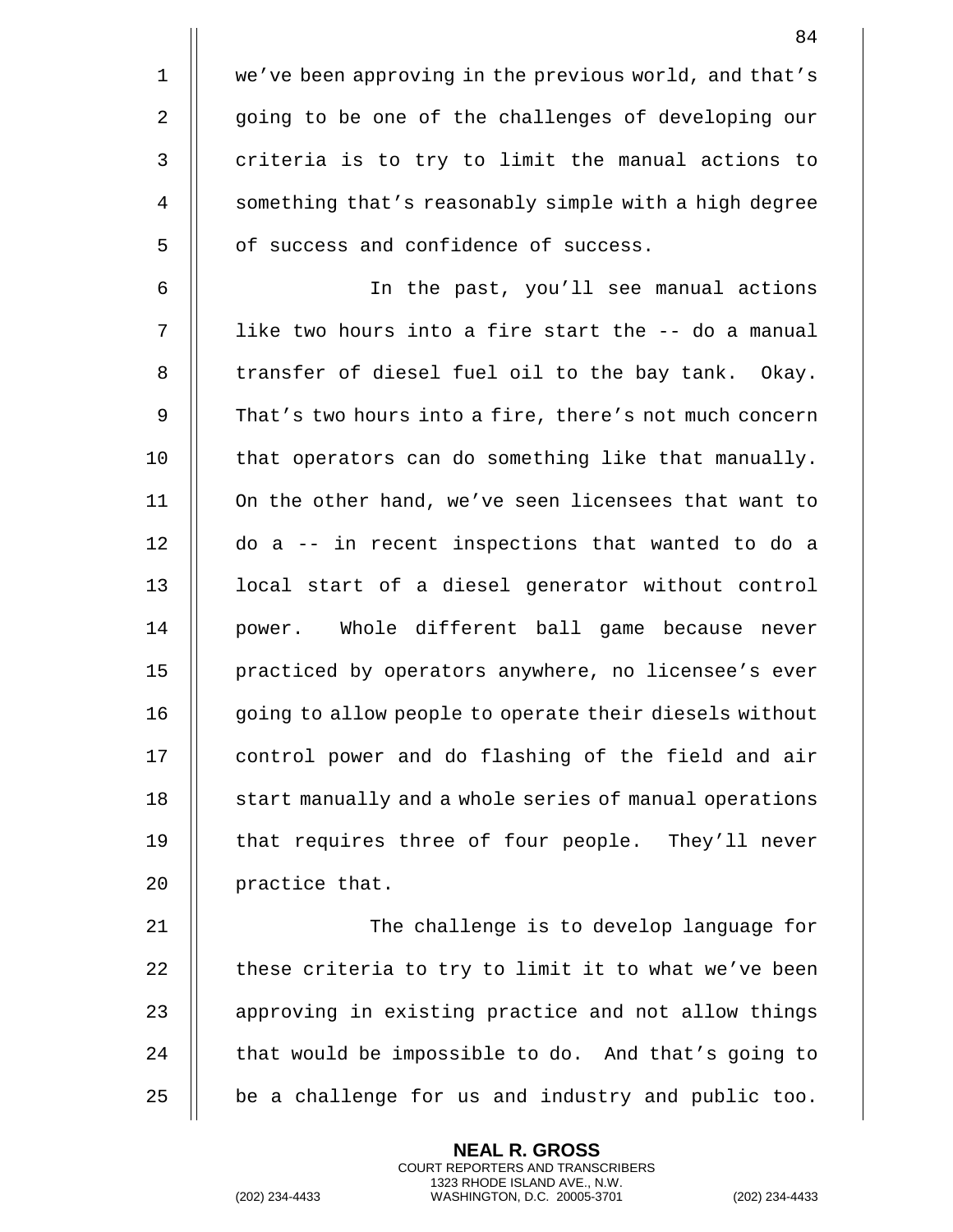we've been approving in the previous world, and that's going to be one of the challenges of developing our criteria is to try to limit the manual actions to something that's reasonably simple with a high degree of success and confidence of success.

In the past, you'll see manual actions like two hours into a fire start the -- do a manual transfer of diesel fuel oil to the bay tank. Okay. That's two hours into a fire, there's not much concern that operators can do something like that manually. On the other hand, we've seen licensees that want to do a -- in recent inspections that wanted to do a local start of a diesel generator without control power. Whole different ball game because never practiced by operators anywhere, no licensee's ever going to allow people to operate their diesels without control power and do flashing of the field and air start manually and a whole series of manual operations that requires three of four people. They'll never practice that.

The challenge is to develop language for these criteria to try to limit it to what we've been approving in existing practice and not allow things that would be impossible to do. And that's going to be a challenge for us and industry and public too.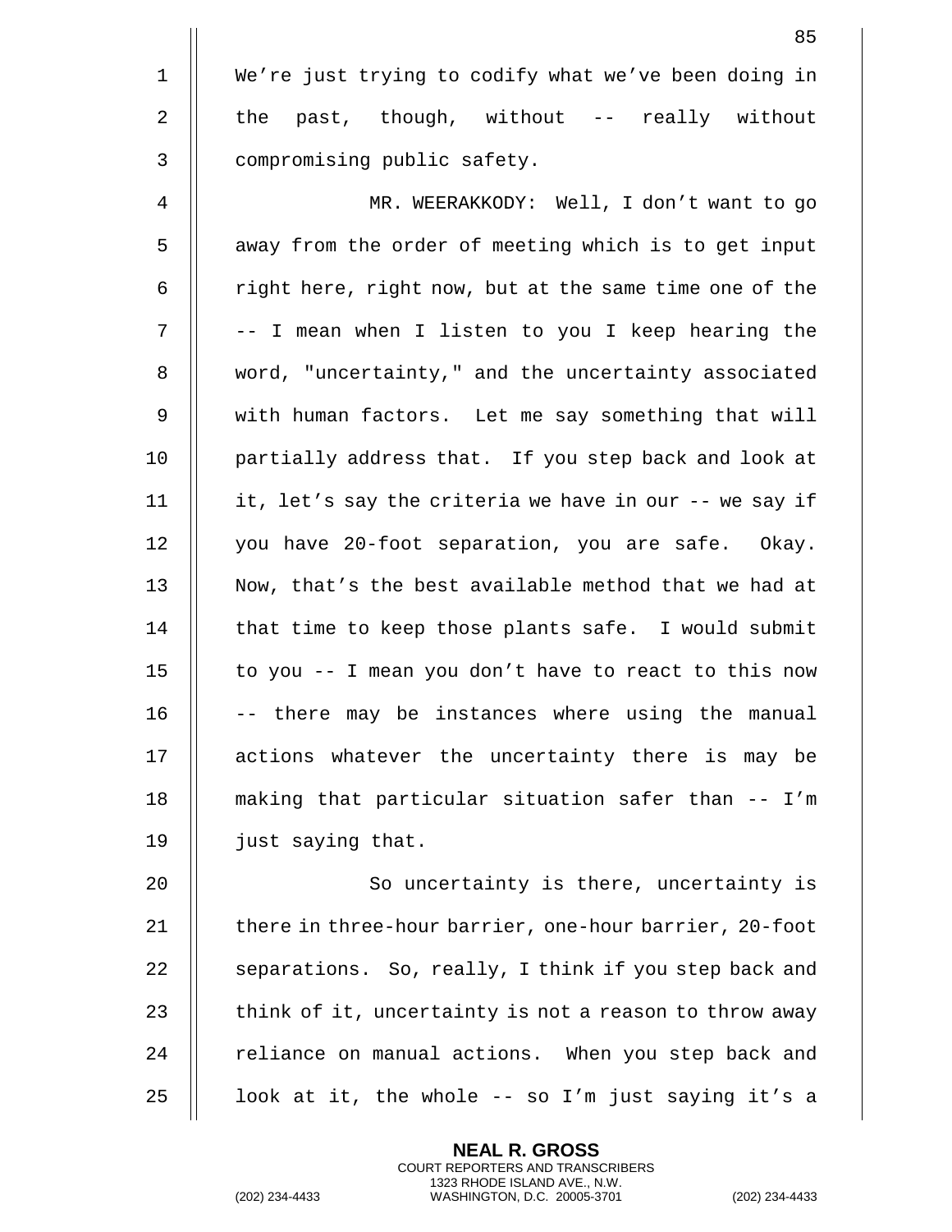We're just trying to codify what we've been doing in the past, though, without -- really without compromising public safety.

MR. WEERAKKODY: Well, I don't want to go away from the order of meeting which is to get input right here, right now, but at the same time one of the -- I mean when I listen to you I keep hearing the word, "uncertainty," and the uncertainty associated with human factors. Let me say something that will partially address that. If you step back and look at it, let's say the criteria we have in our -- we say if you have 20-foot separation, you are safe. Okay. Now, that's the best available method that we had at that time to keep those plants safe. I would submit to you -- I mean you don't have to react to this now -- there may be instances where using the manual actions whatever the uncertainty there is may be making that particular situation safer than -- I'm just saying that.

So uncertainty is there, uncertainty is there in three-hour barrier, one-hour barrier, 20-foot separations. So, really, I think if you step back and think of it, uncertainty is not a reason to throw away reliance on manual actions. When you step back and look at it, the whole -- so I'm just saying it's a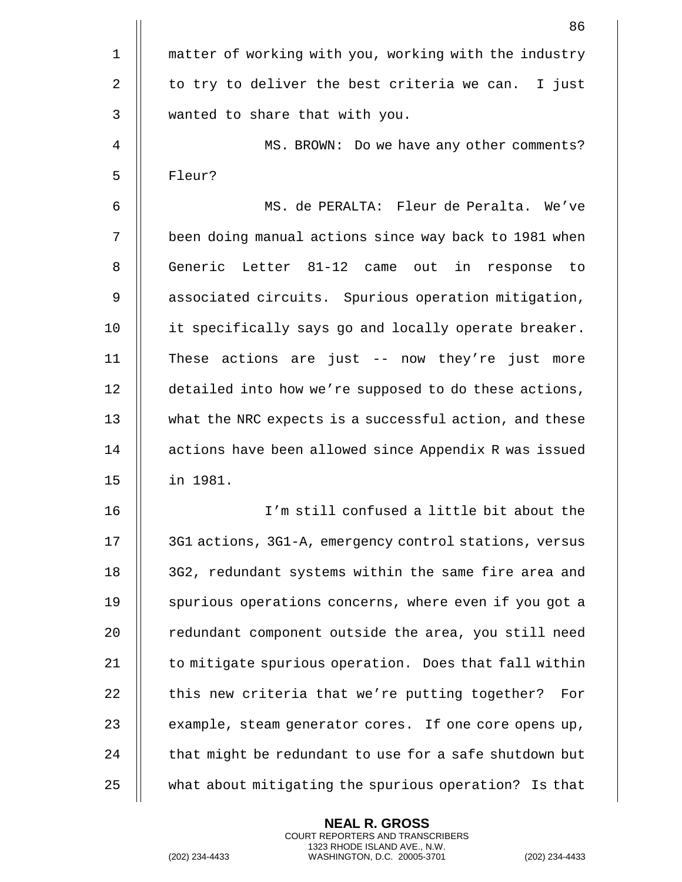matter of working with you, working with the industry to try to deliver the best criteria we can. I just wanted to share that with you.

MS. BROWN: Do we have any other comments? Fleur?

MS. de PERALTA: Fleur de Peralta. We've been doing manual actions since way back to 1981 when Generic Letter 81-12 came out in response to associated circuits. Spurious operation mitigation, it specifically says go and locally operate breaker. These actions are just -- now they're just more detailed into how we're supposed to do these actions, what the NRC expects is a successful action, and these actions have been allowed since Appendix R was issued in 1981.

I'm still confused a little bit about the 3G1 actions, 3G1-A, emergency control stations, versus 3G2, redundant systems within the same fire area and spurious operations concerns, where even if you got a redundant component outside the area, you still need to mitigate spurious operation. Does that fall within this new criteria that we're putting together? For example, steam generator cores. If one core opens up, that might be redundant to use for a safe shutdown but what about mitigating the spurious operation? Is that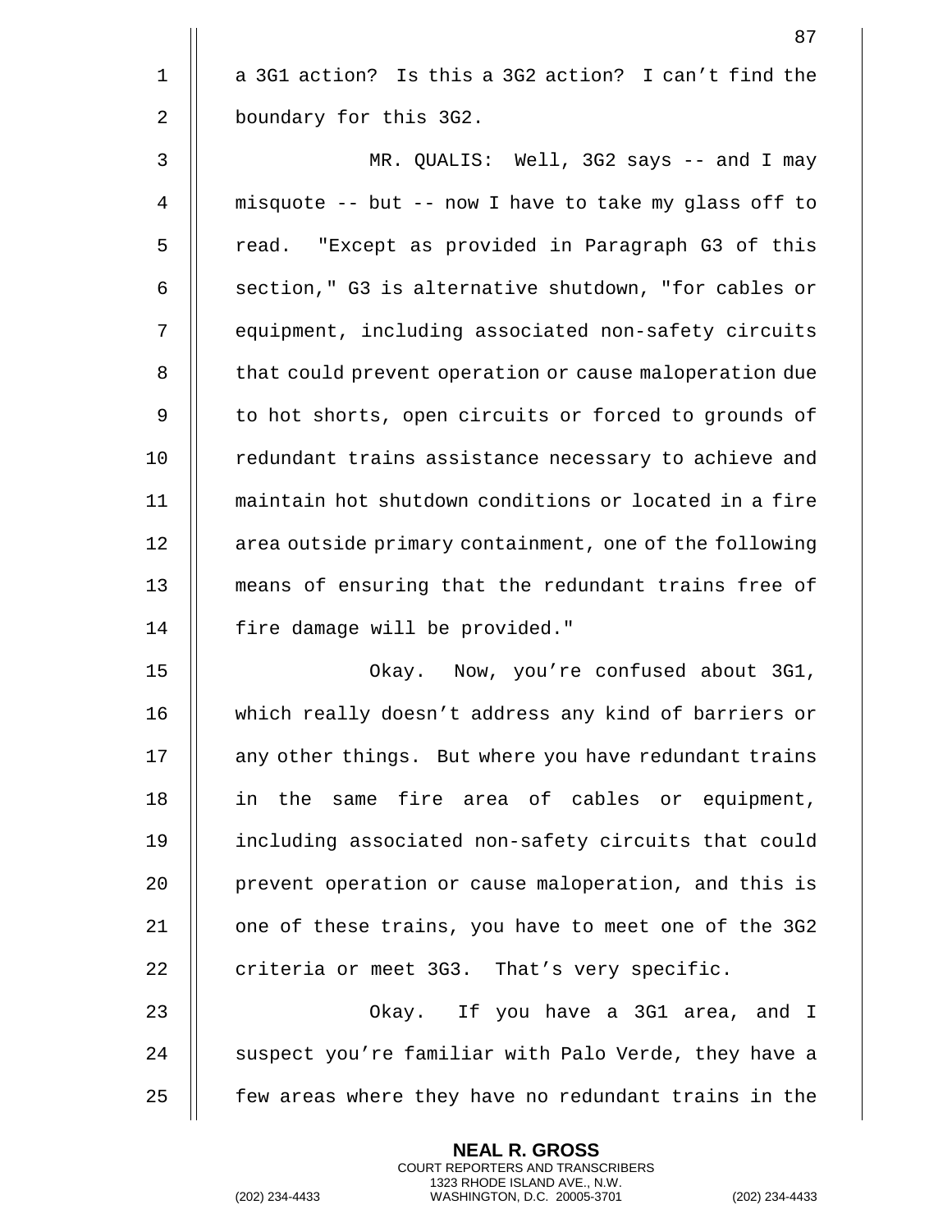a 3G1 action? Is this a 3G2 action? I can't find the boundary for this 3G2.

MR. QUALIS: Well, 3G2 says -- and I may misquote -- but -- now I have to take my glass off to read. "Except as provided in Paragraph G3 of this section," G3 is alternative shutdown, "for cables or equipment, including associated non-safety circuits that could prevent operation or cause maloperation due to hot shorts, open circuits or forced to grounds of redundant trains assistance necessary to achieve and maintain hot shutdown conditions or located in a fire area outside primary containment, one of the following means of ensuring that the redundant trains free of fire damage will be provided."

Okay. Now, you're confused about 3G1, which really doesn't address any kind of barriers or any other things. But where you have redundant trains in the same fire area of cables or equipment, including associated non-safety circuits that could prevent operation or cause maloperation, and this is one of these trains, you have to meet one of the 3G2 criteria or meet 3G3. That's very specific.

Okay. If you have a 3G1 area, and I suspect you're familiar with Palo Verde, they have a few areas where they have no redundant trains in the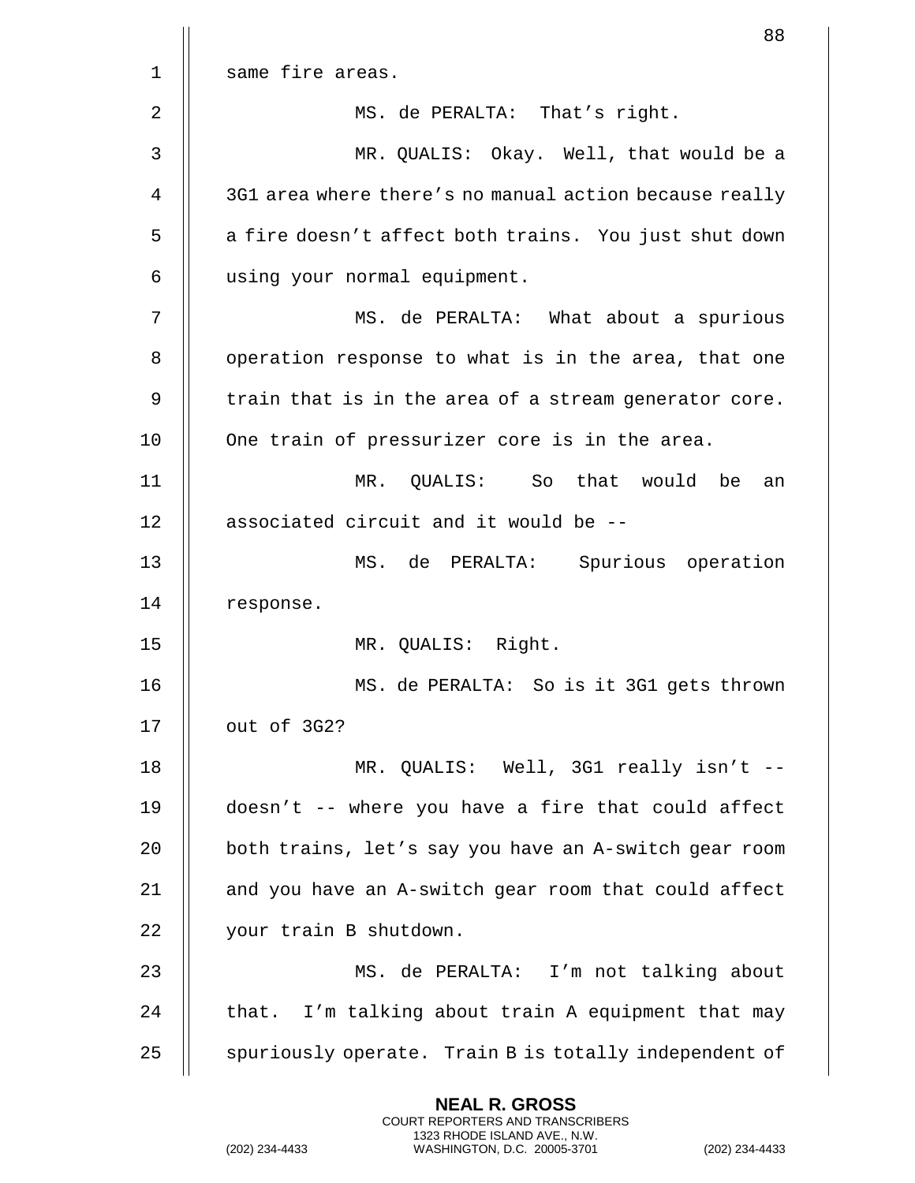same fire areas.

MS. de PERALTA: That's right.

MR. QUALIS: Okay. Well, that would be a 3G1 area where there's no manual action because really a fire doesn't affect both trains. You just shut down using your normal equipment.

MS. de PERALTA: What about a spurious operation response to what is in the area, that one train that is in the area of a stream generator core. One train of pressurizer core is in the area.

MR. QUALIS: So that would be an associated circuit and it would be --

MS. de PERALTA: Spurious operation response.

MR. QUALIS: Right.

MS. de PERALTA: So is it 3G1 gets thrown out of 3G2?

MR. QUALIS: Well, 3G1 really isn't -- doesn't -- where you have a fire that could affect both trains, let's say you have an A-switch gear room and you have an A-switch gear room that could affect your train B shutdown.

MS. de PERALTA: I'm not talking about that. I'm talking about train A equipment that may spuriously operate. Train B is totally independent of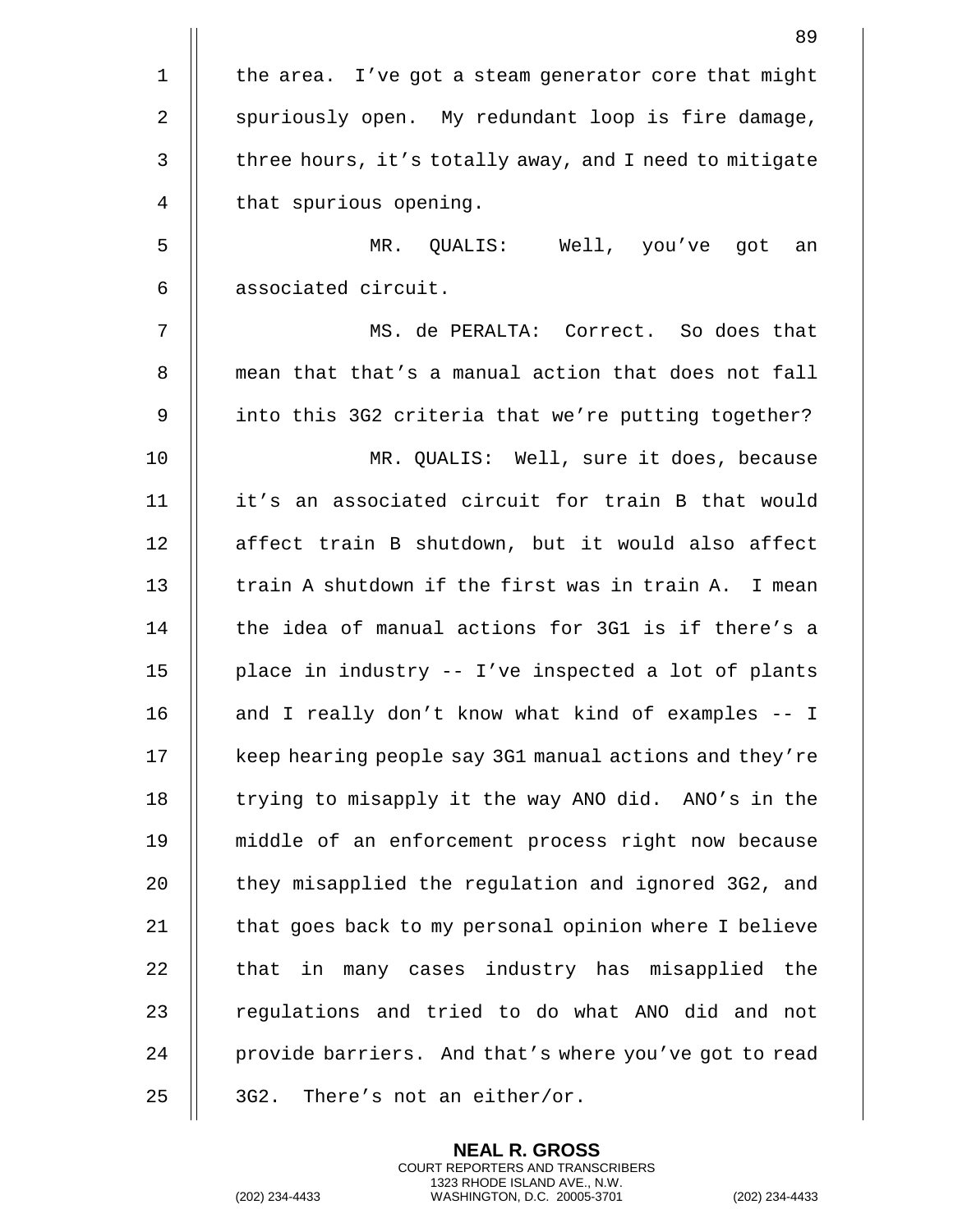the area. I've got a steam generator core that might spuriously open. My redundant loop is fire damage, three hours, it's totally away, and I need to mitigate that spurious opening.

MR. QUALIS: Well, you've got an associated circuit.

MS. de PERALTA: Correct. So does that mean that that's a manual action that does not fall into this 3G2 criteria that we're putting together?

MR. QUALIS: Well, sure it does, because it's an associated circuit for train B that would affect train B shutdown, but it would also affect train A shutdown if the first was in train A. I mean the idea of manual actions for 3G1 is if there's a place in industry -- I've inspected a lot of plants and I really don't know what kind of examples -- I keep hearing people say 3G1 manual actions and they're trying to misapply it the way ANO did. ANO's in the middle of an enforcement process right now because they misapplied the regulation and ignored 3G2, and that goes back to my personal opinion where I believe that in many cases industry has misapplied the regulations and tried to do what ANO did and not provide barriers. And that's where you've got to read 3G2. There's not an either/or.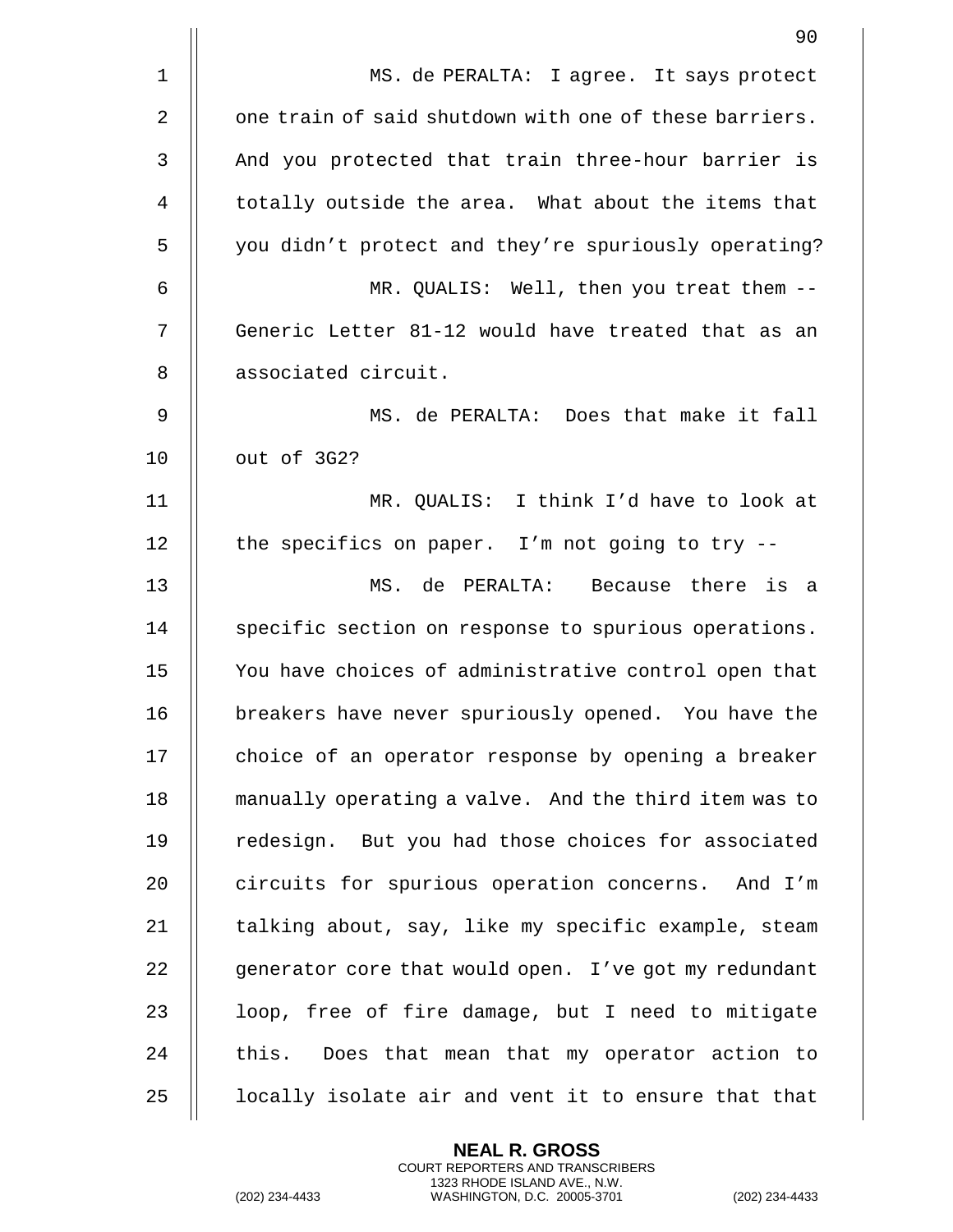MS. de PERALTA: I agree. It says protect one train of said shutdown with one of these barriers. And you protected that train three-hour barrier is totally outside the area. What about the items that you didn't protect and they're spuriously operating?

MR. QUALIS: Well, then you treat them -- Generic Letter 81-12 would have treated that as an associated circuit.

MS. de PERALTA: Does that make it fall out of 3G2?

MR. QUALIS: I think I'd have to look at the specifics on paper. I'm not going to try --

MS. de PERALTA: Because there is a specific section on response to spurious operations. You have choices of administrative control open that breakers have never spuriously opened. You have the choice of an operator response by opening a breaker manually operating a valve. And the third item was to redesign. But you had those choices for associated circuits for spurious operation concerns. And I'm talking about, say, like my specific example, steam generator core that would open. I've got my redundant loop, free of fire damage, but I need to mitigate this. Does that mean that my operator action to locally isolate air and vent it to ensure that that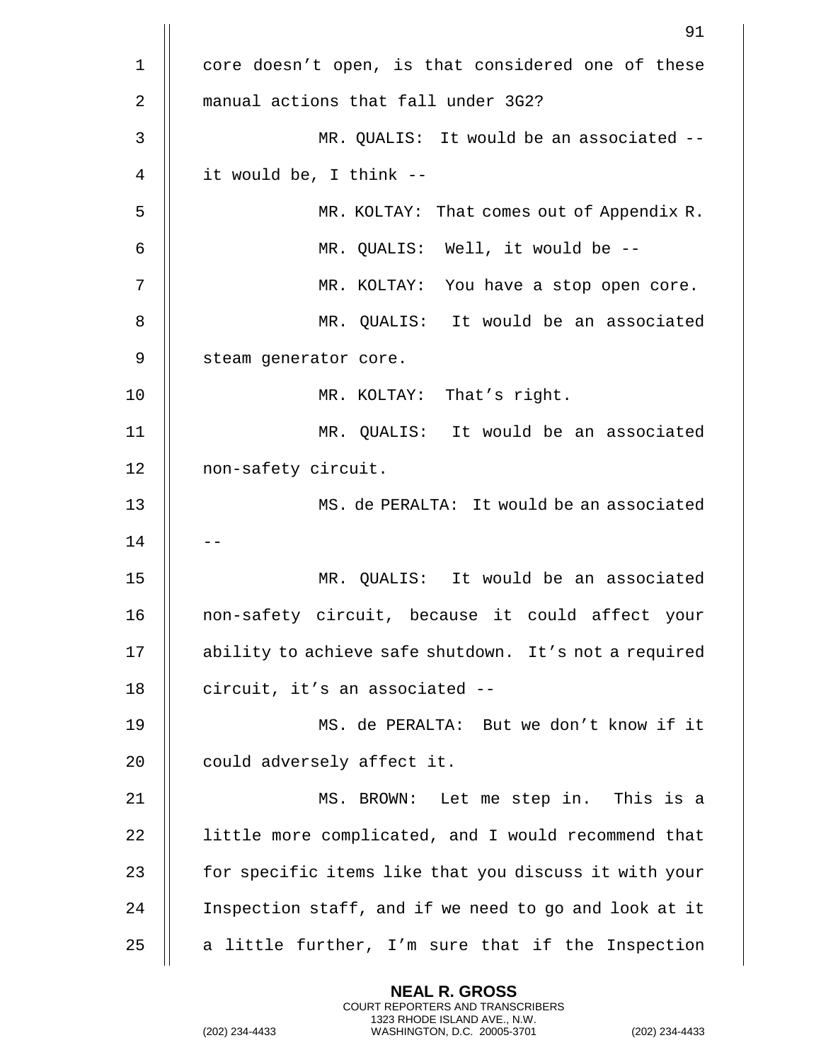core doesn't open, is that considered one of these manual actions that fall under 3G2?

MR. QUALIS: It would be an associated -- it would be, I think --

MR. KOLTAY: That comes out of Appendix R.

MR. QUALIS: Well, it would be --

MR. KOLTAY: You have a stop open core.

MR. QUALIS: It would be an associated steam generator core.

MR. KOLTAY: That's right.

MR. QUALIS: It would be an associated non-safety circuit.

MS. de PERALTA: It would be an associated --

MR. QUALIS: It would be an associated non-safety circuit, because it could affect your ability to achieve safe shutdown. It's not a required circuit, it's an associated --

MS. de PERALTA: But we don't know if it could adversely affect it.

MS. BROWN: Let me step in. This is a little more complicated, and I would recommend that for specific items like that you discuss it with your Inspection staff, and if we need to go and look at it a little further, I'm sure that if the Inspection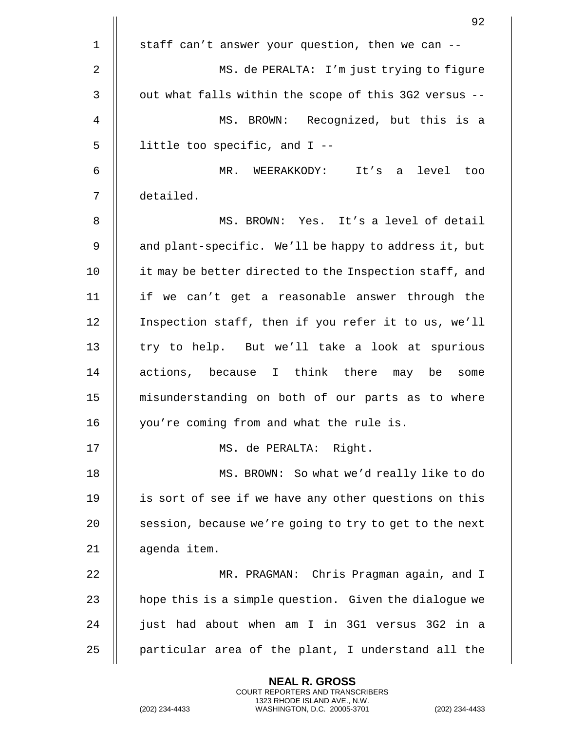staff can't answer your question, then we can --

MS. de PERALTA: I'm just trying to figure out what falls within the scope of this 3G2 versus --

MS. BROWN: Recognized, but this is a little too specific, and I --

MR. WEERAKKODY: It's a level too detailed.

MS. BROWN: Yes. It's a level of detail and plant-specific. We'll be happy to address it, but it may be better directed to the Inspection staff, and if we can't get a reasonable answer through the Inspection staff, then if you refer it to us, we'll try to help. But we'll take a look at spurious actions, because I think there may be some misunderstanding on both of our parts as to where you're coming from and what the rule is.

MS. de PERALTA: Right.

MS. BROWN: So what we'd really like to do is sort of see if we have any other questions on this session, because we're going to try to get to the next agenda item.

MR. PRAGMAN: Chris Pragman again, and I hope this is a simple question. Given the dialogue we just had about when am I in 3G1 versus 3G2 in a particular area of the plant, I understand all the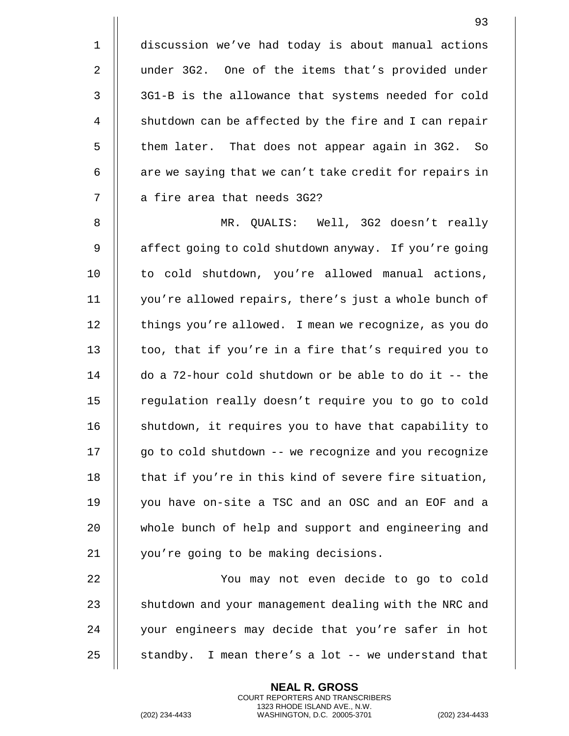discussion we've had today is about manual actions under 3G2. One of the items that's provided under 3G1-B is the allowance that systems needed for cold shutdown can be affected by the fire and I can repair them later. That does not appear again in 3G2. So are we saying that we can't take credit for repairs in a fire area that needs 3G2?

MR. QUALIS: Well, 3G2 doesn't really affect going to cold shutdown anyway. If you're going to cold shutdown, you're allowed manual actions, you're allowed repairs, there's just a whole bunch of things you're allowed. I mean we recognize, as you do too, that if you're in a fire that's required you to do a 72-hour cold shutdown or be able to do it -- the regulation really doesn't require you to go to cold shutdown, it requires you to have that capability to go to cold shutdown -- we recognize and you recognize that if you're in this kind of severe fire situation, you have on-site a TSC and an OSC and an EOF and a whole bunch of help and support and engineering and you're going to be making decisions.

You may not even decide to go to cold shutdown and your management dealing with the NRC and your engineers may decide that you're safer in hot standby. I mean there's a lot -- we understand that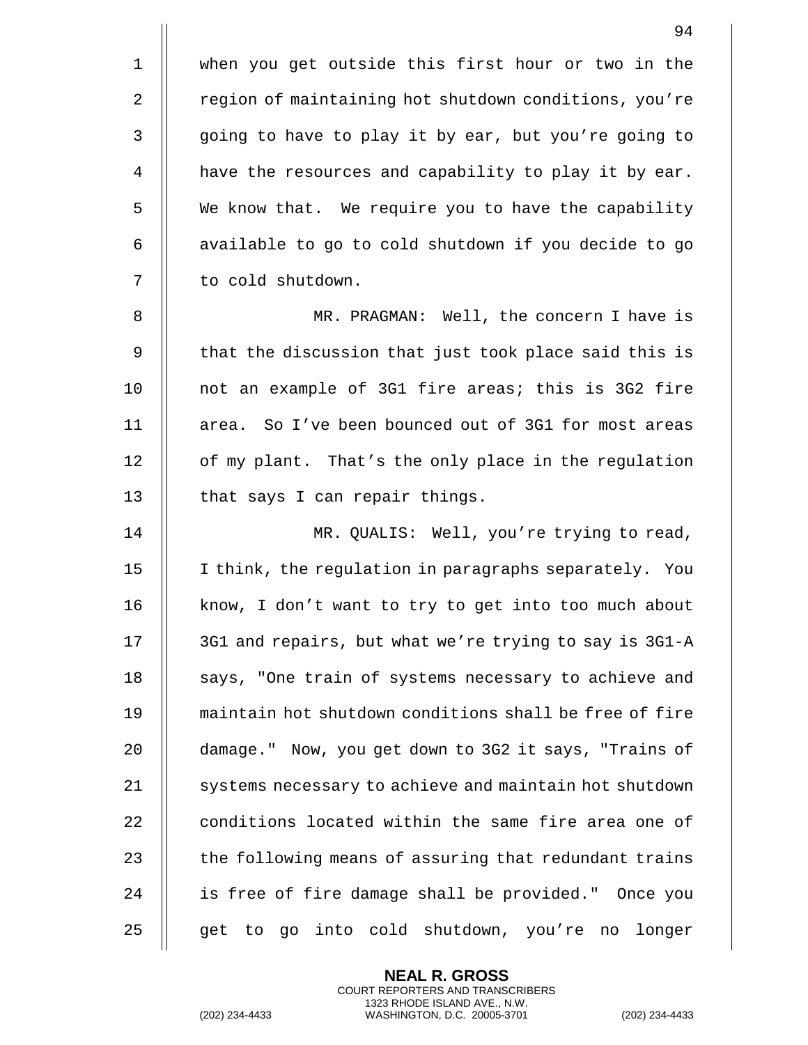when you get outside this first hour or two in the region of maintaining hot shutdown conditions, you're going to have to play it by ear, but you're going to have the resources and capability to play it by ear. We know that. We require you to have the capability available to go to cold shutdown if you decide to go to cold shutdown.

MR. PRAGMAN: Well, the concern I have is that the discussion that just took place said this is not an example of 3G1 fire areas; this is 3G2 fire area. So I've been bounced out of 3G1 for most areas of my plant. That's the only place in the regulation that says I can repair things.

MR. QUALIS: Well, you're trying to read, I think, the regulation in paragraphs separately. You know, I don't want to try to get into too much about 3G1 and repairs, but what we're trying to say is 3G1-A says, "One train of systems necessary to achieve and maintain hot shutdown conditions shall be free of fire damage." Now, you get down to 3G2 it says, "Trains of systems necessary to achieve and maintain hot shutdown conditions located within the same fire area one of the following means of assuring that redundant trains is free of fire damage shall be provided." Once you get to go into cold shutdown, you're no longer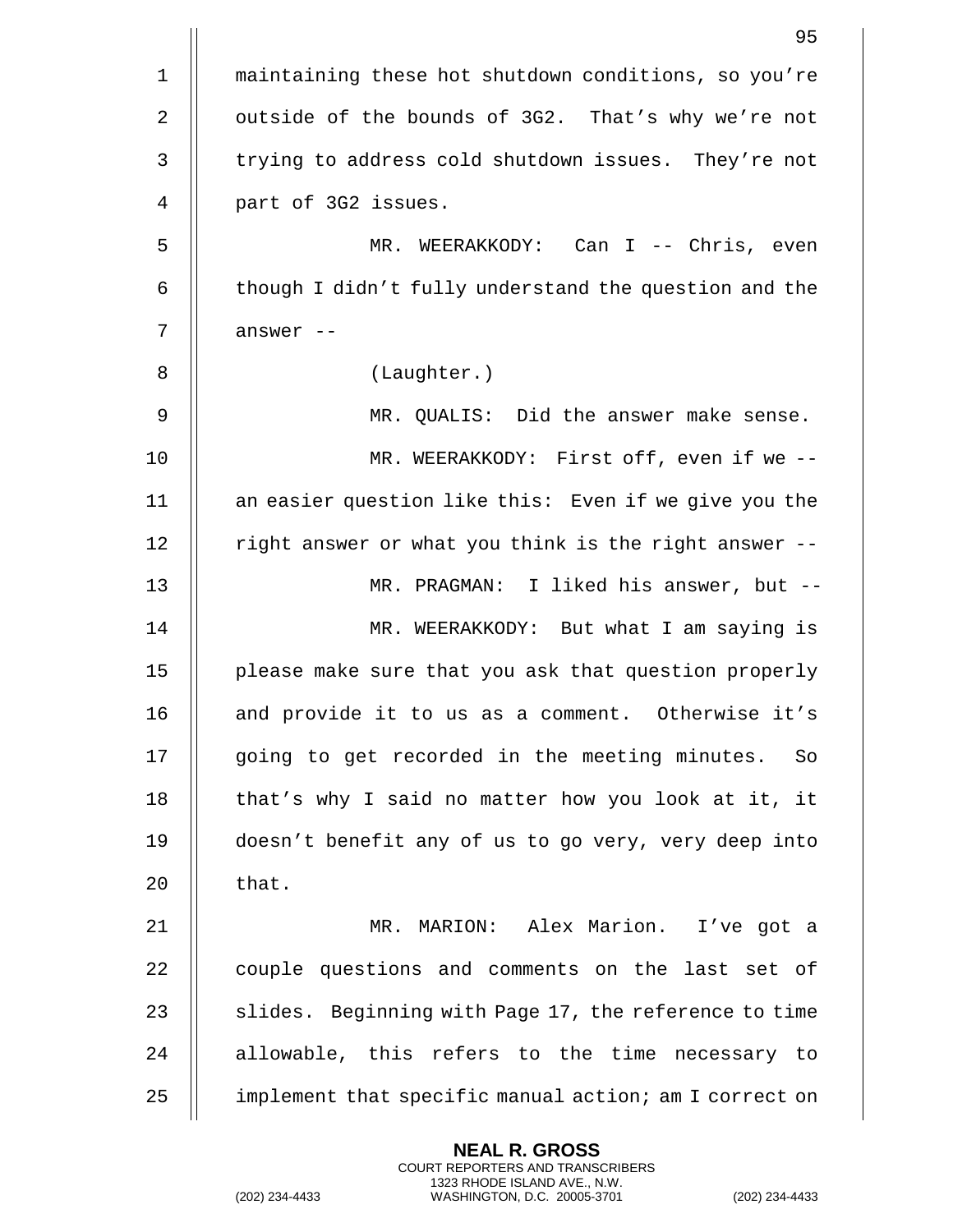maintaining these hot shutdown conditions, so you're outside of the bounds of 3G2. That's why we're not trying to address cold shutdown issues. They're not part of 3G2 issues.

MR. WEERAKKODY: Can I -- Chris, even though I didn't fully understand the question and the answer --

(Laughter.)

MR. QUALIS: Did the answer make sense.

MR. WEERAKKODY: First off, even if we -- an easier question like this: Even if we give you the right answer or what you think is the right answer --

MR. PRAGMAN: I liked his answer, but --

MR. WEERAKKODY: But what I am saying is please make sure that you ask that question properly and provide it to us as a comment. Otherwise it's going to get recorded in the meeting minutes. So that's why I said no matter how you look at it, it doesn't benefit any of us to go very, very deep into that.

MR. MARION: Alex Marion. I've got a couple questions and comments on the last set of slides. Beginning with Page 17, the reference to time allowable, this refers to the time necessary to implement that specific manual action; am I correct on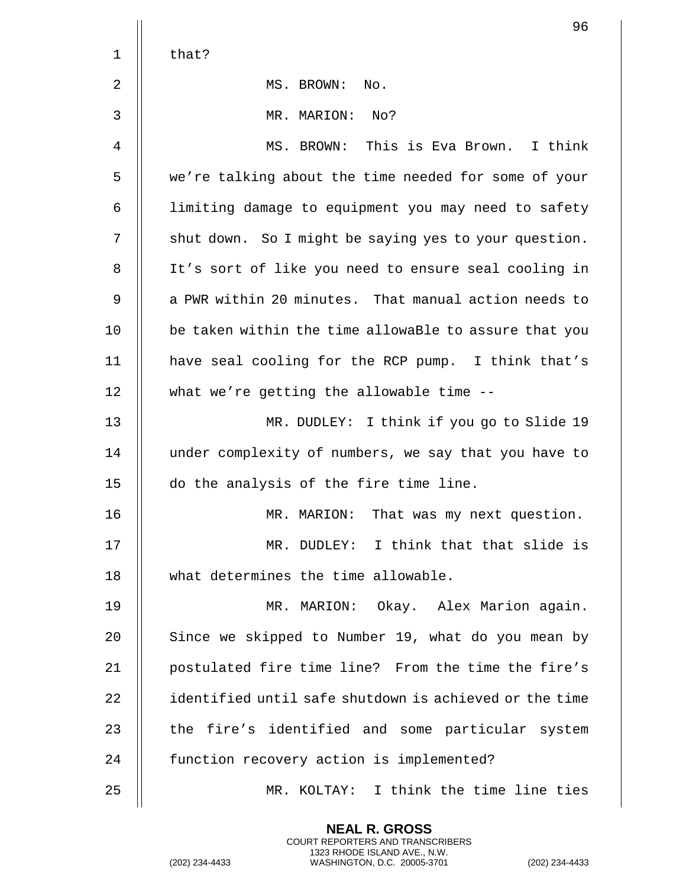that?

MS. BROWN: No.

MR. MARION: No?

MS. BROWN: This is Eva Brown. I think we're talking about the time needed for some of your limiting damage to equipment you may need to safety shut down. So I might be saying yes to your question. It's sort of like you need to ensure seal cooling in a PWR within 20 minutes. That manual action needs to be taken within the time allowaBle to assure that you have seal cooling for the RCP pump. I think that's what we're getting the allowable time --

MR. DUDLEY: I think if you go to Slide 19 under complexity of numbers, we say that you have to do the analysis of the fire time line.

MR. MARION: That was my next question.

MR. DUDLEY: I think that that slide is what determines the time allowable.

MR. MARION: Okay. Alex Marion again. Since we skipped to Number 19, what do you mean by postulated fire time line? From the time the fire's identified until safe shutdown is achieved or the time the fire's identified and some particular system function recovery action is implemented?

MR. KOLTAY: I think the time line ties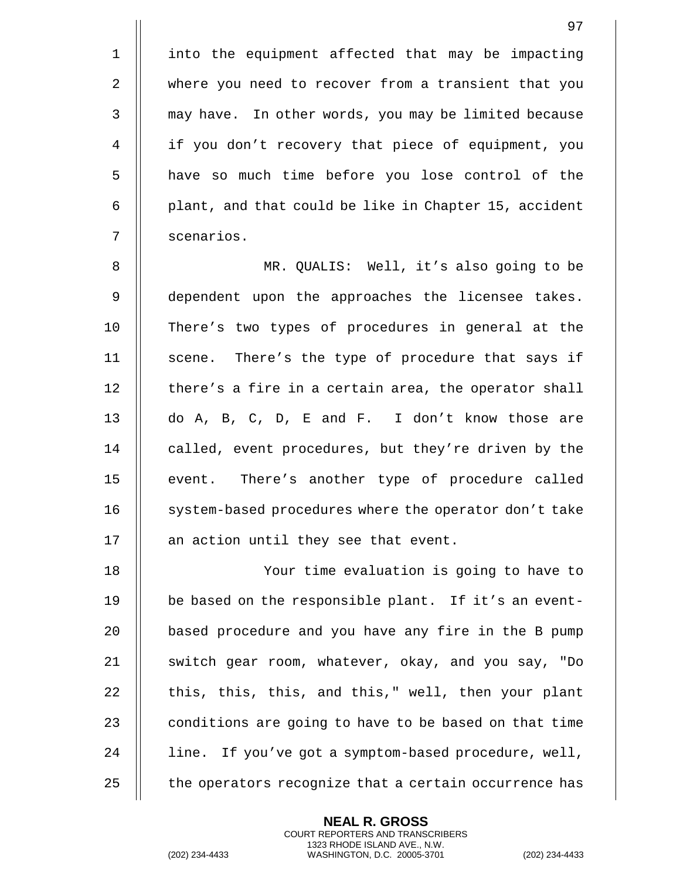into the equipment affected that may be impacting where you need to recover from a transient that you may have. In other words, you may be limited because if you don't recovery that piece of equipment, you have so much time before you lose control of the plant, and that could be like in Chapter 15, accident scenarios.

MR. QUALIS: Well, it's also going to be dependent upon the approaches the licensee takes. There's two types of procedures in general at the scene. There's the type of procedure that says if there's a fire in a certain area, the operator shall do A, B, C, D, E and F. I don't know those are called, event procedures, but they're driven by the event. There's another type of procedure called system-based procedures where the operator don't take an action until they see that event.

Your time evaluation is going to have to be based on the responsible plant. If it's an event-based procedure and you have any fire in the B pump switch gear room, whatever, okay, and you say, "Do this, this, this, and this," well, then your plant conditions are going to have to be based on that time line. If you've got a symptom-based procedure, well, the operators recognize that a certain occurrence has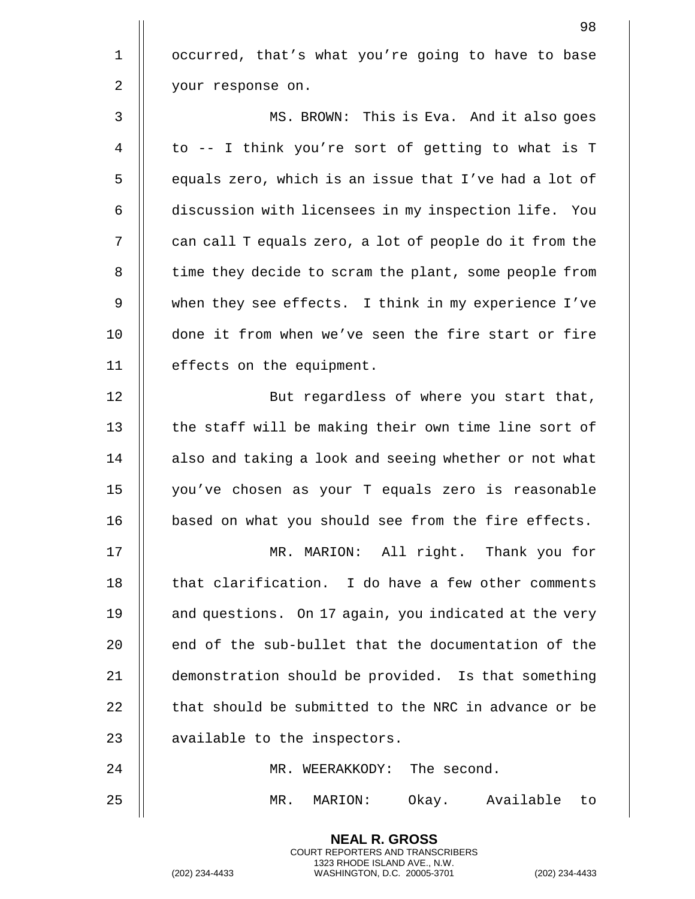occurred, that's what you're going to have to base your response on.

MS. BROWN: This is Eva. And it also goes to -- I think you're sort of getting to what is T equals zero, which is an issue that I've had a lot of discussion with licensees in my inspection life. You can call T equals zero, a lot of people do it from the time they decide to scram the plant, some people from when they see effects. I think in my experience I've done it from when we've seen the fire start or fire effects on the equipment.

But regardless of where you start that, the staff will be making their own time line sort of also and taking a look and seeing whether or not what you've chosen as your T equals zero is reasonable based on what you should see from the fire effects.

MR. MARION: All right. Thank you for that clarification. I do have a few other comments and questions. On 17 again, you indicated at the very end of the sub-bullet that the documentation of the demonstration should be provided. Is that something that should be submitted to the NRC in advance or be available to the inspectors.

MR. WEERAKKODY: The second.

MR. MARION: Okay. Available to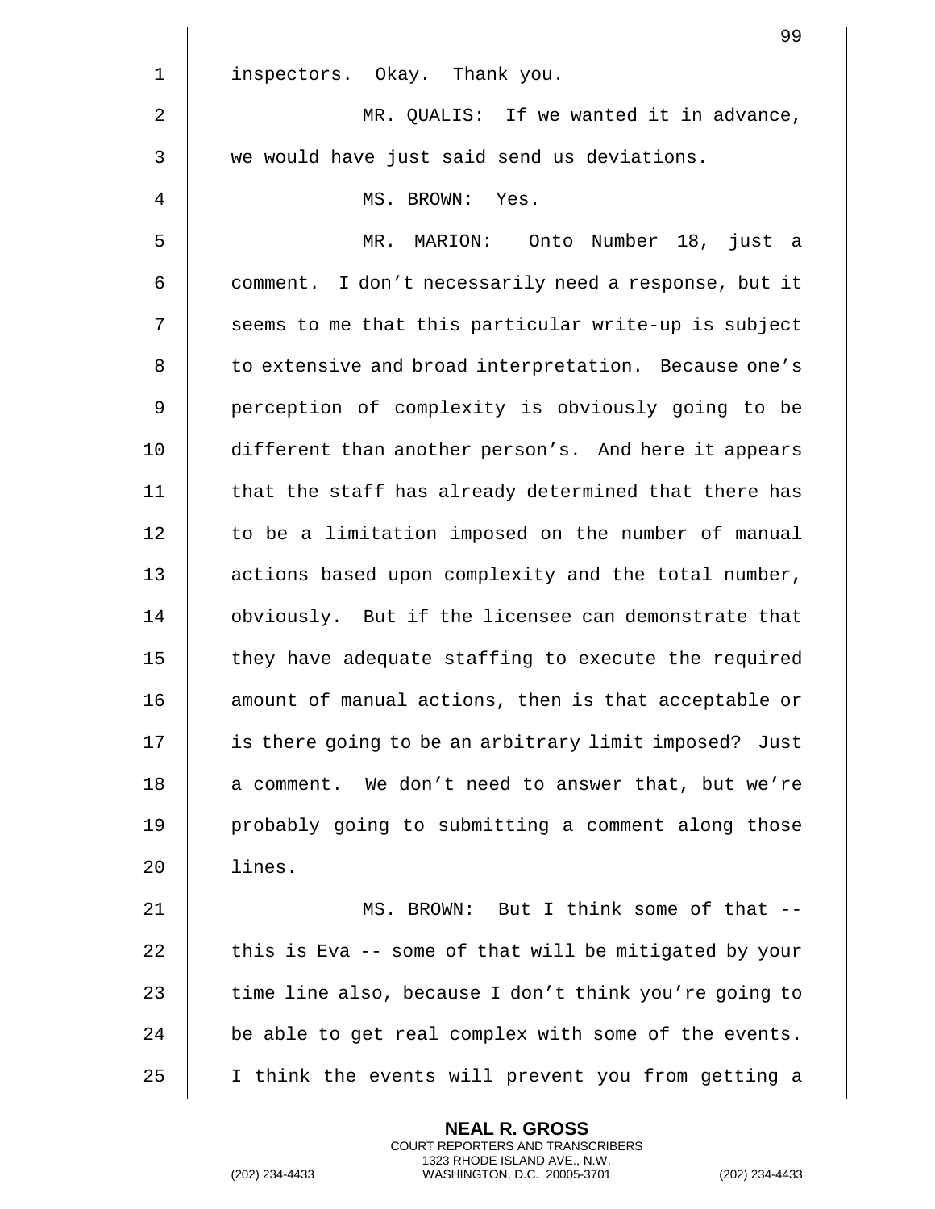inspectors. Okay. Thank you.

MR. QUALIS: If we wanted it in advance, we would have just said send us deviations.

MS. BROWN: Yes.

MR. MARION: Onto Number 18, just a comment. I don't necessarily need a response, but it seems to me that this particular write-up is subject to extensive and broad interpretation. Because one's perception of complexity is obviously going to be different than another person's. And here it appears that the staff has already determined that there has to be a limitation imposed on the number of manual actions based upon complexity and the total number, obviously. But if the licensee can demonstrate that they have adequate staffing to execute the required amount of manual actions, then is that acceptable or is there going to be an arbitrary limit imposed? Just a comment. We don't need to answer that, but we're probably going to submitting a comment along those lines.

MS. BROWN: But I think some of that -- this is Eva -- some of that will be mitigated by your time line also, because I don't think you're going to be able to get real complex with some of the events. I think the events will prevent you from getting a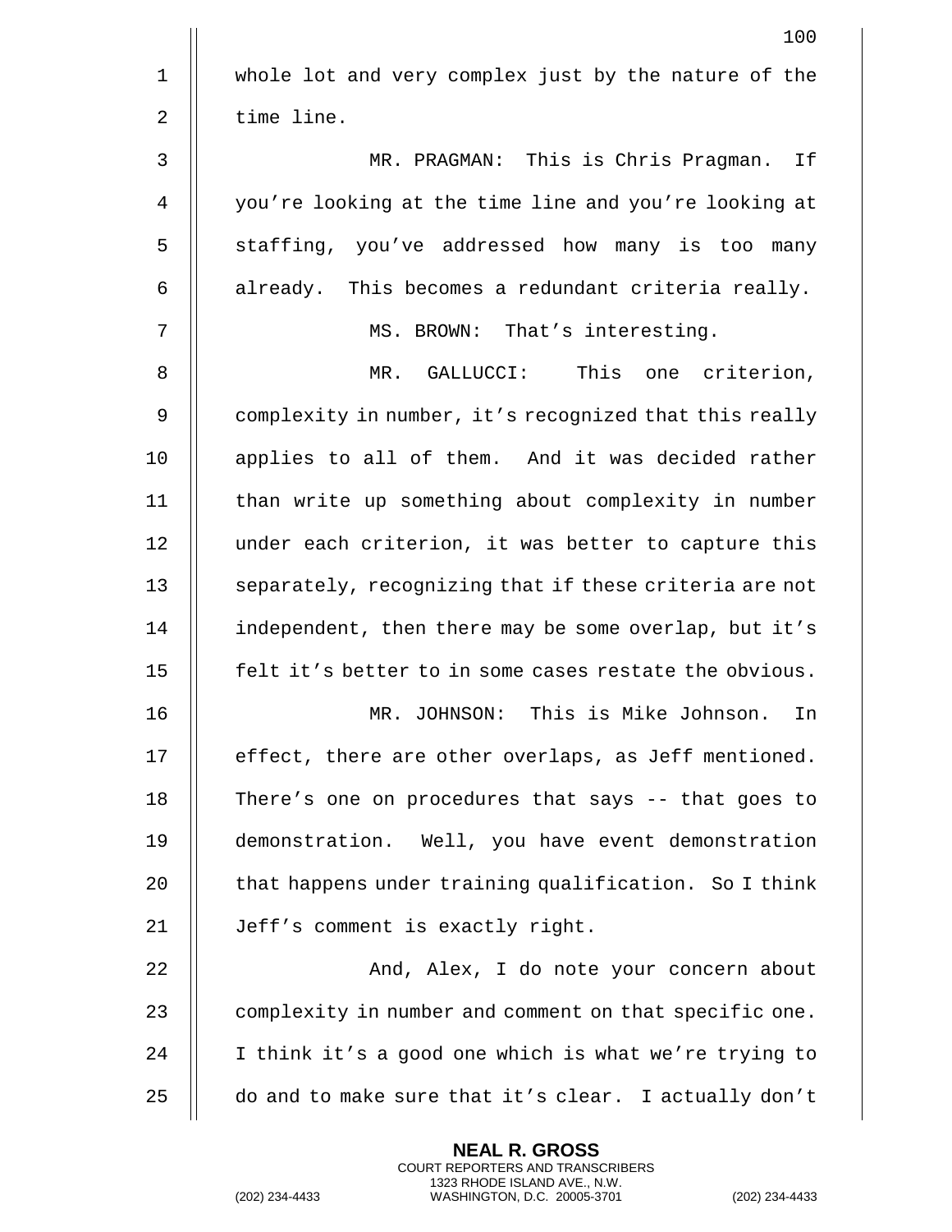whole lot and very complex just by the nature of the time line.

MR. PRAGMAN: This is Chris Pragman. If you're looking at the time line and you're looking at staffing, you've addressed how many is too many already. This becomes a redundant criteria really.

MS. BROWN: That's interesting.

MR. GALLUCCI: This one criterion, complexity in number, it's recognized that this really applies to all of them. And it was decided rather than write up something about complexity in number under each criterion, it was better to capture this separately, recognizing that if these criteria are not independent, then there may be some overlap, but it's felt it's better to in some cases restate the obvious.

MR. JOHNSON: This is Mike Johnson. In effect, there are other overlaps, as Jeff mentioned. There's one on procedures that says -- that goes to demonstration. Well, you have event demonstration that happens under training qualification. So I think Jeff's comment is exactly right.

And, Alex, I do note your concern about complexity in number and comment on that specific one. I think it's a good one which is what we're trying to do and to make sure that it's clear. I actually don't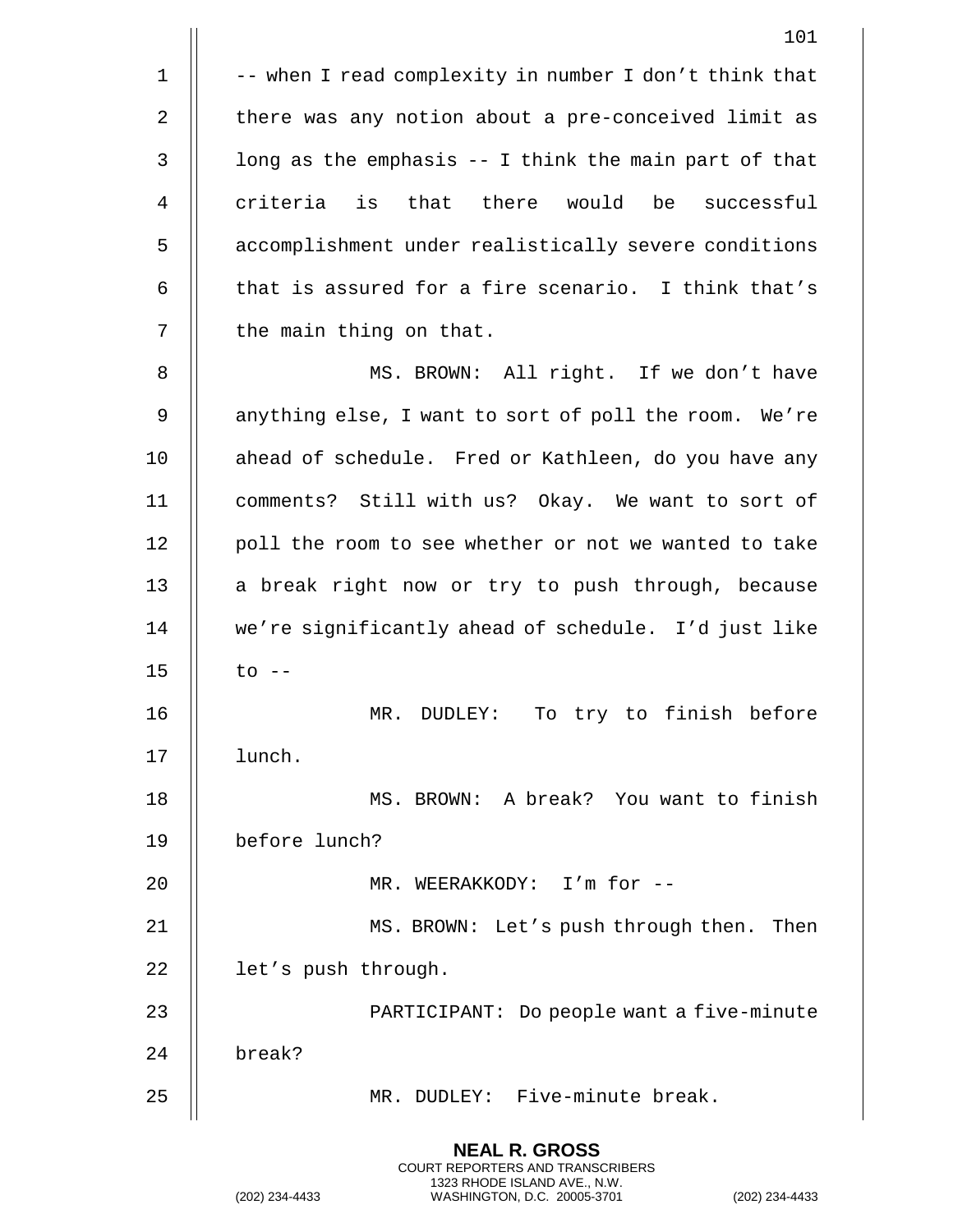-- when I read complexity in number I don't think that there was any notion about a pre-conceived limit as long as the emphasis -- I think the main part of that criteria is that there would be successful accomplishment under realistically severe conditions that is assured for a fire scenario. I think that's the main thing on that.

MS. BROWN: All right. If we don't have anything else, I want to sort of poll the room. We're ahead of schedule. Fred or Kathleen, do you have any comments? Still with us? Okay. We want to sort of poll the room to see whether or not we wanted to take a break right now or try to push through, because we're significantly ahead of schedule. I'd just like to --

MR. DUDLEY: To try to finish before lunch.

MS. BROWN: A break? You want to finish before lunch?

MR. WEERAKKODY: I'm for --

MS. BROWN: Let's push through then. Then let's push through.

PARTICIPANT: Do people want a five-minute break?

MR. DUDLEY: Five-minute break.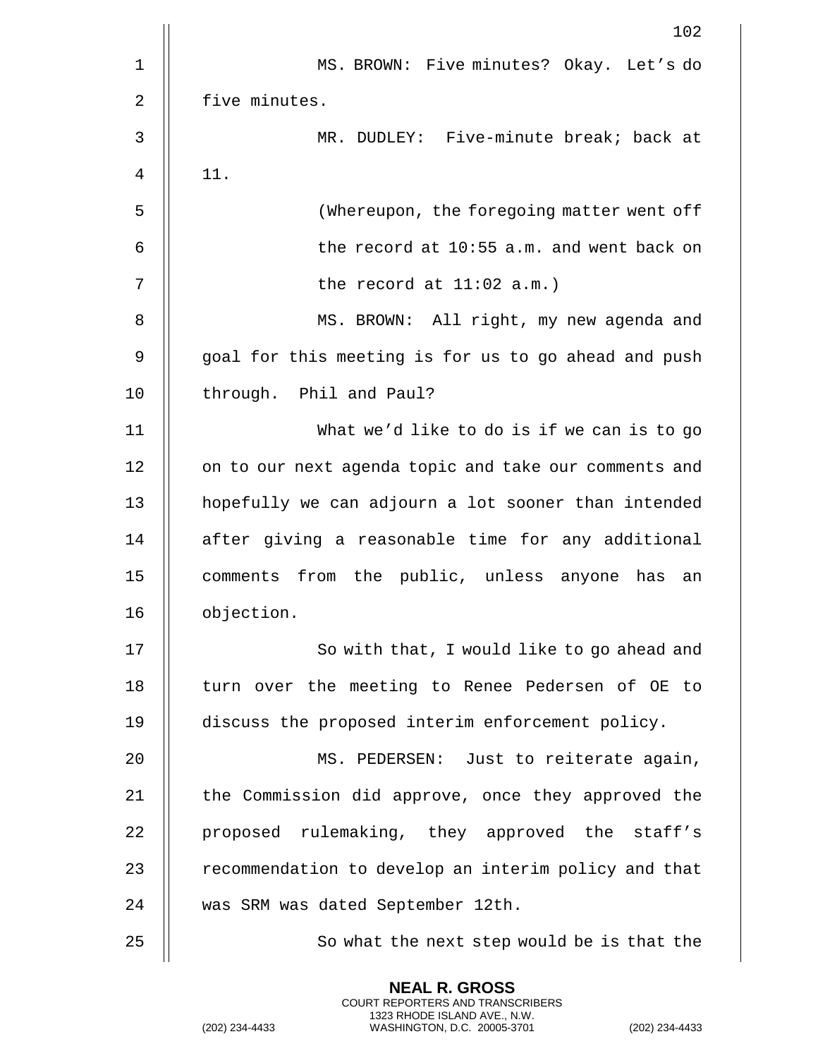MS. BROWN: Five minutes? Okay. Let's do five minutes.

MR. DUDLEY: Five-minute break; back at 11.

(Whereupon, the foregoing matter went off the record at 10:55 a.m. and went back on the record at 11:02 a.m.)

MS. BROWN: All right, my new agenda and goal for this meeting is for us to go ahead and push through. Phil and Paul?

What we'd like to do is if we can is to go on to our next agenda topic and take our comments and hopefully we can adjourn a lot sooner than intended after giving a reasonable time for any additional comments from the public, unless anyone has an objection.

So with that, I would like to go ahead and turn over the meeting to Renee Pedersen of OE to discuss the proposed interim enforcement policy.

MS. PEDERSEN: Just to reiterate again, the Commission did approve, once they approved the proposed rulemaking, they approved the staff's recommendation to develop an interim policy and that was SRM was dated September 12th.

So what the next step would be is that the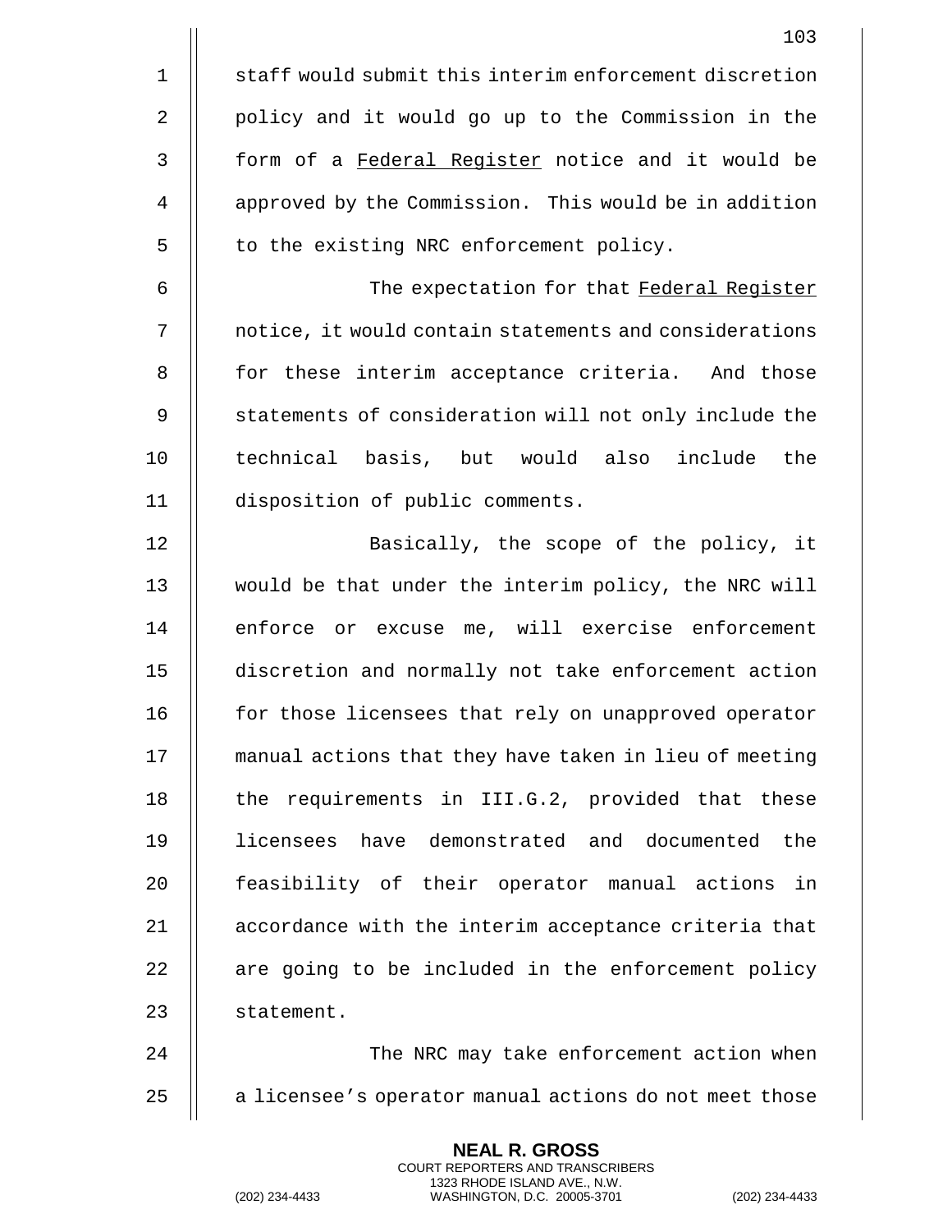staff would submit this interim enforcement discretion policy and it would go up to the Commission in the form of a Federal Register notice and it would be approved by the Commission. This would be in addition to the existing NRC enforcement policy.

The expectation for that Federal Register notice, it would contain statements and considerations for these interim acceptance criteria. And those statements of consideration will not only include the technical basis, but would also include the disposition of public comments.

Basically, the scope of the policy, it would be that under the interim policy, the NRC will enforce or excuse me, will exercise enforcement discretion and normally not take enforcement action for those licensees that rely on unapproved operator manual actions that they have taken in lieu of meeting the requirements in III.G.2, provided that these licensees have demonstrated and documented the feasibility of their operator manual actions in accordance with the interim acceptance criteria that are going to be included in the enforcement policy statement.

The NRC may take enforcement action when a licensee's operator manual actions do not meet those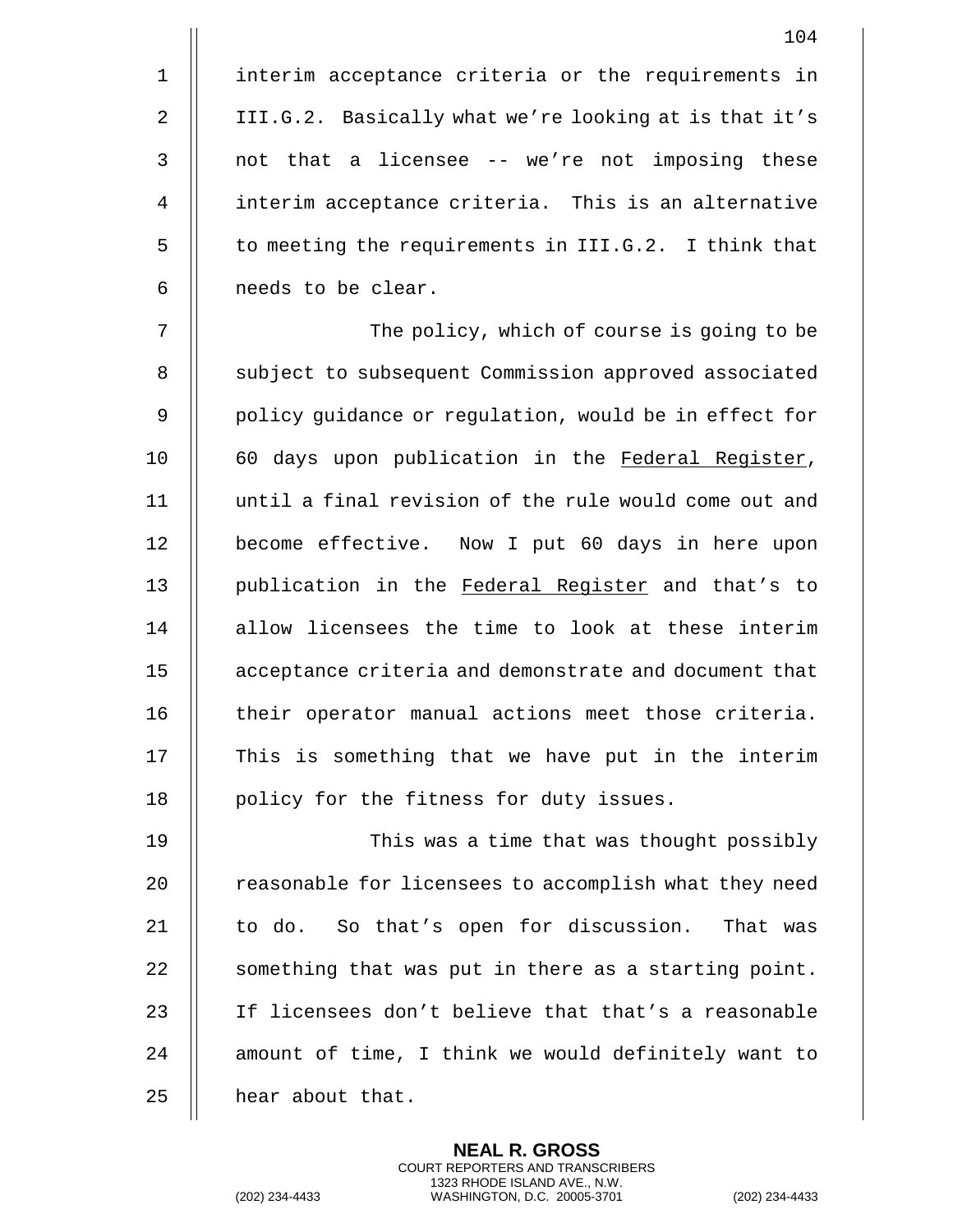interim acceptance criteria or the requirements in III.G.2. Basically what we're looking at is that it's not that a licensee -- we're not imposing these interim acceptance criteria. This is an alternative to meeting the requirements in III.G.2. I think that needs to be clear.

The policy, which of course is going to be subject to subsequent Commission approved associated policy guidance or regulation, would be in effect for 60 days upon publication in the Federal Register, until a final revision of the rule would come out and become effective. Now I put 60 days in here upon publication in the Federal Register and that's to allow licensees the time to look at these interim acceptance criteria and demonstrate and document that their operator manual actions meet those criteria. This is something that we have put in the interim policy for the fitness for duty issues.

This was a time that was thought possibly reasonable for licensees to accomplish what they need to do. So that's open for discussion. That was something that was put in there as a starting point. If licensees don't believe that that's a reasonable amount of time, I think we would definitely want to hear about that.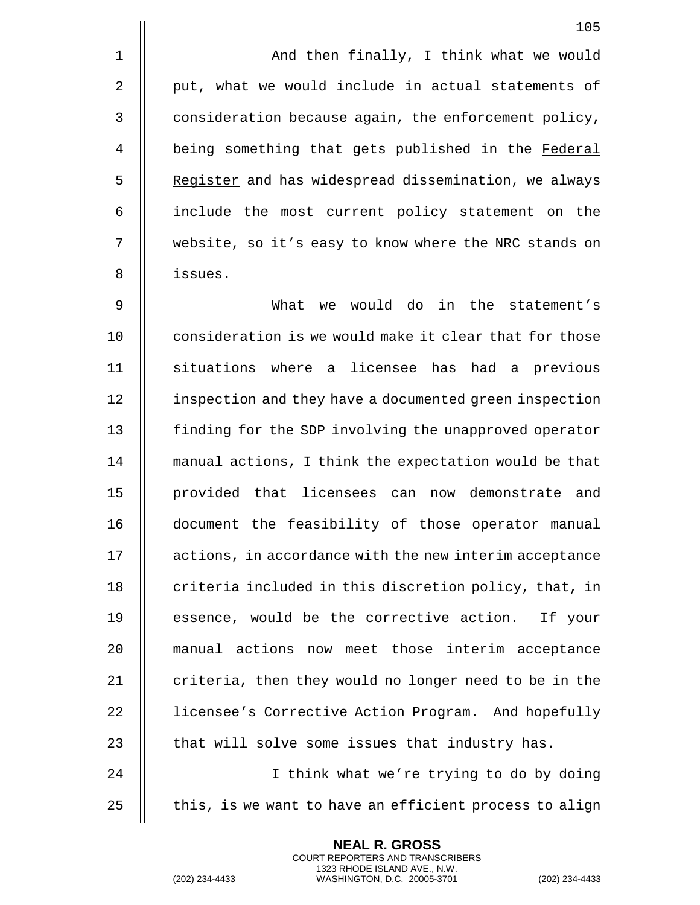And then finally, I think what we would put, what we would include in actual statements of consideration because again, the enforcement policy, being something that gets published in the Federal Register and has widespread dissemination, we always include the most current policy statement on the website, so it's easy to know where the NRC stands on issues.

What we would do in the statement's consideration is we would make it clear that for those situations where a licensee has had a previous inspection and they have a documented green inspection finding for the SDP involving the unapproved operator manual actions, I think the expectation would be that provided that licensees can now demonstrate and document the feasibility of those operator manual actions, in accordance with the new interim acceptance criteria included in this discretion policy, that, in essence, would be the corrective action. If your manual actions now meet those interim acceptance criteria, then they would no longer need to be in the licensee's Corrective Action Program. And hopefully that will solve some issues that industry has.

I think what we're trying to do by doing this, is we want to have an efficient process to align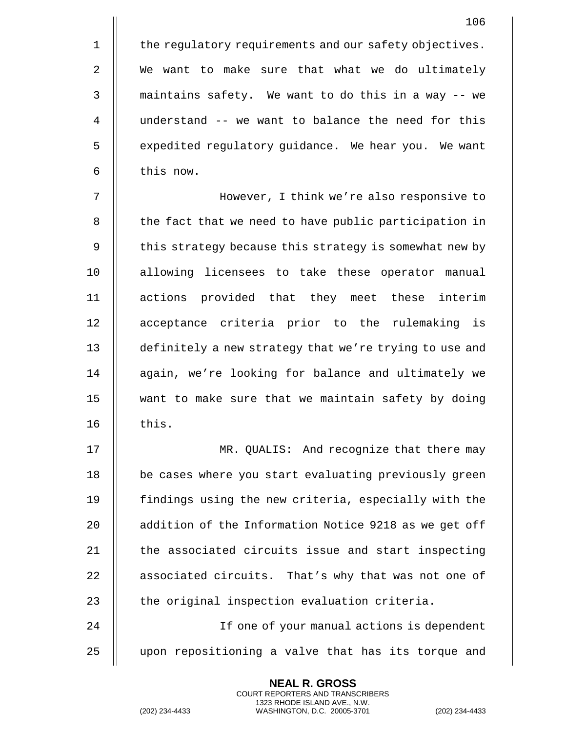the regulatory requirements and our safety objectives. We want to make sure that what we do ultimately maintains safety. We want to do this in a way -- we understand -- we want to balance the need for this expedited regulatory guidance. We hear you. We want this now.

However, I think we're also responsive to the fact that we need to have public participation in this strategy because this strategy is somewhat new by allowing licensees to take these operator manual actions provided that they meet these interim acceptance criteria prior to the rulemaking is definitely a new strategy that we're trying to use and again, we're looking for balance and ultimately we want to make sure that we maintain safety by doing this.

MR. QUALIS: And recognize that there may be cases where you start evaluating previously green findings using the new criteria, especially with the addition of the Information Notice 9218 as we get off the associated circuits issue and start inspecting associated circuits. That's why that was not one of the original inspection evaluation criteria.

If one of your manual actions is dependent upon repositioning a valve that has its torque and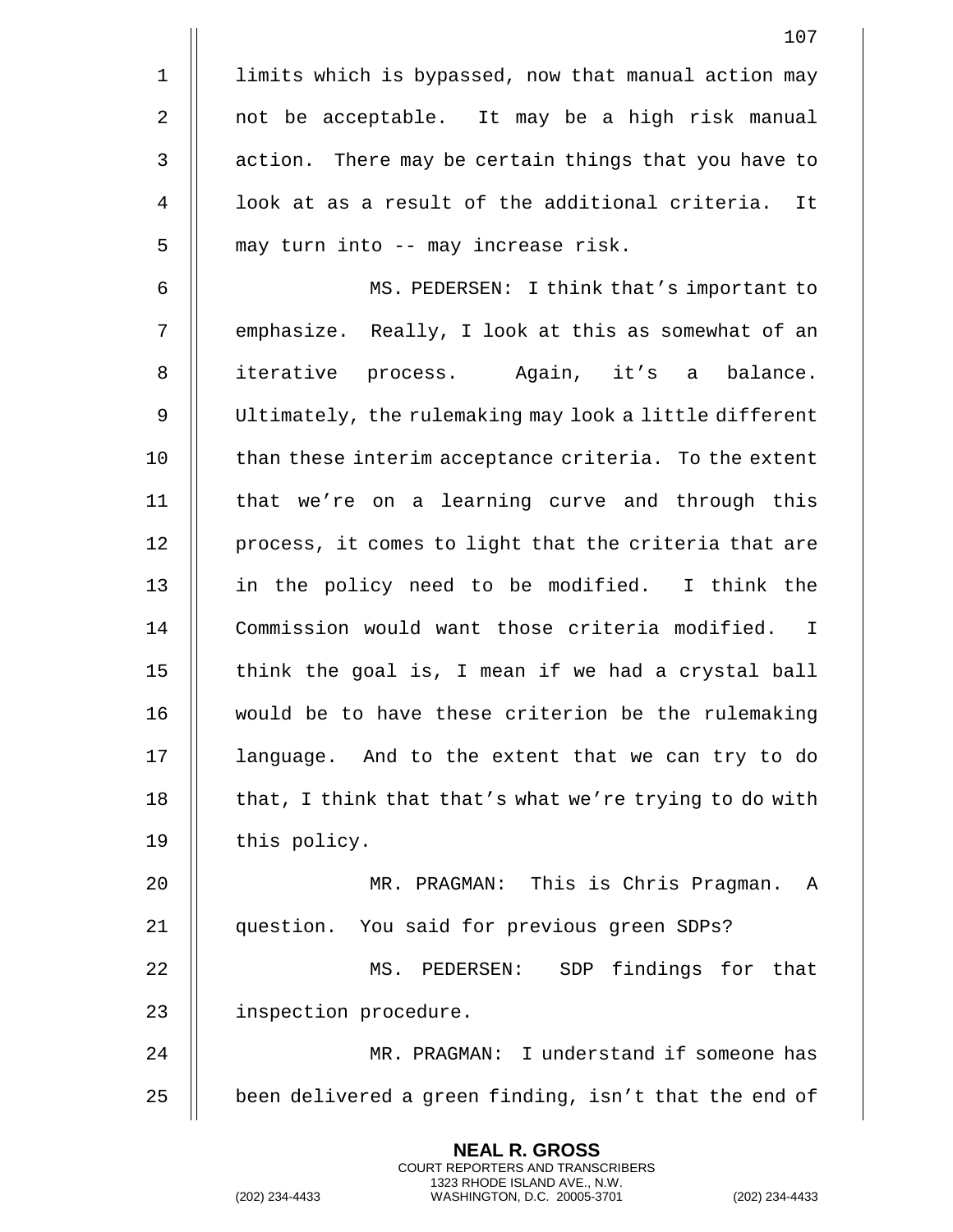limits which is bypassed, now that manual action may not be acceptable. It may be a high risk manual action. There may be certain things that you have to look at as a result of the additional criteria. It may turn into -- may increase risk.

MS. PEDERSEN: I think that's important to emphasize. Really, I look at this as somewhat of an iterative process. Again, it's a balance. Ultimately, the rulemaking may look a little different than these interim acceptance criteria. To the extent that we're on a learning curve and through this process, it comes to light that the criteria that are in the policy need to be modified. I think the Commission would want those criteria modified. I think the goal is, I mean if we had a crystal ball would be to have these criterion be the rulemaking language. And to the extent that we can try to do that, I think that that's what we're trying to do with this policy.

MR. PRAGMAN: This is Chris Pragman. A question. You said for previous green SDPs?

MS. PEDERSEN: SDP findings for that inspection procedure.

MR. PRAGMAN: I understand if someone has been delivered a green finding, isn't that the end of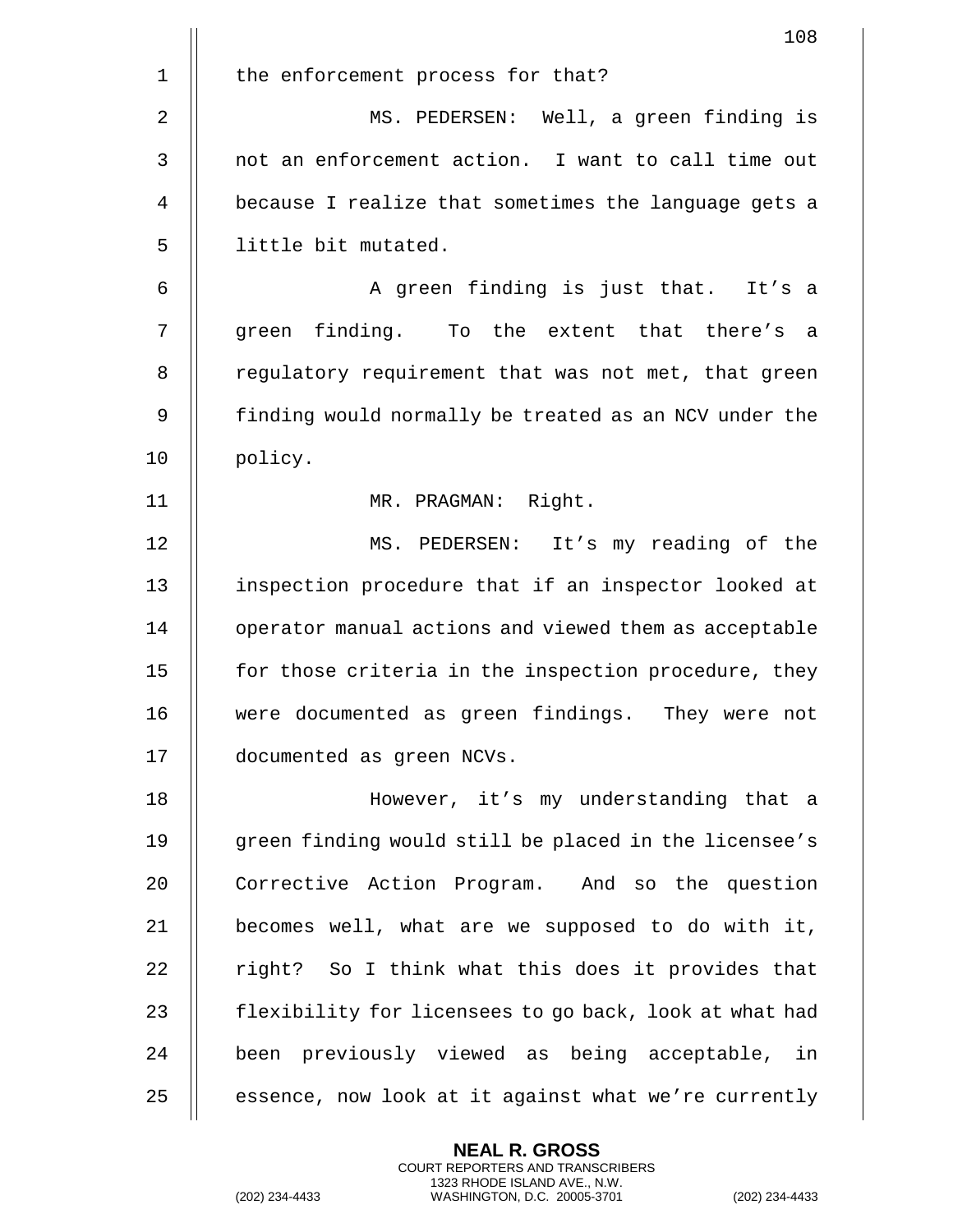the enforcement process for that?

MS. PEDERSEN: Well, a green finding is not an enforcement action. I want to call time out because I realize that sometimes the language gets a little bit mutated.

A green finding is just that. It's a green finding. To the extent that there's a regulatory requirement that was not met, that green finding would normally be treated as an NCV under the policy.

MR. PRAGMAN: Right.

MS. PEDERSEN: It's my reading of the inspection procedure that if an inspector looked at operator manual actions and viewed them as acceptable for those criteria in the inspection procedure, they were documented as green findings. They were not documented as green NCVs.

However, it's my understanding that a green finding would still be placed in the licensee's Corrective Action Program. And so the question becomes well, what are we supposed to do with it, right? So I think what this does it provides that flexibility for licensees to go back, look at what had been previously viewed as being acceptable, in essence, now look at it against what we're currently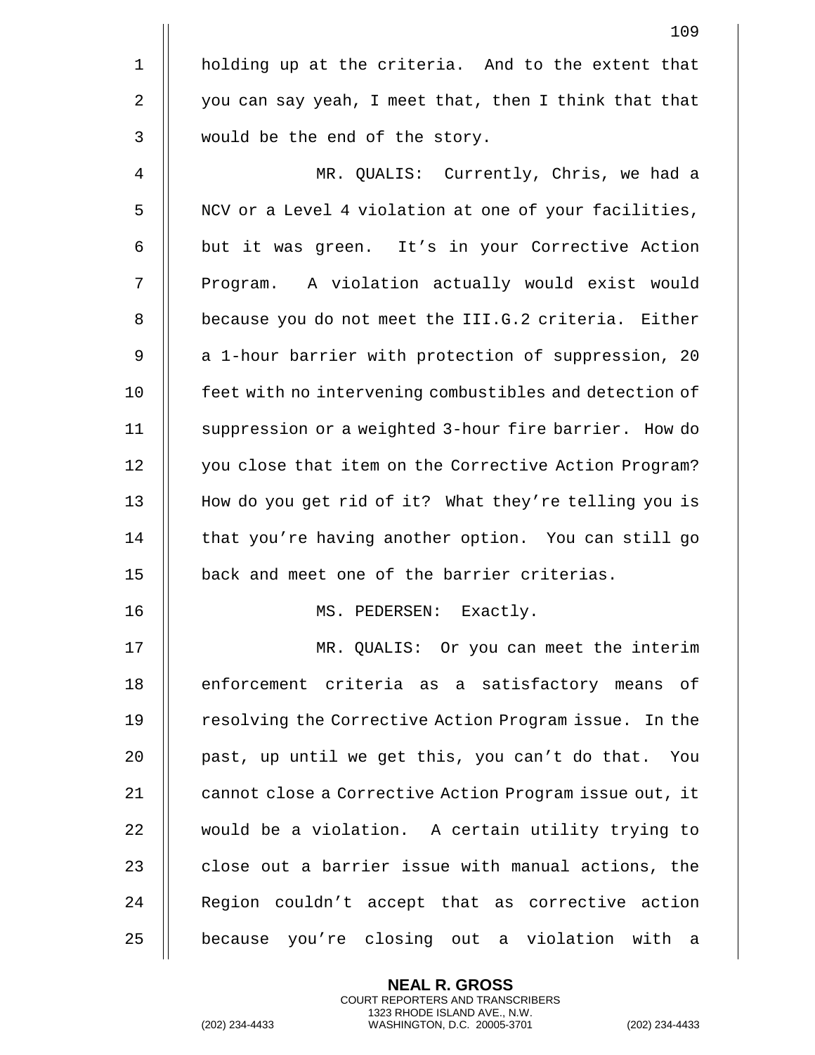holding up at the criteria. And to the extent that you can say yeah, I meet that, then I think that that would be the end of the story.

MR. QUALIS: Currently, Chris, we had a NCV or a Level 4 violation at one of your facilities, but it was green. It's in your Corrective Action Program. A violation actually would exist would because you do not meet the III.G.2 criteria. Either a 1-hour barrier with protection of suppression, 20 feet with no intervening combustibles and detection of suppression or a weighted 3-hour fire barrier. How do you close that item on the Corrective Action Program? How do you get rid of it? What they're telling you is that you're having another option. You can still go back and meet one of the barrier criterias.

MS. PEDERSEN: Exactly.

MR. QUALIS: Or you can meet the interim enforcement criteria as a satisfactory means of resolving the Corrective Action Program issue. In the past, up until we get this, you can't do that. You cannot close a Corrective Action Program issue out, it would be a violation. A certain utility trying to close out a barrier issue with manual actions, the Region couldn't accept that as corrective action because you're closing out a violation with a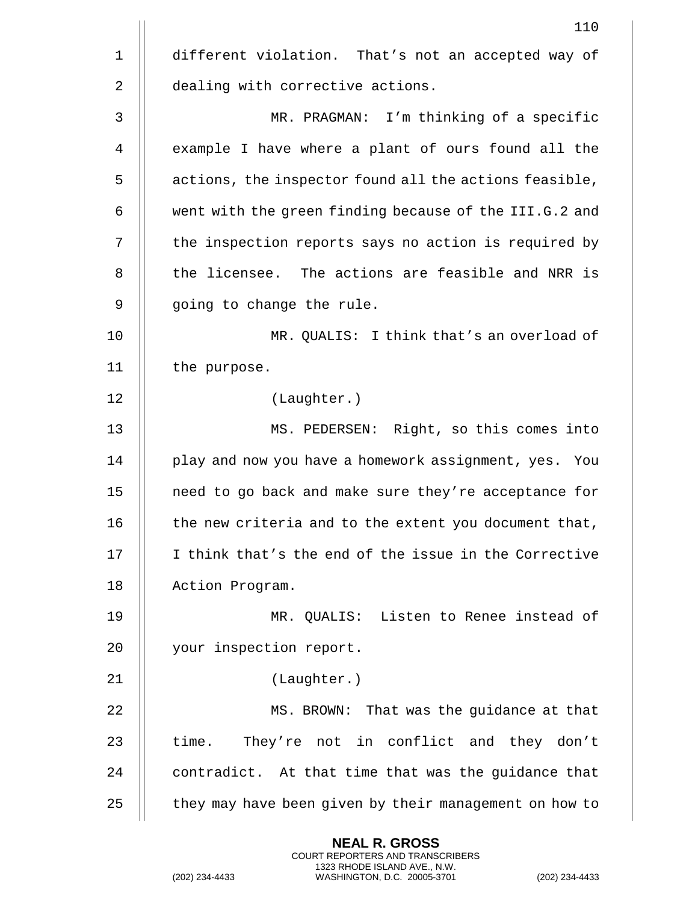different violation. That's not an accepted way of dealing with corrective actions.

MR. PRAGMAN: I'm thinking of a specific example I have where a plant of ours found all the actions, the inspector found all the actions feasible, went with the green finding because of the III.G.2 and the inspection reports says no action is required by the licensee. The actions are feasible and NRR is going to change the rule.

MR. QUALIS: I think that's an overload of the purpose.

(Laughter.)

MS. PEDERSEN: Right, so this comes into play and now you have a homework assignment, yes. You need to go back and make sure they're acceptance for the new criteria and to the extent you document that, I think that's the end of the issue in the Corrective Action Program.

MR. QUALIS: Listen to Renee instead of your inspection report.

(Laughter.)

MS. BROWN: That was the guidance at that time. They're not in conflict and they don't contradict. At that time that was the guidance that they may have been given by their management on how to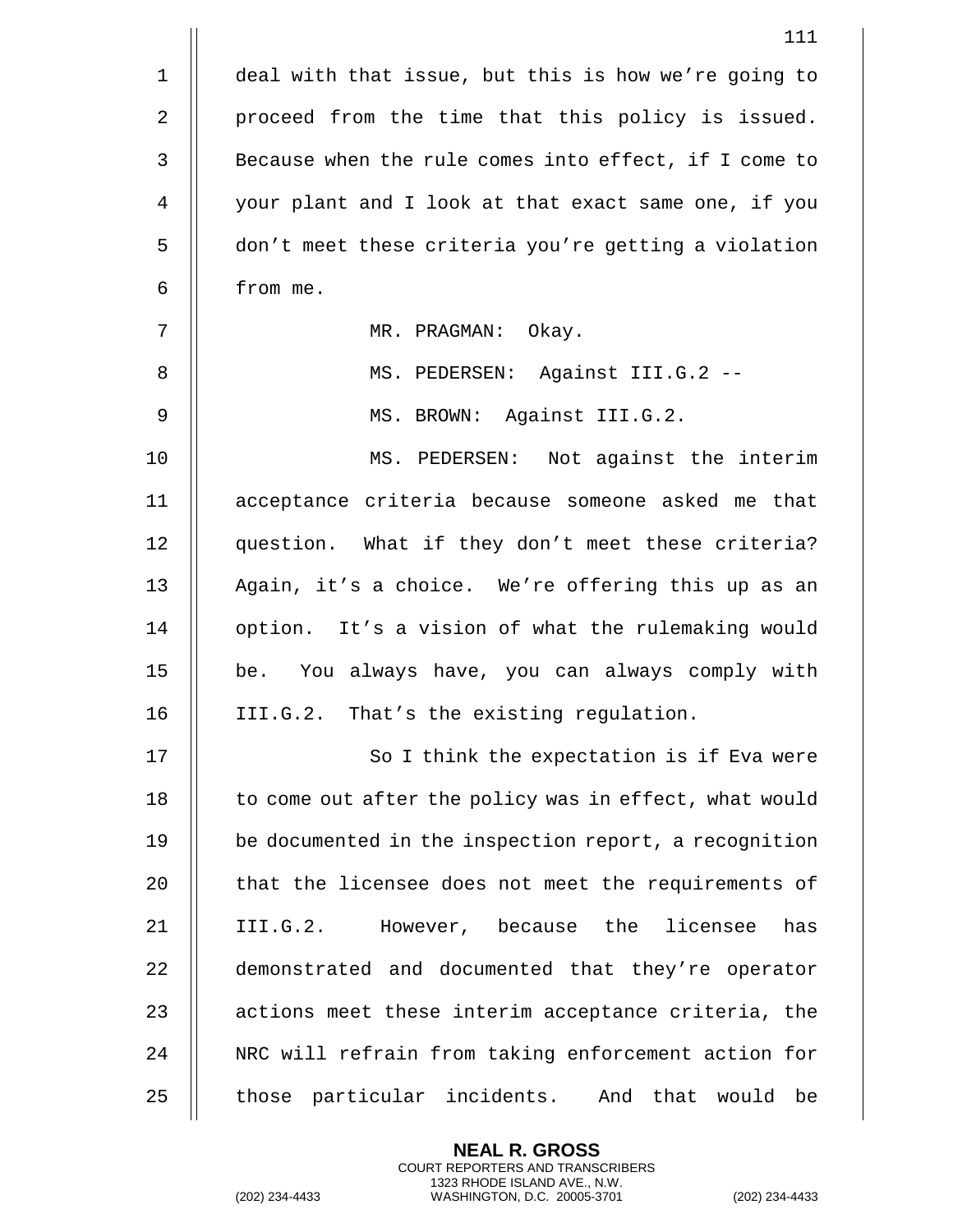deal with that issue, but this is how we're going to proceed from the time that this policy is issued. Because when the rule comes into effect, if I come to your plant and I look at that exact same one, if you don't meet these criteria you're getting a violation from me.

MR. PRAGMAN: Okay.

MS. PEDERSEN: Against III.G.2 --

MS. BROWN: Against III.G.2.

MS. PEDERSEN: Not against the interim acceptance criteria because someone asked me that question. What if they don't meet these criteria? Again, it's a choice. We're offering this up as an option. It's a vision of what the rulemaking would be. You always have, you can always comply with III.G.2. That's the existing regulation.

So I think the expectation is if Eva were to come out after the policy was in effect, what would be documented in the inspection report, a recognition that the licensee does not meet the requirements of III.G.2. However, because the licensee has demonstrated and documented that they're operator actions meet these interim acceptance criteria, the NRC will refrain from taking enforcement action for those particular incidents. And that would be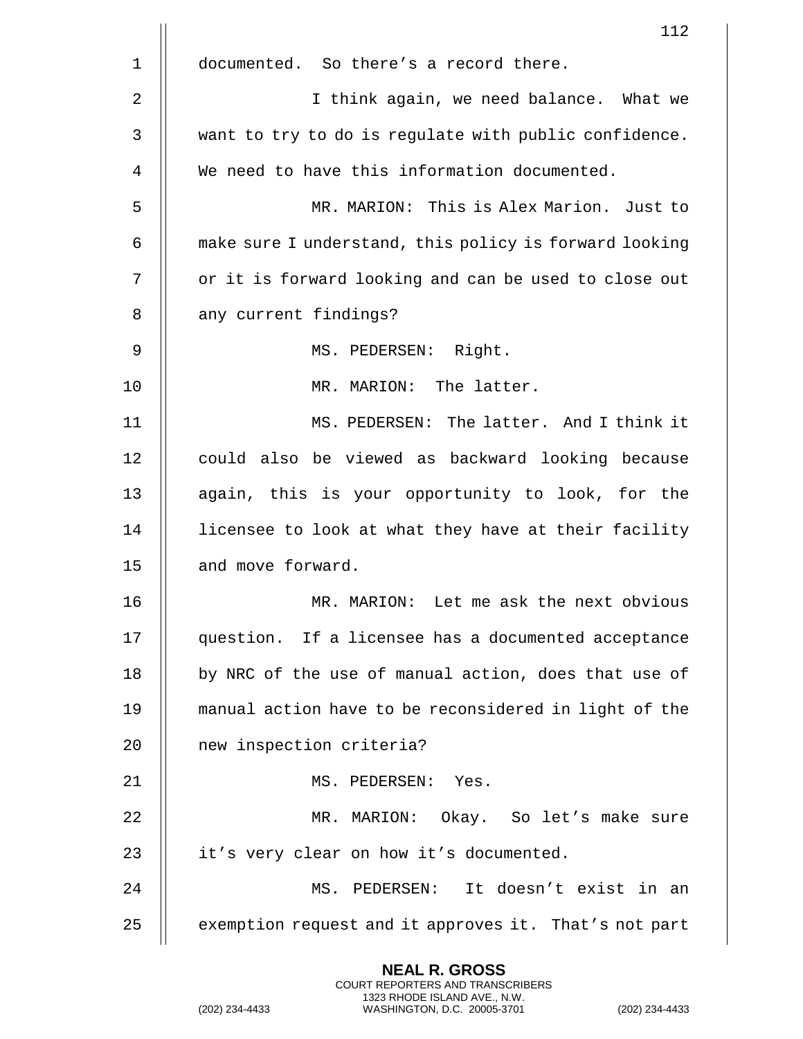documented. So there's a record there.

I think again, we need balance. What we want to try to do is regulate with public confidence. We need to have this information documented.

MR. MARION: This is Alex Marion. Just to make sure I understand, this policy is forward looking or it is forward looking and can be used to close out any current findings?

MS. PEDERSEN: Right.

MR. MARION: The latter.

MS. PEDERSEN: The latter. And I think it could also be viewed as backward looking because again, this is your opportunity to look, for the licensee to look at what they have at their facility and move forward.

MR. MARION: Let me ask the next obvious question. If a licensee has a documented acceptance by NRC of the use of manual action, does that use of manual action have to be reconsidered in light of the new inspection criteria?

MS. PEDERSEN: Yes.

MR. MARION: Okay. So let's make sure it's very clear on how it's documented.

MS. PEDERSEN: It doesn't exist in an exemption request and it approves it. That's not part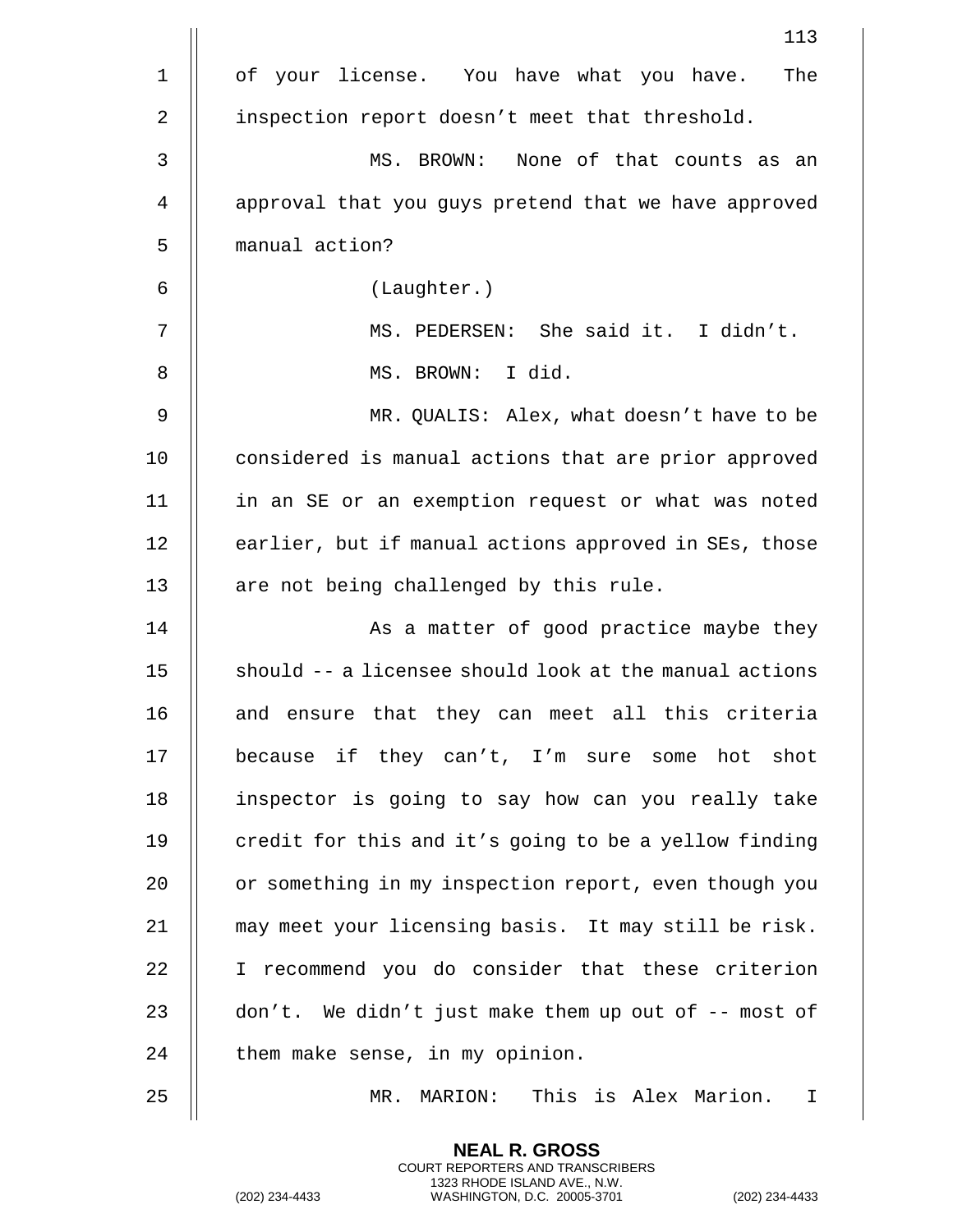of your license. You have what you have. The inspection report doesn't meet that threshold.

MS. BROWN: None of that counts as an approval that you guys pretend that we have approved manual action?

(Laughter.)

MS. PEDERSEN: She said it. I didn't.

MS. BROWN: I did.

MR. QUALIS: Alex, what doesn't have to be considered is manual actions that are prior approved in an SE or an exemption request or what was noted earlier, but if manual actions approved in SEs, those are not being challenged by this rule.

As a matter of good practice maybe they should -- a licensee should look at the manual actions and ensure that they can meet all this criteria because if they can't, I'm sure some hot shot inspector is going to say how can you really take credit for this and it's going to be a yellow finding or something in my inspection report, even though you may meet your licensing basis. It may still be risk. I recommend you do consider that these criterion don't. We didn't just make them up out of -- most of them make sense, in my opinion.

MR. MARION: This is Alex Marion. I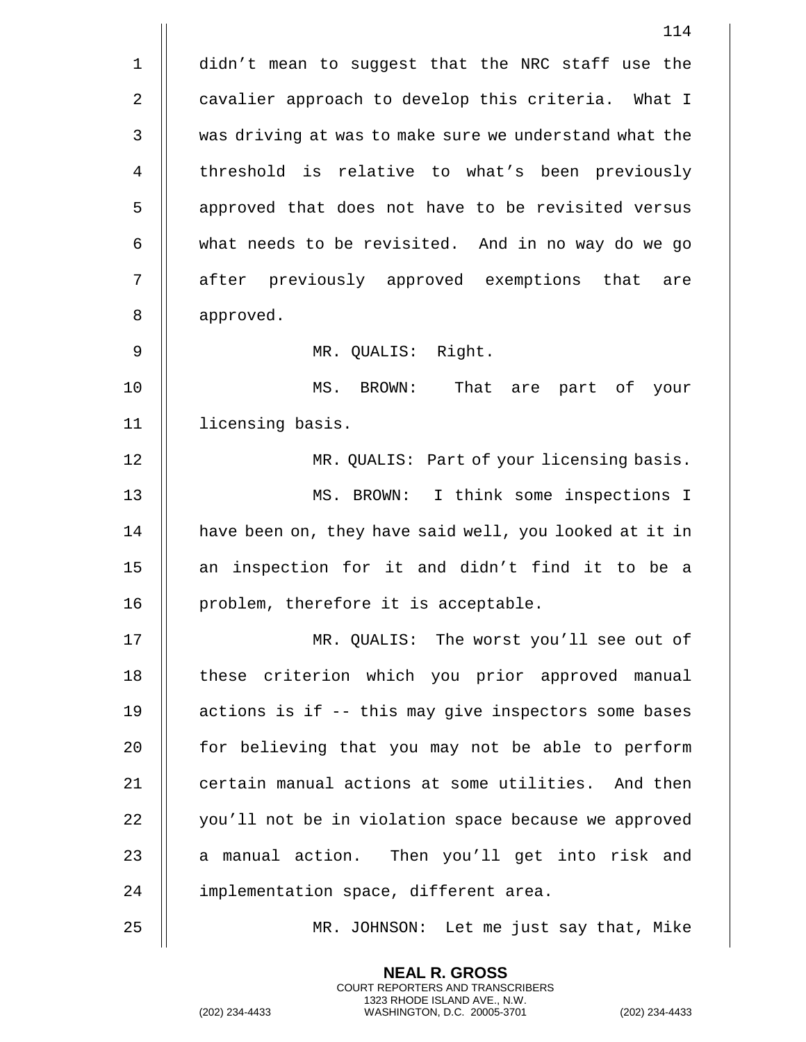didn't mean to suggest that the NRC staff use the cavalier approach to develop this criteria. What I was driving at was to make sure we understand what the threshold is relative to what's been previously approved that does not have to be revisited versus what needs to be revisited. And in no way do we go after previously approved exemptions that are approved.

MR. QUALIS: Right.

MS. BROWN: That are part of your licensing basis.

MR. QUALIS: Part of your licensing basis.

MS. BROWN: I think some inspections I have been on, they have said well, you looked at it in an inspection for it and didn't find it to be a problem, therefore it is acceptable.

MR. QUALIS: The worst you'll see out of these criterion which you prior approved manual actions is if -- this may give inspectors some bases for believing that you may not be able to perform certain manual actions at some utilities. And then you'll not be in violation space because we approved a manual action. Then you'll get into risk and implementation space, different area.

MR. JOHNSON: Let me just say that, Mike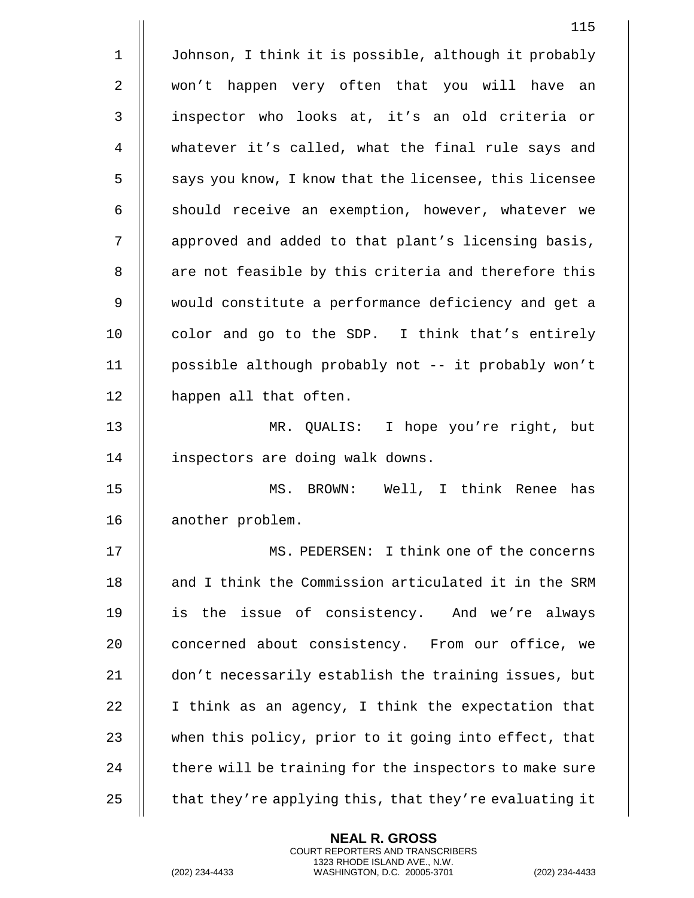Johnson, I think it is possible, although it probably won't happen very often that you will have an inspector who looks at, it's an old criteria or whatever it's called, what the final rule says and says you know, I know that the licensee, this licensee should receive an exemption, however, whatever we approved and added to that plant's licensing basis, are not feasible by this criteria and therefore this would constitute a performance deficiency and get a color and go to the SDP. I think that's entirely possible although probably not -- it probably won't happen all that often.

MR. QUALIS: I hope you're right, but inspectors are doing walk downs.

MS. BROWN: Well, I think Renee has another problem.

MS. PEDERSEN: I think one of the concerns and I think the Commission articulated it in the SRM is the issue of consistency. And we're always concerned about consistency. From our office, we don't necessarily establish the training issues, but I think as an agency, I think the expectation that when this policy, prior to it going into effect, that there will be training for the inspectors to make sure that they're applying this, that they're evaluating it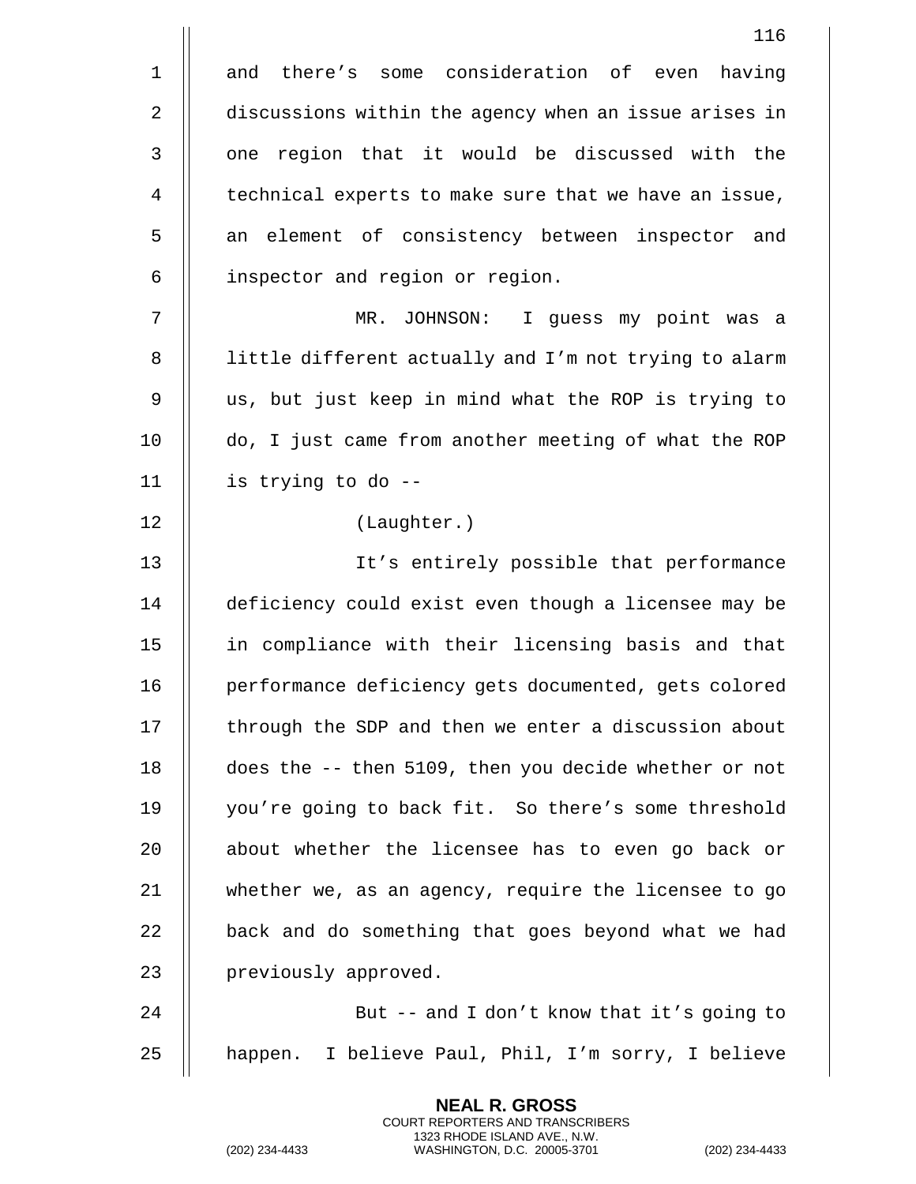and there's some consideration of even having discussions within the agency when an issue arises in one region that it would be discussed with the technical experts to make sure that we have an issue, an element of consistency between inspector and inspector and region or region.

MR. JOHNSON: I guess my point was a little different actually and I'm not trying to alarm us, but just keep in mind what the ROP is trying to do, I just came from another meeting of what the ROP is trying to do --

(Laughter.)

It's entirely possible that performance deficiency could exist even though a licensee may be in compliance with their licensing basis and that performance deficiency gets documented, gets colored through the SDP and then we enter a discussion about does the -- then 5109, then you decide whether or not you're going to back fit. So there's some threshold about whether the licensee has to even go back or whether we, as an agency, require the licensee to go back and do something that goes beyond what we had previously approved.

But -- and I don't know that it's going to happen. I believe Paul, Phil, I'm sorry, I believe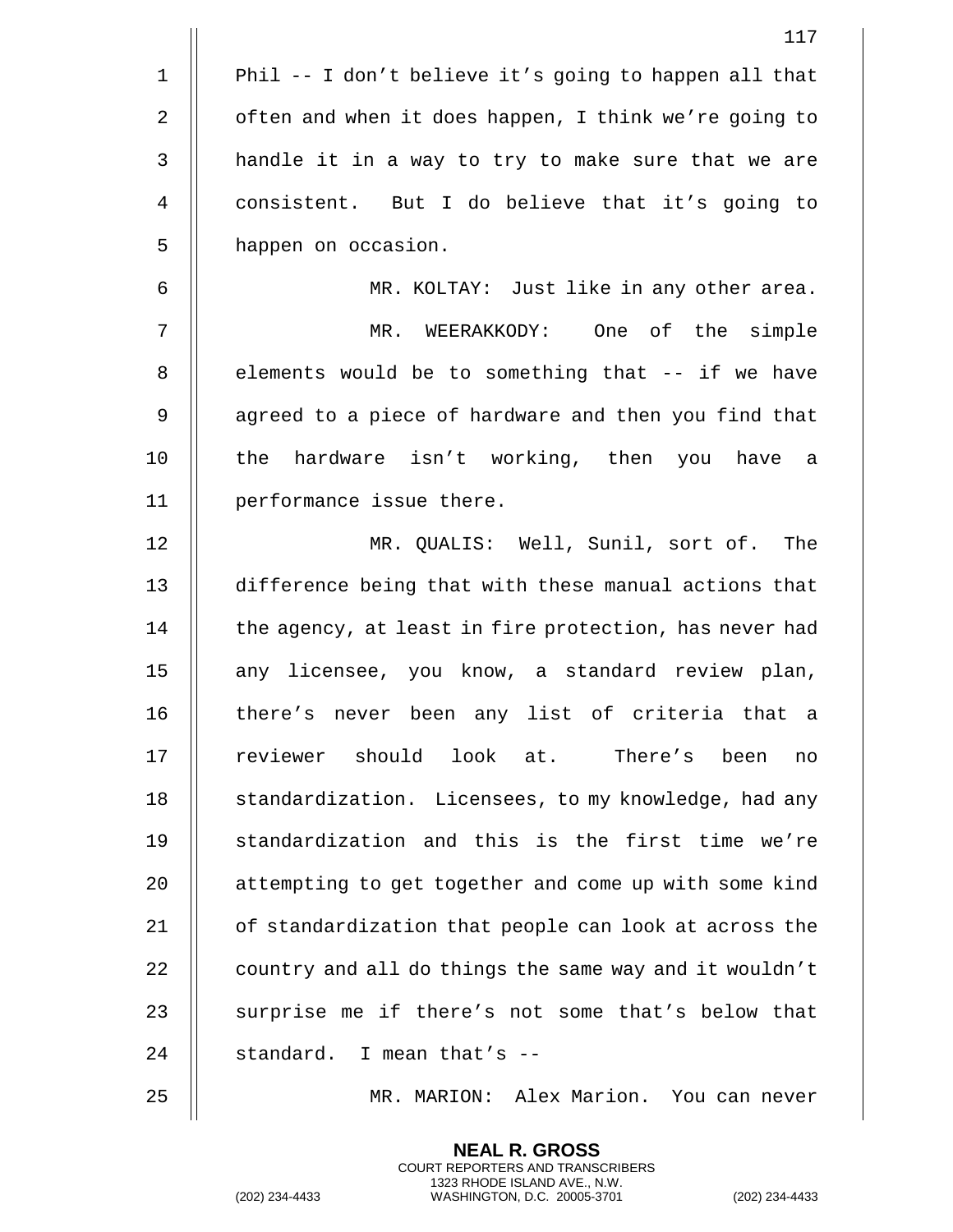Phil -- I don't believe it's going to happen all that often and when it does happen, I think we're going to handle it in a way to try to make sure that we are consistent. But I do believe that it's going to happen on occasion.

MR. KOLTAY: Just like in any other area.

MR. WEERAKKODY: One of the simple elements would be to something that -- if we have agreed to a piece of hardware and then you find that the hardware isn't working, then you have a performance issue there.

MR. QUALIS: Well, Sunil, sort of. The difference being that with these manual actions that the agency, at least in fire protection, has never had any licensee, you know, a standard review plan, there's never been any list of criteria that a reviewer should look at. There's been no standardization. Licensees, to my knowledge, had any standardization and this is the first time we're attempting to get together and come up with some kind of standardization that people can look at across the country and all do things the same way and it wouldn't surprise me if there's not some that's below that standard. I mean that's --

MR. MARION: Alex Marion. You can never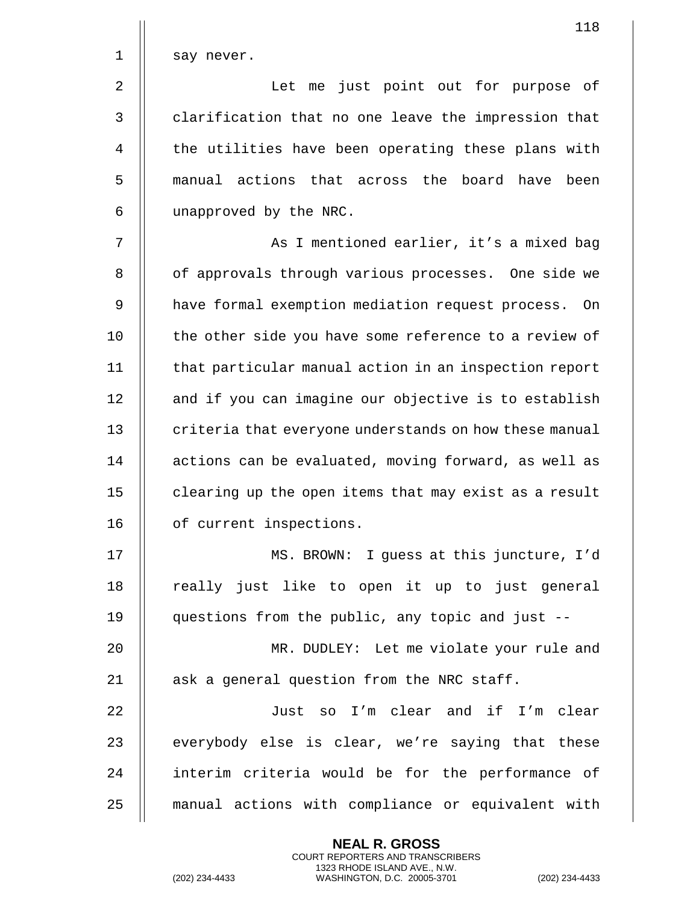say never.

Let me just point out for purpose of clarification that no one leave the impression that the utilities have been operating these plans with manual actions that across the board have been unapproved by the NRC.

As I mentioned earlier, it's a mixed bag of approvals through various processes. One side we have formal exemption mediation request process. On the other side you have some reference to a review of that particular manual action in an inspection report and if you can imagine our objective is to establish criteria that everyone understands on how these manual actions can be evaluated, moving forward, as well as clearing up the open items that may exist as a result of current inspections.

MS. BROWN: I guess at this juncture, I'd really just like to open it up to just general questions from the public, any topic and just --

MR. DUDLEY: Let me violate your rule and ask a general question from the NRC staff.

Just so I'm clear and if I'm clear everybody else is clear, we're saying that these interim criteria would be for the performance of manual actions with compliance or equivalent with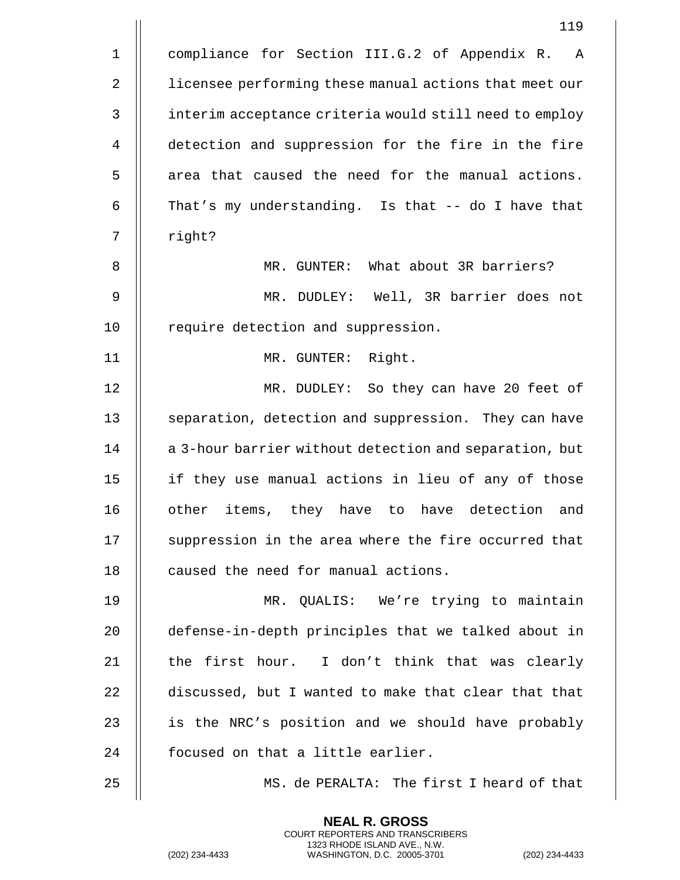compliance for Section III.G.2 of Appendix R. A licensee performing these manual actions that meet our interim acceptance criteria would still need to employ detection and suppression for the fire in the fire area that caused the need for the manual actions. That's my understanding. Is that -- do I have that right?

MR. GUNTER: What about 3R barriers?

MR. DUDLEY: Well, 3R barrier does not require detection and suppression.

MR. GUNTER: Right.

MR. DUDLEY: So they can have 20 feet of separation, detection and suppression. They can have a 3-hour barrier without detection and separation, but if they use manual actions in lieu of any of those other items, they have to have detection and suppression in the area where the fire occurred that caused the need for manual actions.

MR. QUALIS: We're trying to maintain defense-in-depth principles that we talked about in the first hour. I don't think that was clearly discussed, but I wanted to make that clear that that is the NRC's position and we should have probably focused on that a little earlier.

MS. de PERALTA: The first I heard of that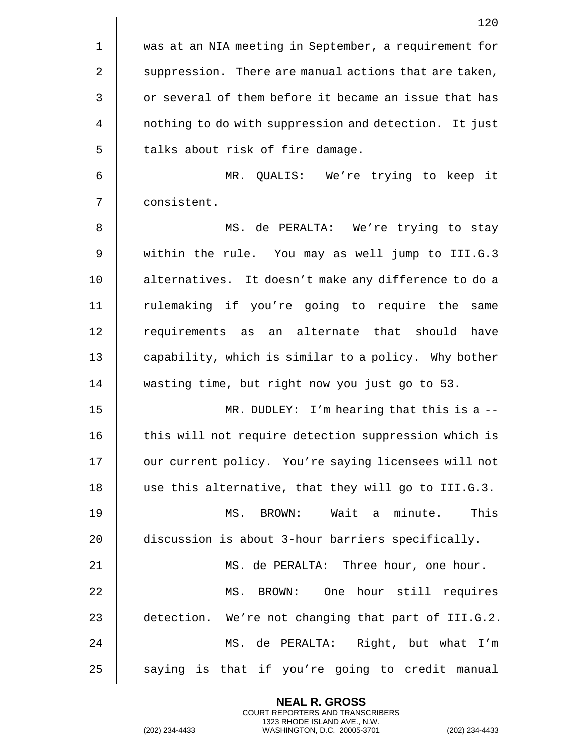was at an NIA meeting in September, a requirement for suppression. There are manual actions that are taken, or several of them before it became an issue that has nothing to do with suppression and detection. It just talks about risk of fire damage.

MR. QUALIS: We're trying to keep it consistent.

MS. de PERALTA: We're trying to stay within the rule. You may as well jump to III.G.3 alternatives. It doesn't make any difference to do a rulemaking if you're going to require the same requirements as an alternate that should have capability, which is similar to a policy. Why bother wasting time, but right now you just go to 53.

MR. DUDLEY: I'm hearing that this is a -- this will not require detection suppression which is our current policy. You're saying licensees will not use this alternative, that they will go to III.G.3.

MS. BROWN: Wait a minute. This discussion is about 3-hour barriers specifically.

MS. de PERALTA: Three hour, one hour.

MS. BROWN: One hour still requires detection. We're not changing that part of III.G.2.

MS. de PERALTA: Right, but what I'm saying is that if you're going to credit manual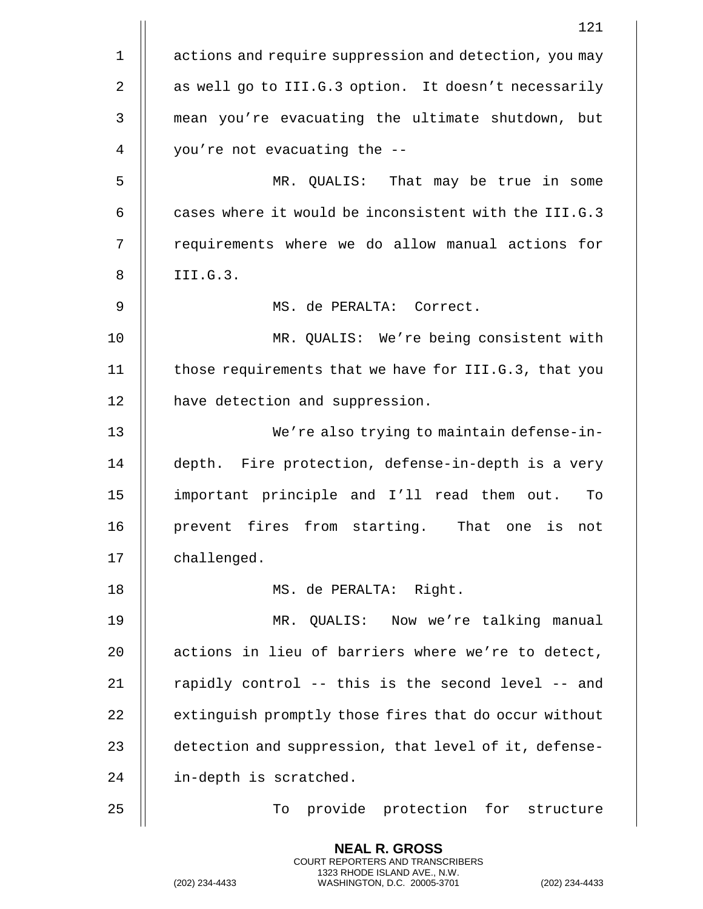actions and require suppression and detection, you may as well go to III.G.3 option. It doesn't necessarily mean you're evacuating the ultimate shutdown, but you're not evacuating the --

MR. QUALIS: That may be true in some cases where it would be inconsistent with the III.G.3 requirements where we do allow manual actions for III.G.3.

MS. de PERALTA: Correct.

MR. QUALIS: We're being consistent with those requirements that we have for III.G.3, that you have detection and suppression.

We're also trying to maintain defense-in-depth. Fire protection, defense-in-depth is a very important principle and I'll read them out. To prevent fires from starting. That one is not challenged.

MS. de PERALTA: Right.

MR. QUALIS: Now we're talking manual actions in lieu of barriers where we're to detect, rapidly control -- this is the second level -- and extinguish promptly those fires that do occur without detection and suppression, that level of it, defense-in-depth is scratched.

To provide protection for structure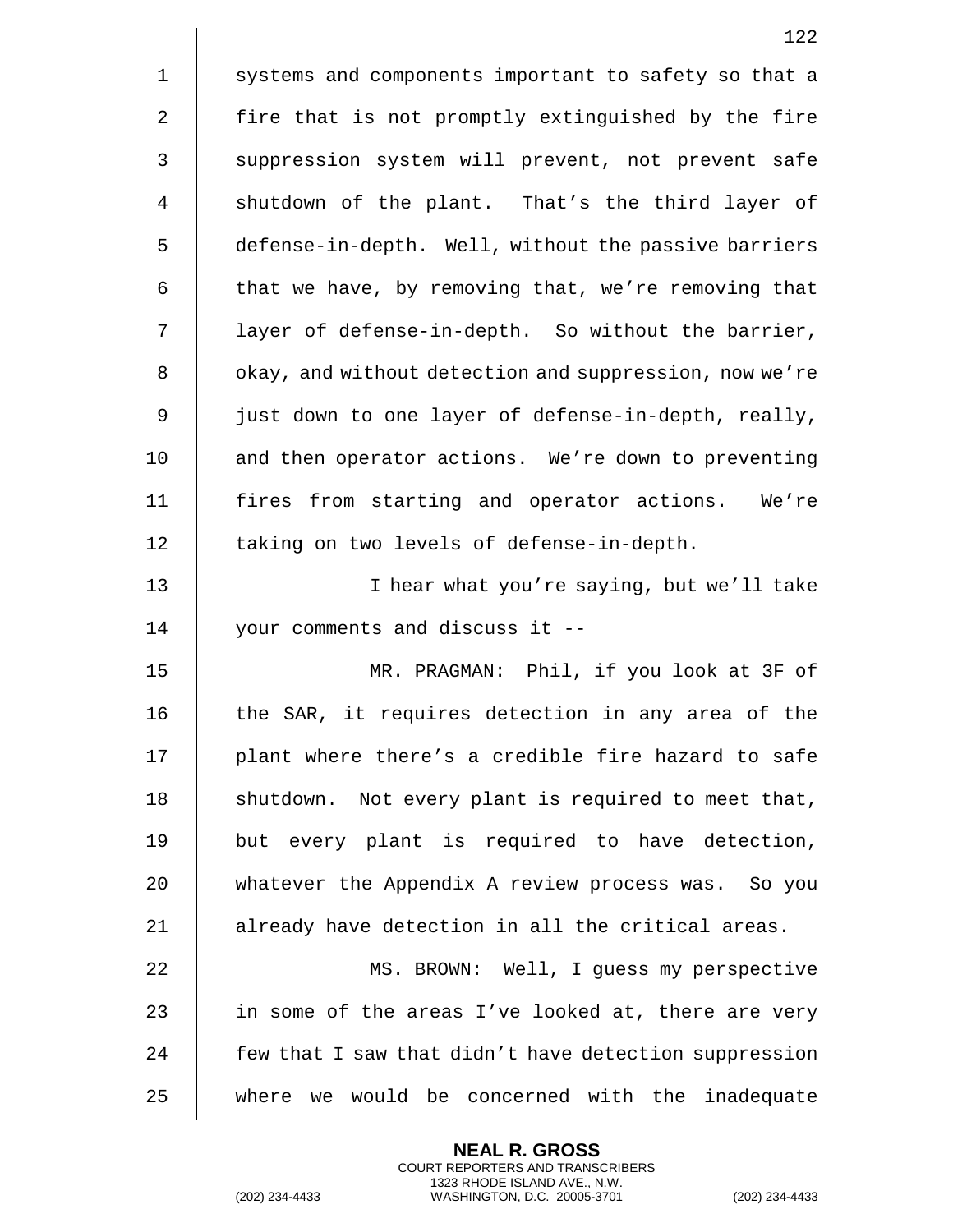systems and components important to safety so that a fire that is not promptly extinguished by the fire suppression system will prevent, not prevent safe shutdown of the plant. That's the third layer of defense-in-depth. Well, without the passive barriers that we have, by removing that, we're removing that layer of defense-in-depth. So without the barrier, okay, and without detection and suppression, now we're just down to one layer of defense-in-depth, really, and then operator actions. We're down to preventing fires from starting and operator actions. We're taking on two levels of defense-in-depth.

I hear what you're saying, but we'll take your comments and discuss it --

MR. PRAGMAN: Phil, if you look at 3F of the SAR, it requires detection in any area of the plant where there's a credible fire hazard to safe shutdown. Not every plant is required to meet that, but every plant is required to have detection, whatever the Appendix A review process was. So you already have detection in all the critical areas.

MS. BROWN: Well, I guess my perspective in some of the areas I've looked at, there are very few that I saw that didn't have detection suppression where we would be concerned with the inadequate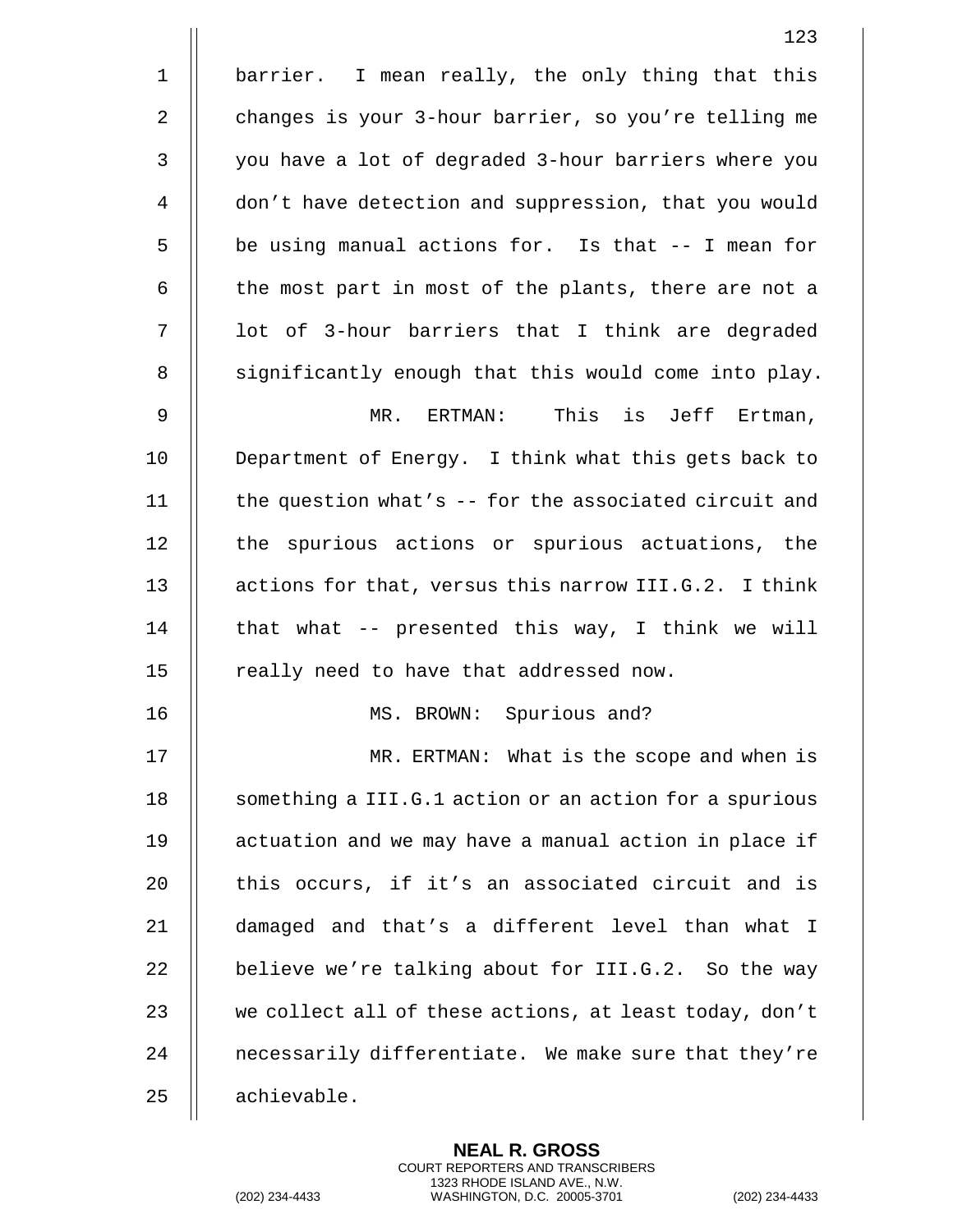barrier. I mean really, the only thing that this changes is your 3-hour barrier, so you're telling me you have a lot of degraded 3-hour barriers where you don't have detection and suppression, that you would be using manual actions for. Is that -- I mean for the most part in most of the plants, there are not a lot of 3-hour barriers that I think are degraded significantly enough that this would come into play.

MR. ERTMAN: This is Jeff Ertman, Department of Energy. I think what this gets back to the question what's -- for the associated circuit and the spurious actions or spurious actuations, the actions for that, versus this narrow III.G.2. I think that what -- presented this way, I think we will really need to have that addressed now.

MS. BROWN: Spurious and?

MR. ERTMAN: What is the scope and when is something a III.G.1 action or an action for a spurious actuation and we may have a manual action in place if this occurs, if it's an associated circuit and is damaged and that's a different level than what I believe we're talking about for III.G.2. So the way we collect all of these actions, at least today, don't necessarily differentiate. We make sure that they're achievable.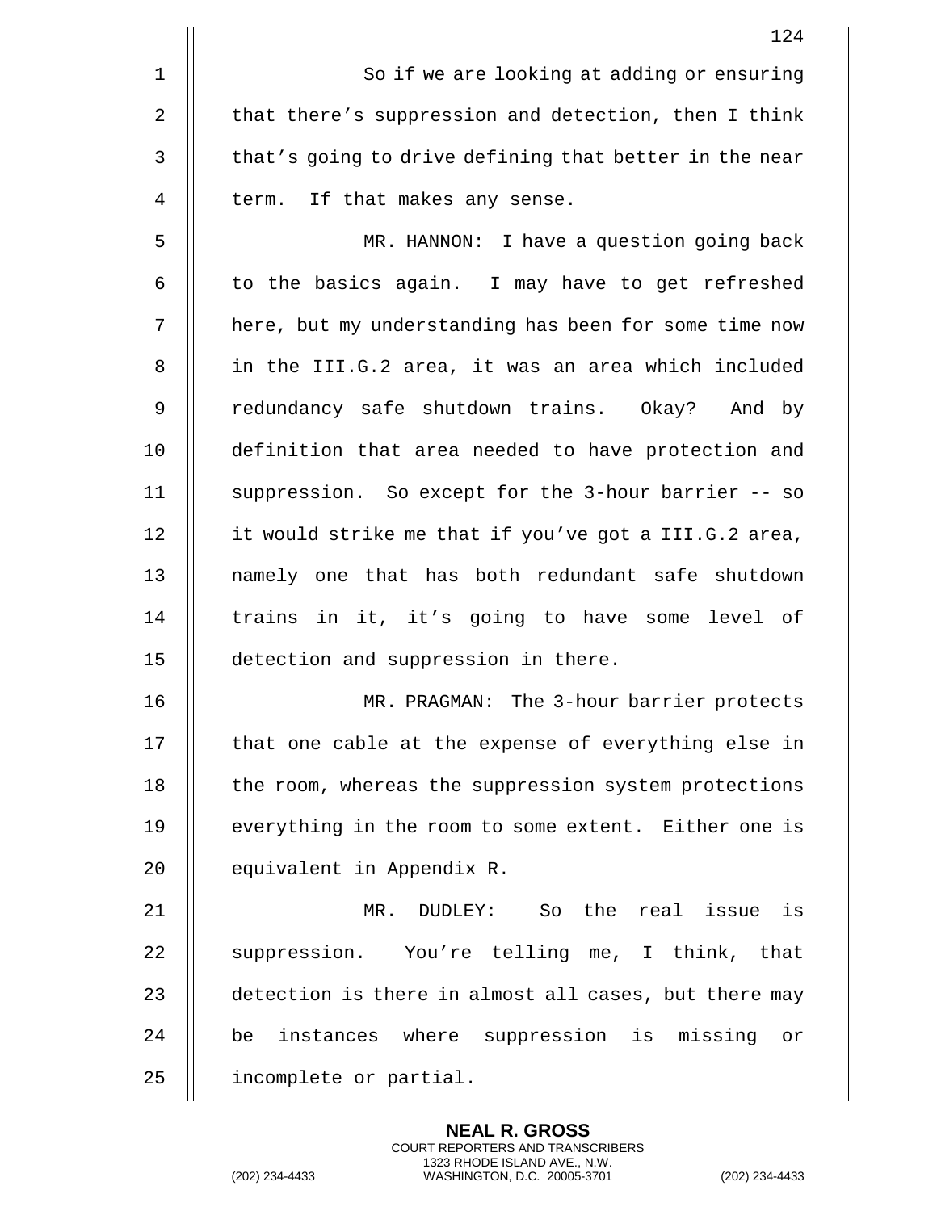So if we are looking at adding or ensuring that there's suppression and detection, then I think that's going to drive defining that better in the near term. If that makes any sense.

MR. HANNON: I have a question going back to the basics again. I may have to get refreshed here, but my understanding has been for some time now in the III.G.2 area, it was an area which included redundancy safe shutdown trains. Okay? And by definition that area needed to have protection and suppression. So except for the 3-hour barrier -- so it would strike me that if you've got a III.G.2 area, namely one that has both redundant safe shutdown trains in it, it's going to have some level of detection and suppression in there.

MR. PRAGMAN: The 3-hour barrier protects that one cable at the expense of everything else in the room, whereas the suppression system protections everything in the room to some extent. Either one is equivalent in Appendix R.

MR. DUDLEY: So the real issue is suppression. You're telling me, I think, that detection is there in almost all cases, but there may be instances where suppression is missing or incomplete or partial.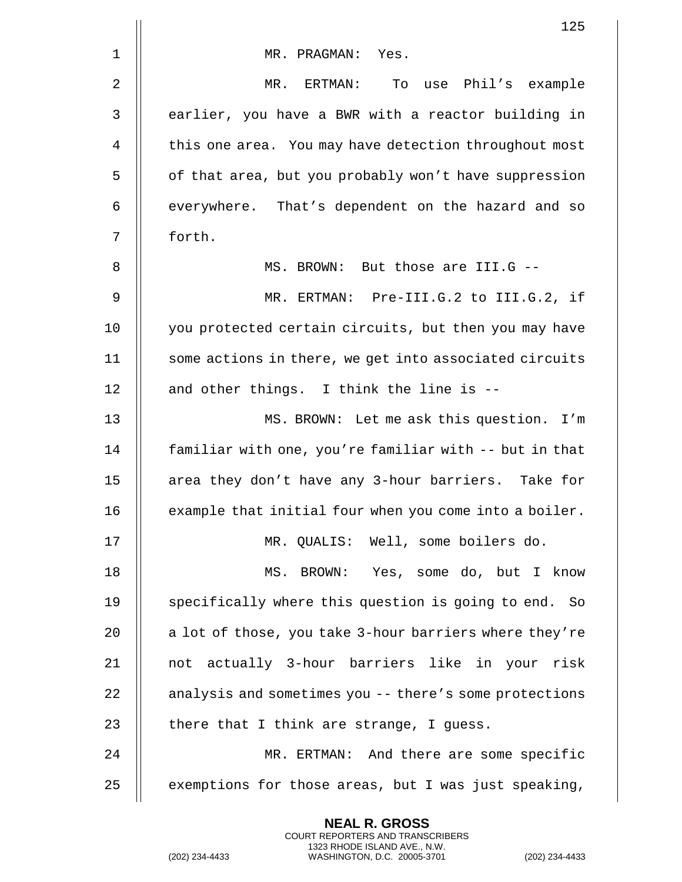MR. PRAGMAN: Yes.

MR. ERTMAN: To use Phil's example earlier, you have a BWR with a reactor building in this one area. You may have detection throughout most of that area, but you probably won't have suppression everywhere. That's dependent on the hazard and so forth.

MS. BROWN: But those are III.G --

MR. ERTMAN: Pre-III.G.2 to III.G.2, if you protected certain circuits, but then you may have some actions in there, we get into associated circuits and other things. I think the line is --

MS. BROWN: Let me ask this question. I'm familiar with one, you're familiar with -- but in that area they don't have any 3-hour barriers. Take for example that initial four when you come into a boiler.

MR. QUALIS: Well, some boilers do.

MS. BROWN: Yes, some do, but I know specifically where this question is going to end. So a lot of those, you take 3-hour barriers where they're not actually 3-hour barriers like in your risk analysis and sometimes you -- there's some protections there that I think are strange, I guess.

MR. ERTMAN: And there are some specific exemptions for those areas, but I was just speaking,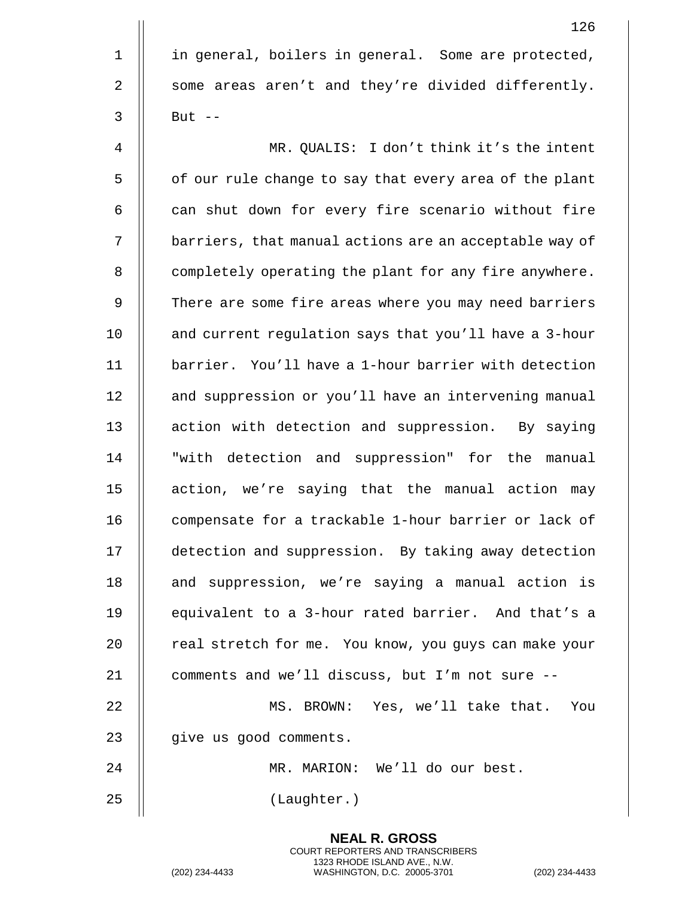in general, boilers in general. Some are protected, some areas aren't and they're divided differently. But --

MR. QUALIS: I don't think it's the intent of our rule change to say that every area of the plant can shut down for every fire scenario without fire barriers, that manual actions are an acceptable way of completely operating the plant for any fire anywhere. There are some fire areas where you may need barriers and current regulation says that you'll have a 3-hour barrier. You'll have a 1-hour barrier with detection and suppression or you'll have an intervening manual action with detection and suppression. By saying "with detection and suppression" for the manual action, we're saying that the manual action may compensate for a trackable 1-hour barrier or lack of detection and suppression. By taking away detection and suppression, we're saying a manual action is equivalent to a 3-hour rated barrier. And that's a real stretch for me. You know, you guys can make your comments and we'll discuss, but I'm not sure --

MS. BROWN: Yes, we'll take that. You give us good comments.

MR. MARION: We'll do our best.

(Laughter.)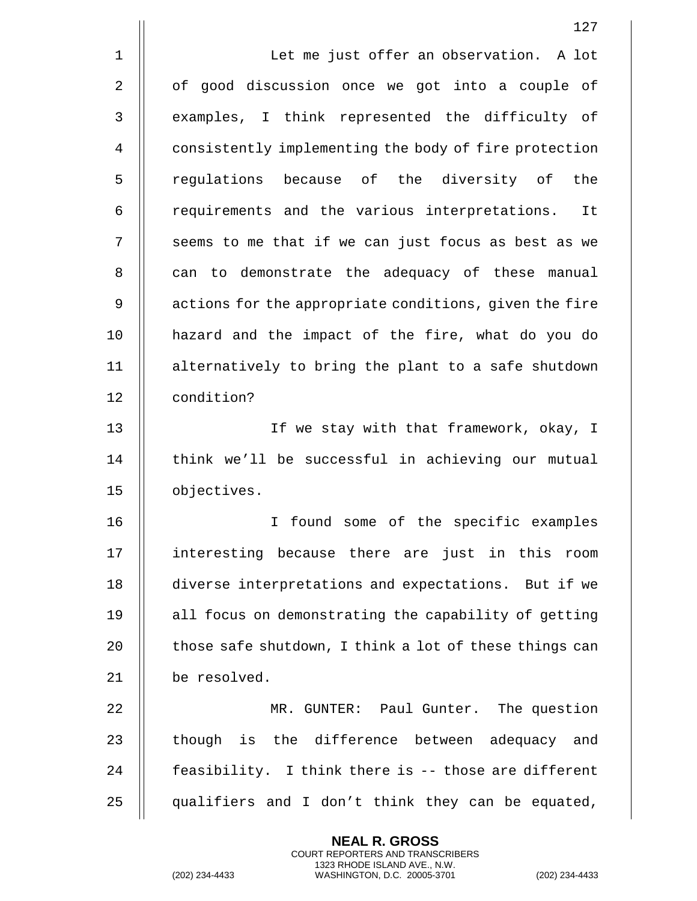Let me just offer an observation. A lot of good discussion once we got into a couple of examples, I think represented the difficulty of consistently implementing the body of fire protection regulations because of the diversity of the requirements and the various interpretations. It seems to me that if we can just focus as best as we can to demonstrate the adequacy of these manual actions for the appropriate conditions, given the fire hazard and the impact of the fire, what do you do alternatively to bring the plant to a safe shutdown condition?

If we stay with that framework, okay, I think we'll be successful in achieving our mutual objectives.

I found some of the specific examples interesting because there are just in this room diverse interpretations and expectations. But if we all focus on demonstrating the capability of getting those safe shutdown, I think a lot of these things can be resolved.

MR. GUNTER: Paul Gunter. The question though is the difference between adequacy and feasibility. I think there is -- those are different qualifiers and I don't think they can be equated,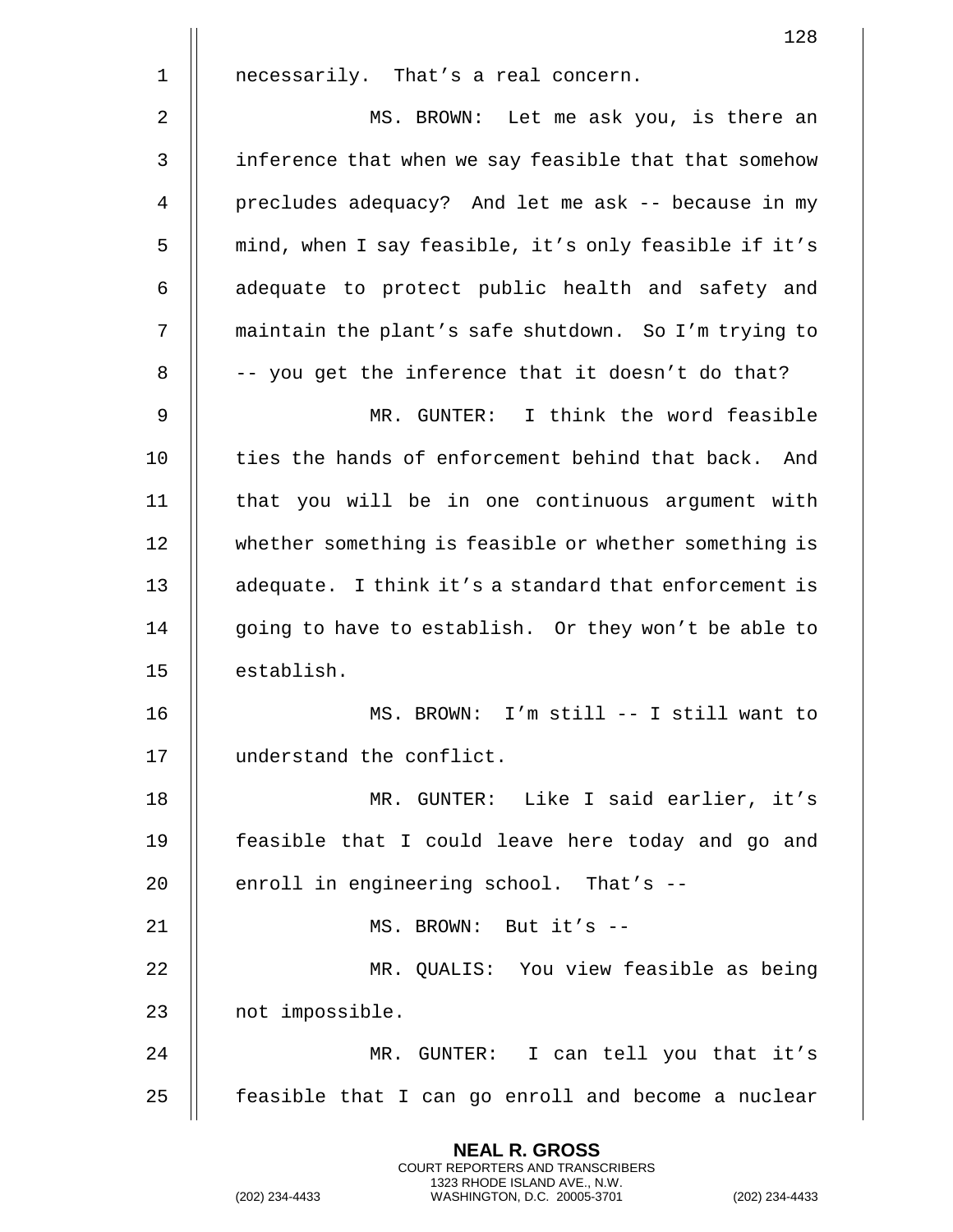necessarily. That's a real concern.

MS. BROWN: Let me ask you, is there an inference that when we say feasible that that somehow precludes adequacy? And let me ask -- because in my mind, when I say feasible, it's only feasible if it's adequate to protect public health and safety and maintain the plant's safe shutdown. So I'm trying to -- you get the inference that it doesn't do that?

MR. GUNTER: I think the word feasible ties the hands of enforcement behind that back. And that you will be in one continuous argument with whether something is feasible or whether something is adequate. I think it's a standard that enforcement is going to have to establish. Or they won't be able to establish.

MS. BROWN: I'm still -- I still want to understand the conflict.

MR. GUNTER: Like I said earlier, it's feasible that I could leave here today and go and enroll in engineering school. That's --

MS. BROWN: But it's --

MR. QUALIS: You view feasible as being not impossible.

MR. GUNTER: I can tell you that it's feasible that I can go enroll and become a nuclear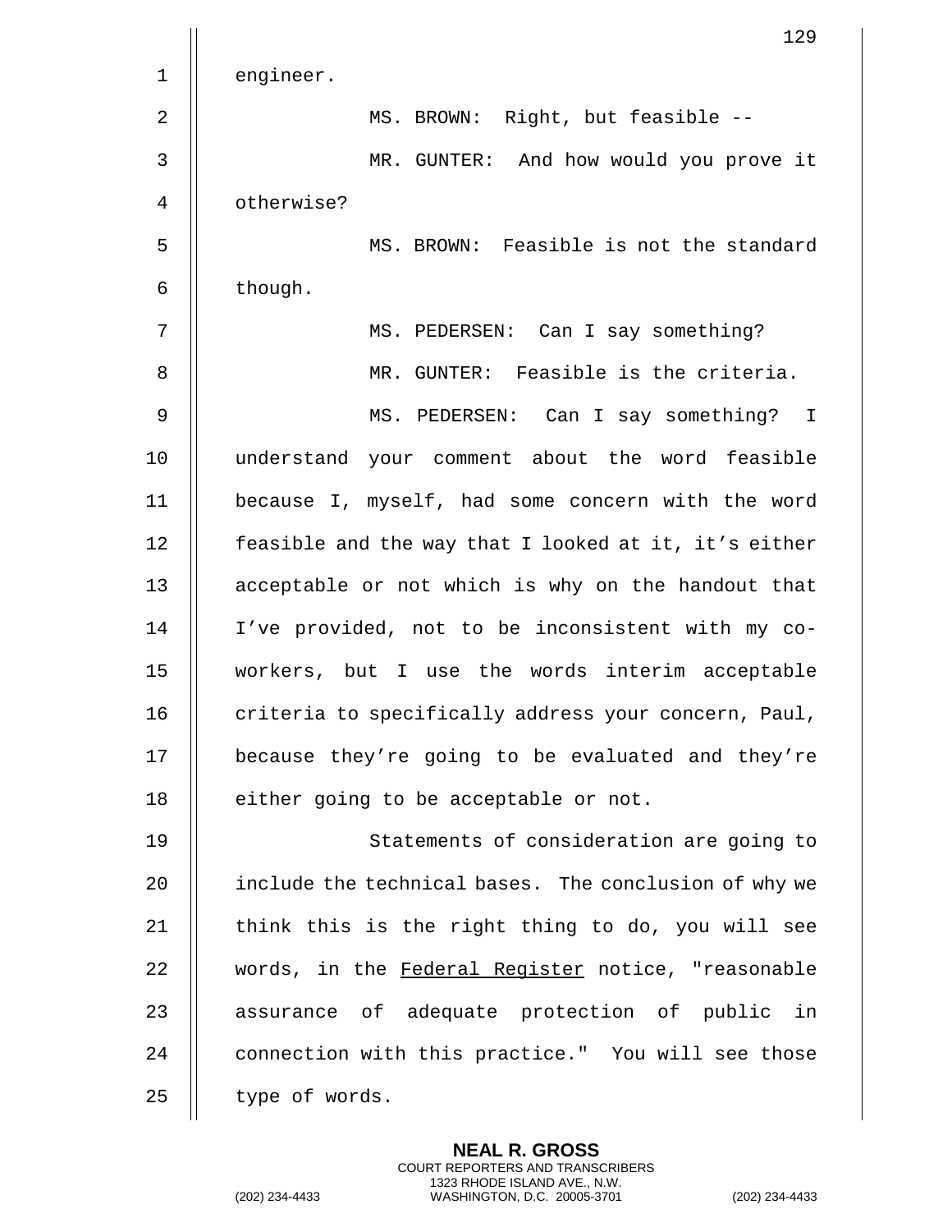engineer.

MS. BROWN: Right, but feasible --

MR. GUNTER: And how would you prove it otherwise?

MS. BROWN: Feasible is not the standard though.

MS. PEDERSEN: Can I say something?

MR. GUNTER: Feasible is the criteria.

MS. PEDERSEN: Can I say something? I understand your comment about the word feasible because I, myself, had some concern with the word feasible and the way that I looked at it, it's either acceptable or not which is why on the handout that I've provided, not to be inconsistent with my co-workers, but I use the words interim acceptable criteria to specifically address your concern, Paul, because they're going to be evaluated and they're either going to be acceptable or not.

Statements of consideration are going to include the technical bases. The conclusion of why we think this is the right thing to do, you will see words, in the Federal Register notice, "reasonable assurance of adequate protection of public in connection with this practice." You will see those type of words.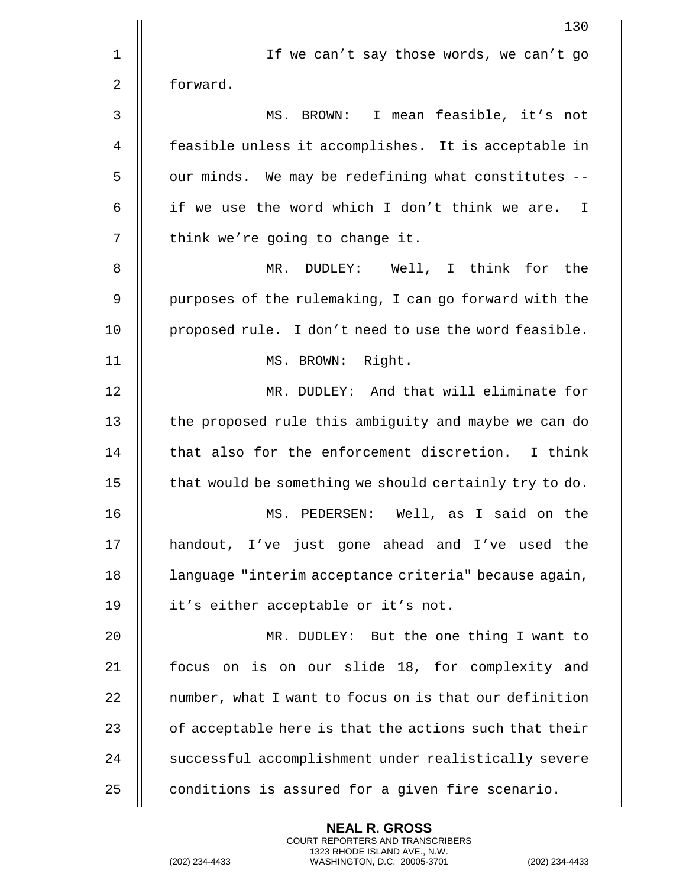If we can't say those words, we can't go forward.

MS. BROWN: I mean feasible, it's not feasible unless it accomplishes. It is acceptable in our minds. We may be redefining what constitutes -- if we use the word which I don't think we are. I think we're going to change it.

MR. DUDLEY: Well, I think for the purposes of the rulemaking, I can go forward with the proposed rule. I don't need to use the word feasible.

MS. BROWN: Right.

MR. DUDLEY: And that will eliminate for the proposed rule this ambiguity and maybe we can do that also for the enforcement discretion. I think that would be something we should certainly try to do.

MS. PEDERSEN: Well, as I said on the handout, I've just gone ahead and I've used the language "interim acceptance criteria" because again, it's either acceptable or it's not.

MR. DUDLEY: But the one thing I want to focus on is on our slide 18, for complexity and number, what I want to focus on is that our definition of acceptable here is that the actions such that their successful accomplishment under realistically severe conditions is assured for a given fire scenario.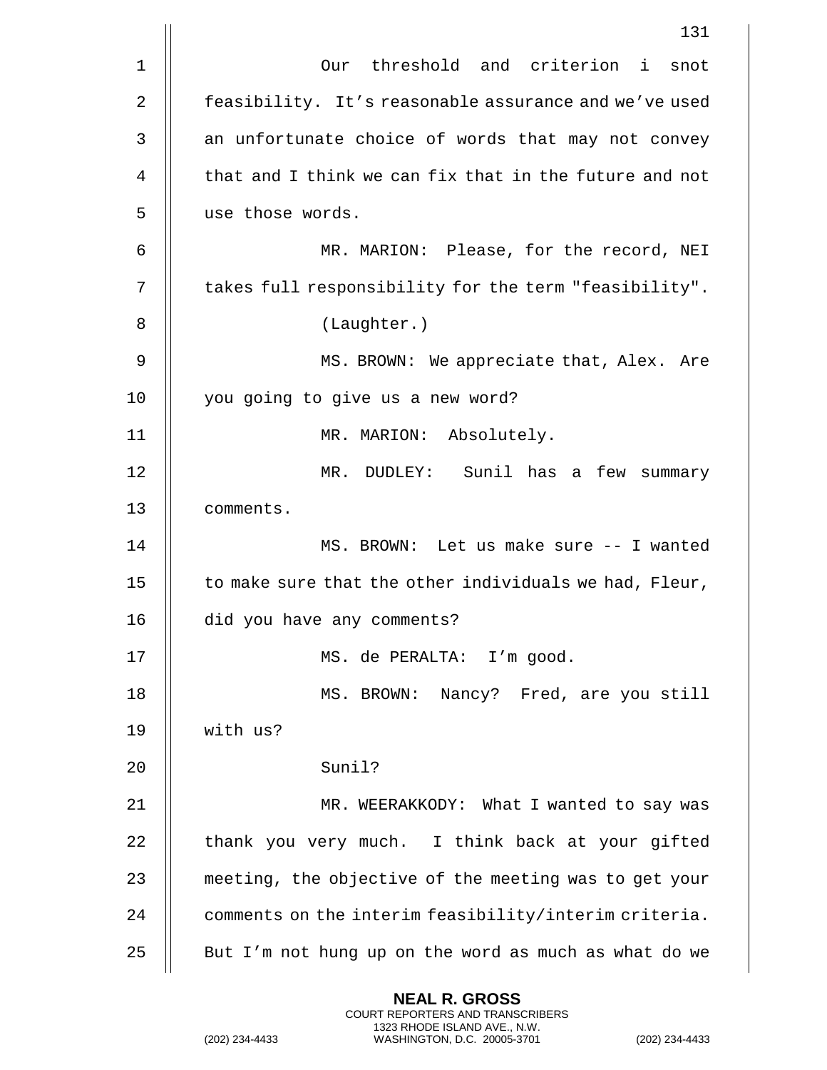Our threshold and criterion i snot feasibility. It's reasonable assurance and we've used an unfortunate choice of words that may not convey that and I think we can fix that in the future and not use those words.

MR. MARION: Please, for the record, NEI takes full responsibility for the term "feasibility".

(Laughter.)

MS. BROWN: We appreciate that, Alex. Are you going to give us a new word?

MR. MARION: Absolutely.

MR. DUDLEY: Sunil has a few summary comments.

MS. BROWN: Let us make sure -- I wanted to make sure that the other individuals we had, Fleur, did you have any comments?

MS. de PERALTA: I'm good.

MS. BROWN: Nancy? Fred, are you still with us?

Sunil?

MR. WEERAKKODY: What I wanted to say was thank you very much. I think back at your gifted meeting, the objective of the meeting was to get your comments on the interim feasibility/interim criteria. But I'm not hung up on the word as much as what do we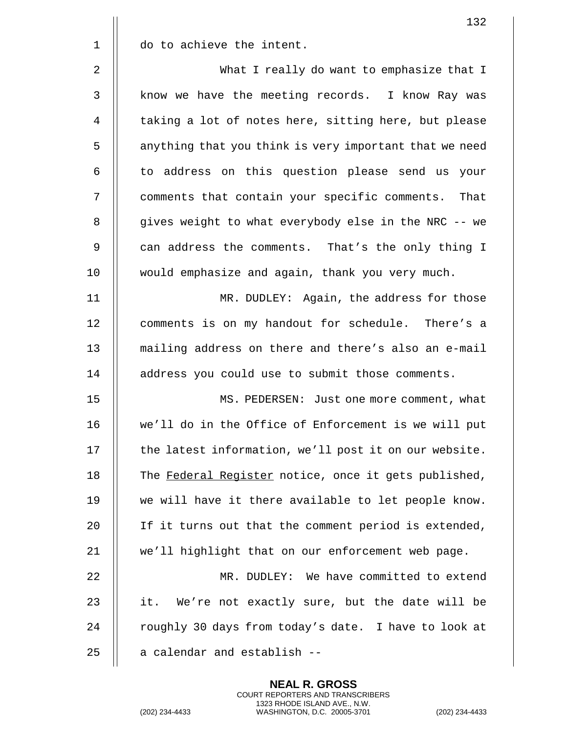do to achieve the intent.

What I really do want to emphasize that I know we have the meeting records. I know Ray was taking a lot of notes here, sitting here, but please anything that you think is very important that we need to address on this question please send us your comments that contain your specific comments. That gives weight to what everybody else in the NRC -- we can address the comments. That's the only thing I would emphasize and again, thank you very much.

MR. DUDLEY: Again, the address for those comments is on my handout for schedule. There's a mailing address on there and there's also an e-mail address you could use to submit those comments.

MS. PEDERSEN: Just one more comment, what we'll do in the Office of Enforcement is we will put the latest information, we'll post it on our website. The Federal Register notice, once it gets published, we will have it there available to let people know. If it turns out that the comment period is extended, we'll highlight that on our enforcement web page.

MR. DUDLEY: We have committed to extend it. We're not exactly sure, but the date will be roughly 30 days from today's date. I have to look at a calendar and establish --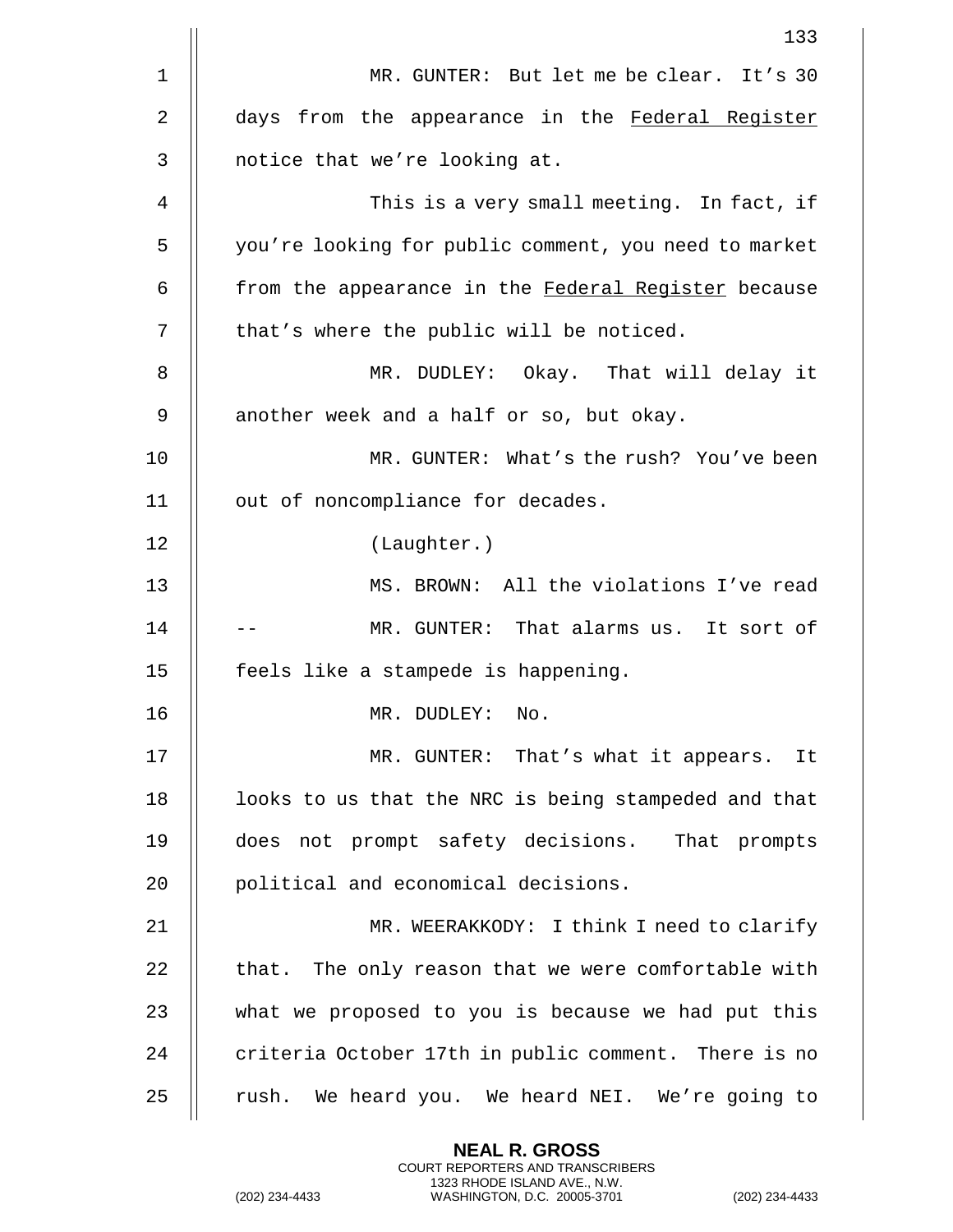MR. GUNTER: But let me be clear. It's 30 days from the appearance in the Federal Register notice that we're looking at.

This is a very small meeting. In fact, if you're looking for public comment, you need to market from the appearance in the Federal Register because that's where the public will be noticed.

MR. DUDLEY: Okay. That will delay it another week and a half or so, but okay.

MR. GUNTER: What's the rush? You've been out of noncompliance for decades.

(Laughter.)

MS. BROWN: All the violations I've read -- MR. GUNTER: That alarms us. It sort of feels like a stampede is happening.

MR. DUDLEY: No.

MR. GUNTER: That's what it appears. It looks to us that the NRC is being stampeded and that does not prompt safety decisions. That prompts political and economical decisions.

MR. WEERAKKODY: I think I need to clarify that. The only reason that we were comfortable with what we proposed to you is because we had put this criteria October 17th in public comment. There is no rush. We heard you. We heard NEI. We're going to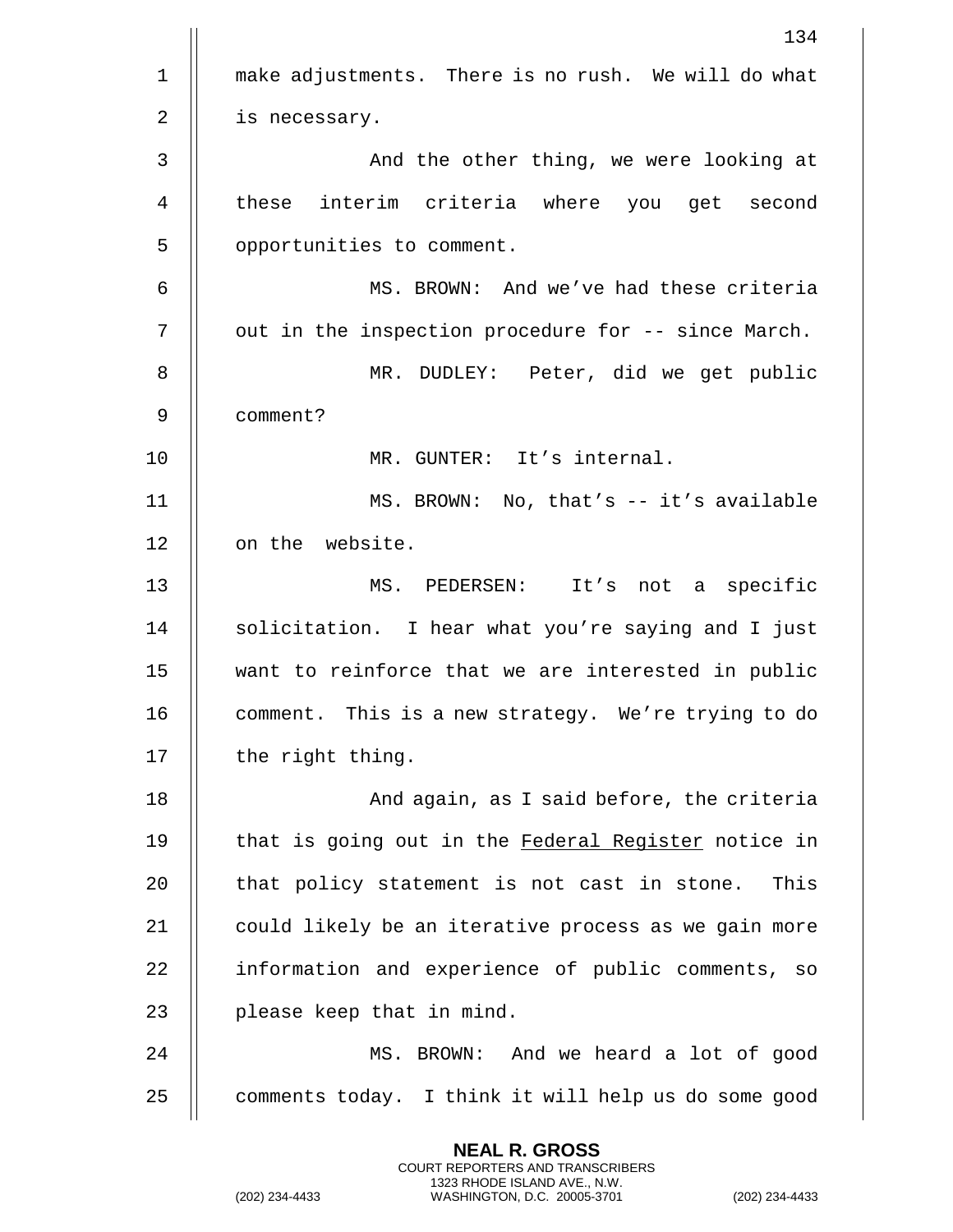make adjustments. There is no rush. We will do what is necessary.

And the other thing, we were looking at these interim criteria where you get second opportunities to comment.

MS. BROWN: And we've had these criteria out in the inspection procedure for -- since March.

MR. DUDLEY: Peter, did we get public comment?

MR. GUNTER: It's internal.

MS. BROWN: No, that's -- it's available on the website.

MS. PEDERSEN: It's not a specific solicitation. I hear what you're saying and I just want to reinforce that we are interested in public comment. This is a new strategy. We're trying to do the right thing.

And again, as I said before, the criteria that is going out in the Federal Register notice in that policy statement is not cast in stone. This could likely be an iterative process as we gain more information and experience of public comments, so please keep that in mind.

MS. BROWN: And we heard a lot of good comments today. I think it will help us do some good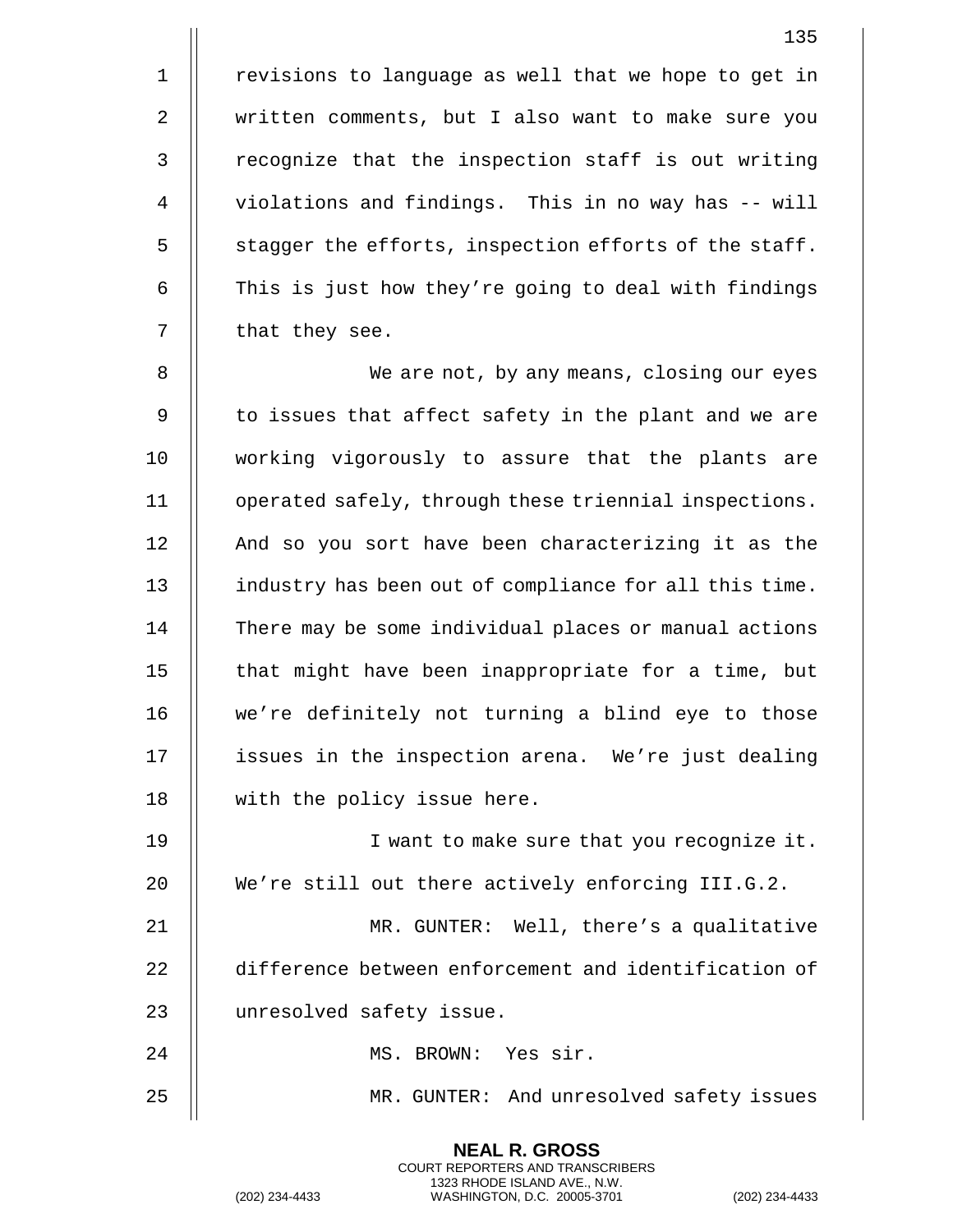revisions to language as well that we hope to get in written comments, but I also want to make sure you recognize that the inspection staff is out writing violations and findings. This in no way has -- will stagger the efforts, inspection efforts of the staff. This is just how they're going to deal with findings that they see.

We are not, by any means, closing our eyes to issues that affect safety in the plant and we are working vigorously to assure that the plants are operated safely, through these triennial inspections. And so you sort have been characterizing it as the industry has been out of compliance for all this time. There may be some individual places or manual actions that might have been inappropriate for a time, but we're definitely not turning a blind eye to those issues in the inspection arena. We're just dealing with the policy issue here.

I want to make sure that you recognize it. We're still out there actively enforcing III.G.2.

MR. GUNTER: Well, there's a qualitative difference between enforcement and identification of unresolved safety issue.

MS. BROWN: Yes sir.

MR. GUNTER: And unresolved safety issues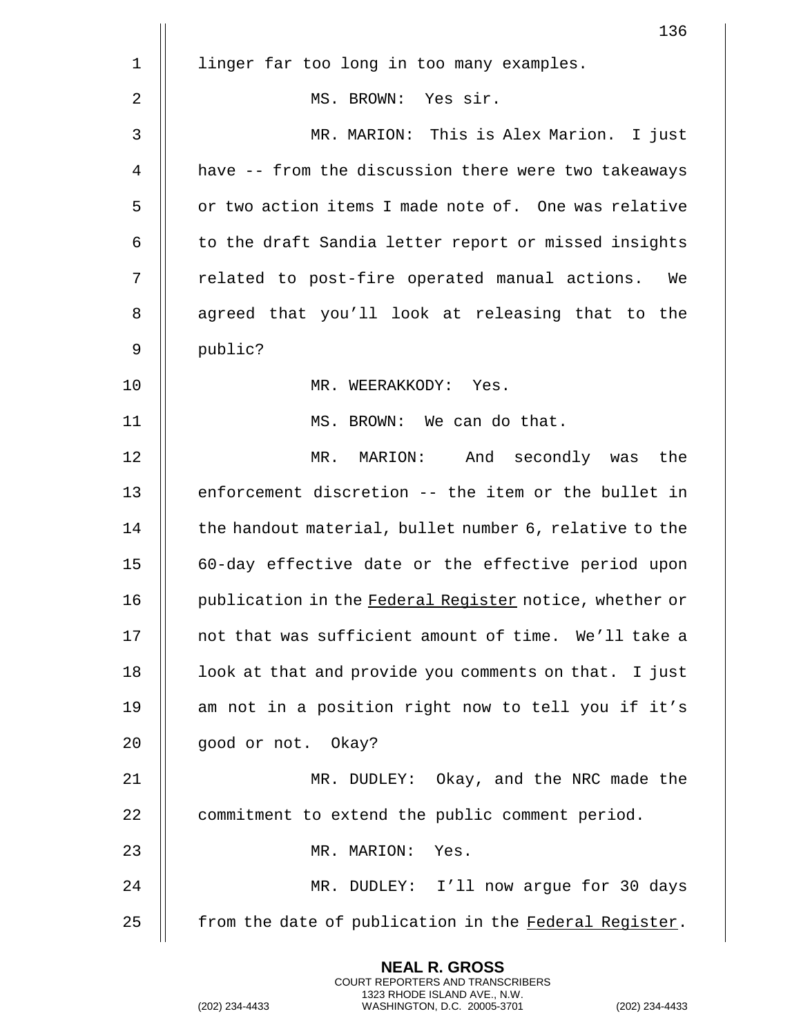linger far too long in too many examples.

MS. BROWN: Yes sir.

MR. MARION: This is Alex Marion. I just have -- from the discussion there were two takeaways or two action items I made note of. One was relative to the draft Sandia letter report or missed insights related to post-fire operated manual actions. We agreed that you'll look at releasing that to the public?

MR. WEERAKKODY: Yes.

MS. BROWN: We can do that.

MR. MARION: And secondly was the enforcement discretion -- the item or the bullet in the handout material, bullet number 6, relative to the 60-day effective date or the effective period upon publication in the Federal Register notice, whether or not that was sufficient amount of time. We'll take a look at that and provide you comments on that. I just am not in a position right now to tell you if it's good or not. Okay?

MR. DUDLEY: Okay, and the NRC made the commitment to extend the public comment period.

MR. MARION: Yes.

MR. DUDLEY: I'll now argue for 30 days from the date of publication in the Federal Register.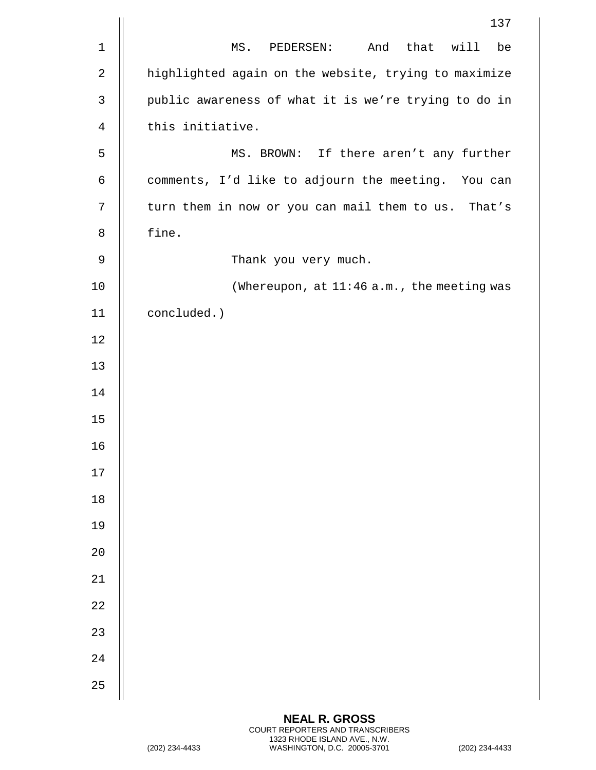MS. PEDERSEN: And that will be highlighted again on the website, trying to maximize public awareness of what it is we're trying to do in this initiative.

MS. BROWN: If there aren't any further comments, I'd like to adjourn the meeting. You can turn them in now or you can mail them to us. That's fine.

Thank you very much.

(Whereupon, at 11:46 a.m., the meeting was concluded.)